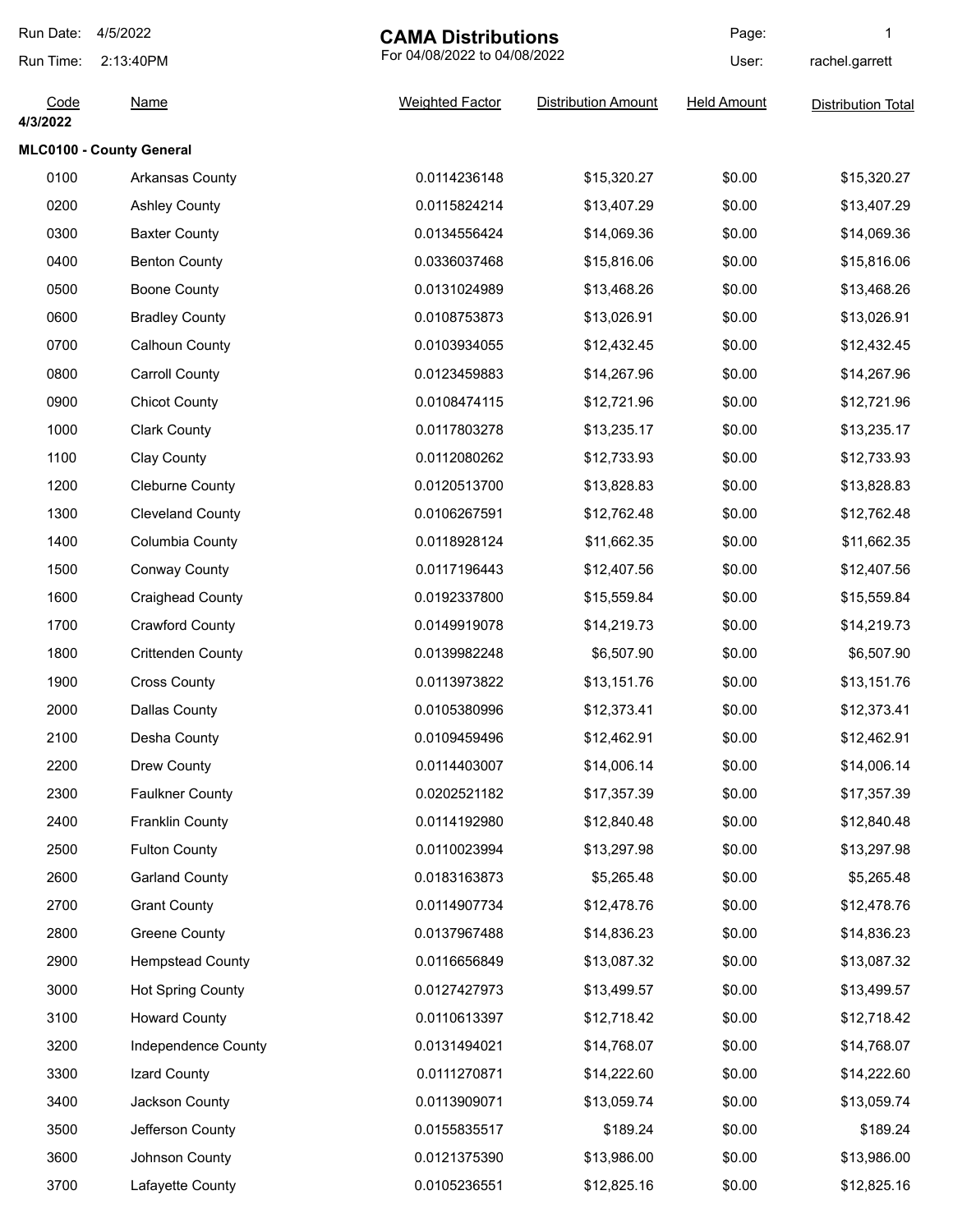Run Date: 4/5/2022

Run Time: 2:13:40PM

# CAMA Distributions

For 04/08/2022 to 04/08/2022

User: rachel.garrett

| Code | Name | Weighted Factor | Distribution Amount | Held Amount | Distribution Total |
|---|---|---|---|---|---|
| **4/3/2022** | | | | | |
| **MLC0100 - County General** | | | | | |
| 0100 | Arkansas County | 0.0114236148 | $15,320.27 | $0.00 | $15,320.27 |
| 0200 | Ashley County | 0.0115824214 | $13,407.29 | $0.00 | $13,407.29 |
| 0300 | Baxter County | 0.0134556424 | $14,069.36 | $0.00 | $14,069.36 |
| 0400 | Benton County | 0.0336037468 | $15,816.06 | $0.00 | $15,816.06 |
| 0500 | Boone County | 0.0131024989 | $13,468.26 | $0.00 | $13,468.26 |
| 0600 | Bradley County | 0.0108753873 | $13,026.91 | $0.00 | $13,026.91 |
| 0700 | Calhoun County | 0.0103934055 | $12,432.45 | $0.00 | $12,432.45 |
| 0800 | Carroll County | 0.0123459883 | $14,267.96 | $0.00 | $14,267.96 |
| 0900 | Chicot County | 0.0108474115 | $12,721.96 | $0.00 | $12,721.96 |
| 1000 | Clark County | 0.0117803278 | $13,235.17 | $0.00 | $13,235.17 |
| 1100 | Clay County | 0.0112080262 | $12,733.93 | $0.00 | $12,733.93 |
| 1200 | Cleburne County | 0.0120513700 | $13,828.83 | $0.00 | $13,828.83 |
| 1300 | Cleveland County | 0.0106267591 | $12,762.48 | $0.00 | $12,762.48 |
| 1400 | Columbia County | 0.0118928124 | $11,662.35 | $0.00 | $11,662.35 |
| 1500 | Conway County | 0.0117196443 | $12,407.56 | $0.00 | $12,407.56 |
| 1600 | Craighead County | 0.0192337800 | $15,559.84 | $0.00 | $15,559.84 |
| 1700 | Crawford County | 0.0149919078 | $14,219.73 | $0.00 | $14,219.73 |
| 1800 | Crittenden County | 0.0139982248 | $6,507.90 | $0.00 | $6,507.90 |
| 1900 | Cross County | 0.0113973822 | $13,151.76 | $0.00 | $13,151.76 |
| 2000 | Dallas County | 0.0105380996 | $12,373.41 | $0.00 | $12,373.41 |
| 2100 | Desha County | 0.0109459496 | $12,462.91 | $0.00 | $12,462.91 |
| 2200 | Drew County | 0.0114403007 | $14,006.14 | $0.00 | $14,006.14 |
| 2300 | Faulkner County | 0.0202521182 | $17,357.39 | $0.00 | $17,357.39 |
| 2400 | Franklin County | 0.0114192980 | $12,840.48 | $0.00 | $12,840.48 |
| 2500 | Fulton County | 0.0110023994 | $13,297.98 | $0.00 | $13,297.98 |
| 2600 | Garland County | 0.0183163873 | $5,265.48 | $0.00 | $5,265.48 |
| 2700 | Grant County | 0.0114907734 | $12,478.76 | $0.00 | $12,478.76 |
| 2800 | Greene County | 0.0137967488 | $14,836.23 | $0.00 | $14,836.23 |
| 2900 | Hempstead County | 0.0116656849 | $13,087.32 | $0.00 | $13,087.32 |
| 3000 | Hot Spring County | 0.0127427973 | $13,499.57 | $0.00 | $13,499.57 |
| 3100 | Howard County | 0.0110613397 | $12,718.42 | $0.00 | $12,718.42 |
| 3200 | Independence County | 0.0131494021 | $14,768.07 | $0.00 | $14,768.07 |
| 3300 | Izard County | 0.0111270871 | $14,222.60 | $0.00 | $14,222.60 |
| 3400 | Jackson County | 0.0113909071 | $13,059.74 | $0.00 | $13,059.74 |
| 3500 | Jefferson County | 0.0155835517 | $189.24 | $0.00 | $189.24 |
| 3600 | Johnson County | 0.0121375390 | $13,986.00 | $0.00 | $13,986.00 |
| 3700 | Lafayette County | 0.0105236551 | $12,825.16 | $0.00 | $12,825.16 |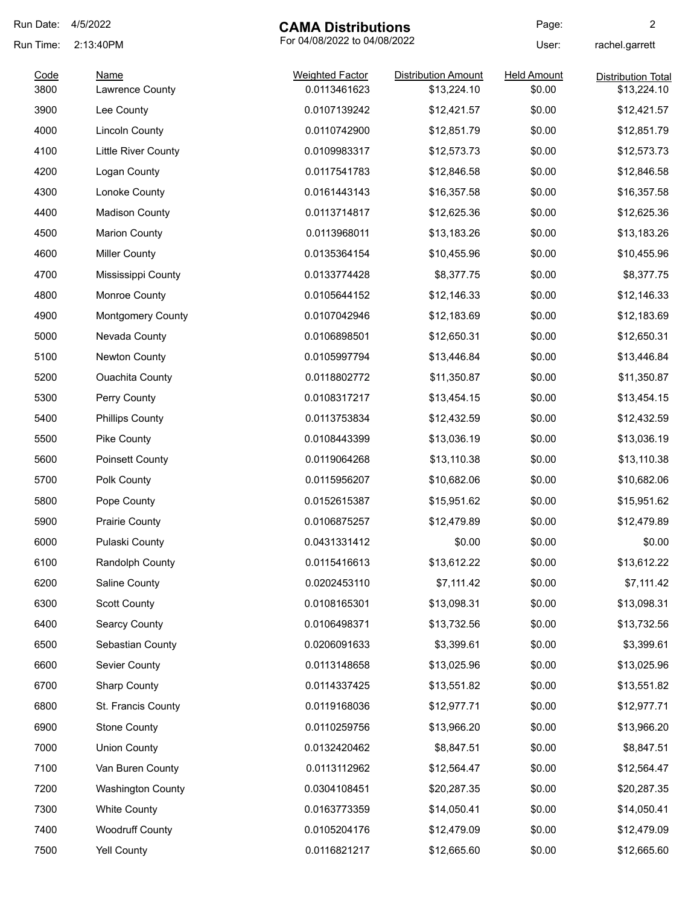Run Date: 4/5/2022

Run Time: 2:13:40PM

# CAMA Distributions

For 04/08/2022 to 04/08/2022

User: rachel.garrett

| Code | Name | Weighted Factor | Distribution Amount | Held Amount | Distribution Total |
|---|---|---|---|---|---|
| 3800 | Lawrence County | 0.0113461623 | $13,224.10 | $0.00 | $13,224.10 |
| 3900 | Lee County | 0.0107139242 | $12,421.57 | $0.00 | $12,421.57 |
| 4000 | Lincoln County | 0.0110742900 | $12,851.79 | $0.00 | $12,851.79 |
| 4100 | Little River County | 0.0109983317 | $12,573.73 | $0.00 | $12,573.73 |
| 4200 | Logan County | 0.0117541783 | $12,846.58 | $0.00 | $12,846.58 |
| 4300 | Lonoke County | 0.0161443143 | $16,357.58 | $0.00 | $16,357.58 |
| 4400 | Madison County | 0.0113714817 | $12,625.36 | $0.00 | $12,625.36 |
| 4500 | Marion County | 0.0113968011 | $13,183.26 | $0.00 | $13,183.26 |
| 4600 | Miller County | 0.0135364154 | $10,455.96 | $0.00 | $10,455.96 |
| 4700 | Mississippi County | 0.0133774428 | $8,377.75 | $0.00 | $8,377.75 |
| 4800 | Monroe County | 0.0105644152 | $12,146.33 | $0.00 | $12,146.33 |
| 4900 | Montgomery County | 0.0107042946 | $12,183.69 | $0.00 | $12,183.69 |
| 5000 | Nevada County | 0.0106898501 | $12,650.31 | $0.00 | $12,650.31 |
| 5100 | Newton County | 0.0105997794 | $13,446.84 | $0.00 | $13,446.84 |
| 5200 | Ouachita County | 0.0118802772 | $11,350.87 | $0.00 | $11,350.87 |
| 5300 | Perry County | 0.0108317217 | $13,454.15 | $0.00 | $13,454.15 |
| 5400 | Phillips County | 0.0113753834 | $12,432.59 | $0.00 | $12,432.59 |
| 5500 | Pike County | 0.0108443399 | $13,036.19 | $0.00 | $13,036.19 |
| 5600 | Poinsett County | 0.0119064268 | $13,110.38 | $0.00 | $13,110.38 |
| 5700 | Polk County | 0.0115956207 | $10,682.06 | $0.00 | $10,682.06 |
| 5800 | Pope County | 0.0152615387 | $15,951.62 | $0.00 | $15,951.62 |
| 5900 | Prairie County | 0.0106875257 | $12,479.89 | $0.00 | $12,479.89 |
| 6000 | Pulaski County | 0.0431331412 | $0.00 | $0.00 | $0.00 |
| 6100 | Randolph County | 0.0115416613 | $13,612.22 | $0.00 | $13,612.22 |
| 6200 | Saline County | 0.0202453110 | $7,111.42 | $0.00 | $7,111.42 |
| 6300 | Scott County | 0.0108165301 | $13,098.31 | $0.00 | $13,098.31 |
| 6400 | Searcy County | 0.0106498371 | $13,732.56 | $0.00 | $13,732.56 |
| 6500 | Sebastian County | 0.0206091633 | $3,399.61 | $0.00 | $3,399.61 |
| 6600 | Sevier County | 0.0113148658 | $13,025.96 | $0.00 | $13,025.96 |
| 6700 | Sharp County | 0.0114337425 | $13,551.82 | $0.00 | $13,551.82 |
| 6800 | St. Francis County | 0.0119168036 | $12,977.71 | $0.00 | $12,977.71 |
| 6900 | Stone County | 0.0110259756 | $13,966.20 | $0.00 | $13,966.20 |
| 7000 | Union County | 0.0132420462 | $8,847.51 | $0.00 | $8,847.51 |
| 7100 | Van Buren County | 0.0113112962 | $12,564.47 | $0.00 | $12,564.47 |
| 7200 | Washington County | 0.0304108451 | $20,287.35 | $0.00 | $20,287.35 |
| 7300 | White County | 0.0163773359 | $14,050.41 | $0.00 | $14,050.41 |
| 7400 | Woodruff County | 0.0105204176 | $12,479.09 | $0.00 | $12,479.09 |
| 7500 | Yell County | 0.0116821217 | $12,665.60 | $0.00 | $12,665.60 |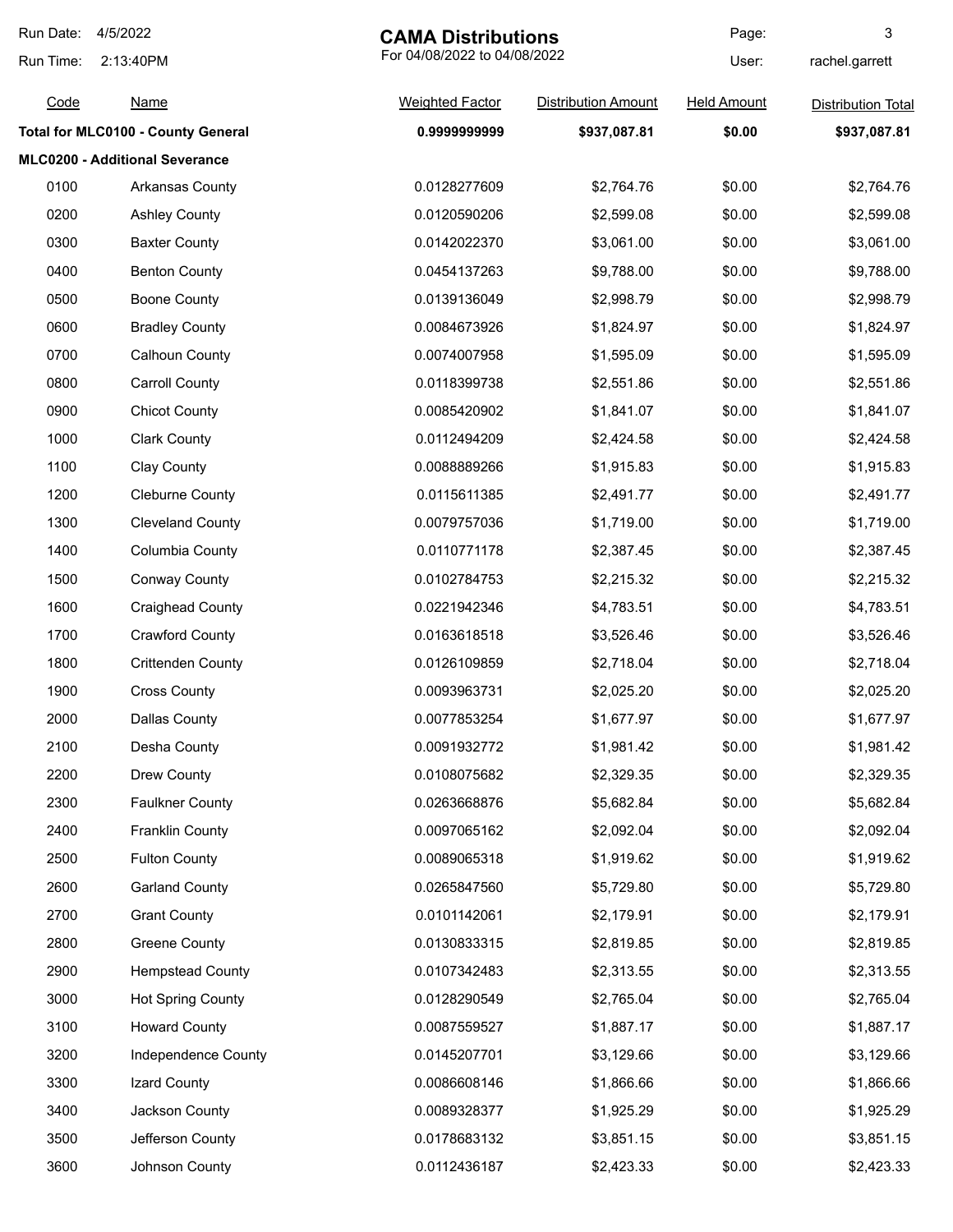| Code | Name | Weighted Factor | Distribution Amount | Held Amount | Distribution Total |
|---|---|---|---|---|---|
| **Total for MLC0100 - County General** | | **0.9999999999** | **$937,087.81** | **$0.00** | **$937,087.81** |
| **MLC0200 - Additional Severance** | | | | | |
| 0100 | Arkansas County | 0.0128277609 | $2,764.76 | $0.00 | $2,764.76 |
| 0200 | Ashley County | 0.0120590206 | $2,599.08 | $0.00 | $2,599.08 |
| 0300 | Baxter County | 0.0142022370 | $3,061.00 | $0.00 | $3,061.00 |
| 0400 | Benton County | 0.0454137263 | $9,788.00 | $0.00 | $9,788.00 |
| 0500 | Boone County | 0.0139136049 | $2,998.79 | $0.00 | $2,998.79 |
| 0600 | Bradley County | 0.0084673926 | $1,824.97 | $0.00 | $1,824.97 |
| 0700 | Calhoun County | 0.0074007958 | $1,595.09 | $0.00 | $1,595.09 |
| 0800 | Carroll County | 0.0118399738 | $2,551.86 | $0.00 | $2,551.86 |
| 0900 | Chicot County | 0.0085420902 | $1,841.07 | $0.00 | $1,841.07 |
| 1000 | Clark County | 0.0112494209 | $2,424.58 | $0.00 | $2,424.58 |
| 1100 | Clay County | 0.0088889266 | $1,915.83 | $0.00 | $1,915.83 |
| 1200 | Cleburne County | 0.0115611385 | $2,491.77 | $0.00 | $2,491.77 |
| 1300 | Cleveland County | 0.0079757036 | $1,719.00 | $0.00 | $1,719.00 |
| 1400 | Columbia County | 0.0110771178 | $2,387.45 | $0.00 | $2,387.45 |
| 1500 | Conway County | 0.0102784753 | $2,215.32 | $0.00 | $2,215.32 |
| 1600 | Craighead County | 0.0221942346 | $4,783.51 | $0.00 | $4,783.51 |
| 1700 | Crawford County | 0.0163618518 | $3,526.46 | $0.00 | $3,526.46 |
| 1800 | Crittenden County | 0.0126109859 | $2,718.04 | $0.00 | $2,718.04 |
| 1900 | Cross County | 0.0093963731 | $2,025.20 | $0.00 | $2,025.20 |
| 2000 | Dallas County | 0.0077853254 | $1,677.97 | $0.00 | $1,677.97 |
| 2100 | Desha County | 0.0091932772 | $1,981.42 | $0.00 | $1,981.42 |
| 2200 | Drew County | 0.0108075682 | $2,329.35 | $0.00 | $2,329.35 |
| 2300 | Faulkner County | 0.0263668876 | $5,682.84 | $0.00 | $5,682.84 |
| 2400 | Franklin County | 0.0097065162 | $2,092.04 | $0.00 | $2,092.04 |
| 2500 | Fulton County | 0.0089065318 | $1,919.62 | $0.00 | $1,919.62 |
| 2600 | Garland County | 0.0265847560 | $5,729.80 | $0.00 | $5,729.80 |
| 2700 | Grant County | 0.0101142061 | $2,179.91 | $0.00 | $2,179.91 |
| 2800 | Greene County | 0.0130833315 | $2,819.85 | $0.00 | $2,819.85 |
| 2900 | Hempstead County | 0.0107342483 | $2,313.55 | $0.00 | $2,313.55 |
| 3000 | Hot Spring County | 0.0128290549 | $2,765.04 | $0.00 | $2,765.04 |
| 3100 | Howard County | 0.0087559527 | $1,887.17 | $0.00 | $1,887.17 |
| 3200 | Independence County | 0.0145207701 | $3,129.66 | $0.00 | $3,129.66 |
| 3300 | Izard County | 0.0086608146 | $1,866.66 | $0.00 | $1,866.66 |
| 3400 | Jackson County | 0.0089328377 | $1,925.29 | $0.00 | $1,925.29 |
| 3500 | Jefferson County | 0.0178683132 | $3,851.15 | $0.00 | $3,851.15 |
| 3600 | Johnson County | 0.0112436187 | $2,423.33 | $0.00 | $2,423.33 |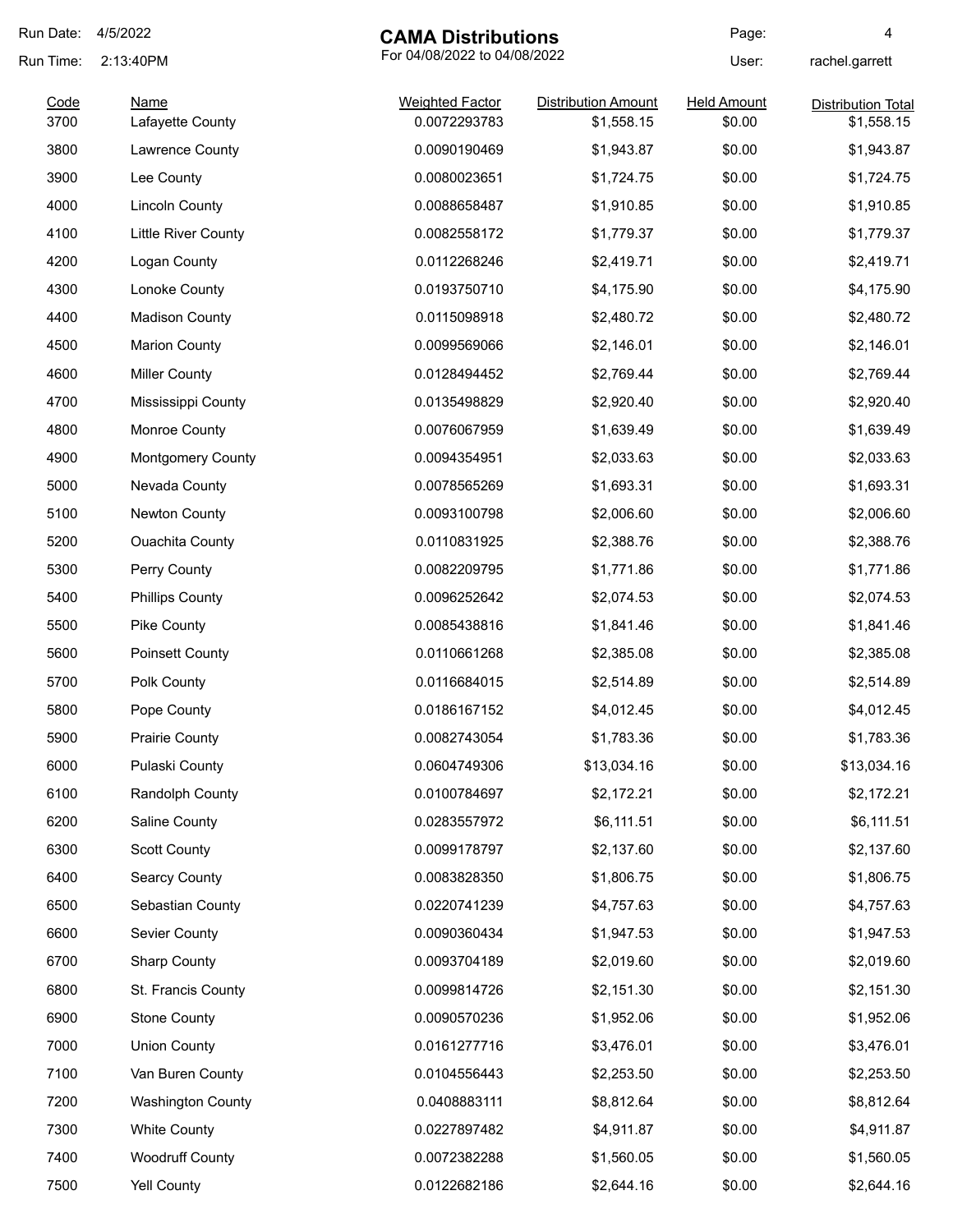Run Date: 4/5/2022

Run Time: 2:13:40PM

# CAMA Distributions

For 04/08/2022 to 04/08/2022

User: rachel.garrett

| Code | Name | Weighted Factor | Distribution Amount | Held Amount | Distribution Total |
|---|---|---|---|---|---|
| 3700 | Lafayette County | 0.0072293783 | $1,558.15 | $0.00 | $1,558.15 |
| 3800 | Lawrence County | 0.0090190469 | $1,943.87 | $0.00 | $1,943.87 |
| 3900 | Lee County | 0.0080023651 | $1,724.75 | $0.00 | $1,724.75 |
| 4000 | Lincoln County | 0.0088658487 | $1,910.85 | $0.00 | $1,910.85 |
| 4100 | Little River County | 0.0082558172 | $1,779.37 | $0.00 | $1,779.37 |
| 4200 | Logan County | 0.0112268246 | $2,419.71 | $0.00 | $2,419.71 |
| 4300 | Lonoke County | 0.0193750710 | $4,175.90 | $0.00 | $4,175.90 |
| 4400 | Madison County | 0.0115098918 | $2,480.72 | $0.00 | $2,480.72 |
| 4500 | Marion County | 0.0099569066 | $2,146.01 | $0.00 | $2,146.01 |
| 4600 | Miller County | 0.0128494452 | $2,769.44 | $0.00 | $2,769.44 |
| 4700 | Mississippi County | 0.0135498829 | $2,920.40 | $0.00 | $2,920.40 |
| 4800 | Monroe County | 0.0076067959 | $1,639.49 | $0.00 | $1,639.49 |
| 4900 | Montgomery County | 0.0094354951 | $2,033.63 | $0.00 | $2,033.63 |
| 5000 | Nevada County | 0.0078565269 | $1,693.31 | $0.00 | $1,693.31 |
| 5100 | Newton County | 0.0093100798 | $2,006.60 | $0.00 | $2,006.60 |
| 5200 | Ouachita County | 0.0110831925 | $2,388.76 | $0.00 | $2,388.76 |
| 5300 | Perry County | 0.0082209795 | $1,771.86 | $0.00 | $1,771.86 |
| 5400 | Phillips County | 0.0096252642 | $2,074.53 | $0.00 | $2,074.53 |
| 5500 | Pike County | 0.0085438816 | $1,841.46 | $0.00 | $1,841.46 |
| 5600 | Poinsett County | 0.0110661268 | $2,385.08 | $0.00 | $2,385.08 |
| 5700 | Polk County | 0.0116684015 | $2,514.89 | $0.00 | $2,514.89 |
| 5800 | Pope County | 0.0186167152 | $4,012.45 | $0.00 | $4,012.45 |
| 5900 | Prairie County | 0.0082743054 | $1,783.36 | $0.00 | $1,783.36 |
| 6000 | Pulaski County | 0.0604749306 | $13,034.16 | $0.00 | $13,034.16 |
| 6100 | Randolph County | 0.0100784697 | $2,172.21 | $0.00 | $2,172.21 |
| 6200 | Saline County | 0.0283557972 | $6,111.51 | $0.00 | $6,111.51 |
| 6300 | Scott County | 0.0099178797 | $2,137.60 | $0.00 | $2,137.60 |
| 6400 | Searcy County | 0.0083828350 | $1,806.75 | $0.00 | $1,806.75 |
| 6500 | Sebastian County | 0.0220741239 | $4,757.63 | $0.00 | $4,757.63 |
| 6600 | Sevier County | 0.0090360434 | $1,947.53 | $0.00 | $1,947.53 |
| 6700 | Sharp County | 0.0093704189 | $2,019.60 | $0.00 | $2,019.60 |
| 6800 | St. Francis County | 0.0099814726 | $2,151.30 | $0.00 | $2,151.30 |
| 6900 | Stone County | 0.0090570236 | $1,952.06 | $0.00 | $1,952.06 |
| 7000 | Union County | 0.0161277716 | $3,476.01 | $0.00 | $3,476.01 |
| 7100 | Van Buren County | 0.0104556443 | $2,253.50 | $0.00 | $2,253.50 |
| 7200 | Washington County | 0.0408883111 | $8,812.64 | $0.00 | $8,812.64 |
| 7300 | White County | 0.0227897482 | $4,911.87 | $0.00 | $4,911.87 |
| 7400 | Woodruff County | 0.0072382288 | $1,560.05 | $0.00 | $1,560.05 |
| 7500 | Yell County | 0.0122682186 | $2,644.16 | $0.00 | $2,644.16 |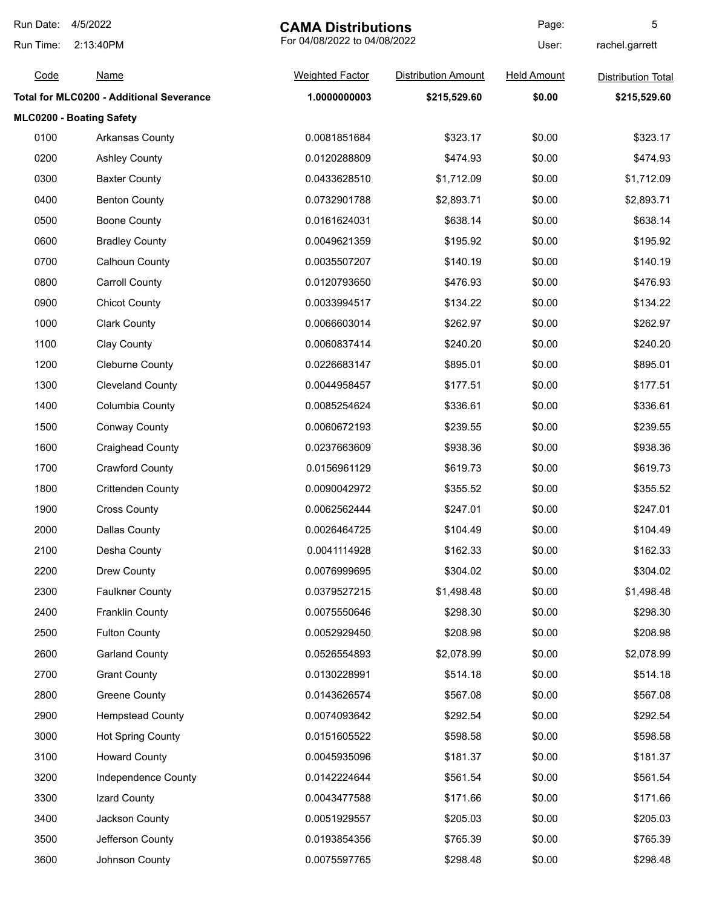# CAMA Distributions

For 04/08/2022 to 04/08/2022

Run Date: 4/5/2022
Run Time: 2:13:40PM
User: rachel.garrett

| Code | Name | Weighted Factor | Distribution Amount | Held Amount | Distribution Total |
|---|---|---|---|---|---|
| **Total for MLC0200 - Additional Severance** | | **1.0000000003** | **$215,529.60** | **$0.00** | **$215,529.60** |
| **MLC0200 - Boating Safety** | | | | | |
| 0100 | Arkansas County | 0.0081851684 | $323.17 | $0.00 | $323.17 |
| 0200 | Ashley County | 0.0120288809 | $474.93 | $0.00 | $474.93 |
| 0300 | Baxter County | 0.0433628510 | $1,712.09 | $0.00 | $1,712.09 |
| 0400 | Benton County | 0.0732901788 | $2,893.71 | $0.00 | $2,893.71 |
| 0500 | Boone County | 0.0161624031 | $638.14 | $0.00 | $638.14 |
| 0600 | Bradley County | 0.0049621359 | $195.92 | $0.00 | $195.92 |
| 0700 | Calhoun County | 0.0035507207 | $140.19 | $0.00 | $140.19 |
| 0800 | Carroll County | 0.0120793650 | $476.93 | $0.00 | $476.93 |
| 0900 | Chicot County | 0.0033994517 | $134.22 | $0.00 | $134.22 |
| 1000 | Clark County | 0.0066603014 | $262.97 | $0.00 | $262.97 |
| 1100 | Clay County | 0.0060837414 | $240.20 | $0.00 | $240.20 |
| 1200 | Cleburne County | 0.0226683147 | $895.01 | $0.00 | $895.01 |
| 1300 | Cleveland County | 0.0044958457 | $177.51 | $0.00 | $177.51 |
| 1400 | Columbia County | 0.0085254624 | $336.61 | $0.00 | $336.61 |
| 1500 | Conway County | 0.0060672193 | $239.55 | $0.00 | $239.55 |
| 1600 | Craighead County | 0.0237663609 | $938.36 | $0.00 | $938.36 |
| 1700 | Crawford County | 0.0156961129 | $619.73 | $0.00 | $619.73 |
| 1800 | Crittenden County | 0.0090042972 | $355.52 | $0.00 | $355.52 |
| 1900 | Cross County | 0.0062562444 | $247.01 | $0.00 | $247.01 |
| 2000 | Dallas County | 0.0026464725 | $104.49 | $0.00 | $104.49 |
| 2100 | Desha County | 0.0041114928 | $162.33 | $0.00 | $162.33 |
| 2200 | Drew County | 0.0076999695 | $304.02 | $0.00 | $304.02 |
| 2300 | Faulkner County | 0.0379527215 | $1,498.48 | $0.00 | $1,498.48 |
| 2400 | Franklin County | 0.0075550646 | $298.30 | $0.00 | $298.30 |
| 2500 | Fulton County | 0.0052929450 | $208.98 | $0.00 | $208.98 |
| 2600 | Garland County | 0.0526554893 | $2,078.99 | $0.00 | $2,078.99 |
| 2700 | Grant County | 0.0130228991 | $514.18 | $0.00 | $514.18 |
| 2800 | Greene County | 0.0143626574 | $567.08 | $0.00 | $567.08 |
| 2900 | Hempstead County | 0.0074093642 | $292.54 | $0.00 | $292.54 |
| 3000 | Hot Spring County | 0.0151605522 | $598.58 | $0.00 | $598.58 |
| 3100 | Howard County | 0.0045935096 | $181.37 | $0.00 | $181.37 |
| 3200 | Independence County | 0.0142224644 | $561.54 | $0.00 | $561.54 |
| 3300 | Izard County | 0.0043477588 | $171.66 | $0.00 | $171.66 |
| 3400 | Jackson County | 0.0051929557 | $205.03 | $0.00 | $205.03 |
| 3500 | Jefferson County | 0.0193854356 | $765.39 | $0.00 | $765.39 |
| 3600 | Johnson County | 0.0075597765 | $298.48 | $0.00 | $298.48 |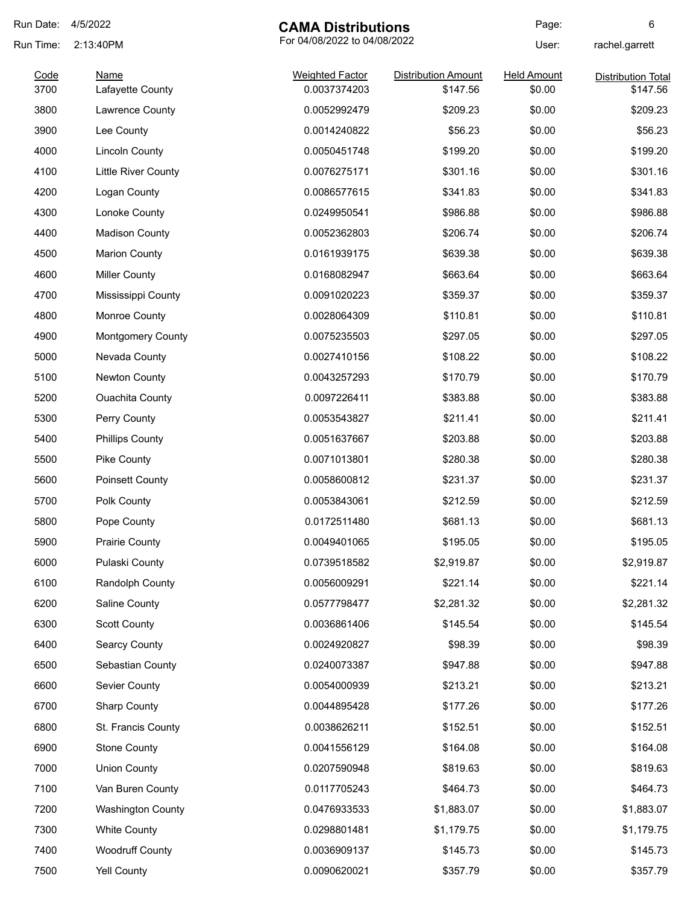Run Date: 4/5/2022
Run Time: 2:13:40PM

# CAMA Distributions

For 04/08/2022 to 04/08/2022

User: rachel.garrett

| Code | Name | Weighted Factor | Distribution Amount | Held Amount | Distribution Total |
|---|---|---|---|---|---|
| 3700 | Lafayette County | 0.0037374203 | $147.56 | $0.00 | $147.56 |
| 3800 | Lawrence County | 0.0052992479 | $209.23 | $0.00 | $209.23 |
| 3900 | Lee County | 0.0014240822 | $56.23 | $0.00 | $56.23 |
| 4000 | Lincoln County | 0.0050451748 | $199.20 | $0.00 | $199.20 |
| 4100 | Little River County | 0.0076275171 | $301.16 | $0.00 | $301.16 |
| 4200 | Logan County | 0.0086577615 | $341.83 | $0.00 | $341.83 |
| 4300 | Lonoke County | 0.0249950541 | $986.88 | $0.00 | $986.88 |
| 4400 | Madison County | 0.0052362803 | $206.74 | $0.00 | $206.74 |
| 4500 | Marion County | 0.0161939175 | $639.38 | $0.00 | $639.38 |
| 4600 | Miller County | 0.0168082947 | $663.64 | $0.00 | $663.64 |
| 4700 | Mississippi County | 0.0091020223 | $359.37 | $0.00 | $359.37 |
| 4800 | Monroe County | 0.0028064309 | $110.81 | $0.00 | $110.81 |
| 4900 | Montgomery County | 0.0075235503 | $297.05 | $0.00 | $297.05 |
| 5000 | Nevada County | 0.0027410156 | $108.22 | $0.00 | $108.22 |
| 5100 | Newton County | 0.0043257293 | $170.79 | $0.00 | $170.79 |
| 5200 | Ouachita County | 0.0097226411 | $383.88 | $0.00 | $383.88 |
| 5300 | Perry County | 0.0053543827 | $211.41 | $0.00 | $211.41 |
| 5400 | Phillips County | 0.0051637667 | $203.88 | $0.00 | $203.88 |
| 5500 | Pike County | 0.0071013801 | $280.38 | $0.00 | $280.38 |
| 5600 | Poinsett County | 0.0058600812 | $231.37 | $0.00 | $231.37 |
| 5700 | Polk County | 0.0053843061 | $212.59 | $0.00 | $212.59 |
| 5800 | Pope County | 0.0172511480 | $681.13 | $0.00 | $681.13 |
| 5900 | Prairie County | 0.0049401065 | $195.05 | $0.00 | $195.05 |
| 6000 | Pulaski County | 0.0739518582 | $2,919.87 | $0.00 | $2,919.87 |
| 6100 | Randolph County | 0.0056009291 | $221.14 | $0.00 | $221.14 |
| 6200 | Saline County | 0.0577798477 | $2,281.32 | $0.00 | $2,281.32 |
| 6300 | Scott County | 0.0036861406 | $145.54 | $0.00 | $145.54 |
| 6400 | Searcy County | 0.0024920827 | $98.39 | $0.00 | $98.39 |
| 6500 | Sebastian County | 0.0240073387 | $947.88 | $0.00 | $947.88 |
| 6600 | Sevier County | 0.0054000939 | $213.21 | $0.00 | $213.21 |
| 6700 | Sharp County | 0.0044895428 | $177.26 | $0.00 | $177.26 |
| 6800 | St. Francis County | 0.0038626211 | $152.51 | $0.00 | $152.51 |
| 6900 | Stone County | 0.0041556129 | $164.08 | $0.00 | $164.08 |
| 7000 | Union County | 0.0207590948 | $819.63 | $0.00 | $819.63 |
| 7100 | Van Buren County | 0.0117705243 | $464.73 | $0.00 | $464.73 |
| 7200 | Washington County | 0.0476933533 | $1,883.07 | $0.00 | $1,883.07 |
| 7300 | White County | 0.0298801481 | $1,179.75 | $0.00 | $1,179.75 |
| 7400 | Woodruff County | 0.0036909137 | $145.73 | $0.00 | $145.73 |
| 7500 | Yell County | 0.0090620021 | $357.79 | $0.00 | $357.79 |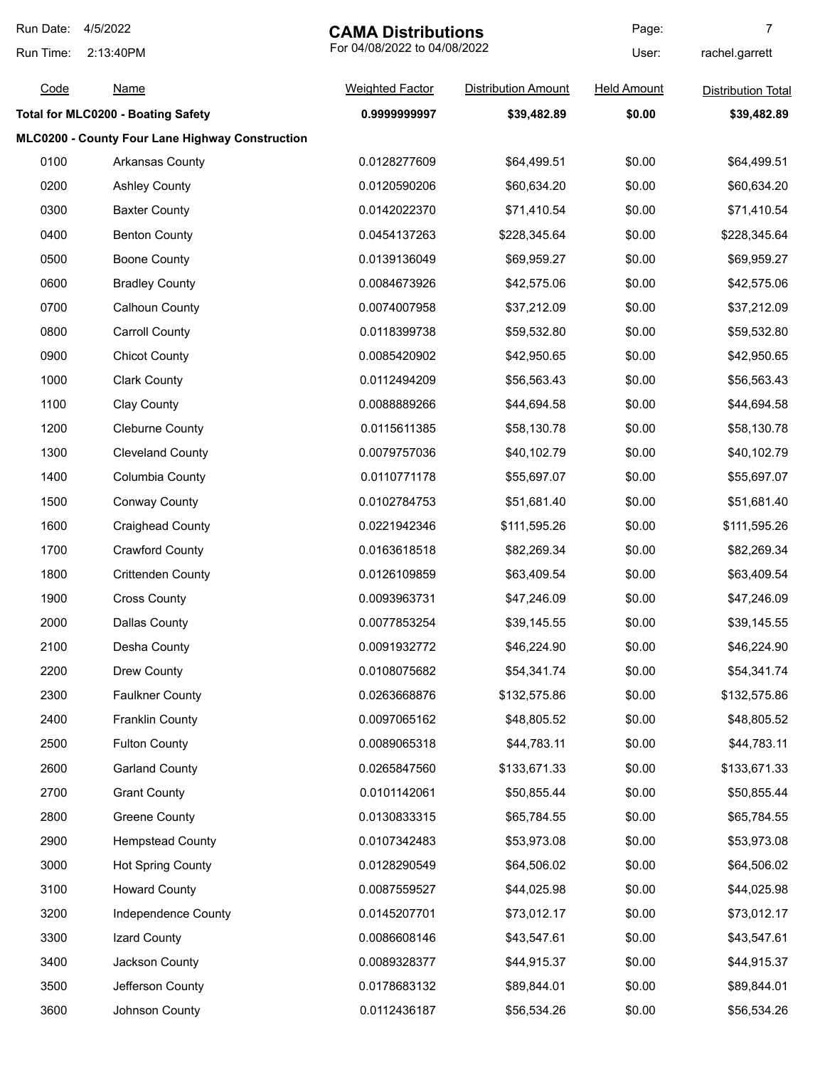| Code | Name | Weighted Factor | Distribution Amount | Held Amount | Distribution Total |
|---|---|---|---|---|---|
| **Total for MLC0200 - Boating Safety** | | **0.9999999997** | **$39,482.89** | **$0.00** | **$39,482.89** |
| **MLC0200 - County Four Lane Highway Construction** | | | | | |
| 0100 | Arkansas County | 0.0128277609 | $64,499.51 | $0.00 | $64,499.51 |
| 0200 | Ashley County | 0.0120590206 | $60,634.20 | $0.00 | $60,634.20 |
| 0300 | Baxter County | 0.0142022370 | $71,410.54 | $0.00 | $71,410.54 |
| 0400 | Benton County | 0.0454137263 | $228,345.64 | $0.00 | $228,345.64 |
| 0500 | Boone County | 0.0139136049 | $69,959.27 | $0.00 | $69,959.27 |
| 0600 | Bradley County | 0.0084673926 | $42,575.06 | $0.00 | $42,575.06 |
| 0700 | Calhoun County | 0.0074007958 | $37,212.09 | $0.00 | $37,212.09 |
| 0800 | Carroll County | 0.0118399738 | $59,532.80 | $0.00 | $59,532.80 |
| 0900 | Chicot County | 0.0085420902 | $42,950.65 | $0.00 | $42,950.65 |
| 1000 | Clark County | 0.0112494209 | $56,563.43 | $0.00 | $56,563.43 |
| 1100 | Clay County | 0.0088889266 | $44,694.58 | $0.00 | $44,694.58 |
| 1200 | Cleburne County | 0.0115611385 | $58,130.78 | $0.00 | $58,130.78 |
| 1300 | Cleveland County | 0.0079757036 | $40,102.79 | $0.00 | $40,102.79 |
| 1400 | Columbia County | 0.0110771178 | $55,697.07 | $0.00 | $55,697.07 |
| 1500 | Conway County | 0.0102784753 | $51,681.40 | $0.00 | $51,681.40 |
| 1600 | Craighead County | 0.0221942346 | $111,595.26 | $0.00 | $111,595.26 |
| 1700 | Crawford County | 0.0163618518 | $82,269.34 | $0.00 | $82,269.34 |
| 1800 | Crittenden County | 0.0126109859 | $63,409.54 | $0.00 | $63,409.54 |
| 1900 | Cross County | 0.0093963731 | $47,246.09 | $0.00 | $47,246.09 |
| 2000 | Dallas County | 0.0077853254 | $39,145.55 | $0.00 | $39,145.55 |
| 2100 | Desha County | 0.0091932772 | $46,224.90 | $0.00 | $46,224.90 |
| 2200 | Drew County | 0.0108075682 | $54,341.74 | $0.00 | $54,341.74 |
| 2300 | Faulkner County | 0.0263668876 | $132,575.86 | $0.00 | $132,575.86 |
| 2400 | Franklin County | 0.0097065162 | $48,805.52 | $0.00 | $48,805.52 |
| 2500 | Fulton County | 0.0089065318 | $44,783.11 | $0.00 | $44,783.11 |
| 2600 | Garland County | 0.0265847560 | $133,671.33 | $0.00 | $133,671.33 |
| 2700 | Grant County | 0.0101142061 | $50,855.44 | $0.00 | $50,855.44 |
| 2800 | Greene County | 0.0130833315 | $65,784.55 | $0.00 | $65,784.55 |
| 2900 | Hempstead County | 0.0107342483 | $53,973.08 | $0.00 | $53,973.08 |
| 3000 | Hot Spring County | 0.0128290549 | $64,506.02 | $0.00 | $64,506.02 |
| 3100 | Howard County | 0.0087559527 | $44,025.98 | $0.00 | $44,025.98 |
| 3200 | Independence County | 0.0145207701 | $73,012.17 | $0.00 | $73,012.17 |
| 3300 | Izard County | 0.0086608146 | $43,547.61 | $0.00 | $43,547.61 |
| 3400 | Jackson County | 0.0089328377 | $44,915.37 | $0.00 | $44,915.37 |
| 3500 | Jefferson County | 0.0178683132 | $89,844.01 | $0.00 | $89,844.01 |
| 3600 | Johnson County | 0.0112436187 | $56,534.26 | $0.00 | $56,534.26 |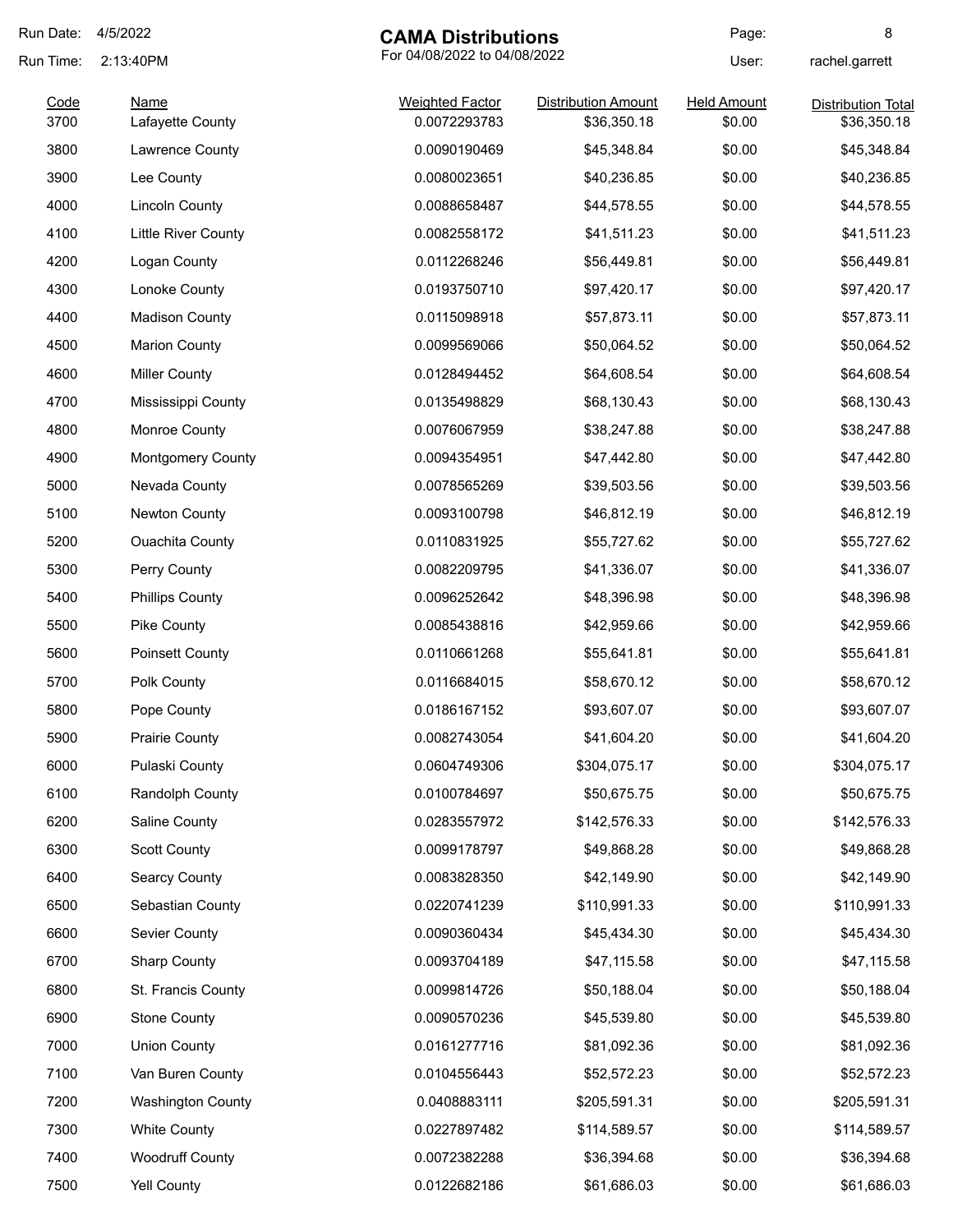# CAMA Distributions

For 04/08/2022 to 04/08/2022

Run Date: 4/5/2022
Run Time: 2:13:40PM
User: rachel.garrett

| Code | Name | Weighted Factor | Distribution Amount | Held Amount | Distribution Total |
|---|---|---|---|---|---|
| 3700 | Lafayette County | 0.0072293783 | $36,350.18 | $0.00 | $36,350.18 |
| 3800 | Lawrence County | 0.0090190469 | $45,348.84 | $0.00 | $45,348.84 |
| 3900 | Lee County | 0.0080023651 | $40,236.85 | $0.00 | $40,236.85 |
| 4000 | Lincoln County | 0.0088658487 | $44,578.55 | $0.00 | $44,578.55 |
| 4100 | Little River County | 0.0082558172 | $41,511.23 | $0.00 | $41,511.23 |
| 4200 | Logan County | 0.0112268246 | $56,449.81 | $0.00 | $56,449.81 |
| 4300 | Lonoke County | 0.0193750710 | $97,420.17 | $0.00 | $97,420.17 |
| 4400 | Madison County | 0.0115098918 | $57,873.11 | $0.00 | $57,873.11 |
| 4500 | Marion County | 0.0099569066 | $50,064.52 | $0.00 | $50,064.52 |
| 4600 | Miller County | 0.0128494452 | $64,608.54 | $0.00 | $64,608.54 |
| 4700 | Mississippi County | 0.0135498829 | $68,130.43 | $0.00 | $68,130.43 |
| 4800 | Monroe County | 0.0076067959 | $38,247.88 | $0.00 | $38,247.88 |
| 4900 | Montgomery County | 0.0094354951 | $47,442.80 | $0.00 | $47,442.80 |
| 5000 | Nevada County | 0.0078565269 | $39,503.56 | $0.00 | $39,503.56 |
| 5100 | Newton County | 0.0093100798 | $46,812.19 | $0.00 | $46,812.19 |
| 5200 | Ouachita County | 0.0110831925 | $55,727.62 | $0.00 | $55,727.62 |
| 5300 | Perry County | 0.0082209795 | $41,336.07 | $0.00 | $41,336.07 |
| 5400 | Phillips County | 0.0096252642 | $48,396.98 | $0.00 | $48,396.98 |
| 5500 | Pike County | 0.0085438816 | $42,959.66 | $0.00 | $42,959.66 |
| 5600 | Poinsett County | 0.0110661268 | $55,641.81 | $0.00 | $55,641.81 |
| 5700 | Polk County | 0.0116684015 | $58,670.12 | $0.00 | $58,670.12 |
| 5800 | Pope County | 0.0186167152 | $93,607.07 | $0.00 | $93,607.07 |
| 5900 | Prairie County | 0.0082743054 | $41,604.20 | $0.00 | $41,604.20 |
| 6000 | Pulaski County | 0.0604749306 | $304,075.17 | $0.00 | $304,075.17 |
| 6100 | Randolph County | 0.0100784697 | $50,675.75 | $0.00 | $50,675.75 |
| 6200 | Saline County | 0.0283557972 | $142,576.33 | $0.00 | $142,576.33 |
| 6300 | Scott County | 0.0099178797 | $49,868.28 | $0.00 | $49,868.28 |
| 6400 | Searcy County | 0.0083828350 | $42,149.90 | $0.00 | $42,149.90 |
| 6500 | Sebastian County | 0.0220741239 | $110,991.33 | $0.00 | $110,991.33 |
| 6600 | Sevier County | 0.0090360434 | $45,434.30 | $0.00 | $45,434.30 |
| 6700 | Sharp County | 0.0093704189 | $47,115.58 | $0.00 | $47,115.58 |
| 6800 | St. Francis County | 0.0099814726 | $50,188.04 | $0.00 | $50,188.04 |
| 6900 | Stone County | 0.0090570236 | $45,539.80 | $0.00 | $45,539.80 |
| 7000 | Union County | 0.0161277716 | $81,092.36 | $0.00 | $81,092.36 |
| 7100 | Van Buren County | 0.0104556443 | $52,572.23 | $0.00 | $52,572.23 |
| 7200 | Washington County | 0.0408883111 | $205,591.31 | $0.00 | $205,591.31 |
| 7300 | White County | 0.0227897482 | $114,589.57 | $0.00 | $114,589.57 |
| 7400 | Woodruff County | 0.0072382288 | $36,394.68 | $0.00 | $36,394.68 |
| 7500 | Yell County | 0.0122682186 | $61,686.03 | $0.00 | $61,686.03 |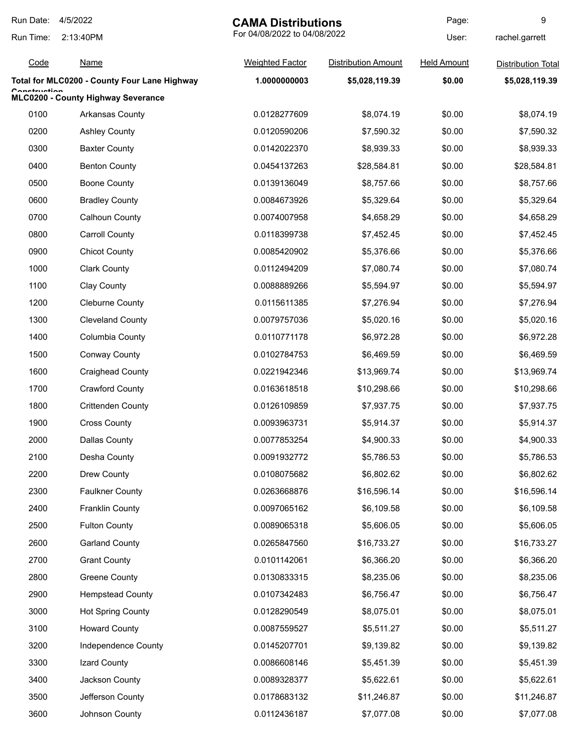**CAMA Distributions**

For 04/08/2022 to 04/08/2022

Run Date: 4/5/2022
Run Time: 2:13:40PM
User: rachel.garrett

| Code | Name | Weighted Factor | Distribution Amount | Held Amount | Distribution Total |
|---|---|---|---|---|---|
| **Total for MLC0200 - County Four Lane Highway Construction** | | **1.0000000003** | **$5,028,119.39** | **$0.00** | **$5,028,119.39** |
| **MLC0200 - County Highway Severance** | | | | | |
| 0100 | Arkansas County | 0.0128277609 | $8,074.19 | $0.00 | $8,074.19 |
| 0200 | Ashley County | 0.0120590206 | $7,590.32 | $0.00 | $7,590.32 |
| 0300 | Baxter County | 0.0142022370 | $8,939.33 | $0.00 | $8,939.33 |
| 0400 | Benton County | 0.0454137263 | $28,584.81 | $0.00 | $28,584.81 |
| 0500 | Boone County | 0.0139136049 | $8,757.66 | $0.00 | $8,757.66 |
| 0600 | Bradley County | 0.0084673926 | $5,329.64 | $0.00 | $5,329.64 |
| 0700 | Calhoun County | 0.0074007958 | $4,658.29 | $0.00 | $4,658.29 |
| 0800 | Carroll County | 0.0118399738 | $7,452.45 | $0.00 | $7,452.45 |
| 0900 | Chicot County | 0.0085420902 | $5,376.66 | $0.00 | $5,376.66 |
| 1000 | Clark County | 0.0112494209 | $7,080.74 | $0.00 | $7,080.74 |
| 1100 | Clay County | 0.0088889266 | $5,594.97 | $0.00 | $5,594.97 |
| 1200 | Cleburne County | 0.0115611385 | $7,276.94 | $0.00 | $7,276.94 |
| 1300 | Cleveland County | 0.0079757036 | $5,020.16 | $0.00 | $5,020.16 |
| 1400 | Columbia County | 0.0110771178 | $6,972.28 | $0.00 | $6,972.28 |
| 1500 | Conway County | 0.0102784753 | $6,469.59 | $0.00 | $6,469.59 |
| 1600 | Craighead County | 0.0221942346 | $13,969.74 | $0.00 | $13,969.74 |
| 1700 | Crawford County | 0.0163618518 | $10,298.66 | $0.00 | $10,298.66 |
| 1800 | Crittenden County | 0.0126109859 | $7,937.75 | $0.00 | $7,937.75 |
| 1900 | Cross County | 0.0093963731 | $5,914.37 | $0.00 | $5,914.37 |
| 2000 | Dallas County | 0.0077853254 | $4,900.33 | $0.00 | $4,900.33 |
| 2100 | Desha County | 0.0091932772 | $5,786.53 | $0.00 | $5,786.53 |
| 2200 | Drew County | 0.0108075682 | $6,802.62 | $0.00 | $6,802.62 |
| 2300 | Faulkner County | 0.0263668876 | $16,596.14 | $0.00 | $16,596.14 |
| 2400 | Franklin County | 0.0097065162 | $6,109.58 | $0.00 | $6,109.58 |
| 2500 | Fulton County | 0.0089065318 | $5,606.05 | $0.00 | $5,606.05 |
| 2600 | Garland County | 0.0265847560 | $16,733.27 | $0.00 | $16,733.27 |
| 2700 | Grant County | 0.0101142061 | $6,366.20 | $0.00 | $6,366.20 |
| 2800 | Greene County | 0.0130833315 | $8,235.06 | $0.00 | $8,235.06 |
| 2900 | Hempstead County | 0.0107342483 | $6,756.47 | $0.00 | $6,756.47 |
| 3000 | Hot Spring County | 0.0128290549 | $8,075.01 | $0.00 | $8,075.01 |
| 3100 | Howard County | 0.0087559527 | $5,511.27 | $0.00 | $5,511.27 |
| 3200 | Independence County | 0.0145207701 | $9,139.82 | $0.00 | $9,139.82 |
| 3300 | Izard County | 0.0086608146 | $5,451.39 | $0.00 | $5,451.39 |
| 3400 | Jackson County | 0.0089328377 | $5,622.61 | $0.00 | $5,622.61 |
| 3500 | Jefferson County | 0.0178683132 | $11,246.87 | $0.00 | $11,246.87 |
| 3600 | Johnson County | 0.0112436187 | $7,077.08 | $0.00 | $7,077.08 |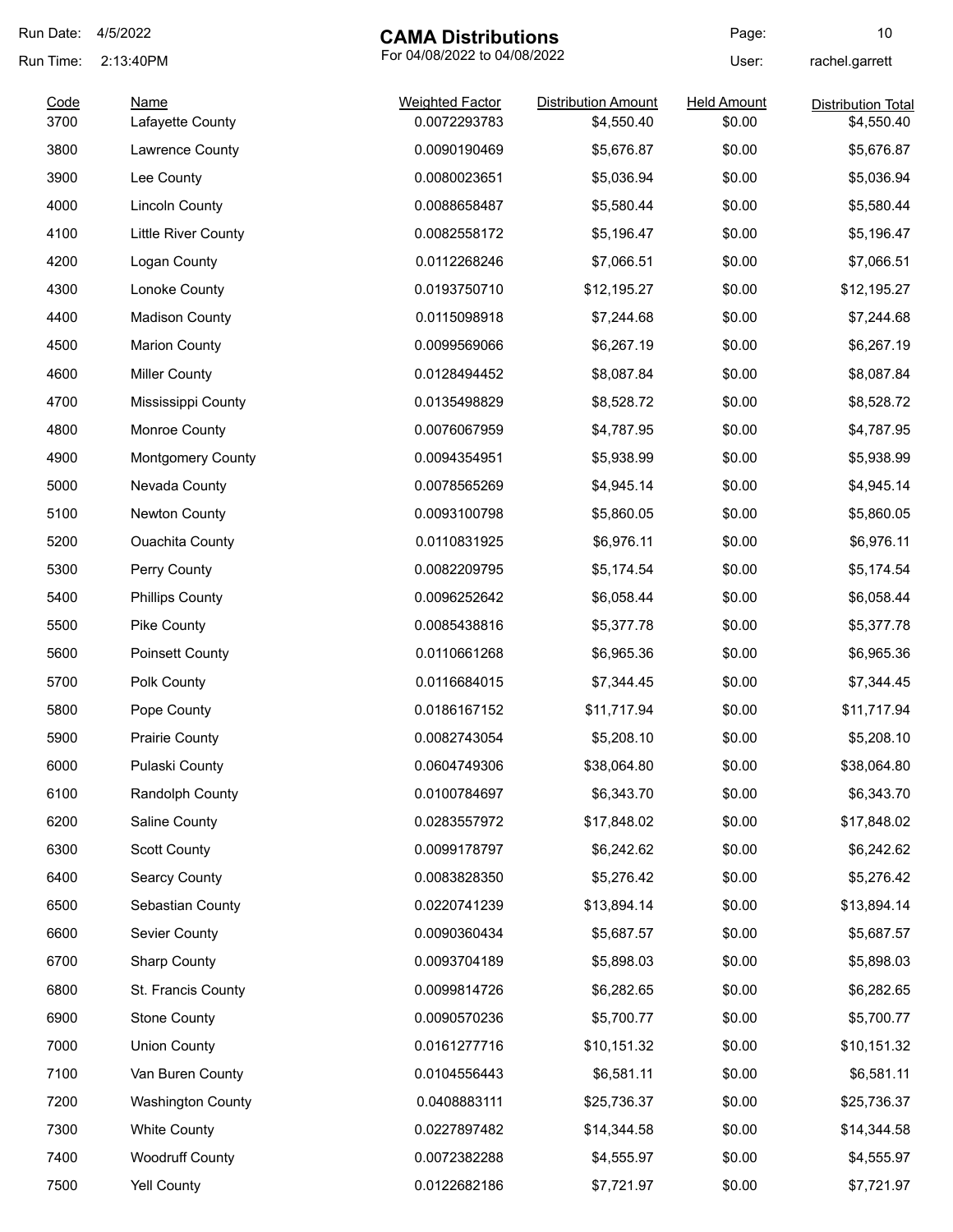Run Date: 4/5/2022
Run Time: 2:13:40PM

# CAMA Distributions

For 04/08/2022 to 04/08/2022

User: rachel.garrett

| Code | Name | Weighted Factor | Distribution Amount | Held Amount | Distribution Total |
|---|---|---|---|---|---|
| 3700 | Lafayette County | 0.0072293783 | $4,550.40 | $0.00 | $4,550.40 |
| 3800 | Lawrence County | 0.0090190469 | $5,676.87 | $0.00 | $5,676.87 |
| 3900 | Lee County | 0.0080023651 | $5,036.94 | $0.00 | $5,036.94 |
| 4000 | Lincoln County | 0.0088658487 | $5,580.44 | $0.00 | $5,580.44 |
| 4100 | Little River County | 0.0082558172 | $5,196.47 | $0.00 | $5,196.47 |
| 4200 | Logan County | 0.0112268246 | $7,066.51 | $0.00 | $7,066.51 |
| 4300 | Lonoke County | 0.0193750710 | $12,195.27 | $0.00 | $12,195.27 |
| 4400 | Madison County | 0.0115098918 | $7,244.68 | $0.00 | $7,244.68 |
| 4500 | Marion County | 0.0099569066 | $6,267.19 | $0.00 | $6,267.19 |
| 4600 | Miller County | 0.0128494452 | $8,087.84 | $0.00 | $8,087.84 |
| 4700 | Mississippi County | 0.0135498829 | $8,528.72 | $0.00 | $8,528.72 |
| 4800 | Monroe County | 0.0076067959 | $4,787.95 | $0.00 | $4,787.95 |
| 4900 | Montgomery County | 0.0094354951 | $5,938.99 | $0.00 | $5,938.99 |
| 5000 | Nevada County | 0.0078565269 | $4,945.14 | $0.00 | $4,945.14 |
| 5100 | Newton County | 0.0093100798 | $5,860.05 | $0.00 | $5,860.05 |
| 5200 | Ouachita County | 0.0110831925 | $6,976.11 | $0.00 | $6,976.11 |
| 5300 | Perry County | 0.0082209795 | $5,174.54 | $0.00 | $5,174.54 |
| 5400 | Phillips County | 0.0096252642 | $6,058.44 | $0.00 | $6,058.44 |
| 5500 | Pike County | 0.0085438816 | $5,377.78 | $0.00 | $5,377.78 |
| 5600 | Poinsett County | 0.0110661268 | $6,965.36 | $0.00 | $6,965.36 |
| 5700 | Polk County | 0.0116684015 | $7,344.45 | $0.00 | $7,344.45 |
| 5800 | Pope County | 0.0186167152 | $11,717.94 | $0.00 | $11,717.94 |
| 5900 | Prairie County | 0.0082743054 | $5,208.10 | $0.00 | $5,208.10 |
| 6000 | Pulaski County | 0.0604749306 | $38,064.80 | $0.00 | $38,064.80 |
| 6100 | Randolph County | 0.0100784697 | $6,343.70 | $0.00 | $6,343.70 |
| 6200 | Saline County | 0.0283557972 | $17,848.02 | $0.00 | $17,848.02 |
| 6300 | Scott County | 0.0099178797 | $6,242.62 | $0.00 | $6,242.62 |
| 6400 | Searcy County | 0.0083828350 | $5,276.42 | $0.00 | $5,276.42 |
| 6500 | Sebastian County | 0.0220741239 | $13,894.14 | $0.00 | $13,894.14 |
| 6600 | Sevier County | 0.0090360434 | $5,687.57 | $0.00 | $5,687.57 |
| 6700 | Sharp County | 0.0093704189 | $5,898.03 | $0.00 | $5,898.03 |
| 6800 | St. Francis County | 0.0099814726 | $6,282.65 | $0.00 | $6,282.65 |
| 6900 | Stone County | 0.0090570236 | $5,700.77 | $0.00 | $5,700.77 |
| 7000 | Union County | 0.0161277716 | $10,151.32 | $0.00 | $10,151.32 |
| 7100 | Van Buren County | 0.0104556443 | $6,581.11 | $0.00 | $6,581.11 |
| 7200 | Washington County | 0.0408883111 | $25,736.37 | $0.00 | $25,736.37 |
| 7300 | White County | 0.0227897482 | $14,344.58 | $0.00 | $14,344.58 |
| 7400 | Woodruff County | 0.0072382288 | $4,555.97 | $0.00 | $4,555.97 |
| 7500 | Yell County | 0.0122682186 | $7,721.97 | $0.00 | $7,721.97 |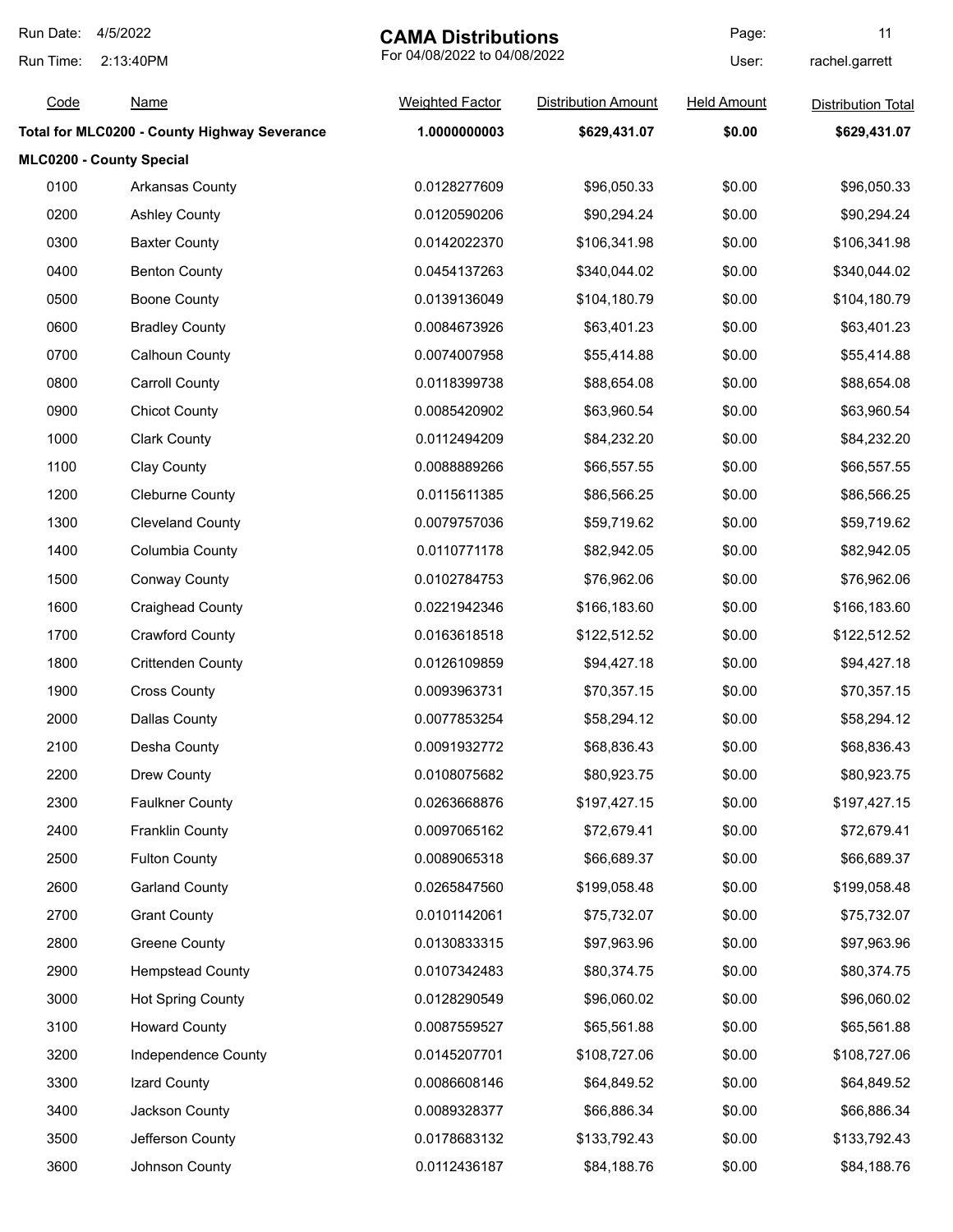Run Date: 4/5/2022
Run Time: 2:13:40PM

**CAMA Distributions**
For 04/08/2022 to 04/08/2022

User: rachel.garrett

| Code | Name | Weighted Factor | Distribution Amount | Held Amount | Distribution Total |
|---|---|---|---|---|---|
| **Total for MLC0200 - County Highway Severance** | | **1.0000000003** | **$629,431.07** | **$0.00** | **$629,431.07** |
| **MLC0200 - County Special** | | | | | |
| 0100 | Arkansas County | 0.0128277609 | $96,050.33 | $0.00 | $96,050.33 |
| 0200 | Ashley County | 0.0120590206 | $90,294.24 | $0.00 | $90,294.24 |
| 0300 | Baxter County | 0.0142022370 | $106,341.98 | $0.00 | $106,341.98 |
| 0400 | Benton County | 0.0454137263 | $340,044.02 | $0.00 | $340,044.02 |
| 0500 | Boone County | 0.0139136049 | $104,180.79 | $0.00 | $104,180.79 |
| 0600 | Bradley County | 0.0084673926 | $63,401.23 | $0.00 | $63,401.23 |
| 0700 | Calhoun County | 0.0074007958 | $55,414.88 | $0.00 | $55,414.88 |
| 0800 | Carroll County | 0.0118399738 | $88,654.08 | $0.00 | $88,654.08 |
| 0900 | Chicot County | 0.0085420902 | $63,960.54 | $0.00 | $63,960.54 |
| 1000 | Clark County | 0.0112494209 | $84,232.20 | $0.00 | $84,232.20 |
| 1100 | Clay County | 0.0088889266 | $66,557.55 | $0.00 | $66,557.55 |
| 1200 | Cleburne County | 0.0115611385 | $86,566.25 | $0.00 | $86,566.25 |
| 1300 | Cleveland County | 0.0079757036 | $59,719.62 | $0.00 | $59,719.62 |
| 1400 | Columbia County | 0.0110771178 | $82,942.05 | $0.00 | $82,942.05 |
| 1500 | Conway County | 0.0102784753 | $76,962.06 | $0.00 | $76,962.06 |
| 1600 | Craighead County | 0.0221942346 | $166,183.60 | $0.00 | $166,183.60 |
| 1700 | Crawford County | 0.0163618518 | $122,512.52 | $0.00 | $122,512.52 |
| 1800 | Crittenden County | 0.0126109859 | $94,427.18 | $0.00 | $94,427.18 |
| 1900 | Cross County | 0.0093963731 | $70,357.15 | $0.00 | $70,357.15 |
| 2000 | Dallas County | 0.0077853254 | $58,294.12 | $0.00 | $58,294.12 |
| 2100 | Desha County | 0.0091932772 | $68,836.43 | $0.00 | $68,836.43 |
| 2200 | Drew County | 0.0108075682 | $80,923.75 | $0.00 | $80,923.75 |
| 2300 | Faulkner County | 0.0263668876 | $197,427.15 | $0.00 | $197,427.15 |
| 2400 | Franklin County | 0.0097065162 | $72,679.41 | $0.00 | $72,679.41 |
| 2500 | Fulton County | 0.0089065318 | $66,689.37 | $0.00 | $66,689.37 |
| 2600 | Garland County | 0.0265847560 | $199,058.48 | $0.00 | $199,058.48 |
| 2700 | Grant County | 0.0101142061 | $75,732.07 | $0.00 | $75,732.07 |
| 2800 | Greene County | 0.0130833315 | $97,963.96 | $0.00 | $97,963.96 |
| 2900 | Hempstead County | 0.0107342483 | $80,374.75 | $0.00 | $80,374.75 |
| 3000 | Hot Spring County | 0.0128290549 | $96,060.02 | $0.00 | $96,060.02 |
| 3100 | Howard County | 0.0087559527 | $65,561.88 | $0.00 | $65,561.88 |
| 3200 | Independence County | 0.0145207701 | $108,727.06 | $0.00 | $108,727.06 |
| 3300 | Izard County | 0.0086608146 | $64,849.52 | $0.00 | $64,849.52 |
| 3400 | Jackson County | 0.0089328377 | $66,886.34 | $0.00 | $66,886.34 |
| 3500 | Jefferson County | 0.0178683132 | $133,792.43 | $0.00 | $133,792.43 |
| 3600 | Johnson County | 0.0112436187 | $84,188.76 | $0.00 | $84,188.76 |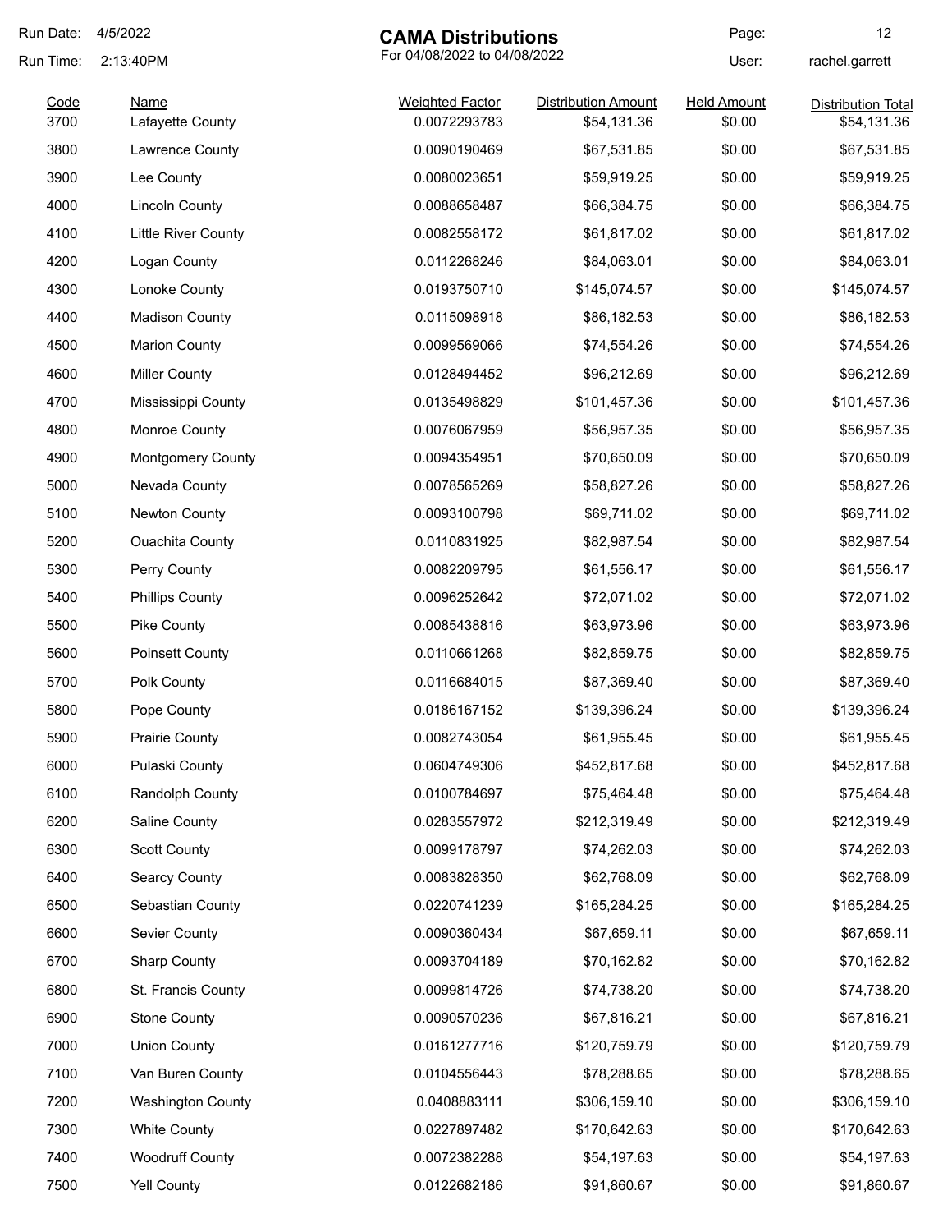Run Date: 4/5/2022

Run Time: 2:13:40PM

# CAMA Distributions

For 04/08/2022 to 04/08/2022

User: rachel.garrett

| Code | Name | Weighted Factor | Distribution Amount | Held Amount | Distribution Total |
|---|---|---|---|---|---|
| 3700 | Lafayette County | 0.0072293783 | $54,131.36 | $0.00 | $54,131.36 |
| 3800 | Lawrence County | 0.0090190469 | $67,531.85 | $0.00 | $67,531.85 |
| 3900 | Lee County | 0.0080023651 | $59,919.25 | $0.00 | $59,919.25 |
| 4000 | Lincoln County | 0.0088658487 | $66,384.75 | $0.00 | $66,384.75 |
| 4100 | Little River County | 0.0082558172 | $61,817.02 | $0.00 | $61,817.02 |
| 4200 | Logan County | 0.0112268246 | $84,063.01 | $0.00 | $84,063.01 |
| 4300 | Lonoke County | 0.0193750710 | $145,074.57 | $0.00 | $145,074.57 |
| 4400 | Madison County | 0.0115098918 | $86,182.53 | $0.00 | $86,182.53 |
| 4500 | Marion County | 0.0099569066 | $74,554.26 | $0.00 | $74,554.26 |
| 4600 | Miller County | 0.0128494452 | $96,212.69 | $0.00 | $96,212.69 |
| 4700 | Mississippi County | 0.0135498829 | $101,457.36 | $0.00 | $101,457.36 |
| 4800 | Monroe County | 0.0076067959 | $56,957.35 | $0.00 | $56,957.35 |
| 4900 | Montgomery County | 0.0094354951 | $70,650.09 | $0.00 | $70,650.09 |
| 5000 | Nevada County | 0.0078565269 | $58,827.26 | $0.00 | $58,827.26 |
| 5100 | Newton County | 0.0093100798 | $69,711.02 | $0.00 | $69,711.02 |
| 5200 | Ouachita County | 0.0110831925 | $82,987.54 | $0.00 | $82,987.54 |
| 5300 | Perry County | 0.0082209795 | $61,556.17 | $0.00 | $61,556.17 |
| 5400 | Phillips County | 0.0096252642 | $72,071.02 | $0.00 | $72,071.02 |
| 5500 | Pike County | 0.0085438816 | $63,973.96 | $0.00 | $63,973.96 |
| 5600 | Poinsett County | 0.0110661268 | $82,859.75 | $0.00 | $82,859.75 |
| 5700 | Polk County | 0.0116684015 | $87,369.40 | $0.00 | $87,369.40 |
| 5800 | Pope County | 0.0186167152 | $139,396.24 | $0.00 | $139,396.24 |
| 5900 | Prairie County | 0.0082743054 | $61,955.45 | $0.00 | $61,955.45 |
| 6000 | Pulaski County | 0.0604749306 | $452,817.68 | $0.00 | $452,817.68 |
| 6100 | Randolph County | 0.0100784697 | $75,464.48 | $0.00 | $75,464.48 |
| 6200 | Saline County | 0.0283557972 | $212,319.49 | $0.00 | $212,319.49 |
| 6300 | Scott County | 0.0099178797 | $74,262.03 | $0.00 | $74,262.03 |
| 6400 | Searcy County | 0.0083828350 | $62,768.09 | $0.00 | $62,768.09 |
| 6500 | Sebastian County | 0.0220741239 | $165,284.25 | $0.00 | $165,284.25 |
| 6600 | Sevier County | 0.0090360434 | $67,659.11 | $0.00 | $67,659.11 |
| 6700 | Sharp County | 0.0093704189 | $70,162.82 | $0.00 | $70,162.82 |
| 6800 | St. Francis County | 0.0099814726 | $74,738.20 | $0.00 | $74,738.20 |
| 6900 | Stone County | 0.0090570236 | $67,816.21 | $0.00 | $67,816.21 |
| 7000 | Union County | 0.0161277716 | $120,759.79 | $0.00 | $120,759.79 |
| 7100 | Van Buren County | 0.0104556443 | $78,288.65 | $0.00 | $78,288.65 |
| 7200 | Washington County | 0.0408883111 | $306,159.10 | $0.00 | $306,159.10 |
| 7300 | White County | 0.0227897482 | $170,642.63 | $0.00 | $170,642.63 |
| 7400 | Woodruff County | 0.0072382288 | $54,197.63 | $0.00 | $54,197.63 |
| 7500 | Yell County | 0.0122682186 | $91,860.67 | $0.00 | $91,860.67 |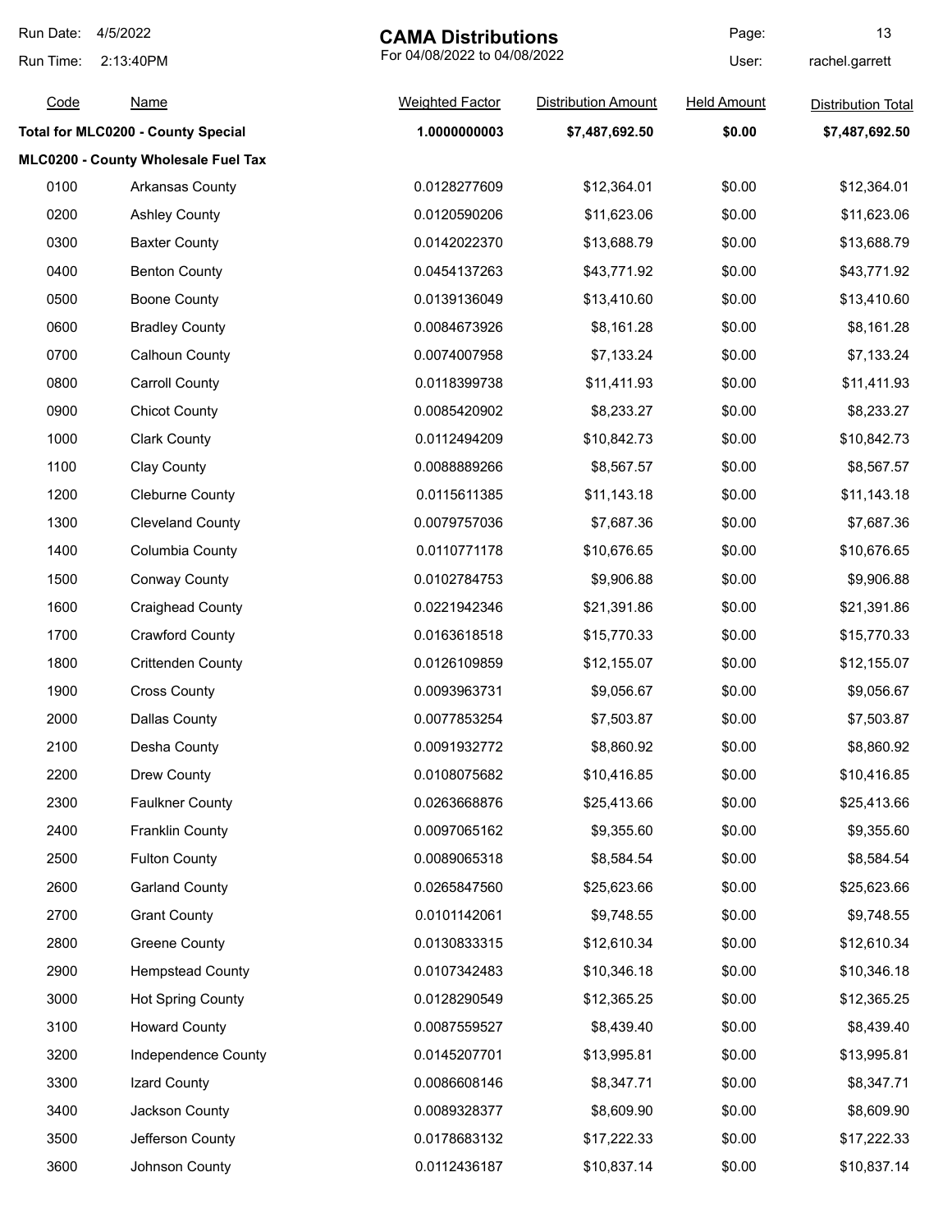**CAMA Distributions**

For 04/08/2022 to 04/08/2022

Run Date: 4/5/2022
Run Time: 2:13:40PM
User: rachel.garrett

| Code | Name | Weighted Factor | Distribution Amount | Held Amount | Distribution Total |
|---|---|---|---|---|---|
| **Total for MLC0200 - County Special** | | **1.0000000003** | **$7,487,692.50** | **$0.00** | **$7,487,692.50** |
| **MLC0200 - County Wholesale Fuel Tax** | | | | | |
| 0100 | Arkansas County | 0.0128277609 | $12,364.01 | $0.00 | $12,364.01 |
| 0200 | Ashley County | 0.0120590206 | $11,623.06 | $0.00 | $11,623.06 |
| 0300 | Baxter County | 0.0142022370 | $13,688.79 | $0.00 | $13,688.79 |
| 0400 | Benton County | 0.0454137263 | $43,771.92 | $0.00 | $43,771.92 |
| 0500 | Boone County | 0.0139136049 | $13,410.60 | $0.00 | $13,410.60 |
| 0600 | Bradley County | 0.0084673926 | $8,161.28 | $0.00 | $8,161.28 |
| 0700 | Calhoun County | 0.0074007958 | $7,133.24 | $0.00 | $7,133.24 |
| 0800 | Carroll County | 0.0118399738 | $11,411.93 | $0.00 | $11,411.93 |
| 0900 | Chicot County | 0.0085420902 | $8,233.27 | $0.00 | $8,233.27 |
| 1000 | Clark County | 0.0112494209 | $10,842.73 | $0.00 | $10,842.73 |
| 1100 | Clay County | 0.0088889266 | $8,567.57 | $0.00 | $8,567.57 |
| 1200 | Cleburne County | 0.0115611385 | $11,143.18 | $0.00 | $11,143.18 |
| 1300 | Cleveland County | 0.0079757036 | $7,687.36 | $0.00 | $7,687.36 |
| 1400 | Columbia County | 0.0110771178 | $10,676.65 | $0.00 | $10,676.65 |
| 1500 | Conway County | 0.0102784753 | $9,906.88 | $0.00 | $9,906.88 |
| 1600 | Craighead County | 0.0221942346 | $21,391.86 | $0.00 | $21,391.86 |
| 1700 | Crawford County | 0.0163618518 | $15,770.33 | $0.00 | $15,770.33 |
| 1800 | Crittenden County | 0.0126109859 | $12,155.07 | $0.00 | $12,155.07 |
| 1900 | Cross County | 0.0093963731 | $9,056.67 | $0.00 | $9,056.67 |
| 2000 | Dallas County | 0.0077853254 | $7,503.87 | $0.00 | $7,503.87 |
| 2100 | Desha County | 0.0091932772 | $8,860.92 | $0.00 | $8,860.92 |
| 2200 | Drew County | 0.0108075682 | $10,416.85 | $0.00 | $10,416.85 |
| 2300 | Faulkner County | 0.0263668876 | $25,413.66 | $0.00 | $25,413.66 |
| 2400 | Franklin County | 0.0097065162 | $9,355.60 | $0.00 | $9,355.60 |
| 2500 | Fulton County | 0.0089065318 | $8,584.54 | $0.00 | $8,584.54 |
| 2600 | Garland County | 0.0265847560 | $25,623.66 | $0.00 | $25,623.66 |
| 2700 | Grant County | 0.0101142061 | $9,748.55 | $0.00 | $9,748.55 |
| 2800 | Greene County | 0.0130833315 | $12,610.34 | $0.00 | $12,610.34 |
| 2900 | Hempstead County | 0.0107342483 | $10,346.18 | $0.00 | $10,346.18 |
| 3000 | Hot Spring County | 0.0128290549 | $12,365.25 | $0.00 | $12,365.25 |
| 3100 | Howard County | 0.0087559527 | $8,439.40 | $0.00 | $8,439.40 |
| 3200 | Independence County | 0.0145207701 | $13,995.81 | $0.00 | $13,995.81 |
| 3300 | Izard County | 0.0086608146 | $8,347.71 | $0.00 | $8,347.71 |
| 3400 | Jackson County | 0.0089328377 | $8,609.90 | $0.00 | $8,609.90 |
| 3500 | Jefferson County | 0.0178683132 | $17,222.33 | $0.00 | $17,222.33 |
| 3600 | Johnson County | 0.0112436187 | $10,837.14 | $0.00 | $10,837.14 |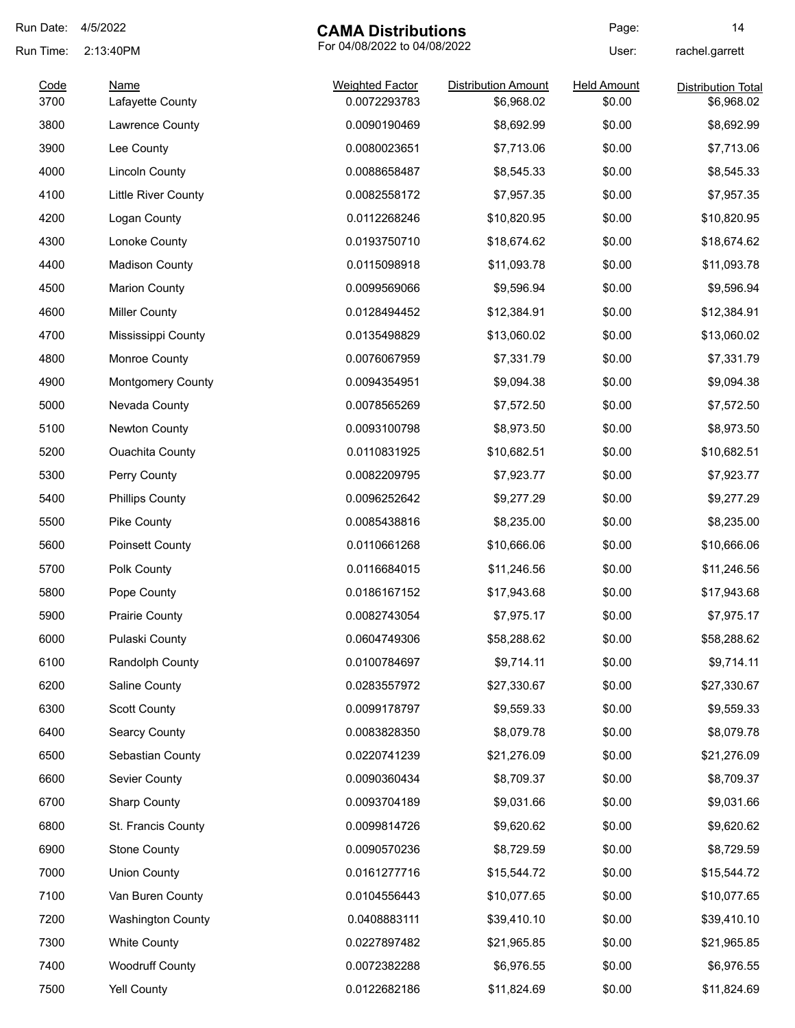Run Date: 4/5/2022

Run Time: 2:13:40PM

# CAMA Distributions

For 04/08/2022 to 04/08/2022

User: rachel.garrett

| Code | Name | Weighted Factor | Distribution Amount | Held Amount | Distribution Total |
|---|---|---|---|---|---|
| 3700 | Lafayette County | 0.0072293783 | $6,968.02 | $0.00 | $6,968.02 |
| 3800 | Lawrence County | 0.0090190469 | $8,692.99 | $0.00 | $8,692.99 |
| 3900 | Lee County | 0.0080023651 | $7,713.06 | $0.00 | $7,713.06 |
| 4000 | Lincoln County | 0.0088658487 | $8,545.33 | $0.00 | $8,545.33 |
| 4100 | Little River County | 0.0082558172 | $7,957.35 | $0.00 | $7,957.35 |
| 4200 | Logan County | 0.0112268246 | $10,820.95 | $0.00 | $10,820.95 |
| 4300 | Lonoke County | 0.0193750710 | $18,674.62 | $0.00 | $18,674.62 |
| 4400 | Madison County | 0.0115098918 | $11,093.78 | $0.00 | $11,093.78 |
| 4500 | Marion County | 0.0099569066 | $9,596.94 | $0.00 | $9,596.94 |
| 4600 | Miller County | 0.0128494452 | $12,384.91 | $0.00 | $12,384.91 |
| 4700 | Mississippi County | 0.0135498829 | $13,060.02 | $0.00 | $13,060.02 |
| 4800 | Monroe County | 0.0076067959 | $7,331.79 | $0.00 | $7,331.79 |
| 4900 | Montgomery County | 0.0094354951 | $9,094.38 | $0.00 | $9,094.38 |
| 5000 | Nevada County | 0.0078565269 | $7,572.50 | $0.00 | $7,572.50 |
| 5100 | Newton County | 0.0093100798 | $8,973.50 | $0.00 | $8,973.50 |
| 5200 | Ouachita County | 0.0110831925 | $10,682.51 | $0.00 | $10,682.51 |
| 5300 | Perry County | 0.0082209795 | $7,923.77 | $0.00 | $7,923.77 |
| 5400 | Phillips County | 0.0096252642 | $9,277.29 | $0.00 | $9,277.29 |
| 5500 | Pike County | 0.0085438816 | $8,235.00 | $0.00 | $8,235.00 |
| 5600 | Poinsett County | 0.0110661268 | $10,666.06 | $0.00 | $10,666.06 |
| 5700 | Polk County | 0.0116684015 | $11,246.56 | $0.00 | $11,246.56 |
| 5800 | Pope County | 0.0186167152 | $17,943.68 | $0.00 | $17,943.68 |
| 5900 | Prairie County | 0.0082743054 | $7,975.17 | $0.00 | $7,975.17 |
| 6000 | Pulaski County | 0.0604749306 | $58,288.62 | $0.00 | $58,288.62 |
| 6100 | Randolph County | 0.0100784697 | $9,714.11 | $0.00 | $9,714.11 |
| 6200 | Saline County | 0.0283557972 | $27,330.67 | $0.00 | $27,330.67 |
| 6300 | Scott County | 0.0099178797 | $9,559.33 | $0.00 | $9,559.33 |
| 6400 | Searcy County | 0.0083828350 | $8,079.78 | $0.00 | $8,079.78 |
| 6500 | Sebastian County | 0.0220741239 | $21,276.09 | $0.00 | $21,276.09 |
| 6600 | Sevier County | 0.0090360434 | $8,709.37 | $0.00 | $8,709.37 |
| 6700 | Sharp County | 0.0093704189 | $9,031.66 | $0.00 | $9,031.66 |
| 6800 | St. Francis County | 0.0099814726 | $9,620.62 | $0.00 | $9,620.62 |
| 6900 | Stone County | 0.0090570236 | $8,729.59 | $0.00 | $8,729.59 |
| 7000 | Union County | 0.0161277716 | $15,544.72 | $0.00 | $15,544.72 |
| 7100 | Van Buren County | 0.0104556443 | $10,077.65 | $0.00 | $10,077.65 |
| 7200 | Washington County | 0.0408883111 | $39,410.10 | $0.00 | $39,410.10 |
| 7300 | White County | 0.0227897482 | $21,965.85 | $0.00 | $21,965.85 |
| 7400 | Woodruff County | 0.0072382288 | $6,976.55 | $0.00 | $6,976.55 |
| 7500 | Yell County | 0.0122682186 | $11,824.69 | $0.00 | $11,824.69 |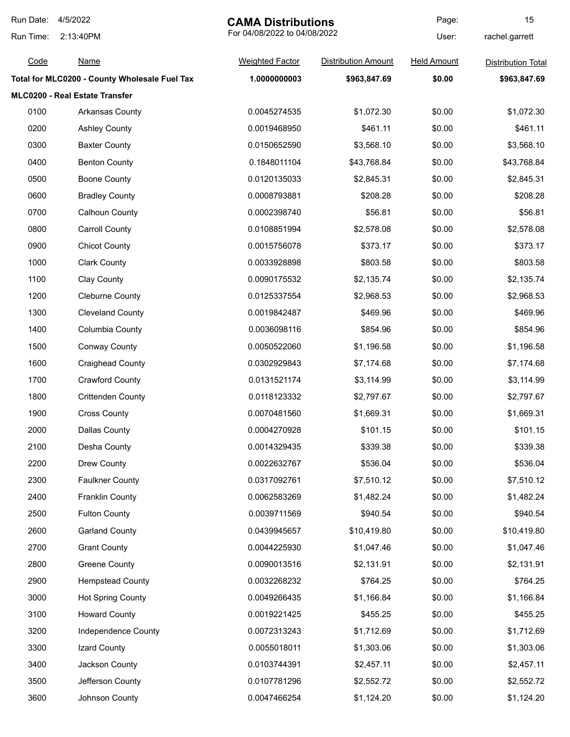| Code | Name | Weighted Factor | Distribution Amount | Held Amount | Distribution Total |
|---|---|---|---|---|---|
| **Total for MLC0200 - County Wholesale Fuel Tax** | | **1.0000000003** | **$963,847.69** | **$0.00** | **$963,847.69** |
| **MLC0200 - Real Estate Transfer** | | | | | |
| 0100 | Arkansas County | 0.0045274535 | $1,072.30 | $0.00 | $1,072.30 |
| 0200 | Ashley County | 0.0019468950 | $461.11 | $0.00 | $461.11 |
| 0300 | Baxter County | 0.0150652590 | $3,568.10 | $0.00 | $3,568.10 |
| 0400 | Benton County | 0.1848011104 | $43,768.84 | $0.00 | $43,768.84 |
| 0500 | Boone County | 0.0120135033 | $2,845.31 | $0.00 | $2,845.31 |
| 0600 | Bradley County | 0.0008793881 | $208.28 | $0.00 | $208.28 |
| 0700 | Calhoun County | 0.0002398740 | $56.81 | $0.00 | $56.81 |
| 0800 | Carroll County | 0.0108851994 | $2,578.08 | $0.00 | $2,578.08 |
| 0900 | Chicot County | 0.0015756078 | $373.17 | $0.00 | $373.17 |
| 1000 | Clark County | 0.0033928898 | $803.58 | $0.00 | $803.58 |
| 1100 | Clay County | 0.0090175532 | $2,135.74 | $0.00 | $2,135.74 |
| 1200 | Cleburne County | 0.0125337554 | $2,968.53 | $0.00 | $2,968.53 |
| 1300 | Cleveland County | 0.0019842487 | $469.96 | $0.00 | $469.96 |
| 1400 | Columbia County | 0.0036098116 | $854.96 | $0.00 | $854.96 |
| 1500 | Conway County | 0.0050522060 | $1,196.58 | $0.00 | $1,196.58 |
| 1600 | Craighead County | 0.0302929843 | $7,174.68 | $0.00 | $7,174.68 |
| 1700 | Crawford County | 0.0131521174 | $3,114.99 | $0.00 | $3,114.99 |
| 1800 | Crittenden County | 0.0118123332 | $2,797.67 | $0.00 | $2,797.67 |
| 1900 | Cross County | 0.0070481560 | $1,669.31 | $0.00 | $1,669.31 |
| 2000 | Dallas County | 0.0004270928 | $101.15 | $0.00 | $101.15 |
| 2100 | Desha County | 0.0014329435 | $339.38 | $0.00 | $339.38 |
| 2200 | Drew County | 0.0022632767 | $536.04 | $0.00 | $536.04 |
| 2300 | Faulkner County | 0.0317092761 | $7,510.12 | $0.00 | $7,510.12 |
| 2400 | Franklin County | 0.0062583269 | $1,482.24 | $0.00 | $1,482.24 |
| 2500 | Fulton County | 0.0039711569 | $940.54 | $0.00 | $940.54 |
| 2600 | Garland County | 0.0439945657 | $10,419.80 | $0.00 | $10,419.80 |
| 2700 | Grant County | 0.0044225930 | $1,047.46 | $0.00 | $1,047.46 |
| 2800 | Greene County | 0.0090013516 | $2,131.91 | $0.00 | $2,131.91 |
| 2900 | Hempstead County | 0.0032268232 | $764.25 | $0.00 | $764.25 |
| 3000 | Hot Spring County | 0.0049266435 | $1,166.84 | $0.00 | $1,166.84 |
| 3100 | Howard County | 0.0019221425 | $455.25 | $0.00 | $455.25 |
| 3200 | Independence County | 0.0072313243 | $1,712.69 | $0.00 | $1,712.69 |
| 3300 | Izard County | 0.0055018011 | $1,303.06 | $0.00 | $1,303.06 |
| 3400 | Jackson County | 0.0103744391 | $2,457.11 | $0.00 | $2,457.11 |
| 3500 | Jefferson County | 0.0107781296 | $2,552.72 | $0.00 | $2,552.72 |
| 3600 | Johnson County | 0.0047466254 | $1,124.20 | $0.00 | $1,124.20 |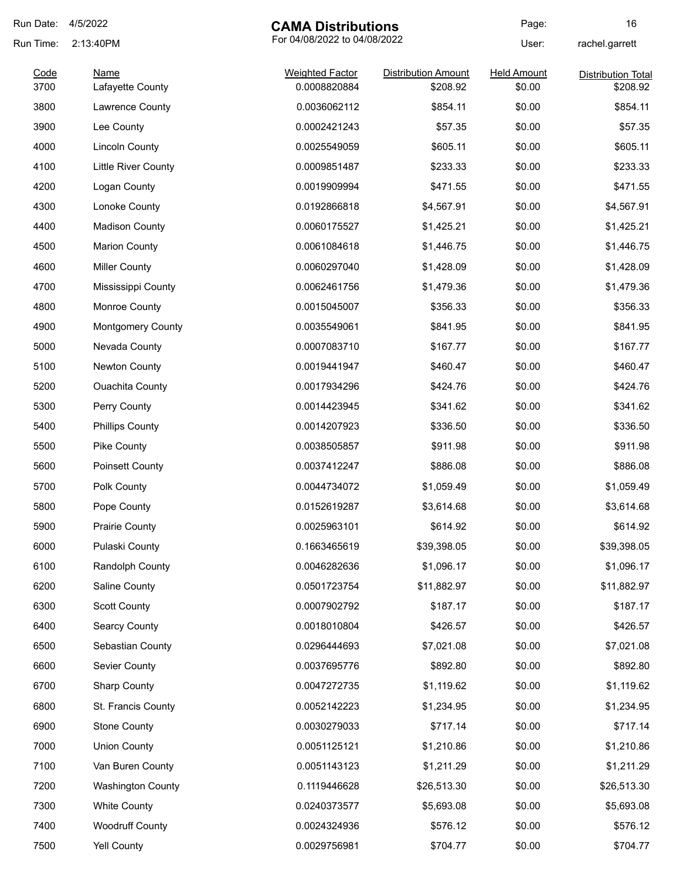Run Date: 4/5/2022
Run Time: 2:13:40PM

# CAMA Distributions

For 04/08/2022 to 04/08/2022

User: rachel.garrett

| Code | Name | Weighted Factor | Distribution Amount | Held Amount | Distribution Total |
|---|---|---|---|---|---|
| 3700 | Lafayette County | 0.0008820884 | $208.92 | $0.00 | $208.92 |
| 3800 | Lawrence County | 0.0036062112 | $854.11 | $0.00 | $854.11 |
| 3900 | Lee County | 0.0002421243 | $57.35 | $0.00 | $57.35 |
| 4000 | Lincoln County | 0.0025549059 | $605.11 | $0.00 | $605.11 |
| 4100 | Little River County | 0.0009851487 | $233.33 | $0.00 | $233.33 |
| 4200 | Logan County | 0.0019909994 | $471.55 | $0.00 | $471.55 |
| 4300 | Lonoke County | 0.0192866818 | $4,567.91 | $0.00 | $4,567.91 |
| 4400 | Madison County | 0.0060175527 | $1,425.21 | $0.00 | $1,425.21 |
| 4500 | Marion County | 0.0061084618 | $1,446.75 | $0.00 | $1,446.75 |
| 4600 | Miller County | 0.0060297040 | $1,428.09 | $0.00 | $1,428.09 |
| 4700 | Mississippi County | 0.0062461756 | $1,479.36 | $0.00 | $1,479.36 |
| 4800 | Monroe County | 0.0015045007 | $356.33 | $0.00 | $356.33 |
| 4900 | Montgomery County | 0.0035549061 | $841.95 | $0.00 | $841.95 |
| 5000 | Nevada County | 0.0007083710 | $167.77 | $0.00 | $167.77 |
| 5100 | Newton County | 0.0019441947 | $460.47 | $0.00 | $460.47 |
| 5200 | Ouachita County | 0.0017934296 | $424.76 | $0.00 | $424.76 |
| 5300 | Perry County | 0.0014423945 | $341.62 | $0.00 | $341.62 |
| 5400 | Phillips County | 0.0014207923 | $336.50 | $0.00 | $336.50 |
| 5500 | Pike County | 0.0038505857 | $911.98 | $0.00 | $911.98 |
| 5600 | Poinsett County | 0.0037412247 | $886.08 | $0.00 | $886.08 |
| 5700 | Polk County | 0.0044734072 | $1,059.49 | $0.00 | $1,059.49 |
| 5800 | Pope County | 0.0152619287 | $3,614.68 | $0.00 | $3,614.68 |
| 5900 | Prairie County | 0.0025963101 | $614.92 | $0.00 | $614.92 |
| 6000 | Pulaski County | 0.1663465619 | $39,398.05 | $0.00 | $39,398.05 |
| 6100 | Randolph County | 0.0046282636 | $1,096.17 | $0.00 | $1,096.17 |
| 6200 | Saline County | 0.0501723754 | $11,882.97 | $0.00 | $11,882.97 |
| 6300 | Scott County | 0.0007902792 | $187.17 | $0.00 | $187.17 |
| 6400 | Searcy County | 0.0018010804 | $426.57 | $0.00 | $426.57 |
| 6500 | Sebastian County | 0.0296444693 | $7,021.08 | $0.00 | $7,021.08 |
| 6600 | Sevier County | 0.0037695776 | $892.80 | $0.00 | $892.80 |
| 6700 | Sharp County | 0.0047272735 | $1,119.62 | $0.00 | $1,119.62 |
| 6800 | St. Francis County | 0.0052142223 | $1,234.95 | $0.00 | $1,234.95 |
| 6900 | Stone County | 0.0030279033 | $717.14 | $0.00 | $717.14 |
| 7000 | Union County | 0.0051125121 | $1,210.86 | $0.00 | $1,210.86 |
| 7100 | Van Buren County | 0.0051143123 | $1,211.29 | $0.00 | $1,211.29 |
| 7200 | Washington County | 0.1119446628 | $26,513.30 | $0.00 | $26,513.30 |
| 7300 | White County | 0.0240373577 | $5,693.08 | $0.00 | $5,693.08 |
| 7400 | Woodruff County | 0.0024324936 | $576.12 | $0.00 | $576.12 |
| 7500 | Yell County | 0.0029756981 | $704.77 | $0.00 | $704.77 |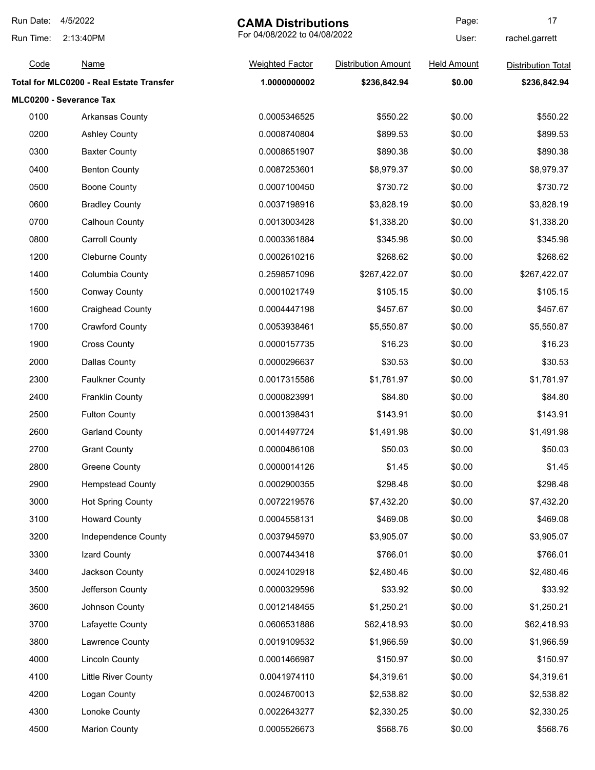# CAMA Distributions

For 04/08/2022 to 04/08/2022

Run Date: 4/5/2022
Run Time: 2:13:40PM
User: rachel.garrett

| Code | Name | Weighted Factor | Distribution Amount | Held Amount | Distribution Total |
|---|---|---|---|---|---|
| **Total for MLC0200 - Real Estate Transfer** | | **1.0000000002** | **$236,842.94** | **$0.00** | **$236,842.94** |
| **MLC0200 - Severance Tax** | | | | | |
| 0100 | Arkansas County | 0.0005346525 | $550.22 | $0.00 | $550.22 |
| 0200 | Ashley County | 0.0008740804 | $899.53 | $0.00 | $899.53 |
| 0300 | Baxter County | 0.0008651907 | $890.38 | $0.00 | $890.38 |
| 0400 | Benton County | 0.0087253601 | $8,979.37 | $0.00 | $8,979.37 |
| 0500 | Boone County | 0.0007100450 | $730.72 | $0.00 | $730.72 |
| 0600 | Bradley County | 0.0037198916 | $3,828.19 | $0.00 | $3,828.19 |
| 0700 | Calhoun County | 0.0013003428 | $1,338.20 | $0.00 | $1,338.20 |
| 0800 | Carroll County | 0.0003361884 | $345.98 | $0.00 | $345.98 |
| 1200 | Cleburne County | 0.0002610216 | $268.62 | $0.00 | $268.62 |
| 1400 | Columbia County | 0.2598571096 | $267,422.07 | $0.00 | $267,422.07 |
| 1500 | Conway County | 0.0001021749 | $105.15 | $0.00 | $105.15 |
| 1600 | Craighead County | 0.0004447198 | $457.67 | $0.00 | $457.67 |
| 1700 | Crawford County | 0.0053938461 | $5,550.87 | $0.00 | $5,550.87 |
| 1900 | Cross County | 0.0000157735 | $16.23 | $0.00 | $16.23 |
| 2000 | Dallas County | 0.0000296637 | $30.53 | $0.00 | $30.53 |
| 2300 | Faulkner County | 0.0017315586 | $1,781.97 | $0.00 | $1,781.97 |
| 2400 | Franklin County | 0.0000823991 | $84.80 | $0.00 | $84.80 |
| 2500 | Fulton County | 0.0001398431 | $143.91 | $0.00 | $143.91 |
| 2600 | Garland County | 0.0014497724 | $1,491.98 | $0.00 | $1,491.98 |
| 2700 | Grant County | 0.0000486108 | $50.03 | $0.00 | $50.03 |
| 2800 | Greene County | 0.0000014126 | $1.45 | $0.00 | $1.45 |
| 2900 | Hempstead County | 0.0002900355 | $298.48 | $0.00 | $298.48 |
| 3000 | Hot Spring County | 0.0072219576 | $7,432.20 | $0.00 | $7,432.20 |
| 3100 | Howard County | 0.0004558131 | $469.08 | $0.00 | $469.08 |
| 3200 | Independence County | 0.0037945970 | $3,905.07 | $0.00 | $3,905.07 |
| 3300 | Izard County | 0.0007443418 | $766.01 | $0.00 | $766.01 |
| 3400 | Jackson County | 0.0024102918 | $2,480.46 | $0.00 | $2,480.46 |
| 3500 | Jefferson County | 0.0000329596 | $33.92 | $0.00 | $33.92 |
| 3600 | Johnson County | 0.0012148455 | $1,250.21 | $0.00 | $1,250.21 |
| 3700 | Lafayette County | 0.0606531886 | $62,418.93 | $0.00 | $62,418.93 |
| 3800 | Lawrence County | 0.0019109532 | $1,966.59 | $0.00 | $1,966.59 |
| 4000 | Lincoln County | 0.0001466987 | $150.97 | $0.00 | $150.97 |
| 4100 | Little River County | 0.0041974110 | $4,319.61 | $0.00 | $4,319.61 |
| 4200 | Logan County | 0.0024670013 | $2,538.82 | $0.00 | $2,538.82 |
| 4300 | Lonoke County | 0.0022643277 | $2,330.25 | $0.00 | $2,330.25 |
| 4500 | Marion County | 0.0005526673 | $568.76 | $0.00 | $568.76 |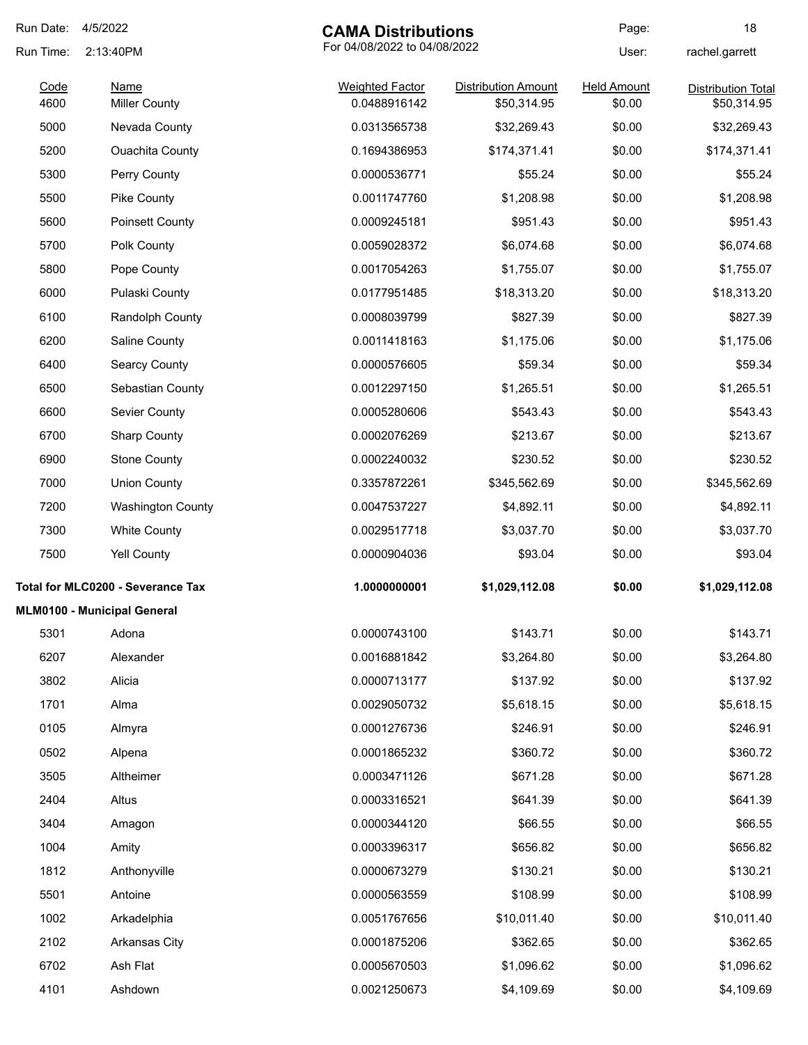# CAMA Distributions

For 04/08/2022 to 04/08/2022

Run Date: 4/5/2022
Run Time: 2:13:40PM
User: rachel.garrett

| Code | Name | Weighted Factor | Distribution Amount | Held Amount | Distribution Total |
|---|---|---|---|---|---|
| 4600 | Miller County | 0.0488916142 | $50,314.95 | $0.00 | $50,314.95 |
| 5000 | Nevada County | 0.0313565738 | $32,269.43 | $0.00 | $32,269.43 |
| 5200 | Ouachita County | 0.1694386953 | $174,371.41 | $0.00 | $174,371.41 |
| 5300 | Perry County | 0.0000536771 | $55.24 | $0.00 | $55.24 |
| 5500 | Pike County | 0.0011747760 | $1,208.98 | $0.00 | $1,208.98 |
| 5600 | Poinsett County | 0.0009245181 | $951.43 | $0.00 | $951.43 |
| 5700 | Polk County | 0.0059028372 | $6,074.68 | $0.00 | $6,074.68 |
| 5800 | Pope County | 0.0017054263 | $1,755.07 | $0.00 | $1,755.07 |
| 6000 | Pulaski County | 0.0177951485 | $18,313.20 | $0.00 | $18,313.20 |
| 6100 | Randolph County | 0.0008039799 | $827.39 | $0.00 | $827.39 |
| 6200 | Saline County | 0.0011418163 | $1,175.06 | $0.00 | $1,175.06 |
| 6400 | Searcy County | 0.0000576605 | $59.34 | $0.00 | $59.34 |
| 6500 | Sebastian County | 0.0012297150 | $1,265.51 | $0.00 | $1,265.51 |
| 6600 | Sevier County | 0.0005280606 | $543.43 | $0.00 | $543.43 |
| 6700 | Sharp County | 0.0002076269 | $213.67 | $0.00 | $213.67 |
| 6900 | Stone County | 0.0002240032 | $230.52 | $0.00 | $230.52 |
| 7000 | Union County | 0.3357872261 | $345,562.69 | $0.00 | $345,562.69 |
| 7200 | Washington County | 0.0047537227 | $4,892.11 | $0.00 | $4,892.11 |
| 7300 | White County | 0.0029517718 | $3,037.70 | $0.00 | $3,037.70 |
| 7500 | Yell County | 0.0000904036 | $93.04 | $0.00 | $93.04 |
| **Total for MLC0200 - Severance Tax** | | **1.0000000001** | **$1,029,112.08** | **$0.00** | **$1,029,112.08** |
| **MLM0100 - Municipal General** | | | | | |
| 5301 | Adona | 0.0000743100 | $143.71 | $0.00 | $143.71 |
| 6207 | Alexander | 0.0016881842 | $3,264.80 | $0.00 | $3,264.80 |
| 3802 | Alicia | 0.0000713177 | $137.92 | $0.00 | $137.92 |
| 1701 | Alma | 0.0029050732 | $5,618.15 | $0.00 | $5,618.15 |
| 0105 | Almyra | 0.0001276736 | $246.91 | $0.00 | $246.91 |
| 0502 | Alpena | 0.0001865232 | $360.72 | $0.00 | $360.72 |
| 3505 | Altheimer | 0.0003471126 | $671.28 | $0.00 | $671.28 |
| 2404 | Altus | 0.0003316521 | $641.39 | $0.00 | $641.39 |
| 3404 | Amagon | 0.0000344120 | $66.55 | $0.00 | $66.55 |
| 1004 | Amity | 0.0003396317 | $656.82 | $0.00 | $656.82 |
| 1812 | Anthonyville | 0.0000673279 | $130.21 | $0.00 | $130.21 |
| 5501 | Antoine | 0.0000563559 | $108.99 | $0.00 | $108.99 |
| 1002 | Arkadelphia | 0.0051767656 | $10,011.40 | $0.00 | $10,011.40 |
| 2102 | Arkansas City | 0.0001875206 | $362.65 | $0.00 | $362.65 |
| 6702 | Ash Flat | 0.0005670503 | $1,096.62 | $0.00 | $1,096.62 |
| 4101 | Ashdown | 0.0021250673 | $4,109.69 | $0.00 | $4,109.69 |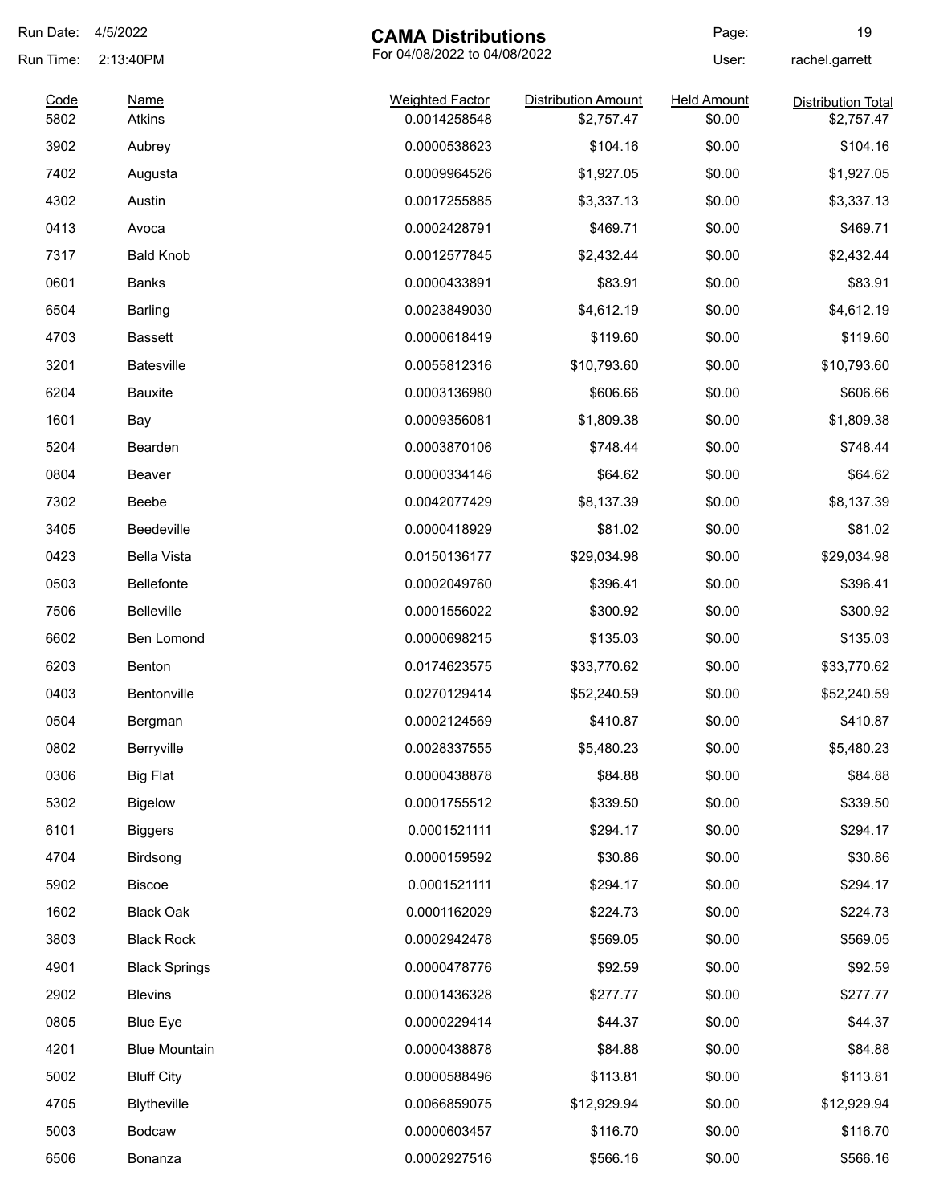# CAMA Distributions

For 04/08/2022 to 04/08/2022

Run Date: 4/5/2022
Run Time: 2:13:40PM
User: rachel.garrett

| Code | Name | Weighted Factor | Distribution Amount | Held Amount | Distribution Total |
|---|---|---|---|---|---|
| 5802 | Atkins | 0.0014258548 | $2,757.47 | $0.00 | $2,757.47 |
| 3902 | Aubrey | 0.0000538623 | $104.16 | $0.00 | $104.16 |
| 7402 | Augusta | 0.0009964526 | $1,927.05 | $0.00 | $1,927.05 |
| 4302 | Austin | 0.0017255885 | $3,337.13 | $0.00 | $3,337.13 |
| 0413 | Avoca | 0.0002428791 | $469.71 | $0.00 | $469.71 |
| 7317 | Bald Knob | 0.0012577845 | $2,432.44 | $0.00 | $2,432.44 |
| 0601 | Banks | 0.0000433891 | $83.91 | $0.00 | $83.91 |
| 6504 | Barling | 0.0023849030 | $4,612.19 | $0.00 | $4,612.19 |
| 4703 | Bassett | 0.0000618419 | $119.60 | $0.00 | $119.60 |
| 3201 | Batesville | 0.0055812316 | $10,793.60 | $0.00 | $10,793.60 |
| 6204 | Bauxite | 0.0003136980 | $606.66 | $0.00 | $606.66 |
| 1601 | Bay | 0.0009356081 | $1,809.38 | $0.00 | $1,809.38 |
| 5204 | Bearden | 0.0003870106 | $748.44 | $0.00 | $748.44 |
| 0804 | Beaver | 0.0000334146 | $64.62 | $0.00 | $64.62 |
| 7302 | Beebe | 0.0042077429 | $8,137.39 | $0.00 | $8,137.39 |
| 3405 | Beedeville | 0.0000418929 | $81.02 | $0.00 | $81.02 |
| 0423 | Bella Vista | 0.0150136177 | $29,034.98 | $0.00 | $29,034.98 |
| 0503 | Bellefonte | 0.0002049760 | $396.41 | $0.00 | $396.41 |
| 7506 | Belleville | 0.0001556022 | $300.92 | $0.00 | $300.92 |
| 6602 | Ben Lomond | 0.0000698215 | $135.03 | $0.00 | $135.03 |
| 6203 | Benton | 0.0174623575 | $33,770.62 | $0.00 | $33,770.62 |
| 0403 | Bentonville | 0.0270129414 | $52,240.59 | $0.00 | $52,240.59 |
| 0504 | Bergman | 0.0002124569 | $410.87 | $0.00 | $410.87 |
| 0802 | Berryville | 0.0028337555 | $5,480.23 | $0.00 | $5,480.23 |
| 0306 | Big Flat | 0.0000438878 | $84.88 | $0.00 | $84.88 |
| 5302 | Bigelow | 0.0001755512 | $339.50 | $0.00 | $339.50 |
| 6101 | Biggers | 0.0001521111 | $294.17 | $0.00 | $294.17 |
| 4704 | Birdsong | 0.0000159592 | $30.86 | $0.00 | $30.86 |
| 5902 | Biscoe | 0.0001521111 | $294.17 | $0.00 | $294.17 |
| 1602 | Black Oak | 0.0001162029 | $224.73 | $0.00 | $224.73 |
| 3803 | Black Rock | 0.0002942478 | $569.05 | $0.00 | $569.05 |
| 4901 | Black Springs | 0.0000478776 | $92.59 | $0.00 | $92.59 |
| 2902 | Blevins | 0.0001436328 | $277.77 | $0.00 | $277.77 |
| 0805 | Blue Eye | 0.0000229414 | $44.37 | $0.00 | $44.37 |
| 4201 | Blue Mountain | 0.0000438878 | $84.88 | $0.00 | $84.88 |
| 5002 | Bluff City | 0.0000588496 | $113.81 | $0.00 | $113.81 |
| 4705 | Blytheville | 0.0066859075 | $12,929.94 | $0.00 | $12,929.94 |
| 5003 | Bodcaw | 0.0000603457 | $116.70 | $0.00 | $116.70 |
| 6506 | Bonanza | 0.0002927516 | $566.16 | $0.00 | $566.16 |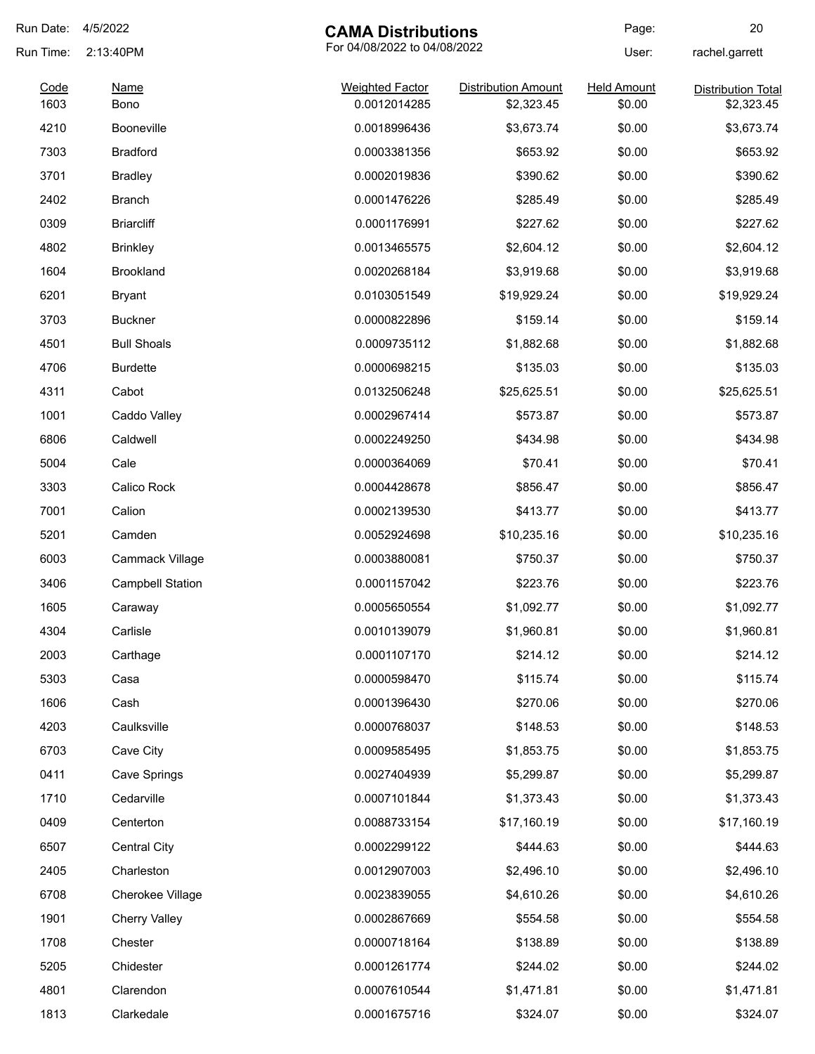Run Date: 4/5/2022

Run Time: 2:13:40PM

# CAMA Distributions

For 04/08/2022 to 04/08/2022

User: rachel.garrett

| Code | Name | Weighted Factor | Distribution Amount | Held Amount | Distribution Total |
|---|---|---|---|---|---|
| 1603 | Bono | 0.0012014285 | $2,323.45 | $0.00 | $2,323.45 |
| 4210 | Booneville | 0.0018996436 | $3,673.74 | $0.00 | $3,673.74 |
| 7303 | Bradford | 0.0003381356 | $653.92 | $0.00 | $653.92 |
| 3701 | Bradley | 0.0002019836 | $390.62 | $0.00 | $390.62 |
| 2402 | Branch | 0.0001476226 | $285.49 | $0.00 | $285.49 |
| 0309 | Briarcliff | 0.0001176991 | $227.62 | $0.00 | $227.62 |
| 4802 | Brinkley | 0.0013465575 | $2,604.12 | $0.00 | $2,604.12 |
| 1604 | Brookland | 0.0020268184 | $3,919.68 | $0.00 | $3,919.68 |
| 6201 | Bryant | 0.0103051549 | $19,929.24 | $0.00 | $19,929.24 |
| 3703 | Buckner | 0.0000822896 | $159.14 | $0.00 | $159.14 |
| 4501 | Bull Shoals | 0.0009735112 | $1,882.68 | $0.00 | $1,882.68 |
| 4706 | Burdette | 0.0000698215 | $135.03 | $0.00 | $135.03 |
| 4311 | Cabot | 0.0132506248 | $25,625.51 | $0.00 | $25,625.51 |
| 1001 | Caddo Valley | 0.0002967414 | $573.87 | $0.00 | $573.87 |
| 6806 | Caldwell | 0.0002249250 | $434.98 | $0.00 | $434.98 |
| 5004 | Cale | 0.0000364069 | $70.41 | $0.00 | $70.41 |
| 3303 | Calico Rock | 0.0004428678 | $856.47 | $0.00 | $856.47 |
| 7001 | Calion | 0.0002139530 | $413.77 | $0.00 | $413.77 |
| 5201 | Camden | 0.0052924698 | $10,235.16 | $0.00 | $10,235.16 |
| 6003 | Cammack Village | 0.0003880081 | $750.37 | $0.00 | $750.37 |
| 3406 | Campbell Station | 0.0001157042 | $223.76 | $0.00 | $223.76 |
| 1605 | Caraway | 0.0005650554 | $1,092.77 | $0.00 | $1,092.77 |
| 4304 | Carlisle | 0.0010139079 | $1,960.81 | $0.00 | $1,960.81 |
| 2003 | Carthage | 0.0001107170 | $214.12 | $0.00 | $214.12 |
| 5303 | Casa | 0.0000598470 | $115.74 | $0.00 | $115.74 |
| 1606 | Cash | 0.0001396430 | $270.06 | $0.00 | $270.06 |
| 4203 | Caulksville | 0.0000768037 | $148.53 | $0.00 | $148.53 |
| 6703 | Cave City | 0.0009585495 | $1,853.75 | $0.00 | $1,853.75 |
| 0411 | Cave Springs | 0.0027404939 | $5,299.87 | $0.00 | $5,299.87 |
| 1710 | Cedarville | 0.0007101844 | $1,373.43 | $0.00 | $1,373.43 |
| 0409 | Centerton | 0.0088733154 | $17,160.19 | $0.00 | $17,160.19 |
| 6507 | Central City | 0.0002299122 | $444.63 | $0.00 | $444.63 |
| 2405 | Charleston | 0.0012907003 | $2,496.10 | $0.00 | $2,496.10 |
| 6708 | Cherokee Village | 0.0023839055 | $4,610.26 | $0.00 | $4,610.26 |
| 1901 | Cherry Valley | 0.0002867669 | $554.58 | $0.00 | $554.58 |
| 1708 | Chester | 0.0000718164 | $138.89 | $0.00 | $138.89 |
| 5205 | Chidester | 0.0001261774 | $244.02 | $0.00 | $244.02 |
| 4801 | Clarendon | 0.0007610544 | $1,471.81 | $0.00 | $1,471.81 |
| 1813 | Clarkedale | 0.0001675716 | $324.07 | $0.00 | $324.07 |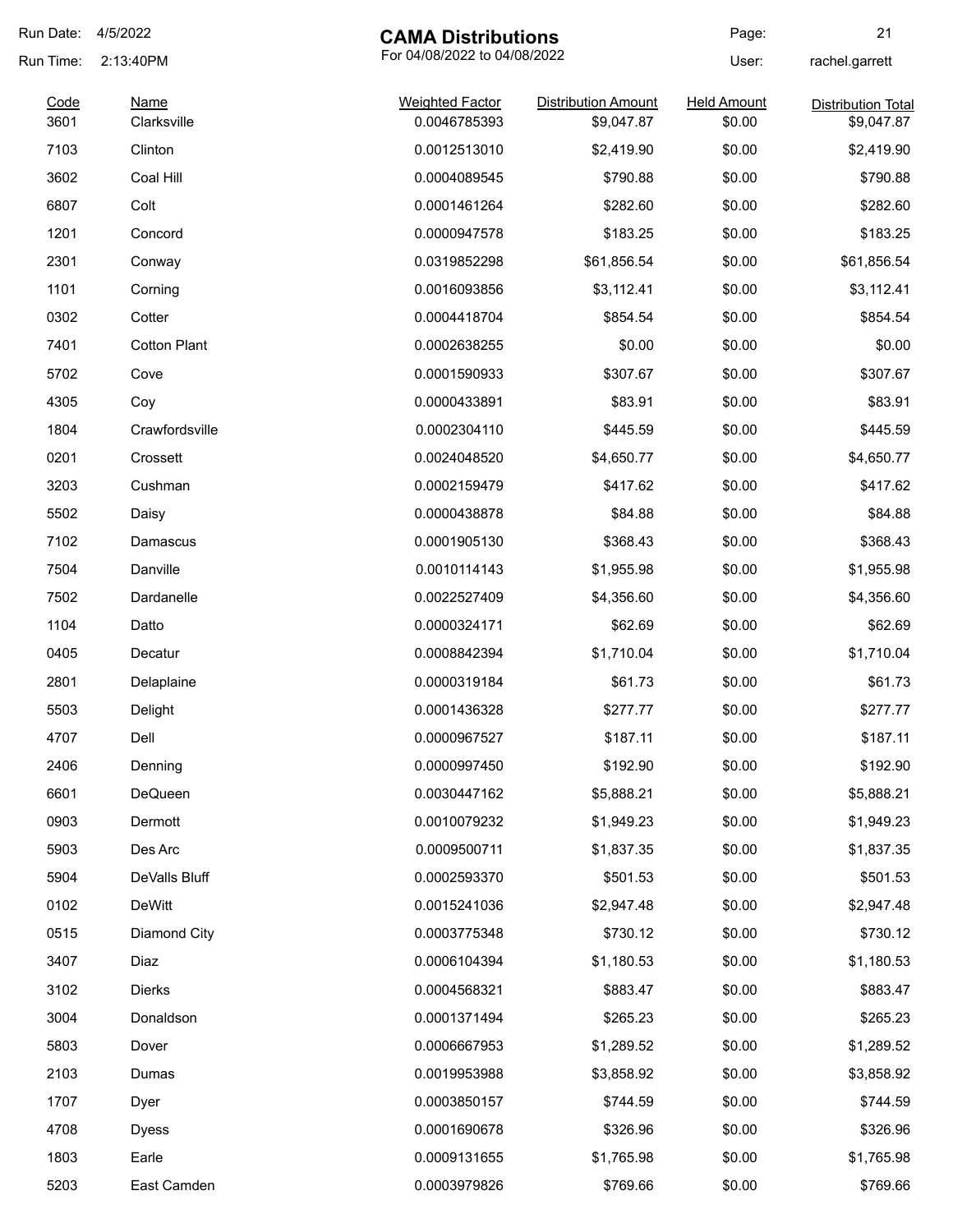# CAMA Distributions

Run Date: 4/5/2022
Run Time: 2:13:40PM

For 04/08/2022 to 04/08/2022

User: rachel.garrett

| Code | Name | Weighted Factor | Distribution Amount | Held Amount | Distribution Total |
|---|---|---|---|---|---|
| 3601 | Clarksville | 0.0046785393 | $9,047.87 | $0.00 | $9,047.87 |
| 7103 | Clinton | 0.0012513010 | $2,419.90 | $0.00 | $2,419.90 |
| 3602 | Coal Hill | 0.0004089545 | $790.88 | $0.00 | $790.88 |
| 6807 | Colt | 0.0001461264 | $282.60 | $0.00 | $282.60 |
| 1201 | Concord | 0.0000947578 | $183.25 | $0.00 | $183.25 |
| 2301 | Conway | 0.0319852298 | $61,856.54 | $0.00 | $61,856.54 |
| 1101 | Corning | 0.0016093856 | $3,112.41 | $0.00 | $3,112.41 |
| 0302 | Cotter | 0.0004418704 | $854.54 | $0.00 | $854.54 |
| 7401 | Cotton Plant | 0.0002638255 | $0.00 | $0.00 | $0.00 |
| 5702 | Cove | 0.0001590933 | $307.67 | $0.00 | $307.67 |
| 4305 | Coy | 0.0000433891 | $83.91 | $0.00 | $83.91 |
| 1804 | Crawfordsville | 0.0002304110 | $445.59 | $0.00 | $445.59 |
| 0201 | Crossett | 0.0024048520 | $4,650.77 | $0.00 | $4,650.77 |
| 3203 | Cushman | 0.0002159479 | $417.62 | $0.00 | $417.62 |
| 5502 | Daisy | 0.0000438878 | $84.88 | $0.00 | $84.88 |
| 7102 | Damascus | 0.0001905130 | $368.43 | $0.00 | $368.43 |
| 7504 | Danville | 0.0010114143 | $1,955.98 | $0.00 | $1,955.98 |
| 7502 | Dardanelle | 0.0022527409 | $4,356.60 | $0.00 | $4,356.60 |
| 1104 | Datto | 0.0000324171 | $62.69 | $0.00 | $62.69 |
| 0405 | Decatur | 0.0008842394 | $1,710.04 | $0.00 | $1,710.04 |
| 2801 | Delaplaine | 0.0000319184 | $61.73 | $0.00 | $61.73 |
| 5503 | Delight | 0.0001436328 | $277.77 | $0.00 | $277.77 |
| 4707 | Dell | 0.0000967527 | $187.11 | $0.00 | $187.11 |
| 2406 | Denning | 0.0000997450 | $192.90 | $0.00 | $192.90 |
| 6601 | DeQueen | 0.0030447162 | $5,888.21 | $0.00 | $5,888.21 |
| 0903 | Dermott | 0.0010079232 | $1,949.23 | $0.00 | $1,949.23 |
| 5903 | Des Arc | 0.0009500711 | $1,837.35 | $0.00 | $1,837.35 |
| 5904 | DeValls Bluff | 0.0002593370 | $501.53 | $0.00 | $501.53 |
| 0102 | DeWitt | 0.0015241036 | $2,947.48 | $0.00 | $2,947.48 |
| 0515 | Diamond City | 0.0003775348 | $730.12 | $0.00 | $730.12 |
| 3407 | Diaz | 0.0006104394 | $1,180.53 | $0.00 | $1,180.53 |
| 3102 | Dierks | 0.0004568321 | $883.47 | $0.00 | $883.47 |
| 3004 | Donaldson | 0.0001371494 | $265.23 | $0.00 | $265.23 |
| 5803 | Dover | 0.0006667953 | $1,289.52 | $0.00 | $1,289.52 |
| 2103 | Dumas | 0.0019953988 | $3,858.92 | $0.00 | $3,858.92 |
| 1707 | Dyer | 0.0003850157 | $744.59 | $0.00 | $744.59 |
| 4708 | Dyess | 0.0001690678 | $326.96 | $0.00 | $326.96 |
| 1803 | Earle | 0.0009131655 | $1,765.98 | $0.00 | $1,765.98 |
| 5203 | East Camden | 0.0003979826 | $769.66 | $0.00 | $769.66 |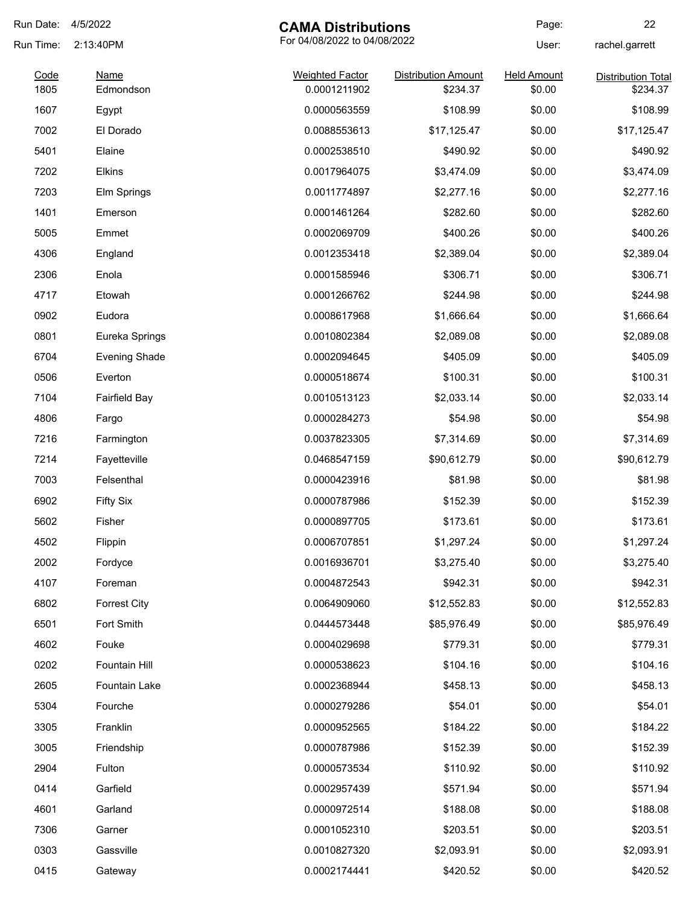Run Date: 4/5/2022
Run Time: 2:13:40PM

# CAMA Distributions

For 04/08/2022 to 04/08/2022

Page: 22
User: rachel.garrett

| Code | Name | Weighted Factor | Distribution Amount | Held Amount | Distribution Total |
|---|---|---|---|---|---|
| 1805 | Edmondson | 0.0001211902 | $234.37 | $0.00 | $234.37 |
| 1607 | Egypt | 0.0000563559 | $108.99 | $0.00 | $108.99 |
| 7002 | El Dorado | 0.0088553613 | $17,125.47 | $0.00 | $17,125.47 |
| 5401 | Elaine | 0.0002538510 | $490.92 | $0.00 | $490.92 |
| 7202 | Elkins | 0.0017964075 | $3,474.09 | $0.00 | $3,474.09 |
| 7203 | Elm Springs | 0.0011774897 | $2,277.16 | $0.00 | $2,277.16 |
| 1401 | Emerson | 0.0001461264 | $282.60 | $0.00 | $282.60 |
| 5005 | Emmet | 0.0002069709 | $400.26 | $0.00 | $400.26 |
| 4306 | England | 0.0012353418 | $2,389.04 | $0.00 | $2,389.04 |
| 2306 | Enola | 0.0001585946 | $306.71 | $0.00 | $306.71 |
| 4717 | Etowah | 0.0001266762 | $244.98 | $0.00 | $244.98 |
| 0902 | Eudora | 0.0008617968 | $1,666.64 | $0.00 | $1,666.64 |
| 0801 | Eureka Springs | 0.0010802384 | $2,089.08 | $0.00 | $2,089.08 |
| 6704 | Evening Shade | 0.0002094645 | $405.09 | $0.00 | $405.09 |
| 0506 | Everton | 0.0000518674 | $100.31 | $0.00 | $100.31 |
| 7104 | Fairfield Bay | 0.0010513123 | $2,033.14 | $0.00 | $2,033.14 |
| 4806 | Fargo | 0.0000284273 | $54.98 | $0.00 | $54.98 |
| 7216 | Farmington | 0.0037823305 | $7,314.69 | $0.00 | $7,314.69 |
| 7214 | Fayetteville | 0.0468547159 | $90,612.79 | $0.00 | $90,612.79 |
| 7003 | Felsenthal | 0.0000423916 | $81.98 | $0.00 | $81.98 |
| 6902 | Fifty Six | 0.0000787986 | $152.39 | $0.00 | $152.39 |
| 5602 | Fisher | 0.0000897705 | $173.61 | $0.00 | $173.61 |
| 4502 | Flippin | 0.0006707851 | $1,297.24 | $0.00 | $1,297.24 |
| 2002 | Fordyce | 0.0016936701 | $3,275.40 | $0.00 | $3,275.40 |
| 4107 | Foreman | 0.0004872543 | $942.31 | $0.00 | $942.31 |
| 6802 | Forrest City | 0.0064909060 | $12,552.83 | $0.00 | $12,552.83 |
| 6501 | Fort Smith | 0.0444573448 | $85,976.49 | $0.00 | $85,976.49 |
| 4602 | Fouke | 0.0004029698 | $779.31 | $0.00 | $779.31 |
| 0202 | Fountain Hill | 0.0000538623 | $104.16 | $0.00 | $104.16 |
| 2605 | Fountain Lake | 0.0002368944 | $458.13 | $0.00 | $458.13 |
| 5304 | Fourche | 0.0000279286 | $54.01 | $0.00 | $54.01 |
| 3305 | Franklin | 0.0000952565 | $184.22 | $0.00 | $184.22 |
| 3005 | Friendship | 0.0000787986 | $152.39 | $0.00 | $152.39 |
| 2904 | Fulton | 0.0000573534 | $110.92 | $0.00 | $110.92 |
| 0414 | Garfield | 0.0002957439 | $571.94 | $0.00 | $571.94 |
| 4601 | Garland | 0.0000972514 | $188.08 | $0.00 | $188.08 |
| 7306 | Garner | 0.0001052310 | $203.51 | $0.00 | $203.51 |
| 0303 | Gassville | 0.0010827320 | $2,093.91 | $0.00 | $2,093.91 |
| 0415 | Gateway | 0.0002174441 | $420.52 | $0.00 | $420.52 |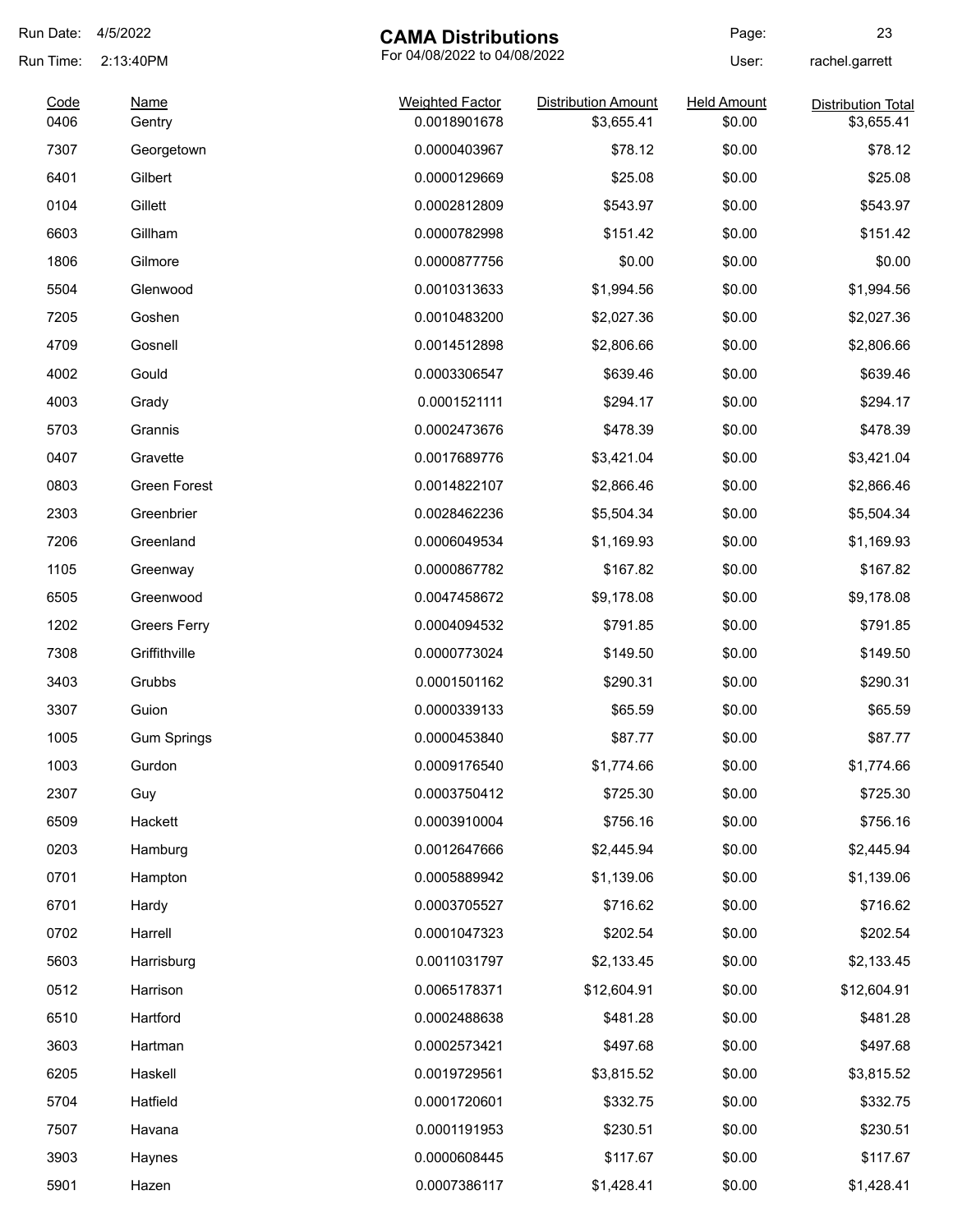Run Date: 4/5/2022

Run Time: 2:13:40PM

# CAMA Distributions

For 04/08/2022 to 04/08/2022

User: rachel.garrett

| Code | Name | Weighted Factor | Distribution Amount | Held Amount | Distribution Total |
|---|---|---|---|---|---|
| 0406 | Gentry | 0.0018901678 | $3,655.41 | $0.00 | $3,655.41 |
| 7307 | Georgetown | 0.0000403967 | $78.12 | $0.00 | $78.12 |
| 6401 | Gilbert | 0.0000129669 | $25.08 | $0.00 | $25.08 |
| 0104 | Gillett | 0.0002812809 | $543.97 | $0.00 | $543.97 |
| 6603 | Gillham | 0.0000782998 | $151.42 | $0.00 | $151.42 |
| 1806 | Gilmore | 0.0000877756 | $0.00 | $0.00 | $0.00 |
| 5504 | Glenwood | 0.0010313633 | $1,994.56 | $0.00 | $1,994.56 |
| 7205 | Goshen | 0.0010483200 | $2,027.36 | $0.00 | $2,027.36 |
| 4709 | Gosnell | 0.0014512898 | $2,806.66 | $0.00 | $2,806.66 |
| 4002 | Gould | 0.0003306547 | $639.46 | $0.00 | $639.46 |
| 4003 | Grady | 0.0001521111 | $294.17 | $0.00 | $294.17 |
| 5703 | Grannis | 0.0002473676 | $478.39 | $0.00 | $478.39 |
| 0407 | Gravette | 0.0017689776 | $3,421.04 | $0.00 | $3,421.04 |
| 0803 | Green Forest | 0.0014822107 | $2,866.46 | $0.00 | $2,866.46 |
| 2303 | Greenbrier | 0.0028462236 | $5,504.34 | $0.00 | $5,504.34 |
| 7206 | Greenland | 0.0006049534 | $1,169.93 | $0.00 | $1,169.93 |
| 1105 | Greenway | 0.0000867782 | $167.82 | $0.00 | $167.82 |
| 6505 | Greenwood | 0.0047458672 | $9,178.08 | $0.00 | $9,178.08 |
| 1202 | Greers Ferry | 0.0004094532 | $791.85 | $0.00 | $791.85 |
| 7308 | Griffithville | 0.0000773024 | $149.50 | $0.00 | $149.50 |
| 3403 | Grubbs | 0.0001501162 | $290.31 | $0.00 | $290.31 |
| 3307 | Guion | 0.0000339133 | $65.59 | $0.00 | $65.59 |
| 1005 | Gum Springs | 0.0000453840 | $87.77 | $0.00 | $87.77 |
| 1003 | Gurdon | 0.0009176540 | $1,774.66 | $0.00 | $1,774.66 |
| 2307 | Guy | 0.0003750412 | $725.30 | $0.00 | $725.30 |
| 6509 | Hackett | 0.0003910004 | $756.16 | $0.00 | $756.16 |
| 0203 | Hamburg | 0.0012647666 | $2,445.94 | $0.00 | $2,445.94 |
| 0701 | Hampton | 0.0005889942 | $1,139.06 | $0.00 | $1,139.06 |
| 6701 | Hardy | 0.0003705527 | $716.62 | $0.00 | $716.62 |
| 0702 | Harrell | 0.0001047323 | $202.54 | $0.00 | $202.54 |
| 5603 | Harrisburg | 0.0011031797 | $2,133.45 | $0.00 | $2,133.45 |
| 0512 | Harrison | 0.0065178371 | $12,604.91 | $0.00 | $12,604.91 |
| 6510 | Hartford | 0.0002488638 | $481.28 | $0.00 | $481.28 |
| 3603 | Hartman | 0.0002573421 | $497.68 | $0.00 | $497.68 |
| 6205 | Haskell | 0.0019729561 | $3,815.52 | $0.00 | $3,815.52 |
| 5704 | Hatfield | 0.0001720601 | $332.75 | $0.00 | $332.75 |
| 7507 | Havana | 0.0001191953 | $230.51 | $0.00 | $230.51 |
| 3903 | Haynes | 0.0000608445 | $117.67 | $0.00 | $117.67 |
| 5901 | Hazen | 0.0007386117 | $1,428.41 | $0.00 | $1,428.41 |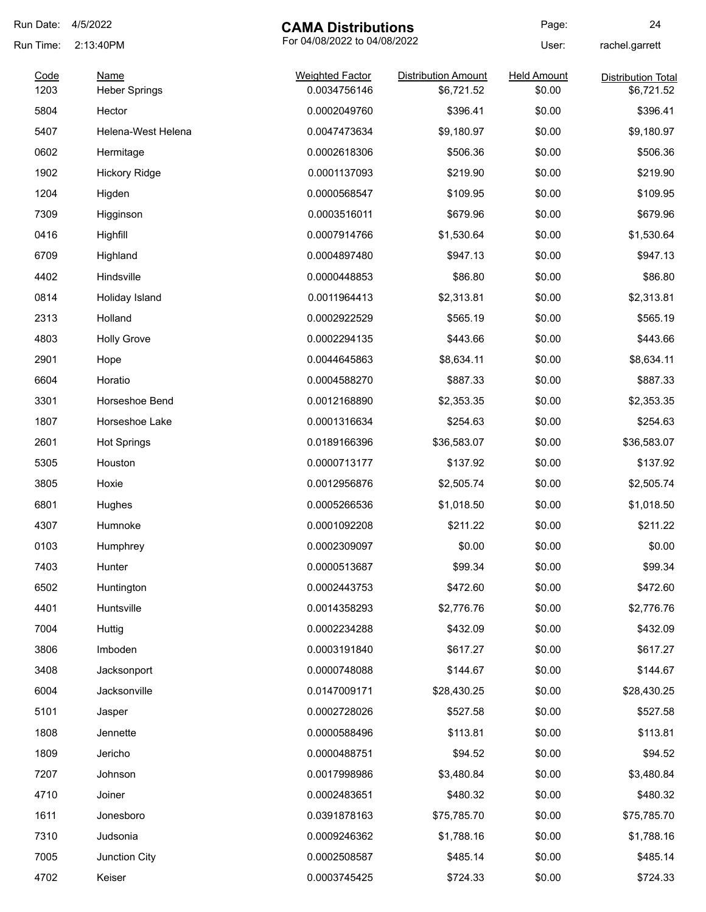Run Date: 4/5/2022

Run Time: 2:13:40PM

# CAMA Distributions

For 04/08/2022 to 04/08/2022

User: rachel.garrett

| Code | Name | Weighted Factor | Distribution Amount | Held Amount | Distribution Total |
|---|---|---|---|---|---|
| 1203 | Heber Springs | 0.0034756146 | $6,721.52 | $0.00 | $6,721.52 |
| 5804 | Hector | 0.0002049760 | $396.41 | $0.00 | $396.41 |
| 5407 | Helena-West Helena | 0.0047473634 | $9,180.97 | $0.00 | $9,180.97 |
| 0602 | Hermitage | 0.0002618306 | $506.36 | $0.00 | $506.36 |
| 1902 | Hickory Ridge | 0.0001137093 | $219.90 | $0.00 | $219.90 |
| 1204 | Higden | 0.0000568547 | $109.95 | $0.00 | $109.95 |
| 7309 | Higginson | 0.0003516011 | $679.96 | $0.00 | $679.96 |
| 0416 | Highfill | 0.0007914766 | $1,530.64 | $0.00 | $1,530.64 |
| 6709 | Highland | 0.0004897480 | $947.13 | $0.00 | $947.13 |
| 4402 | Hindsville | 0.0000448853 | $86.80 | $0.00 | $86.80 |
| 0814 | Holiday Island | 0.0011964413 | $2,313.81 | $0.00 | $2,313.81 |
| 2313 | Holland | 0.0002922529 | $565.19 | $0.00 | $565.19 |
| 4803 | Holly Grove | 0.0002294135 | $443.66 | $0.00 | $443.66 |
| 2901 | Hope | 0.0044645863 | $8,634.11 | $0.00 | $8,634.11 |
| 6604 | Horatio | 0.0004588270 | $887.33 | $0.00 | $887.33 |
| 3301 | Horseshoe Bend | 0.0012168890 | $2,353.35 | $0.00 | $2,353.35 |
| 1807 | Horseshoe Lake | 0.0001316634 | $254.63 | $0.00 | $254.63 |
| 2601 | Hot Springs | 0.0189166396 | $36,583.07 | $0.00 | $36,583.07 |
| 5305 | Houston | 0.0000713177 | $137.92 | $0.00 | $137.92 |
| 3805 | Hoxie | 0.0012956876 | $2,505.74 | $0.00 | $2,505.74 |
| 6801 | Hughes | 0.0005266536 | $1,018.50 | $0.00 | $1,018.50 |
| 4307 | Humnoke | 0.0001092208 | $211.22 | $0.00 | $211.22 |
| 0103 | Humphrey | 0.0002309097 | $0.00 | $0.00 | $0.00 |
| 7403 | Hunter | 0.0000513687 | $99.34 | $0.00 | $99.34 |
| 6502 | Huntington | 0.0002443753 | $472.60 | $0.00 | $472.60 |
| 4401 | Huntsville | 0.0014358293 | $2,776.76 | $0.00 | $2,776.76 |
| 7004 | Huttig | 0.0002234288 | $432.09 | $0.00 | $432.09 |
| 3806 | Imboden | 0.0003191840 | $617.27 | $0.00 | $617.27 |
| 3408 | Jacksonport | 0.0000748088 | $144.67 | $0.00 | $144.67 |
| 6004 | Jacksonville | 0.0147009171 | $28,430.25 | $0.00 | $28,430.25 |
| 5101 | Jasper | 0.0002728026 | $527.58 | $0.00 | $527.58 |
| 1808 | Jennette | 0.0000588496 | $113.81 | $0.00 | $113.81 |
| 1809 | Jericho | 0.0000488751 | $94.52 | $0.00 | $94.52 |
| 7207 | Johnson | 0.0017998986 | $3,480.84 | $0.00 | $3,480.84 |
| 4710 | Joiner | 0.0002483651 | $480.32 | $0.00 | $480.32 |
| 1611 | Jonesboro | 0.0391878163 | $75,785.70 | $0.00 | $75,785.70 |
| 7310 | Judsonia | 0.0009246362 | $1,788.16 | $0.00 | $1,788.16 |
| 7005 | Junction City | 0.0002508587 | $485.14 | $0.00 | $485.14 |
| 4702 | Keiser | 0.0003745425 | $724.33 | $0.00 | $724.33 |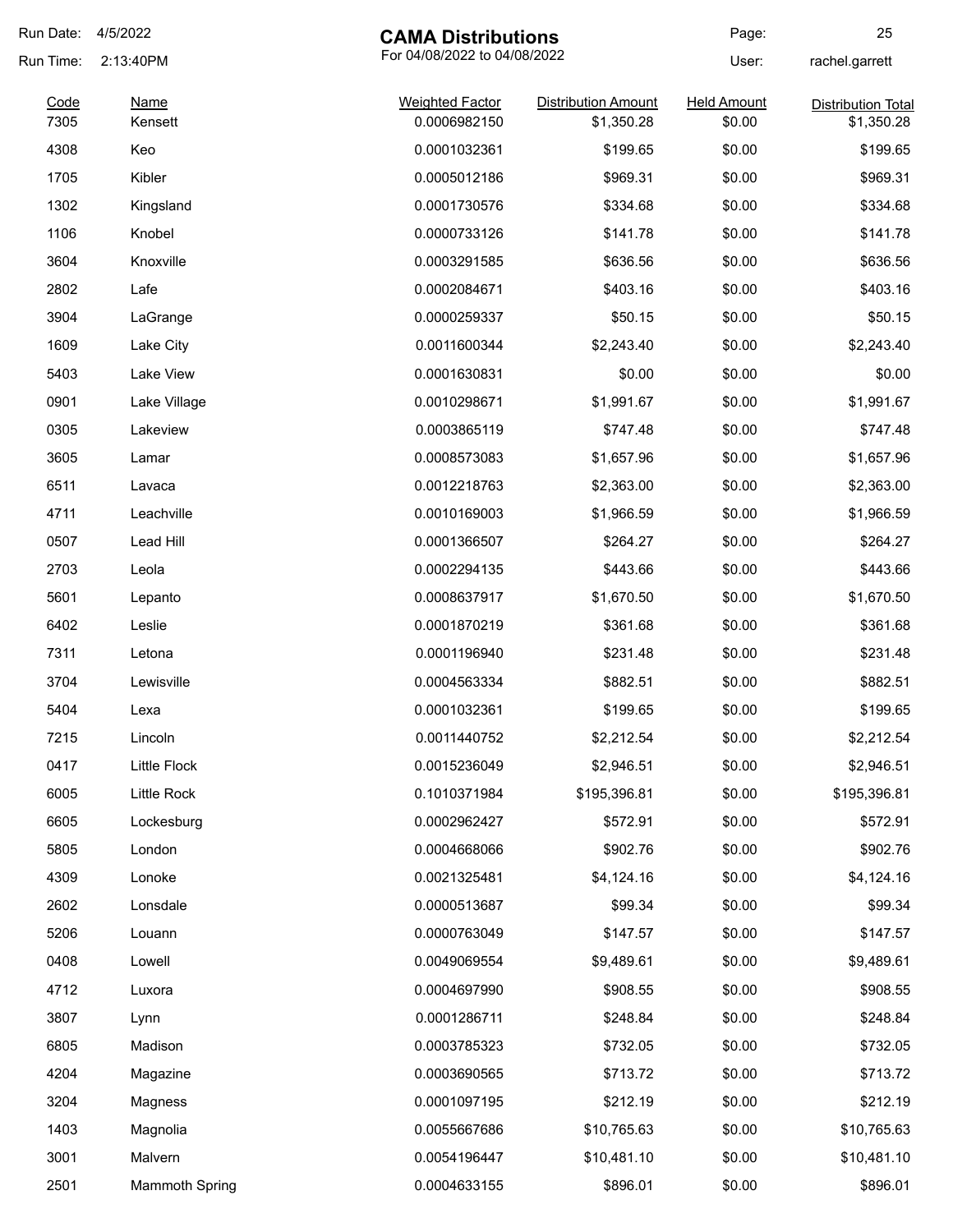# CAMA Distributions

For 04/08/2022 to 04/08/2022

Run Date: 4/5/2022
Run Time: 2:13:40PM
User: rachel.garrett

| Code | Name | Weighted Factor | Distribution Amount | Held Amount | Distribution Total |
|---|---|---|---|---|---|
| 7305 | Kensett | 0.0006982150 | $1,350.28 | $0.00 | $1,350.28 |
| 4308 | Keo | 0.0001032361 | $199.65 | $0.00 | $199.65 |
| 1705 | Kibler | 0.0005012186 | $969.31 | $0.00 | $969.31 |
| 1302 | Kingsland | 0.0001730576 | $334.68 | $0.00 | $334.68 |
| 1106 | Knobel | 0.0000733126 | $141.78 | $0.00 | $141.78 |
| 3604 | Knoxville | 0.0003291585 | $636.56 | $0.00 | $636.56 |
| 2802 | Lafe | 0.0002084671 | $403.16 | $0.00 | $403.16 |
| 3904 | LaGrange | 0.0000259337 | $50.15 | $0.00 | $50.15 |
| 1609 | Lake City | 0.0011600344 | $2,243.40 | $0.00 | $2,243.40 |
| 5403 | Lake View | 0.0001630831 | $0.00 | $0.00 | $0.00 |
| 0901 | Lake Village | 0.0010298671 | $1,991.67 | $0.00 | $1,991.67 |
| 0305 | Lakeview | 0.0003865119 | $747.48 | $0.00 | $747.48 |
| 3605 | Lamar | 0.0008573083 | $1,657.96 | $0.00 | $1,657.96 |
| 6511 | Lavaca | 0.0012218763 | $2,363.00 | $0.00 | $2,363.00 |
| 4711 | Leachville | 0.0010169003 | $1,966.59 | $0.00 | $1,966.59 |
| 0507 | Lead Hill | 0.0001366507 | $264.27 | $0.00 | $264.27 |
| 2703 | Leola | 0.0002294135 | $443.66 | $0.00 | $443.66 |
| 5601 | Lepanto | 0.0008637917 | $1,670.50 | $0.00 | $1,670.50 |
| 6402 | Leslie | 0.0001870219 | $361.68 | $0.00 | $361.68 |
| 7311 | Letona | 0.0001196940 | $231.48 | $0.00 | $231.48 |
| 3704 | Lewisville | 0.0004563334 | $882.51 | $0.00 | $882.51 |
| 5404 | Lexa | 0.0001032361 | $199.65 | $0.00 | $199.65 |
| 7215 | Lincoln | 0.0011440752 | $2,212.54 | $0.00 | $2,212.54 |
| 0417 | Little Flock | 0.0015236049 | $2,946.51 | $0.00 | $2,946.51 |
| 6005 | Little Rock | 0.1010371984 | $195,396.81 | $0.00 | $195,396.81 |
| 6605 | Lockesburg | 0.0002962427 | $572.91 | $0.00 | $572.91 |
| 5805 | London | 0.0004668066 | $902.76 | $0.00 | $902.76 |
| 4309 | Lonoke | 0.0021325481 | $4,124.16 | $0.00 | $4,124.16 |
| 2602 | Lonsdale | 0.0000513687 | $99.34 | $0.00 | $99.34 |
| 5206 | Louann | 0.0000763049 | $147.57 | $0.00 | $147.57 |
| 0408 | Lowell | 0.0049069554 | $9,489.61 | $0.00 | $9,489.61 |
| 4712 | Luxora | 0.0004697990 | $908.55 | $0.00 | $908.55 |
| 3807 | Lynn | 0.0001286711 | $248.84 | $0.00 | $248.84 |
| 6805 | Madison | 0.0003785323 | $732.05 | $0.00 | $732.05 |
| 4204 | Magazine | 0.0003690565 | $713.72 | $0.00 | $713.72 |
| 3204 | Magness | 0.0001097195 | $212.19 | $0.00 | $212.19 |
| 1403 | Magnolia | 0.0055667686 | $10,765.63 | $0.00 | $10,765.63 |
| 3001 | Malvern | 0.0054196447 | $10,481.10 | $0.00 | $10,481.10 |
| 2501 | Mammoth Spring | 0.0004633155 | $896.01 | $0.00 | $896.01 |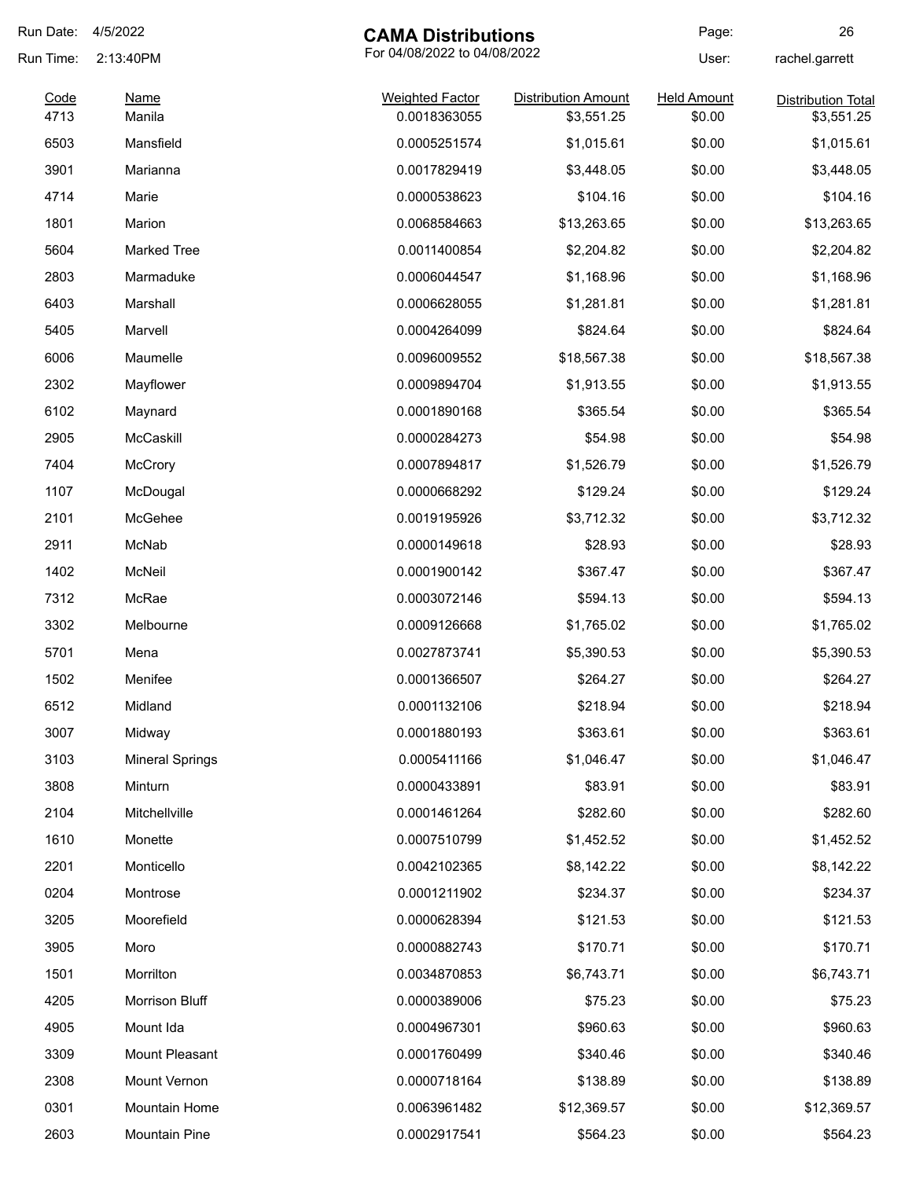# CAMA Distributions

For 04/08/2022 to 04/08/2022

Run Date: 4/5/2022
Run Time: 2:13:40PM
User: rachel.garrett

| Code | Name | Weighted Factor | Distribution Amount | Held Amount | Distribution Total |
|---|---|---|---|---|---|
| 4713 | Manila | 0.0018363055 | $3,551.25 | $0.00 | $3,551.25 |
| 6503 | Mansfield | 0.0005251574 | $1,015.61 | $0.00 | $1,015.61 |
| 3901 | Marianna | 0.0017829419 | $3,448.05 | $0.00 | $3,448.05 |
| 4714 | Marie | 0.0000538623 | $104.16 | $0.00 | $104.16 |
| 1801 | Marion | 0.0068584663 | $13,263.65 | $0.00 | $13,263.65 |
| 5604 | Marked Tree | 0.0011400854 | $2,204.82 | $0.00 | $2,204.82 |
| 2803 | Marmaduke | 0.0006044547 | $1,168.96 | $0.00 | $1,168.96 |
| 6403 | Marshall | 0.0006628055 | $1,281.81 | $0.00 | $1,281.81 |
| 5405 | Marvell | 0.0004264099 | $824.64 | $0.00 | $824.64 |
| 6006 | Maumelle | 0.0096009552 | $18,567.38 | $0.00 | $18,567.38 |
| 2302 | Mayflower | 0.0009894704 | $1,913.55 | $0.00 | $1,913.55 |
| 6102 | Maynard | 0.0001890168 | $365.54 | $0.00 | $365.54 |
| 2905 | McCaskill | 0.0000284273 | $54.98 | $0.00 | $54.98 |
| 7404 | McCrory | 0.0007894817 | $1,526.79 | $0.00 | $1,526.79 |
| 1107 | McDougal | 0.0000668292 | $129.24 | $0.00 | $129.24 |
| 2101 | McGehee | 0.0019195926 | $3,712.32 | $0.00 | $3,712.32 |
| 2911 | McNab | 0.0000149618 | $28.93 | $0.00 | $28.93 |
| 1402 | McNeil | 0.0001900142 | $367.47 | $0.00 | $367.47 |
| 7312 | McRae | 0.0003072146 | $594.13 | $0.00 | $594.13 |
| 3302 | Melbourne | 0.0009126668 | $1,765.02 | $0.00 | $1,765.02 |
| 5701 | Mena | 0.0027873741 | $5,390.53 | $0.00 | $5,390.53 |
| 1502 | Menifee | 0.0001366507 | $264.27 | $0.00 | $264.27 |
| 6512 | Midland | 0.0001132106 | $218.94 | $0.00 | $218.94 |
| 3007 | Midway | 0.0001880193 | $363.61 | $0.00 | $363.61 |
| 3103 | Mineral Springs | 0.0005411166 | $1,046.47 | $0.00 | $1,046.47 |
| 3808 | Minturn | 0.0000433891 | $83.91 | $0.00 | $83.91 |
| 2104 | Mitchellville | 0.0001461264 | $282.60 | $0.00 | $282.60 |
| 1610 | Monette | 0.0007510799 | $1,452.52 | $0.00 | $1,452.52 |
| 2201 | Monticello | 0.0042102365 | $8,142.22 | $0.00 | $8,142.22 |
| 0204 | Montrose | 0.0001211902 | $234.37 | $0.00 | $234.37 |
| 3205 | Moorefield | 0.0000628394 | $121.53 | $0.00 | $121.53 |
| 3905 | Moro | 0.0000882743 | $170.71 | $0.00 | $170.71 |
| 1501 | Morrilton | 0.0034870853 | $6,743.71 | $0.00 | $6,743.71 |
| 4205 | Morrison Bluff | 0.0000389006 | $75.23 | $0.00 | $75.23 |
| 4905 | Mount Ida | 0.0004967301 | $960.63 | $0.00 | $960.63 |
| 3309 | Mount Pleasant | 0.0001760499 | $340.46 | $0.00 | $340.46 |
| 2308 | Mount Vernon | 0.0000718164 | $138.89 | $0.00 | $138.89 |
| 0301 | Mountain Home | 0.0063961482 | $12,369.57 | $0.00 | $12,369.57 |
| 2603 | Mountain Pine | 0.0002917541 | $564.23 | $0.00 | $564.23 |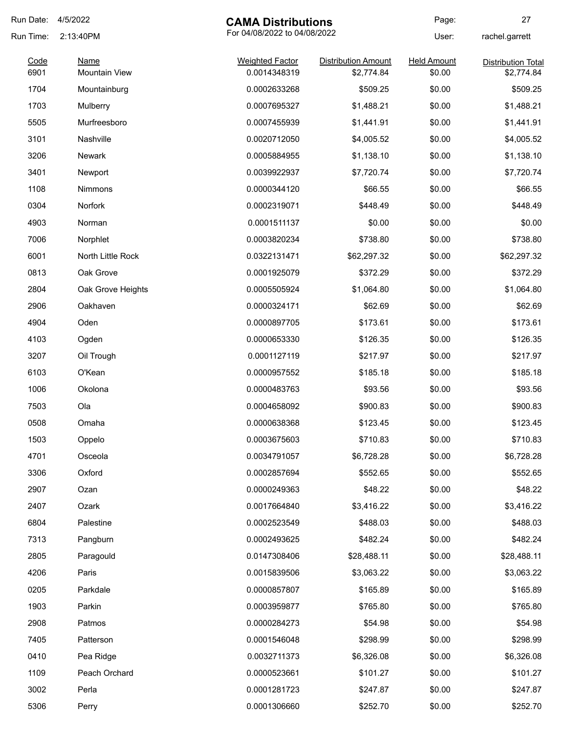# CAMA Distributions

For 04/08/2022 to 04/08/2022

Run Date: 4/5/2022
Run Time: 2:13:40PM
User: rachel.garrett

| Code | Name | Weighted Factor | Distribution Amount | Held Amount | Distribution Total |
|---|---|---|---|---|---|
| 6901 | Mountain View | 0.0014348319 | $2,774.84 | $0.00 | $2,774.84 |
| 1704 | Mountainburg | 0.0002633268 | $509.25 | $0.00 | $509.25 |
| 1703 | Mulberry | 0.0007695327 | $1,488.21 | $0.00 | $1,488.21 |
| 5505 | Murfreesboro | 0.0007455939 | $1,441.91 | $0.00 | $1,441.91 |
| 3101 | Nashville | 0.0020712050 | $4,005.52 | $0.00 | $4,005.52 |
| 3206 | Newark | 0.0005884955 | $1,138.10 | $0.00 | $1,138.10 |
| 3401 | Newport | 0.0039922937 | $7,720.74 | $0.00 | $7,720.74 |
| 1108 | Nimmons | 0.0000344120 | $66.55 | $0.00 | $66.55 |
| 0304 | Norfork | 0.0002319071 | $448.49 | $0.00 | $448.49 |
| 4903 | Norman | 0.0001511137 | $0.00 | $0.00 | $0.00 |
| 7006 | Norphlet | 0.0003820234 | $738.80 | $0.00 | $738.80 |
| 6001 | North Little Rock | 0.0322131471 | $62,297.32 | $0.00 | $62,297.32 |
| 0813 | Oak Grove | 0.0001925079 | $372.29 | $0.00 | $372.29 |
| 2804 | Oak Grove Heights | 0.0005505924 | $1,064.80 | $0.00 | $1,064.80 |
| 2906 | Oakhaven | 0.0000324171 | $62.69 | $0.00 | $62.69 |
| 4904 | Oden | 0.0000897705 | $173.61 | $0.00 | $173.61 |
| 4103 | Ogden | 0.0000653330 | $126.35 | $0.00 | $126.35 |
| 3207 | Oil Trough | 0.0001127119 | $217.97 | $0.00 | $217.97 |
| 6103 | O'Kean | 0.0000957552 | $185.18 | $0.00 | $185.18 |
| 1006 | Okolona | 0.0000483763 | $93.56 | $0.00 | $93.56 |
| 7503 | Ola | 0.0004658092 | $900.83 | $0.00 | $900.83 |
| 0508 | Omaha | 0.0000638368 | $123.45 | $0.00 | $123.45 |
| 1503 | Oppelo | 0.0003675603 | $710.83 | $0.00 | $710.83 |
| 4701 | Osceola | 0.0034791057 | $6,728.28 | $0.00 | $6,728.28 |
| 3306 | Oxford | 0.0002857694 | $552.65 | $0.00 | $552.65 |
| 2907 | Ozan | 0.0000249363 | $48.22 | $0.00 | $48.22 |
| 2407 | Ozark | 0.0017664840 | $3,416.22 | $0.00 | $3,416.22 |
| 6804 | Palestine | 0.0002523549 | $488.03 | $0.00 | $488.03 |
| 7313 | Pangburn | 0.0002493625 | $482.24 | $0.00 | $482.24 |
| 2805 | Paragould | 0.0147308406 | $28,488.11 | $0.00 | $28,488.11 |
| 4206 | Paris | 0.0015839506 | $3,063.22 | $0.00 | $3,063.22 |
| 0205 | Parkdale | 0.0000857807 | $165.89 | $0.00 | $165.89 |
| 1903 | Parkin | 0.0003959877 | $765.80 | $0.00 | $765.80 |
| 2908 | Patmos | 0.0000284273 | $54.98 | $0.00 | $54.98 |
| 7405 | Patterson | 0.0001546048 | $298.99 | $0.00 | $298.99 |
| 0410 | Pea Ridge | 0.0032711373 | $6,326.08 | $0.00 | $6,326.08 |
| 1109 | Peach Orchard | 0.0000523661 | $101.27 | $0.00 | $101.27 |
| 3002 | Perla | 0.0001281723 | $247.87 | $0.00 | $247.87 |
| 5306 | Perry | 0.0001306660 | $252.70 | $0.00 | $252.70 |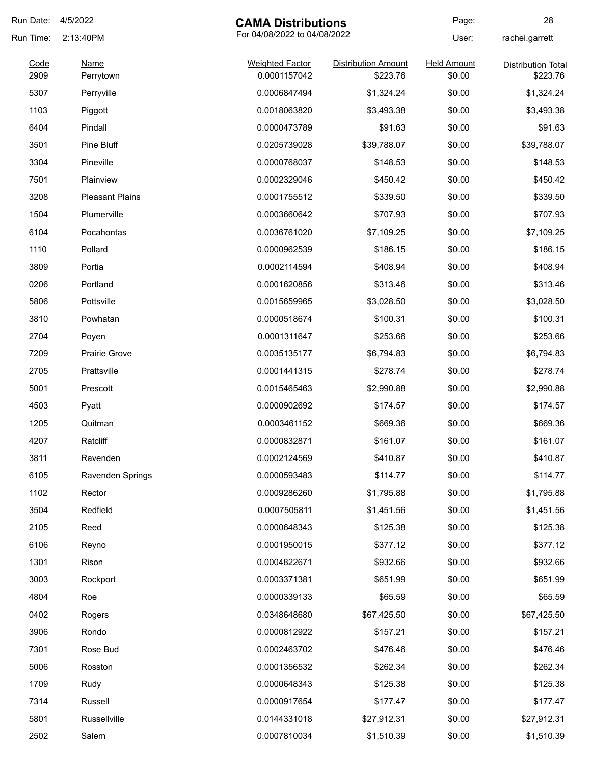Run Date: 4/5/2022
Run Time: 2:13:40PM

# CAMA Distributions

For 04/08/2022 to 04/08/2022

User: rachel.garrett

| Code | Name | Weighted Factor | Distribution Amount | Held Amount | Distribution Total |
|---|---|---|---|---|---|
| 2909 | Perrytown | 0.0001157042 | $223.76 | $0.00 | $223.76 |
| 5307 | Perryville | 0.0006847494 | $1,324.24 | $0.00 | $1,324.24 |
| 1103 | Piggott | 0.0018063820 | $3,493.38 | $0.00 | $3,493.38 |
| 6404 | Pindall | 0.0000473789 | $91.63 | $0.00 | $91.63 |
| 3501 | Pine Bluff | 0.0205739028 | $39,788.07 | $0.00 | $39,788.07 |
| 3304 | Pineville | 0.0000768037 | $148.53 | $0.00 | $148.53 |
| 7501 | Plainview | 0.0002329046 | $450.42 | $0.00 | $450.42 |
| 3208 | Pleasant Plains | 0.0001755512 | $339.50 | $0.00 | $339.50 |
| 1504 | Plumerville | 0.0003660642 | $707.93 | $0.00 | $707.93 |
| 6104 | Pocahontas | 0.0036761020 | $7,109.25 | $0.00 | $7,109.25 |
| 1110 | Pollard | 0.0000962539 | $186.15 | $0.00 | $186.15 |
| 3809 | Portia | 0.0002114594 | $408.94 | $0.00 | $408.94 |
| 0206 | Portland | 0.0001620856 | $313.46 | $0.00 | $313.46 |
| 5806 | Pottsville | 0.0015659965 | $3,028.50 | $0.00 | $3,028.50 |
| 3810 | Powhatan | 0.0000518674 | $100.31 | $0.00 | $100.31 |
| 2704 | Poyen | 0.0001311647 | $253.66 | $0.00 | $253.66 |
| 7209 | Prairie Grove | 0.0035135177 | $6,794.83 | $0.00 | $6,794.83 |
| 2705 | Prattsville | 0.0001441315 | $278.74 | $0.00 | $278.74 |
| 5001 | Prescott | 0.0015465463 | $2,990.88 | $0.00 | $2,990.88 |
| 4503 | Pyatt | 0.0000902692 | $174.57 | $0.00 | $174.57 |
| 1205 | Quitman | 0.0003461152 | $669.36 | $0.00 | $669.36 |
| 4207 | Ratcliff | 0.0000832871 | $161.07 | $0.00 | $161.07 |
| 3811 | Ravenden | 0.0002124569 | $410.87 | $0.00 | $410.87 |
| 6105 | Ravenden Springs | 0.0000593483 | $114.77 | $0.00 | $114.77 |
| 1102 | Rector | 0.0009286260 | $1,795.88 | $0.00 | $1,795.88 |
| 3504 | Redfield | 0.0007505811 | $1,451.56 | $0.00 | $1,451.56 |
| 2105 | Reed | 0.0000648343 | $125.38 | $0.00 | $125.38 |
| 6106 | Reyno | 0.0001950015 | $377.12 | $0.00 | $377.12 |
| 1301 | Rison | 0.0004822671 | $932.66 | $0.00 | $932.66 |
| 3003 | Rockport | 0.0003371381 | $651.99 | $0.00 | $651.99 |
| 4804 | Roe | 0.0000339133 | $65.59 | $0.00 | $65.59 |
| 0402 | Rogers | 0.0348648680 | $67,425.50 | $0.00 | $67,425.50 |
| 3906 | Rondo | 0.0000812922 | $157.21 | $0.00 | $157.21 |
| 7301 | Rose Bud | 0.0002463702 | $476.46 | $0.00 | $476.46 |
| 5006 | Rosston | 0.0001356532 | $262.34 | $0.00 | $262.34 |
| 1709 | Rudy | 0.0000648343 | $125.38 | $0.00 | $125.38 |
| 7314 | Russell | 0.0000917654 | $177.47 | $0.00 | $177.47 |
| 5801 | Russellville | 0.0144331018 | $27,912.31 | $0.00 | $27,912.31 |
| 2502 | Salem | 0.0007810034 | $1,510.39 | $0.00 | $1,510.39 |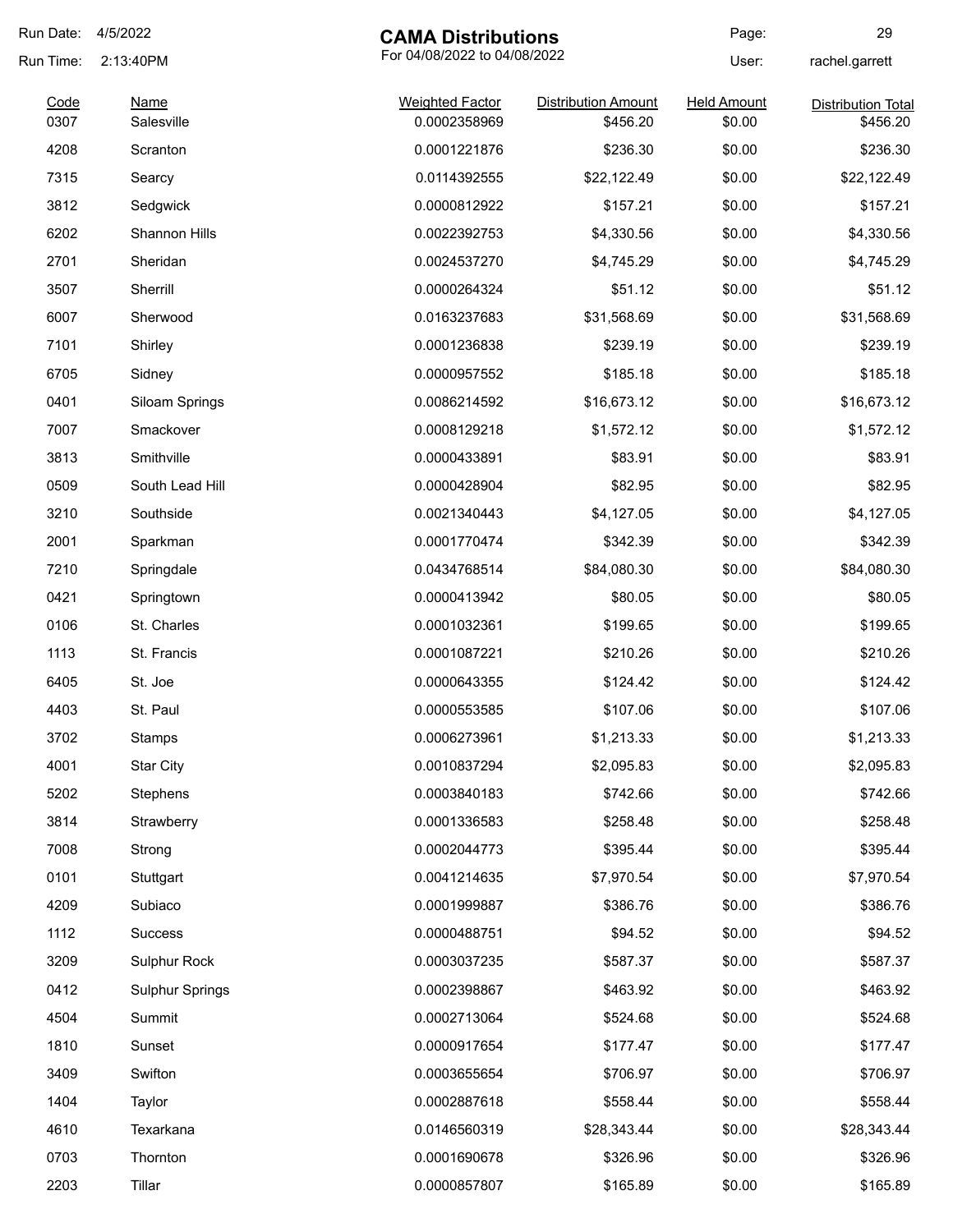# CAMA Distributions

For 04/08/2022 to 04/08/2022

Run Date: 4/5/2022
Run Time: 2:13:40PM
User: rachel.garrett

| Code | Name | Weighted Factor | Distribution Amount | Held Amount | Distribution Total |
|---|---|---|---|---|---|
| 0307 | Salesville | 0.0002358969 | $456.20 | $0.00 | $456.20 |
| 4208 | Scranton | 0.0001221876 | $236.30 | $0.00 | $236.30 |
| 7315 | Searcy | 0.0114392555 | $22,122.49 | $0.00 | $22,122.49 |
| 3812 | Sedgwick | 0.0000812922 | $157.21 | $0.00 | $157.21 |
| 6202 | Shannon Hills | 0.0022392753 | $4,330.56 | $0.00 | $4,330.56 |
| 2701 | Sheridan | 0.0024537270 | $4,745.29 | $0.00 | $4,745.29 |
| 3507 | Sherrill | 0.0000264324 | $51.12 | $0.00 | $51.12 |
| 6007 | Sherwood | 0.0163237683 | $31,568.69 | $0.00 | $31,568.69 |
| 7101 | Shirley | 0.0001236838 | $239.19 | $0.00 | $239.19 |
| 6705 | Sidney | 0.0000957552 | $185.18 | $0.00 | $185.18 |
| 0401 | Siloam Springs | 0.0086214592 | $16,673.12 | $0.00 | $16,673.12 |
| 7007 | Smackover | 0.0008129218 | $1,572.12 | $0.00 | $1,572.12 |
| 3813 | Smithville | 0.0000433891 | $83.91 | $0.00 | $83.91 |
| 0509 | South Lead Hill | 0.0000428904 | $82.95 | $0.00 | $82.95 |
| 3210 | Southside | 0.0021340443 | $4,127.05 | $0.00 | $4,127.05 |
| 2001 | Sparkman | 0.0001770474 | $342.39 | $0.00 | $342.39 |
| 7210 | Springdale | 0.0434768514 | $84,080.30 | $0.00 | $84,080.30 |
| 0421 | Springtown | 0.0000413942 | $80.05 | $0.00 | $80.05 |
| 0106 | St. Charles | 0.0001032361 | $199.65 | $0.00 | $199.65 |
| 1113 | St. Francis | 0.0001087221 | $210.26 | $0.00 | $210.26 |
| 6405 | St. Joe | 0.0000643355 | $124.42 | $0.00 | $124.42 |
| 4403 | St. Paul | 0.0000553585 | $107.06 | $0.00 | $107.06 |
| 3702 | Stamps | 0.0006273961 | $1,213.33 | $0.00 | $1,213.33 |
| 4001 | Star City | 0.0010837294 | $2,095.83 | $0.00 | $2,095.83 |
| 5202 | Stephens | 0.0003840183 | $742.66 | $0.00 | $742.66 |
| 3814 | Strawberry | 0.0001336583 | $258.48 | $0.00 | $258.48 |
| 7008 | Strong | 0.0002044773 | $395.44 | $0.00 | $395.44 |
| 0101 | Stuttgart | 0.0041214635 | $7,970.54 | $0.00 | $7,970.54 |
| 4209 | Subiaco | 0.0001999887 | $386.76 | $0.00 | $386.76 |
| 1112 | Success | 0.0000488751 | $94.52 | $0.00 | $94.52 |
| 3209 | Sulphur Rock | 0.0003037235 | $587.37 | $0.00 | $587.37 |
| 0412 | Sulphur Springs | 0.0002398867 | $463.92 | $0.00 | $463.92 |
| 4504 | Summit | 0.0002713064 | $524.68 | $0.00 | $524.68 |
| 1810 | Sunset | 0.0000917654 | $177.47 | $0.00 | $177.47 |
| 3409 | Swifton | 0.0003655654 | $706.97 | $0.00 | $706.97 |
| 1404 | Taylor | 0.0002887618 | $558.44 | $0.00 | $558.44 |
| 4610 | Texarkana | 0.0146560319 | $28,343.44 | $0.00 | $28,343.44 |
| 0703 | Thornton | 0.0001690678 | $326.96 | $0.00 | $326.96 |
| 2203 | Tillar | 0.0000857807 | $165.89 | $0.00 | $165.89 |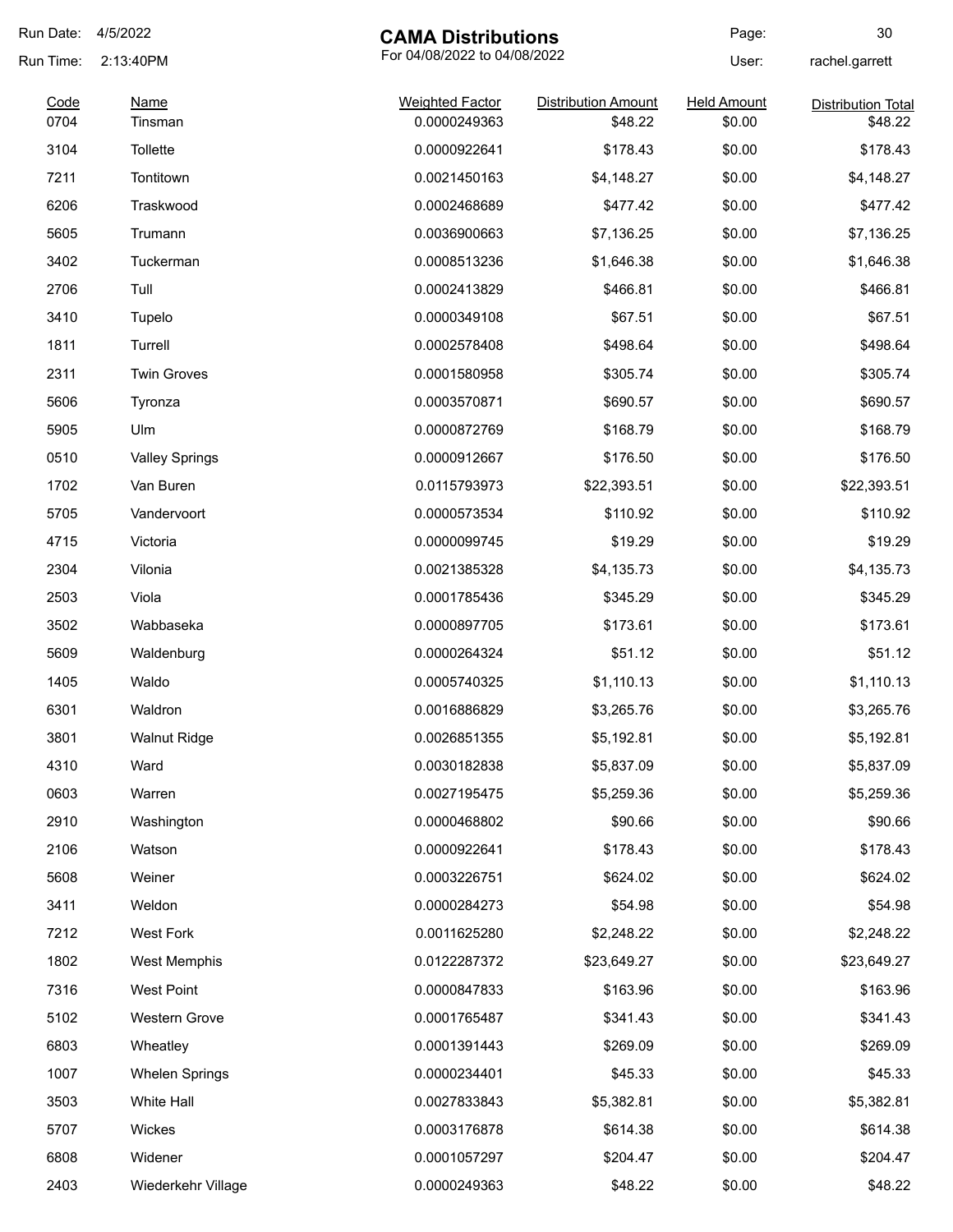# CAMA Distributions

For 04/08/2022 to 04/08/2022

Run Date: 4/5/2022
Run Time: 2:13:40PM
User: rachel.garrett

| Code | Name | Weighted Factor | Distribution Amount | Held Amount | Distribution Total |
|---|---|---|---|---|---|
| 0704 | Tinsman | 0.0000249363 | $48.22 | $0.00 | $48.22 |
| 3104 | Tollette | 0.0000922641 | $178.43 | $0.00 | $178.43 |
| 7211 | Tontitown | 0.0021450163 | $4,148.27 | $0.00 | $4,148.27 |
| 6206 | Traskwood | 0.0002468689 | $477.42 | $0.00 | $477.42 |
| 5605 | Trumann | 0.0036900663 | $7,136.25 | $0.00 | $7,136.25 |
| 3402 | Tuckerman | 0.0008513236 | $1,646.38 | $0.00 | $1,646.38 |
| 2706 | Tull | 0.0002413829 | $466.81 | $0.00 | $466.81 |
| 3410 | Tupelo | 0.0000349108 | $67.51 | $0.00 | $67.51 |
| 1811 | Turrell | 0.0002578408 | $498.64 | $0.00 | $498.64 |
| 2311 | Twin Groves | 0.0001580958 | $305.74 | $0.00 | $305.74 |
| 5606 | Tyronza | 0.0003570871 | $690.57 | $0.00 | $690.57 |
| 5905 | Ulm | 0.0000872769 | $168.79 | $0.00 | $168.79 |
| 0510 | Valley Springs | 0.0000912667 | $176.50 | $0.00 | $176.50 |
| 1702 | Van Buren | 0.0115793973 | $22,393.51 | $0.00 | $22,393.51 |
| 5705 | Vandervoort | 0.0000573534 | $110.92 | $0.00 | $110.92 |
| 4715 | Victoria | 0.0000099745 | $19.29 | $0.00 | $19.29 |
| 2304 | Vilonia | 0.0021385328 | $4,135.73 | $0.00 | $4,135.73 |
| 2503 | Viola | 0.0001785436 | $345.29 | $0.00 | $345.29 |
| 3502 | Wabbaseka | 0.0000897705 | $173.61 | $0.00 | $173.61 |
| 5609 | Waldenburg | 0.0000264324 | $51.12 | $0.00 | $51.12 |
| 1405 | Waldo | 0.0005740325 | $1,110.13 | $0.00 | $1,110.13 |
| 6301 | Waldron | 0.0016886829 | $3,265.76 | $0.00 | $3,265.76 |
| 3801 | Walnut Ridge | 0.0026851355 | $5,192.81 | $0.00 | $5,192.81 |
| 4310 | Ward | 0.0030182838 | $5,837.09 | $0.00 | $5,837.09 |
| 0603 | Warren | 0.0027195475 | $5,259.36 | $0.00 | $5,259.36 |
| 2910 | Washington | 0.0000468802 | $90.66 | $0.00 | $90.66 |
| 2106 | Watson | 0.0000922641 | $178.43 | $0.00 | $178.43 |
| 5608 | Weiner | 0.0003226751 | $624.02 | $0.00 | $624.02 |
| 3411 | Weldon | 0.0000284273 | $54.98 | $0.00 | $54.98 |
| 7212 | West Fork | 0.0011625280 | $2,248.22 | $0.00 | $2,248.22 |
| 1802 | West Memphis | 0.0122287372 | $23,649.27 | $0.00 | $23,649.27 |
| 7316 | West Point | 0.0000847833 | $163.96 | $0.00 | $163.96 |
| 5102 | Western Grove | 0.0001765487 | $341.43 | $0.00 | $341.43 |
| 6803 | Wheatley | 0.0001391443 | $269.09 | $0.00 | $269.09 |
| 1007 | Whelen Springs | 0.0000234401 | $45.33 | $0.00 | $45.33 |
| 3503 | White Hall | 0.0027833843 | $5,382.81 | $0.00 | $5,382.81 |
| 5707 | Wickes | 0.0003176878 | $614.38 | $0.00 | $614.38 |
| 6808 | Widener | 0.0001057297 | $204.47 | $0.00 | $204.47 |
| 2403 | Wiederkehr Village | 0.0000249363 | $48.22 | $0.00 | $48.22 |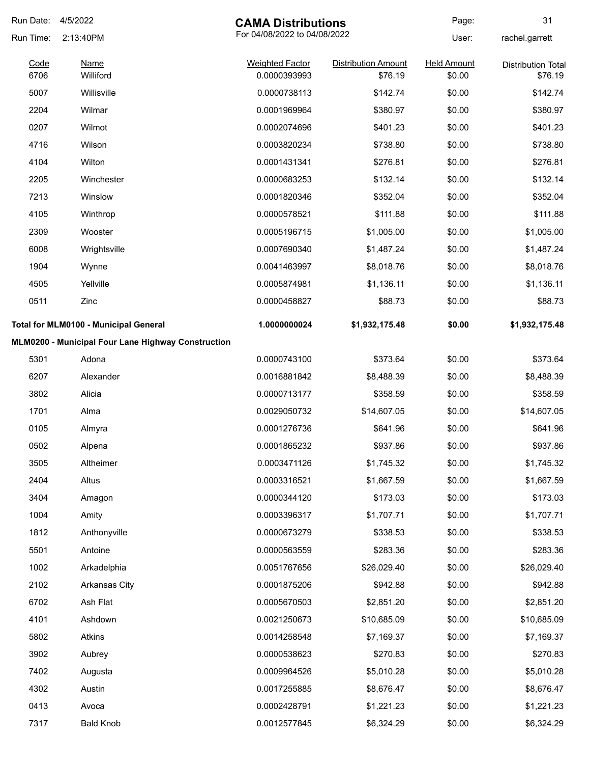# CAMA Distributions

For 04/08/2022 to 04/08/2022

Run Date: 4/5/2022
Run Time: 2:13:40PM
User: rachel.garrett

| Code | Name | Weighted Factor | Distribution Amount | Held Amount | Distribution Total |
|---|---|---|---|---|---|
| 6706 | Williford | 0.0000393993 | $76.19 | $0.00 | $76.19 |
| 5007 | Willisville | 0.0000738113 | $142.74 | $0.00 | $142.74 |
| 2204 | Wilmar | 0.0001969964 | $380.97 | $0.00 | $380.97 |
| 0207 | Wilmot | 0.0002074696 | $401.23 | $0.00 | $401.23 |
| 4716 | Wilson | 0.0003820234 | $738.80 | $0.00 | $738.80 |
| 4104 | Wilton | 0.0001431341 | $276.81 | $0.00 | $276.81 |
| 2205 | Winchester | 0.0000683253 | $132.14 | $0.00 | $132.14 |
| 7213 | Winslow | 0.0001820346 | $352.04 | $0.00 | $352.04 |
| 4105 | Winthrop | 0.0000578521 | $111.88 | $0.00 | $111.88 |
| 2309 | Wooster | 0.0005196715 | $1,005.00 | $0.00 | $1,005.00 |
| 6008 | Wrightsville | 0.0007690340 | $1,487.24 | $0.00 | $1,487.24 |
| 1904 | Wynne | 0.0041463997 | $8,018.76 | $0.00 | $8,018.76 |
| 4505 | Yellville | 0.0005874981 | $1,136.11 | $0.00 | $1,136.11 |
| 0511 | Zinc | 0.0000458827 | $88.73 | $0.00 | $88.73 |
| **Total for MLM0100 - Municipal General** | | **1.0000000024** | **$1,932,175.48** | **$0.00** | **$1,932,175.48** |

**MLM0200 - Municipal Four Lane Highway Construction**

| Code | Name | Weighted Factor | Distribution Amount | Held Amount | Distribution Total |
|---|---|---|---|---|---|
| 5301 | Adona | 0.0000743100 | $373.64 | $0.00 | $373.64 |
| 6207 | Alexander | 0.0016881842 | $8,488.39 | $0.00 | $8,488.39 |
| 3802 | Alicia | 0.0000713177 | $358.59 | $0.00 | $358.59 |
| 1701 | Alma | 0.0029050732 | $14,607.05 | $0.00 | $14,607.05 |
| 0105 | Almyra | 0.0001276736 | $641.96 | $0.00 | $641.96 |
| 0502 | Alpena | 0.0001865232 | $937.86 | $0.00 | $937.86 |
| 3505 | Altheimer | 0.0003471126 | $1,745.32 | $0.00 | $1,745.32 |
| 2404 | Altus | 0.0003316521 | $1,667.59 | $0.00 | $1,667.59 |
| 3404 | Amagon | 0.0000344120 | $173.03 | $0.00 | $173.03 |
| 1004 | Amity | 0.0003396317 | $1,707.71 | $0.00 | $1,707.71 |
| 1812 | Anthonyville | 0.0000673279 | $338.53 | $0.00 | $338.53 |
| 5501 | Antoine | 0.0000563559 | $283.36 | $0.00 | $283.36 |
| 1002 | Arkadelphia | 0.0051767656 | $26,029.40 | $0.00 | $26,029.40 |
| 2102 | Arkansas City | 0.0001875206 | $942.88 | $0.00 | $942.88 |
| 6702 | Ash Flat | 0.0005670503 | $2,851.20 | $0.00 | $2,851.20 |
| 4101 | Ashdown | 0.0021250673 | $10,685.09 | $0.00 | $10,685.09 |
| 5802 | Atkins | 0.0014258548 | $7,169.37 | $0.00 | $7,169.37 |
| 3902 | Aubrey | 0.0000538623 | $270.83 | $0.00 | $270.83 |
| 7402 | Augusta | 0.0009964526 | $5,010.28 | $0.00 | $5,010.28 |
| 4302 | Austin | 0.0017255885 | $8,676.47 | $0.00 | $8,676.47 |
| 0413 | Avoca | 0.0002428791 | $1,221.23 | $0.00 | $1,221.23 |
| 7317 | Bald Knob | 0.0012577845 | $6,324.29 | $0.00 | $6,324.29 |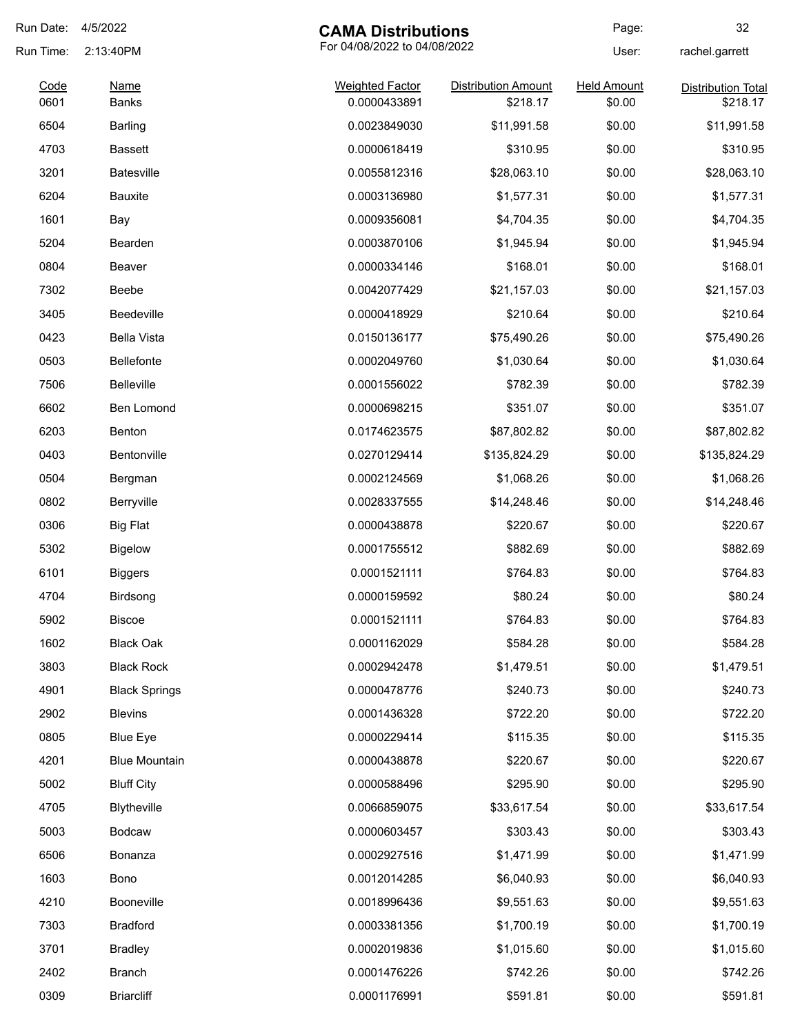Run Date: 4/5/2022

Run Time: 2:13:40PM

# CAMA Distributions

For 04/08/2022 to 04/08/2022

User: rachel.garrett

| Code | Name | Weighted Factor | Distribution Amount | Held Amount | Distribution Total |
|---|---|---|---|---|---|
| 0601 | Banks | 0.0000433891 | $218.17 | $0.00 | $218.17 |
| 6504 | Barling | 0.0023849030 | $11,991.58 | $0.00 | $11,991.58 |
| 4703 | Bassett | 0.0000618419 | $310.95 | $0.00 | $310.95 |
| 3201 | Batesville | 0.0055812316 | $28,063.10 | $0.00 | $28,063.10 |
| 6204 | Bauxite | 0.0003136980 | $1,577.31 | $0.00 | $1,577.31 |
| 1601 | Bay | 0.0009356081 | $4,704.35 | $0.00 | $4,704.35 |
| 5204 | Bearden | 0.0003870106 | $1,945.94 | $0.00 | $1,945.94 |
| 0804 | Beaver | 0.0000334146 | $168.01 | $0.00 | $168.01 |
| 7302 | Beebe | 0.0042077429 | $21,157.03 | $0.00 | $21,157.03 |
| 3405 | Beedeville | 0.0000418929 | $210.64 | $0.00 | $210.64 |
| 0423 | Bella Vista | 0.0150136177 | $75,490.26 | $0.00 | $75,490.26 |
| 0503 | Bellefonte | 0.0002049760 | $1,030.64 | $0.00 | $1,030.64 |
| 7506 | Belleville | 0.0001556022 | $782.39 | $0.00 | $782.39 |
| 6602 | Ben Lomond | 0.0000698215 | $351.07 | $0.00 | $351.07 |
| 6203 | Benton | 0.0174623575 | $87,802.82 | $0.00 | $87,802.82 |
| 0403 | Bentonville | 0.0270129414 | $135,824.29 | $0.00 | $135,824.29 |
| 0504 | Bergman | 0.0002124569 | $1,068.26 | $0.00 | $1,068.26 |
| 0802 | Berryville | 0.0028337555 | $14,248.46 | $0.00 | $14,248.46 |
| 0306 | Big Flat | 0.0000438878 | $220.67 | $0.00 | $220.67 |
| 5302 | Bigelow | 0.0001755512 | $882.69 | $0.00 | $882.69 |
| 6101 | Biggers | 0.0001521111 | $764.83 | $0.00 | $764.83 |
| 4704 | Birdsong | 0.0000159592 | $80.24 | $0.00 | $80.24 |
| 5902 | Biscoe | 0.0001521111 | $764.83 | $0.00 | $764.83 |
| 1602 | Black Oak | 0.0001162029 | $584.28 | $0.00 | $584.28 |
| 3803 | Black Rock | 0.0002942478 | $1,479.51 | $0.00 | $1,479.51 |
| 4901 | Black Springs | 0.0000478776 | $240.73 | $0.00 | $240.73 |
| 2902 | Blevins | 0.0001436328 | $722.20 | $0.00 | $722.20 |
| 0805 | Blue Eye | 0.0000229414 | $115.35 | $0.00 | $115.35 |
| 4201 | Blue Mountain | 0.0000438878 | $220.67 | $0.00 | $220.67 |
| 5002 | Bluff City | 0.0000588496 | $295.90 | $0.00 | $295.90 |
| 4705 | Blytheville | 0.0066859075 | $33,617.54 | $0.00 | $33,617.54 |
| 5003 | Bodcaw | 0.0000603457 | $303.43 | $0.00 | $303.43 |
| 6506 | Bonanza | 0.0002927516 | $1,471.99 | $0.00 | $1,471.99 |
| 1603 | Bono | 0.0012014285 | $6,040.93 | $0.00 | $6,040.93 |
| 4210 | Booneville | 0.0018996436 | $9,551.63 | $0.00 | $9,551.63 |
| 7303 | Bradford | 0.0003381356 | $1,700.19 | $0.00 | $1,700.19 |
| 3701 | Bradley | 0.0002019836 | $1,015.60 | $0.00 | $1,015.60 |
| 2402 | Branch | 0.0001476226 | $742.26 | $0.00 | $742.26 |
| 0309 | Briarcliff | 0.0001176991 | $591.81 | $0.00 | $591.81 |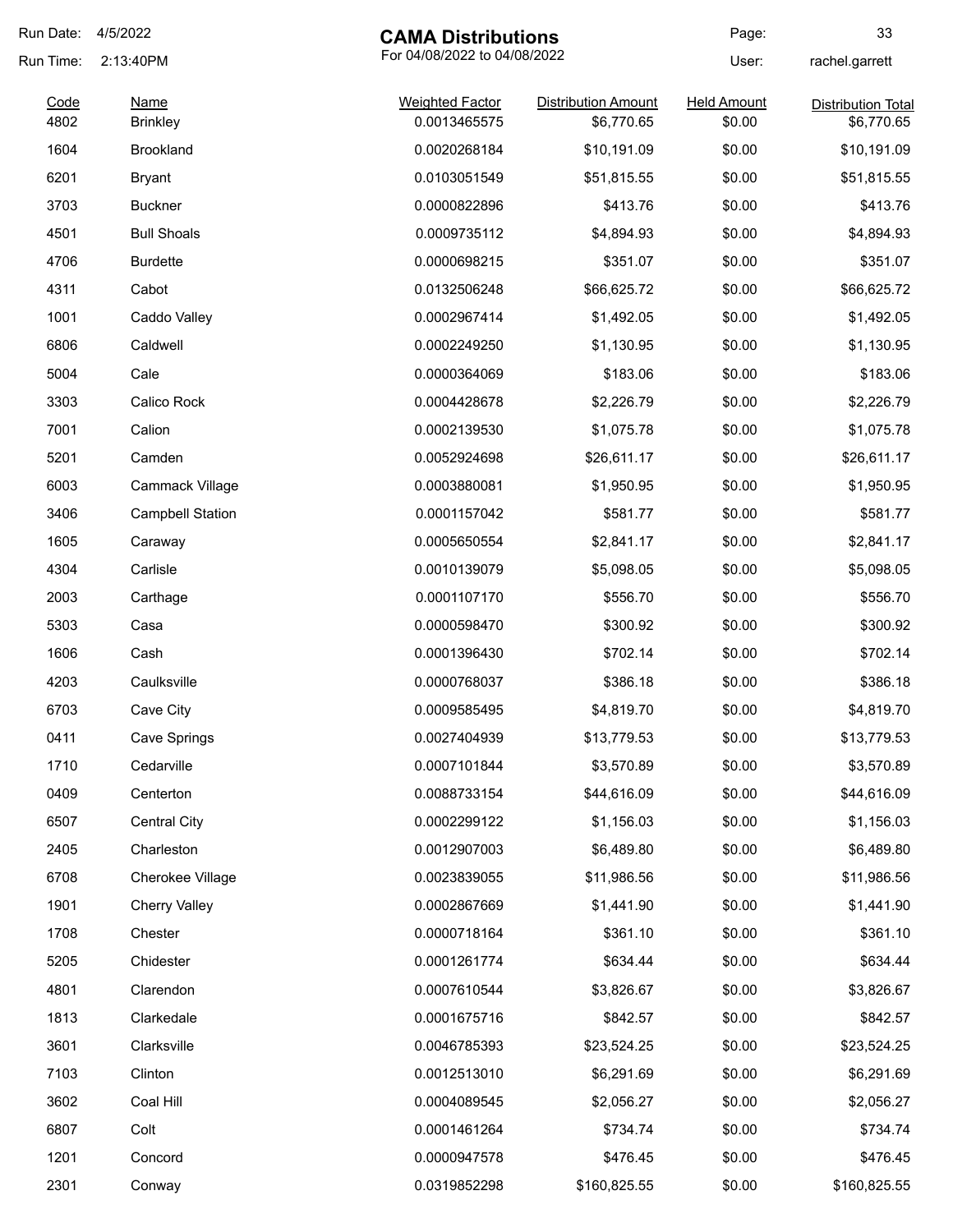# CAMA Distributions

For 04/08/2022 to 04/08/2022

Run Date: 4/5/2022
Run Time: 2:13:40PM
User: rachel.garrett

| Code | Name | Weighted Factor | Distribution Amount | Held Amount | Distribution Total |
|---|---|---|---|---|---|
| 4802 | Brinkley | 0.0013465575 | $6,770.65 | $0.00 | $6,770.65 |
| 1604 | Brookland | 0.0020268184 | $10,191.09 | $0.00 | $10,191.09 |
| 6201 | Bryant | 0.0103051549 | $51,815.55 | $0.00 | $51,815.55 |
| 3703 | Buckner | 0.0000822896 | $413.76 | $0.00 | $413.76 |
| 4501 | Bull Shoals | 0.0009735112 | $4,894.93 | $0.00 | $4,894.93 |
| 4706 | Burdette | 0.0000698215 | $351.07 | $0.00 | $351.07 |
| 4311 | Cabot | 0.0132506248 | $66,625.72 | $0.00 | $66,625.72 |
| 1001 | Caddo Valley | 0.0002967414 | $1,492.05 | $0.00 | $1,492.05 |
| 6806 | Caldwell | 0.0002249250 | $1,130.95 | $0.00 | $1,130.95 |
| 5004 | Cale | 0.0000364069 | $183.06 | $0.00 | $183.06 |
| 3303 | Calico Rock | 0.0004428678 | $2,226.79 | $0.00 | $2,226.79 |
| 7001 | Calion | 0.0002139530 | $1,075.78 | $0.00 | $1,075.78 |
| 5201 | Camden | 0.0052924698 | $26,611.17 | $0.00 | $26,611.17 |
| 6003 | Cammack Village | 0.0003880081 | $1,950.95 | $0.00 | $1,950.95 |
| 3406 | Campbell Station | 0.0001157042 | $581.77 | $0.00 | $581.77 |
| 1605 | Caraway | 0.0005650554 | $2,841.17 | $0.00 | $2,841.17 |
| 4304 | Carlisle | 0.0010139079 | $5,098.05 | $0.00 | $5,098.05 |
| 2003 | Carthage | 0.0001107170 | $556.70 | $0.00 | $556.70 |
| 5303 | Casa | 0.0000598470 | $300.92 | $0.00 | $300.92 |
| 1606 | Cash | 0.0001396430 | $702.14 | $0.00 | $702.14 |
| 4203 | Caulksville | 0.0000768037 | $386.18 | $0.00 | $386.18 |
| 6703 | Cave City | 0.0009585495 | $4,819.70 | $0.00 | $4,819.70 |
| 0411 | Cave Springs | 0.0027404939 | $13,779.53 | $0.00 | $13,779.53 |
| 1710 | Cedarville | 0.0007101844 | $3,570.89 | $0.00 | $3,570.89 |
| 0409 | Centerton | 0.0088733154 | $44,616.09 | $0.00 | $44,616.09 |
| 6507 | Central City | 0.0002299122 | $1,156.03 | $0.00 | $1,156.03 |
| 2405 | Charleston | 0.0012907003 | $6,489.80 | $0.00 | $6,489.80 |
| 6708 | Cherokee Village | 0.0023839055 | $11,986.56 | $0.00 | $11,986.56 |
| 1901 | Cherry Valley | 0.0002867669 | $1,441.90 | $0.00 | $1,441.90 |
| 1708 | Chester | 0.0000718164 | $361.10 | $0.00 | $361.10 |
| 5205 | Chidester | 0.0001261774 | $634.44 | $0.00 | $634.44 |
| 4801 | Clarendon | 0.0007610544 | $3,826.67 | $0.00 | $3,826.67 |
| 1813 | Clarkedale | 0.0001675716 | $842.57 | $0.00 | $842.57 |
| 3601 | Clarksville | 0.0046785393 | $23,524.25 | $0.00 | $23,524.25 |
| 7103 | Clinton | 0.0012513010 | $6,291.69 | $0.00 | $6,291.69 |
| 3602 | Coal Hill | 0.0004089545 | $2,056.27 | $0.00 | $2,056.27 |
| 6807 | Colt | 0.0001461264 | $734.74 | $0.00 | $734.74 |
| 1201 | Concord | 0.0000947578 | $476.45 | $0.00 | $476.45 |
| 2301 | Conway | 0.0319852298 | $160,825.55 | $0.00 | $160,825.55 |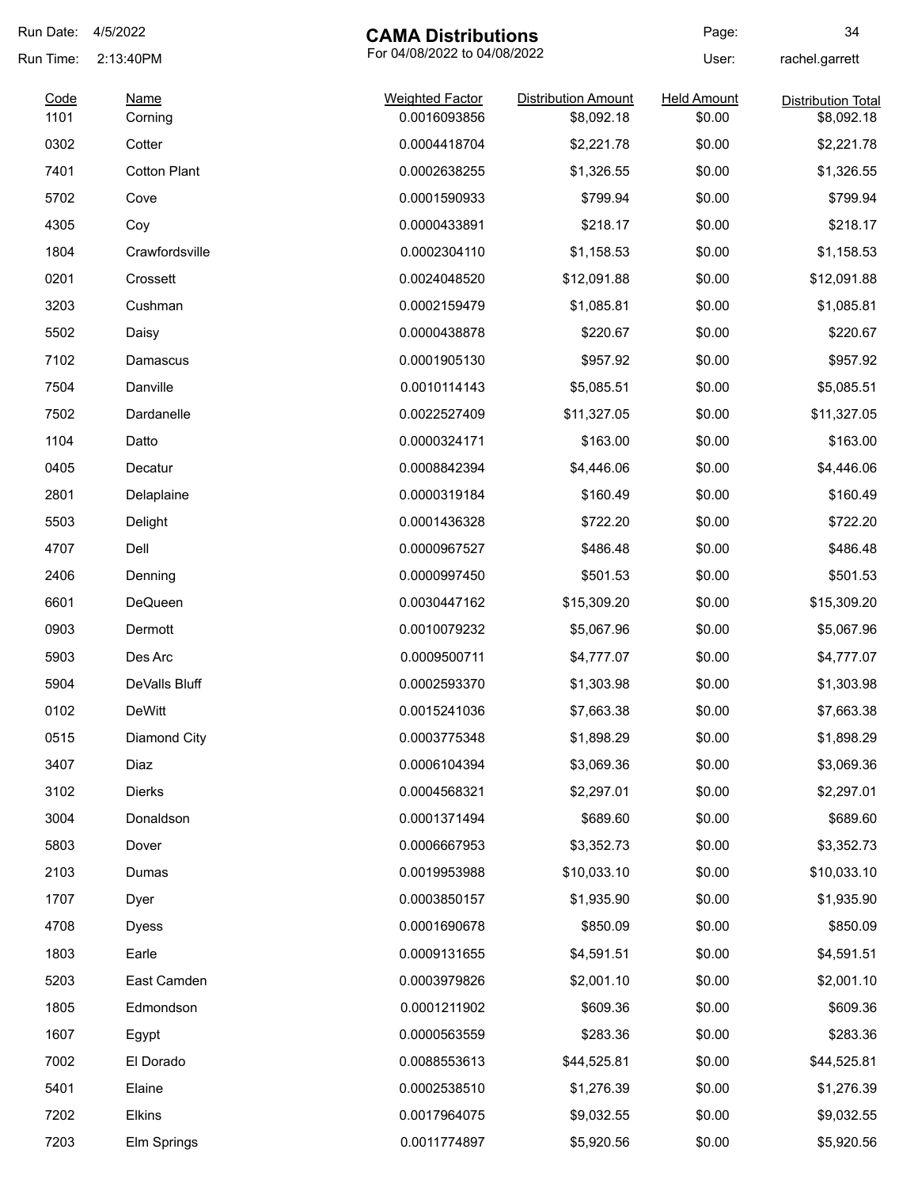Run Date: 4/5/2022

Run Time: 2:13:40PM

# CAMA Distributions

For 04/08/2022 to 04/08/2022

User: rachel.garrett

| Code | Name | Weighted Factor | Distribution Amount | Held Amount | Distribution Total |
|---|---|---|---|---|---|
| 1101 | Corning | 0.0016093856 | $8,092.18 | $0.00 | $8,092.18 |
| 0302 | Cotter | 0.0004418704 | $2,221.78 | $0.00 | $2,221.78 |
| 7401 | Cotton Plant | 0.0002638255 | $1,326.55 | $0.00 | $1,326.55 |
| 5702 | Cove | 0.0001590933 | $799.94 | $0.00 | $799.94 |
| 4305 | Coy | 0.0000433891 | $218.17 | $0.00 | $218.17 |
| 1804 | Crawfordsville | 0.0002304110 | $1,158.53 | $0.00 | $1,158.53 |
| 0201 | Crossett | 0.0024048520 | $12,091.88 | $0.00 | $12,091.88 |
| 3203 | Cushman | 0.0002159479 | $1,085.81 | $0.00 | $1,085.81 |
| 5502 | Daisy | 0.0000438878 | $220.67 | $0.00 | $220.67 |
| 7102 | Damascus | 0.0001905130 | $957.92 | $0.00 | $957.92 |
| 7504 | Danville | 0.0010114143 | $5,085.51 | $0.00 | $5,085.51 |
| 7502 | Dardanelle | 0.0022527409 | $11,327.05 | $0.00 | $11,327.05 |
| 1104 | Datto | 0.0000324171 | $163.00 | $0.00 | $163.00 |
| 0405 | Decatur | 0.0008842394 | $4,446.06 | $0.00 | $4,446.06 |
| 2801 | Delaplaine | 0.0000319184 | $160.49 | $0.00 | $160.49 |
| 5503 | Delight | 0.0001436328 | $722.20 | $0.00 | $722.20 |
| 4707 | Dell | 0.0000967527 | $486.48 | $0.00 | $486.48 |
| 2406 | Denning | 0.0000997450 | $501.53 | $0.00 | $501.53 |
| 6601 | DeQueen | 0.0030447162 | $15,309.20 | $0.00 | $15,309.20 |
| 0903 | Dermott | 0.0010079232 | $5,067.96 | $0.00 | $5,067.96 |
| 5903 | Des Arc | 0.0009500711 | $4,777.07 | $0.00 | $4,777.07 |
| 5904 | DeValls Bluff | 0.0002593370 | $1,303.98 | $0.00 | $1,303.98 |
| 0102 | DeWitt | 0.0015241036 | $7,663.38 | $0.00 | $7,663.38 |
| 0515 | Diamond City | 0.0003775348 | $1,898.29 | $0.00 | $1,898.29 |
| 3407 | Diaz | 0.0006104394 | $3,069.36 | $0.00 | $3,069.36 |
| 3102 | Dierks | 0.0004568321 | $2,297.01 | $0.00 | $2,297.01 |
| 3004 | Donaldson | 0.0001371494 | $689.60 | $0.00 | $689.60 |
| 5803 | Dover | 0.0006667953 | $3,352.73 | $0.00 | $3,352.73 |
| 2103 | Dumas | 0.0019953988 | $10,033.10 | $0.00 | $10,033.10 |
| 1707 | Dyer | 0.0003850157 | $1,935.90 | $0.00 | $1,935.90 |
| 4708 | Dyess | 0.0001690678 | $850.09 | $0.00 | $850.09 |
| 1803 | Earle | 0.0009131655 | $4,591.51 | $0.00 | $4,591.51 |
| 5203 | East Camden | 0.0003979826 | $2,001.10 | $0.00 | $2,001.10 |
| 1805 | Edmondson | 0.0001211902 | $609.36 | $0.00 | $609.36 |
| 1607 | Egypt | 0.0000563559 | $283.36 | $0.00 | $283.36 |
| 7002 | El Dorado | 0.0088553613 | $44,525.81 | $0.00 | $44,525.81 |
| 5401 | Elaine | 0.0002538510 | $1,276.39 | $0.00 | $1,276.39 |
| 7202 | Elkins | 0.0017964075 | $9,032.55 | $0.00 | $9,032.55 |
| 7203 | Elm Springs | 0.0011774897 | $5,920.56 | $0.00 | $5,920.56 |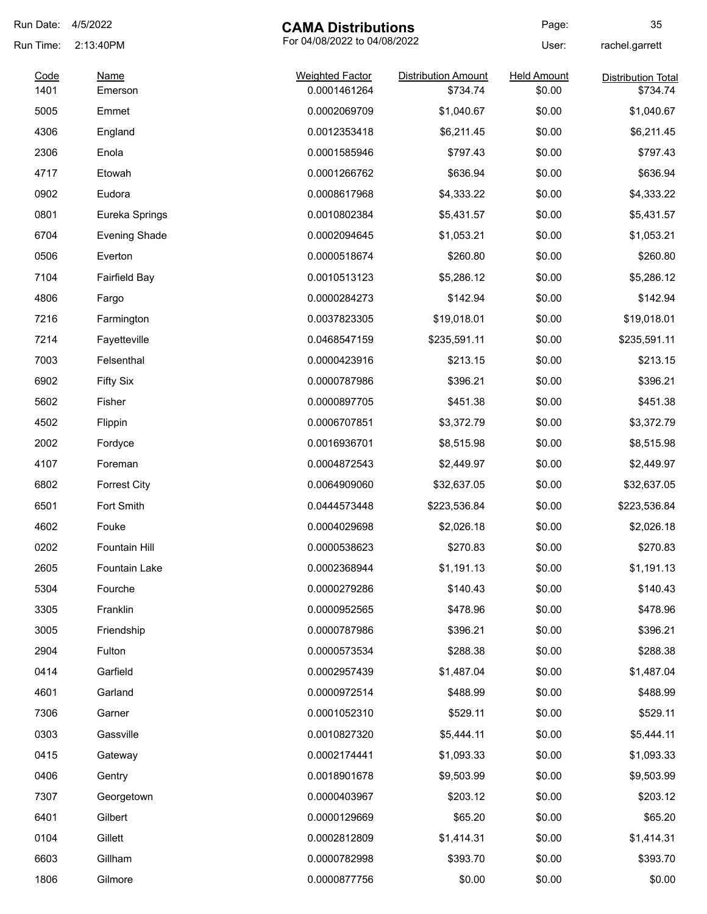Run Date: 4/5/2022

Run Time: 2:13:40PM

# CAMA Distributions

For 04/08/2022 to 04/08/2022

User: rachel.garrett

| Code | Name | Weighted Factor | Distribution Amount | Held Amount | Distribution Total |
|---|---|---|---|---|---|
| 1401 | Emerson | 0.0001461264 | $734.74 | $0.00 | $734.74 |
| 5005 | Emmet | 0.0002069709 | $1,040.67 | $0.00 | $1,040.67 |
| 4306 | England | 0.0012353418 | $6,211.45 | $0.00 | $6,211.45 |
| 2306 | Enola | 0.0001585946 | $797.43 | $0.00 | $797.43 |
| 4717 | Etowah | 0.0001266762 | $636.94 | $0.00 | $636.94 |
| 0902 | Eudora | 0.0008617968 | $4,333.22 | $0.00 | $4,333.22 |
| 0801 | Eureka Springs | 0.0010802384 | $5,431.57 | $0.00 | $5,431.57 |
| 6704 | Evening Shade | 0.0002094645 | $1,053.21 | $0.00 | $1,053.21 |
| 0506 | Everton | 0.0000518674 | $260.80 | $0.00 | $260.80 |
| 7104 | Fairfield Bay | 0.0010513123 | $5,286.12 | $0.00 | $5,286.12 |
| 4806 | Fargo | 0.0000284273 | $142.94 | $0.00 | $142.94 |
| 7216 | Farmington | 0.0037823305 | $19,018.01 | $0.00 | $19,018.01 |
| 7214 | Fayetteville | 0.0468547159 | $235,591.11 | $0.00 | $235,591.11 |
| 7003 | Felsenthal | 0.0000423916 | $213.15 | $0.00 | $213.15 |
| 6902 | Fifty Six | 0.0000787986 | $396.21 | $0.00 | $396.21 |
| 5602 | Fisher | 0.0000897705 | $451.38 | $0.00 | $451.38 |
| 4502 | Flippin | 0.0006707851 | $3,372.79 | $0.00 | $3,372.79 |
| 2002 | Fordyce | 0.0016936701 | $8,515.98 | $0.00 | $8,515.98 |
| 4107 | Foreman | 0.0004872543 | $2,449.97 | $0.00 | $2,449.97 |
| 6802 | Forrest City | 0.0064909060 | $32,637.05 | $0.00 | $32,637.05 |
| 6501 | Fort Smith | 0.0444573448 | $223,536.84 | $0.00 | $223,536.84 |
| 4602 | Fouke | 0.0004029698 | $2,026.18 | $0.00 | $2,026.18 |
| 0202 | Fountain Hill | 0.0000538623 | $270.83 | $0.00 | $270.83 |
| 2605 | Fountain Lake | 0.0002368944 | $1,191.13 | $0.00 | $1,191.13 |
| 5304 | Fourche | 0.0000279286 | $140.43 | $0.00 | $140.43 |
| 3305 | Franklin | 0.0000952565 | $478.96 | $0.00 | $478.96 |
| 3005 | Friendship | 0.0000787986 | $396.21 | $0.00 | $396.21 |
| 2904 | Fulton | 0.0000573534 | $288.38 | $0.00 | $288.38 |
| 0414 | Garfield | 0.0002957439 | $1,487.04 | $0.00 | $1,487.04 |
| 4601 | Garland | 0.0000972514 | $488.99 | $0.00 | $488.99 |
| 7306 | Garner | 0.0001052310 | $529.11 | $0.00 | $529.11 |
| 0303 | Gassville | 0.0010827320 | $5,444.11 | $0.00 | $5,444.11 |
| 0415 | Gateway | 0.0002174441 | $1,093.33 | $0.00 | $1,093.33 |
| 0406 | Gentry | 0.0018901678 | $9,503.99 | $0.00 | $9,503.99 |
| 7307 | Georgetown | 0.0000403967 | $203.12 | $0.00 | $203.12 |
| 6401 | Gilbert | 0.0000129669 | $65.20 | $0.00 | $65.20 |
| 0104 | Gillett | 0.0002812809 | $1,414.31 | $0.00 | $1,414.31 |
| 6603 | Gillham | 0.0000782998 | $393.70 | $0.00 | $393.70 |
| 1806 | Gilmore | 0.0000877756 | $0.00 | $0.00 | $0.00 |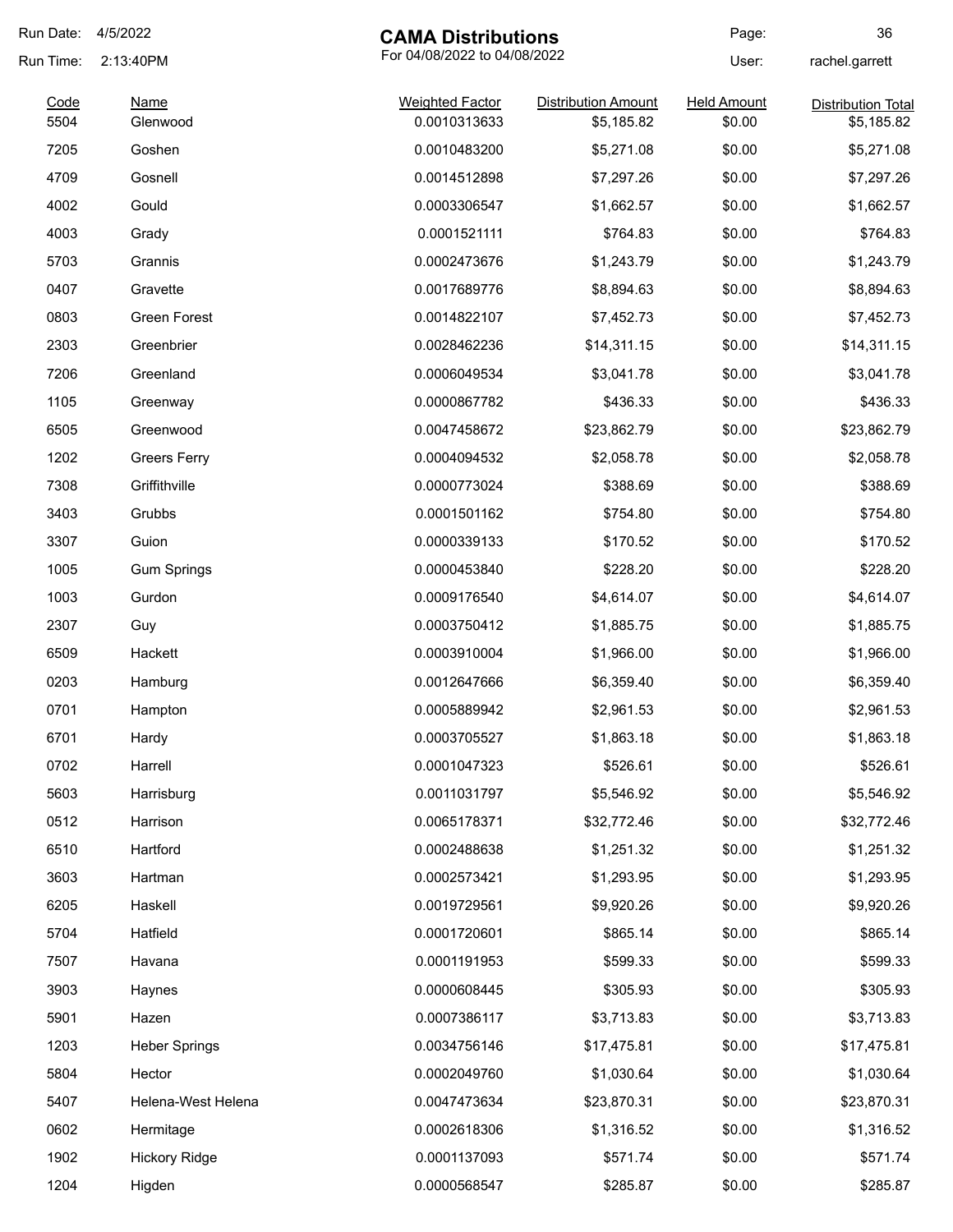Run Date: 4/5/2022

Run Time: 2:13:40PM

# CAMA Distributions

For 04/08/2022 to 04/08/2022

User: rachel.garrett

| Code | Name | Weighted Factor | Distribution Amount | Held Amount | Distribution Total |
|---|---|---|---|---|---|
| 5504 | Glenwood | 0.0010313633 | $5,185.82 | $0.00 | $5,185.82 |
| 7205 | Goshen | 0.0010483200 | $5,271.08 | $0.00 | $5,271.08 |
| 4709 | Gosnell | 0.0014512898 | $7,297.26 | $0.00 | $7,297.26 |
| 4002 | Gould | 0.0003306547 | $1,662.57 | $0.00 | $1,662.57 |
| 4003 | Grady | 0.0001521111 | $764.83 | $0.00 | $764.83 |
| 5703 | Grannis | 0.0002473676 | $1,243.79 | $0.00 | $1,243.79 |
| 0407 | Gravette | 0.0017689776 | $8,894.63 | $0.00 | $8,894.63 |
| 0803 | Green Forest | 0.0014822107 | $7,452.73 | $0.00 | $7,452.73 |
| 2303 | Greenbrier | 0.0028462236 | $14,311.15 | $0.00 | $14,311.15 |
| 7206 | Greenland | 0.0006049534 | $3,041.78 | $0.00 | $3,041.78 |
| 1105 | Greenway | 0.0000867782 | $436.33 | $0.00 | $436.33 |
| 6505 | Greenwood | 0.0047458672 | $23,862.79 | $0.00 | $23,862.79 |
| 1202 | Greers Ferry | 0.0004094532 | $2,058.78 | $0.00 | $2,058.78 |
| 7308 | Griffithville | 0.0000773024 | $388.69 | $0.00 | $388.69 |
| 3403 | Grubbs | 0.0001501162 | $754.80 | $0.00 | $754.80 |
| 3307 | Guion | 0.0000339133 | $170.52 | $0.00 | $170.52 |
| 1005 | Gum Springs | 0.0000453840 | $228.20 | $0.00 | $228.20 |
| 1003 | Gurdon | 0.0009176540 | $4,614.07 | $0.00 | $4,614.07 |
| 2307 | Guy | 0.0003750412 | $1,885.75 | $0.00 | $1,885.75 |
| 6509 | Hackett | 0.0003910004 | $1,966.00 | $0.00 | $1,966.00 |
| 0203 | Hamburg | 0.0012647666 | $6,359.40 | $0.00 | $6,359.40 |
| 0701 | Hampton | 0.0005889942 | $2,961.53 | $0.00 | $2,961.53 |
| 6701 | Hardy | 0.0003705527 | $1,863.18 | $0.00 | $1,863.18 |
| 0702 | Harrell | 0.0001047323 | $526.61 | $0.00 | $526.61 |
| 5603 | Harrisburg | 0.0011031797 | $5,546.92 | $0.00 | $5,546.92 |
| 0512 | Harrison | 0.0065178371 | $32,772.46 | $0.00 | $32,772.46 |
| 6510 | Hartford | 0.0002488638 | $1,251.32 | $0.00 | $1,251.32 |
| 3603 | Hartman | 0.0002573421 | $1,293.95 | $0.00 | $1,293.95 |
| 6205 | Haskell | 0.0019729561 | $9,920.26 | $0.00 | $9,920.26 |
| 5704 | Hatfield | 0.0001720601 | $865.14 | $0.00 | $865.14 |
| 7507 | Havana | 0.0001191953 | $599.33 | $0.00 | $599.33 |
| 3903 | Haynes | 0.0000608445 | $305.93 | $0.00 | $305.93 |
| 5901 | Hazen | 0.0007386117 | $3,713.83 | $0.00 | $3,713.83 |
| 1203 | Heber Springs | 0.0034756146 | $17,475.81 | $0.00 | $17,475.81 |
| 5804 | Hector | 0.0002049760 | $1,030.64 | $0.00 | $1,030.64 |
| 5407 | Helena-West Helena | 0.0047473634 | $23,870.31 | $0.00 | $23,870.31 |
| 0602 | Hermitage | 0.0002618306 | $1,316.52 | $0.00 | $1,316.52 |
| 1902 | Hickory Ridge | 0.0001137093 | $571.74 | $0.00 | $571.74 |
| 1204 | Higden | 0.0000568547 | $285.87 | $0.00 | $285.87 |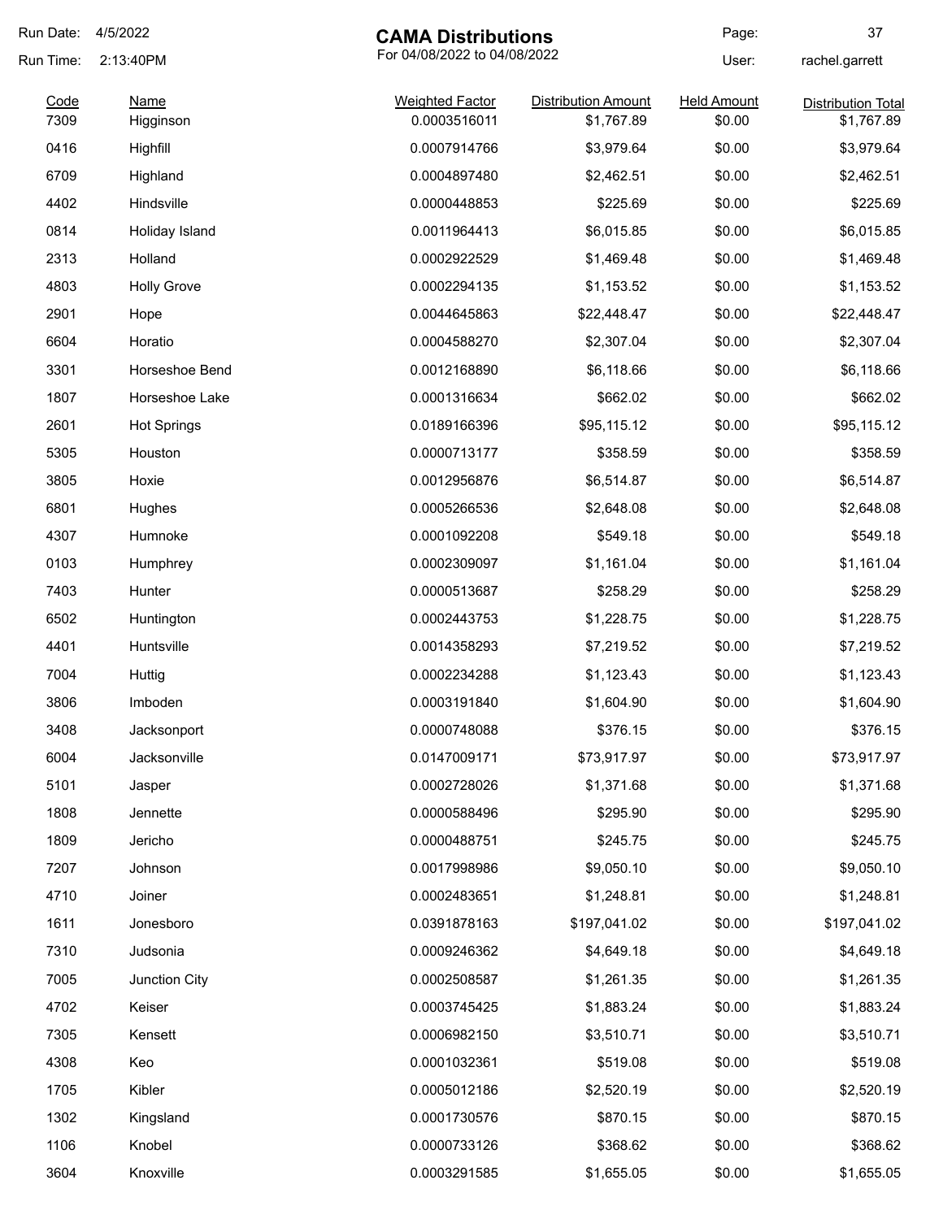# CAMA Distributions

For 04/08/2022 to 04/08/2022

Run Date: 4/5/2022
Run Time: 2:13:40PM
User: rachel.garrett

| Code | Name | Weighted Factor | Distribution Amount | Held Amount | Distribution Total |
|---|---|---|---|---|---|
| 7309 | Higginson | 0.0003516011 | $1,767.89 | $0.00 | $1,767.89 |
| 0416 | Highfill | 0.0007914766 | $3,979.64 | $0.00 | $3,979.64 |
| 6709 | Highland | 0.0004897480 | $2,462.51 | $0.00 | $2,462.51 |
| 4402 | Hindsville | 0.0000448853 | $225.69 | $0.00 | $225.69 |
| 0814 | Holiday Island | 0.0011964413 | $6,015.85 | $0.00 | $6,015.85 |
| 2313 | Holland | 0.0002922529 | $1,469.48 | $0.00 | $1,469.48 |
| 4803 | Holly Grove | 0.0002294135 | $1,153.52 | $0.00 | $1,153.52 |
| 2901 | Hope | 0.0044645863 | $22,448.47 | $0.00 | $22,448.47 |
| 6604 | Horatio | 0.0004588270 | $2,307.04 | $0.00 | $2,307.04 |
| 3301 | Horseshoe Bend | 0.0012168890 | $6,118.66 | $0.00 | $6,118.66 |
| 1807 | Horseshoe Lake | 0.0001316634 | $662.02 | $0.00 | $662.02 |
| 2601 | Hot Springs | 0.0189166396 | $95,115.12 | $0.00 | $95,115.12 |
| 5305 | Houston | 0.0000713177 | $358.59 | $0.00 | $358.59 |
| 3805 | Hoxie | 0.0012956876 | $6,514.87 | $0.00 | $6,514.87 |
| 6801 | Hughes | 0.0005266536 | $2,648.08 | $0.00 | $2,648.08 |
| 4307 | Humnoke | 0.0001092208 | $549.18 | $0.00 | $549.18 |
| 0103 | Humphrey | 0.0002309097 | $1,161.04 | $0.00 | $1,161.04 |
| 7403 | Hunter | 0.0000513687 | $258.29 | $0.00 | $258.29 |
| 6502 | Huntington | 0.0002443753 | $1,228.75 | $0.00 | $1,228.75 |
| 4401 | Huntsville | 0.0014358293 | $7,219.52 | $0.00 | $7,219.52 |
| 7004 | Huttig | 0.0002234288 | $1,123.43 | $0.00 | $1,123.43 |
| 3806 | Imboden | 0.0003191840 | $1,604.90 | $0.00 | $1,604.90 |
| 3408 | Jacksonport | 0.0000748088 | $376.15 | $0.00 | $376.15 |
| 6004 | Jacksonville | 0.0147009171 | $73,917.97 | $0.00 | $73,917.97 |
| 5101 | Jasper | 0.0002728026 | $1,371.68 | $0.00 | $1,371.68 |
| 1808 | Jennette | 0.0000588496 | $295.90 | $0.00 | $295.90 |
| 1809 | Jericho | 0.0000488751 | $245.75 | $0.00 | $245.75 |
| 7207 | Johnson | 0.0017998986 | $9,050.10 | $0.00 | $9,050.10 |
| 4710 | Joiner | 0.0002483651 | $1,248.81 | $0.00 | $1,248.81 |
| 1611 | Jonesboro | 0.0391878163 | $197,041.02 | $0.00 | $197,041.02 |
| 7310 | Judsonia | 0.0009246362 | $4,649.18 | $0.00 | $4,649.18 |
| 7005 | Junction City | 0.0002508587 | $1,261.35 | $0.00 | $1,261.35 |
| 4702 | Keiser | 0.0003745425 | $1,883.24 | $0.00 | $1,883.24 |
| 7305 | Kensett | 0.0006982150 | $3,510.71 | $0.00 | $3,510.71 |
| 4308 | Keo | 0.0001032361 | $519.08 | $0.00 | $519.08 |
| 1705 | Kibler | 0.0005012186 | $2,520.19 | $0.00 | $2,520.19 |
| 1302 | Kingsland | 0.0001730576 | $870.15 | $0.00 | $870.15 |
| 1106 | Knobel | 0.0000733126 | $368.62 | $0.00 | $368.62 |
| 3604 | Knoxville | 0.0003291585 | $1,655.05 | $0.00 | $1,655.05 |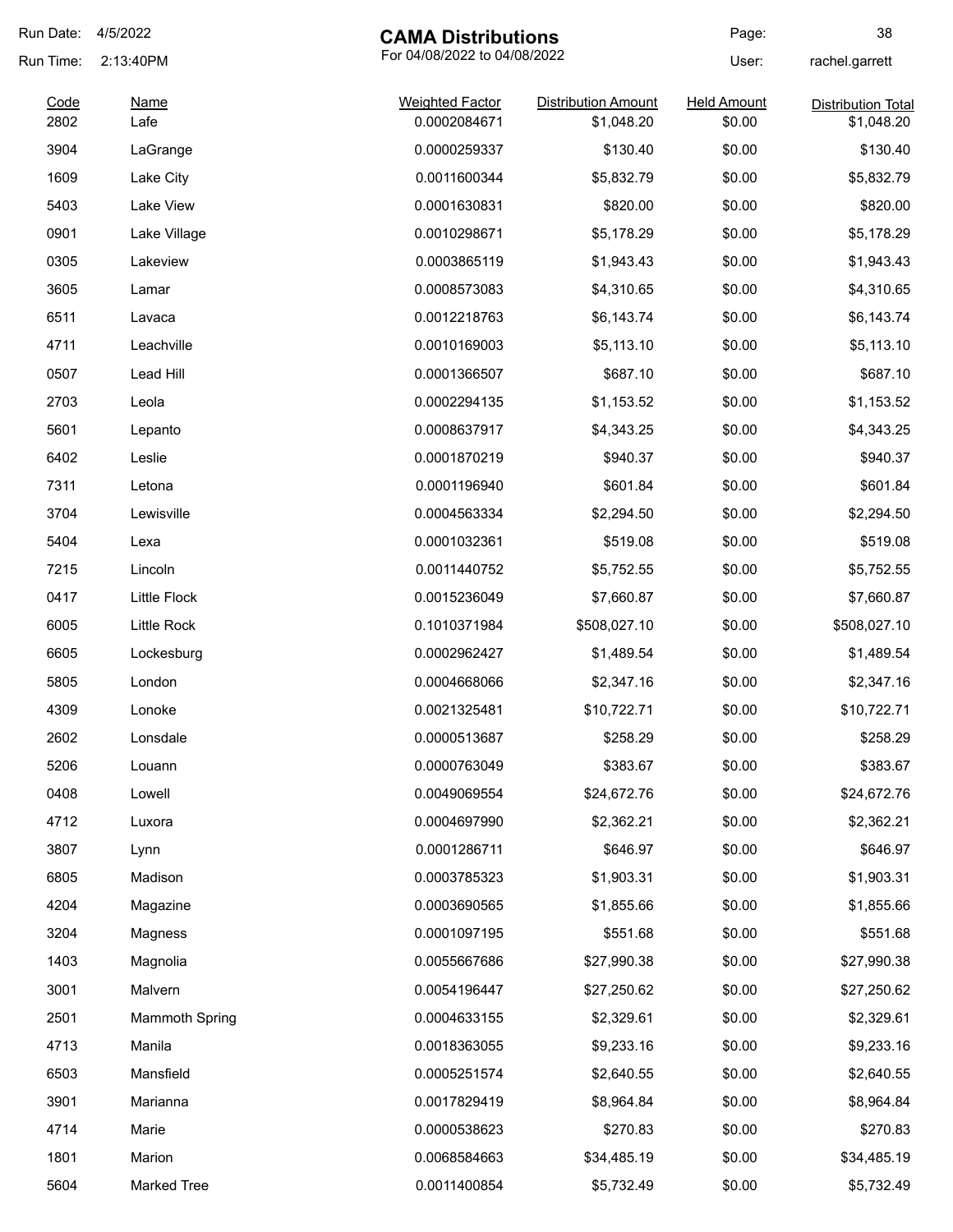# CAMA Distributions

For 04/08/2022 to 04/08/2022

Run Date: 4/5/2022
Run Time: 2:13:40PM
User: rachel.garrett

| Code | Name | Weighted Factor | Distribution Amount | Held Amount | Distribution Total |
|---|---|---|---|---|---|
| 2802 | Lafe | 0.0002084671 | $1,048.20 | $0.00 | $1,048.20 |
| 3904 | LaGrange | 0.0000259337 | $130.40 | $0.00 | $130.40 |
| 1609 | Lake City | 0.0011600344 | $5,832.79 | $0.00 | $5,832.79 |
| 5403 | Lake View | 0.0001630831 | $820.00 | $0.00 | $820.00 |
| 0901 | Lake Village | 0.0010298671 | $5,178.29 | $0.00 | $5,178.29 |
| 0305 | Lakeview | 0.0003865119 | $1,943.43 | $0.00 | $1,943.43 |
| 3605 | Lamar | 0.0008573083 | $4,310.65 | $0.00 | $4,310.65 |
| 6511 | Lavaca | 0.0012218763 | $6,143.74 | $0.00 | $6,143.74 |
| 4711 | Leachville | 0.0010169003 | $5,113.10 | $0.00 | $5,113.10 |
| 0507 | Lead Hill | 0.0001366507 | $687.10 | $0.00 | $687.10 |
| 2703 | Leola | 0.0002294135 | $1,153.52 | $0.00 | $1,153.52 |
| 5601 | Lepanto | 0.0008637917 | $4,343.25 | $0.00 | $4,343.25 |
| 6402 | Leslie | 0.0001870219 | $940.37 | $0.00 | $940.37 |
| 7311 | Letona | 0.0001196940 | $601.84 | $0.00 | $601.84 |
| 3704 | Lewisville | 0.0004563334 | $2,294.50 | $0.00 | $2,294.50 |
| 5404 | Lexa | 0.0001032361 | $519.08 | $0.00 | $519.08 |
| 7215 | Lincoln | 0.0011440752 | $5,752.55 | $0.00 | $5,752.55 |
| 0417 | Little Flock | 0.0015236049 | $7,660.87 | $0.00 | $7,660.87 |
| 6005 | Little Rock | 0.1010371984 | $508,027.10 | $0.00 | $508,027.10 |
| 6605 | Lockesburg | 0.0002962427 | $1,489.54 | $0.00 | $1,489.54 |
| 5805 | London | 0.0004668066 | $2,347.16 | $0.00 | $2,347.16 |
| 4309 | Lonoke | 0.0021325481 | $10,722.71 | $0.00 | $10,722.71 |
| 2602 | Lonsdale | 0.0000513687 | $258.29 | $0.00 | $258.29 |
| 5206 | Louann | 0.0000763049 | $383.67 | $0.00 | $383.67 |
| 0408 | Lowell | 0.0049069554 | $24,672.76 | $0.00 | $24,672.76 |
| 4712 | Luxora | 0.0004697990 | $2,362.21 | $0.00 | $2,362.21 |
| 3807 | Lynn | 0.0001286711 | $646.97 | $0.00 | $646.97 |
| 6805 | Madison | 0.0003785323 | $1,903.31 | $0.00 | $1,903.31 |
| 4204 | Magazine | 0.0003690565 | $1,855.66 | $0.00 | $1,855.66 |
| 3204 | Magness | 0.0001097195 | $551.68 | $0.00 | $551.68 |
| 1403 | Magnolia | 0.0055667686 | $27,990.38 | $0.00 | $27,990.38 |
| 3001 | Malvern | 0.0054196447 | $27,250.62 | $0.00 | $27,250.62 |
| 2501 | Mammoth Spring | 0.0004633155 | $2,329.61 | $0.00 | $2,329.61 |
| 4713 | Manila | 0.0018363055 | $9,233.16 | $0.00 | $9,233.16 |
| 6503 | Mansfield | 0.0005251574 | $2,640.55 | $0.00 | $2,640.55 |
| 3901 | Marianna | 0.0017829419 | $8,964.84 | $0.00 | $8,964.84 |
| 4714 | Marie | 0.0000538623 | $270.83 | $0.00 | $270.83 |
| 1801 | Marion | 0.0068584663 | $34,485.19 | $0.00 | $34,485.19 |
| 5604 | Marked Tree | 0.0011400854 | $5,732.49 | $0.00 | $5,732.49 |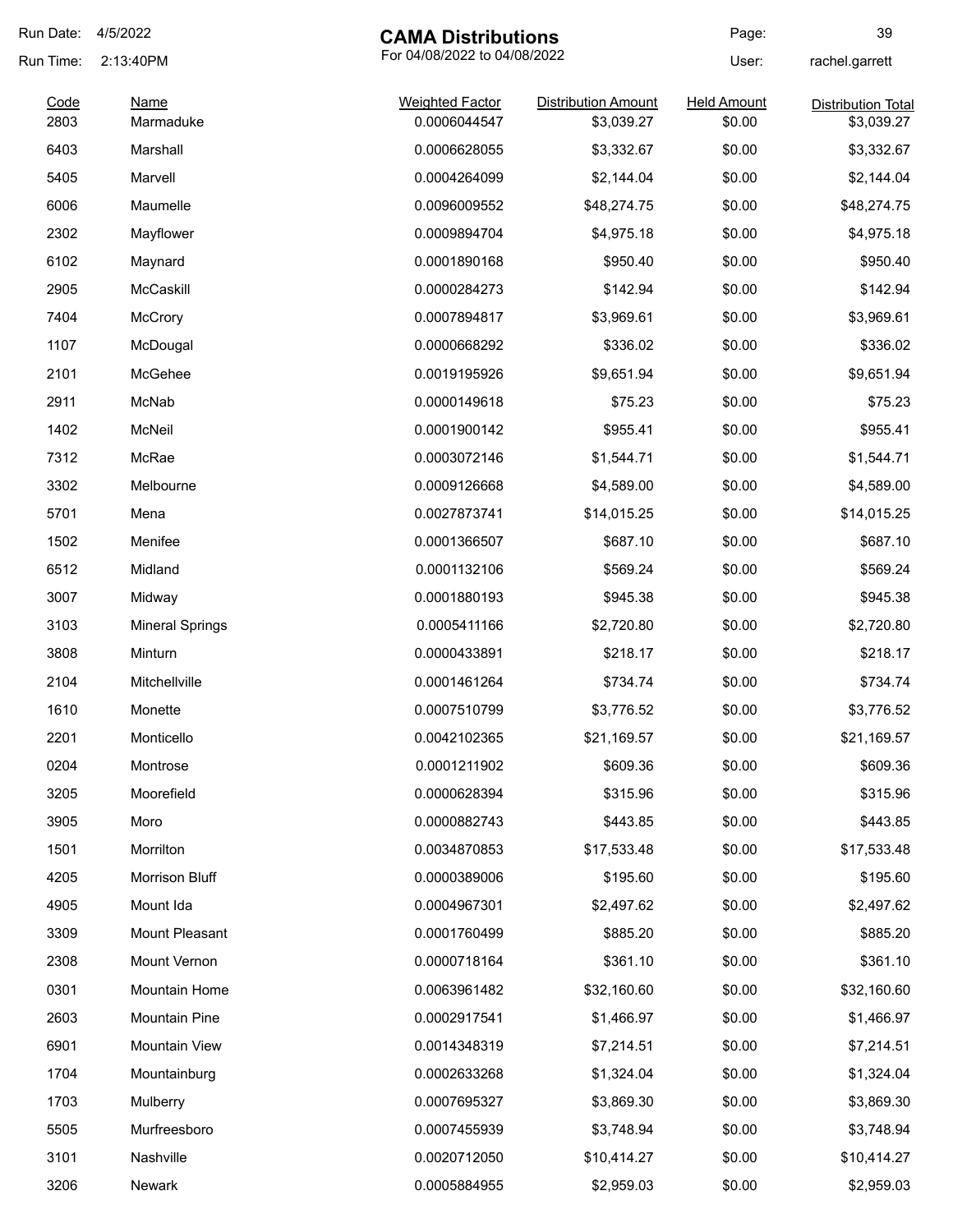# CAMA Distributions

For 04/08/2022 to 04/08/2022

Run Date: 4/5/2022
Run Time: 2:13:40PM
User: rachel.garrett

| Code | Name | Weighted Factor | Distribution Amount | Held Amount | Distribution Total |
|---|---|---|---|---|---|
| 2803 | Marmaduke | 0.0006044547 | $3,039.27 | $0.00 | $3,039.27 |
| 6403 | Marshall | 0.0006628055 | $3,332.67 | $0.00 | $3,332.67 |
| 5405 | Marvell | 0.0004264099 | $2,144.04 | $0.00 | $2,144.04 |
| 6006 | Maumelle | 0.0096009552 | $48,274.75 | $0.00 | $48,274.75 |
| 2302 | Mayflower | 0.0009894704 | $4,975.18 | $0.00 | $4,975.18 |
| 6102 | Maynard | 0.0001890168 | $950.40 | $0.00 | $950.40 |
| 2905 | McCaskill | 0.0000284273 | $142.94 | $0.00 | $142.94 |
| 7404 | McCrory | 0.0007894817 | $3,969.61 | $0.00 | $3,969.61 |
| 1107 | McDougal | 0.0000668292 | $336.02 | $0.00 | $336.02 |
| 2101 | McGehee | 0.0019195926 | $9,651.94 | $0.00 | $9,651.94 |
| 2911 | McNab | 0.0000149618 | $75.23 | $0.00 | $75.23 |
| 1402 | McNeil | 0.0001900142 | $955.41 | $0.00 | $955.41 |
| 7312 | McRae | 0.0003072146 | $1,544.71 | $0.00 | $1,544.71 |
| 3302 | Melbourne | 0.0009126668 | $4,589.00 | $0.00 | $4,589.00 |
| 5701 | Mena | 0.0027873741 | $14,015.25 | $0.00 | $14,015.25 |
| 1502 | Menifee | 0.0001366507 | $687.10 | $0.00 | $687.10 |
| 6512 | Midland | 0.0001132106 | $569.24 | $0.00 | $569.24 |
| 3007 | Midway | 0.0001880193 | $945.38 | $0.00 | $945.38 |
| 3103 | Mineral Springs | 0.0005411166 | $2,720.80 | $0.00 | $2,720.80 |
| 3808 | Minturn | 0.0000433891 | $218.17 | $0.00 | $218.17 |
| 2104 | Mitchellville | 0.0001461264 | $734.74 | $0.00 | $734.74 |
| 1610 | Monette | 0.0007510799 | $3,776.52 | $0.00 | $3,776.52 |
| 2201 | Monticello | 0.0042102365 | $21,169.57 | $0.00 | $21,169.57 |
| 0204 | Montrose | 0.0001211902 | $609.36 | $0.00 | $609.36 |
| 3205 | Moorefield | 0.0000628394 | $315.96 | $0.00 | $315.96 |
| 3905 | Moro | 0.0000882743 | $443.85 | $0.00 | $443.85 |
| 1501 | Morrilton | 0.0034870853 | $17,533.48 | $0.00 | $17,533.48 |
| 4205 | Morrison Bluff | 0.0000389006 | $195.60 | $0.00 | $195.60 |
| 4905 | Mount Ida | 0.0004967301 | $2,497.62 | $0.00 | $2,497.62 |
| 3309 | Mount Pleasant | 0.0001760499 | $885.20 | $0.00 | $885.20 |
| 2308 | Mount Vernon | 0.0000718164 | $361.10 | $0.00 | $361.10 |
| 0301 | Mountain Home | 0.0063961482 | $32,160.60 | $0.00 | $32,160.60 |
| 2603 | Mountain Pine | 0.0002917541 | $1,466.97 | $0.00 | $1,466.97 |
| 6901 | Mountain View | 0.0014348319 | $7,214.51 | $0.00 | $7,214.51 |
| 1704 | Mountainburg | 0.0002633268 | $1,324.04 | $0.00 | $1,324.04 |
| 1703 | Mulberry | 0.0007695327 | $3,869.30 | $0.00 | $3,869.30 |
| 5505 | Murfreesboro | 0.0007455939 | $3,748.94 | $0.00 | $3,748.94 |
| 3101 | Nashville | 0.0020712050 | $10,414.27 | $0.00 | $10,414.27 |
| 3206 | Newark | 0.0005884955 | $2,959.03 | $0.00 | $2,959.03 |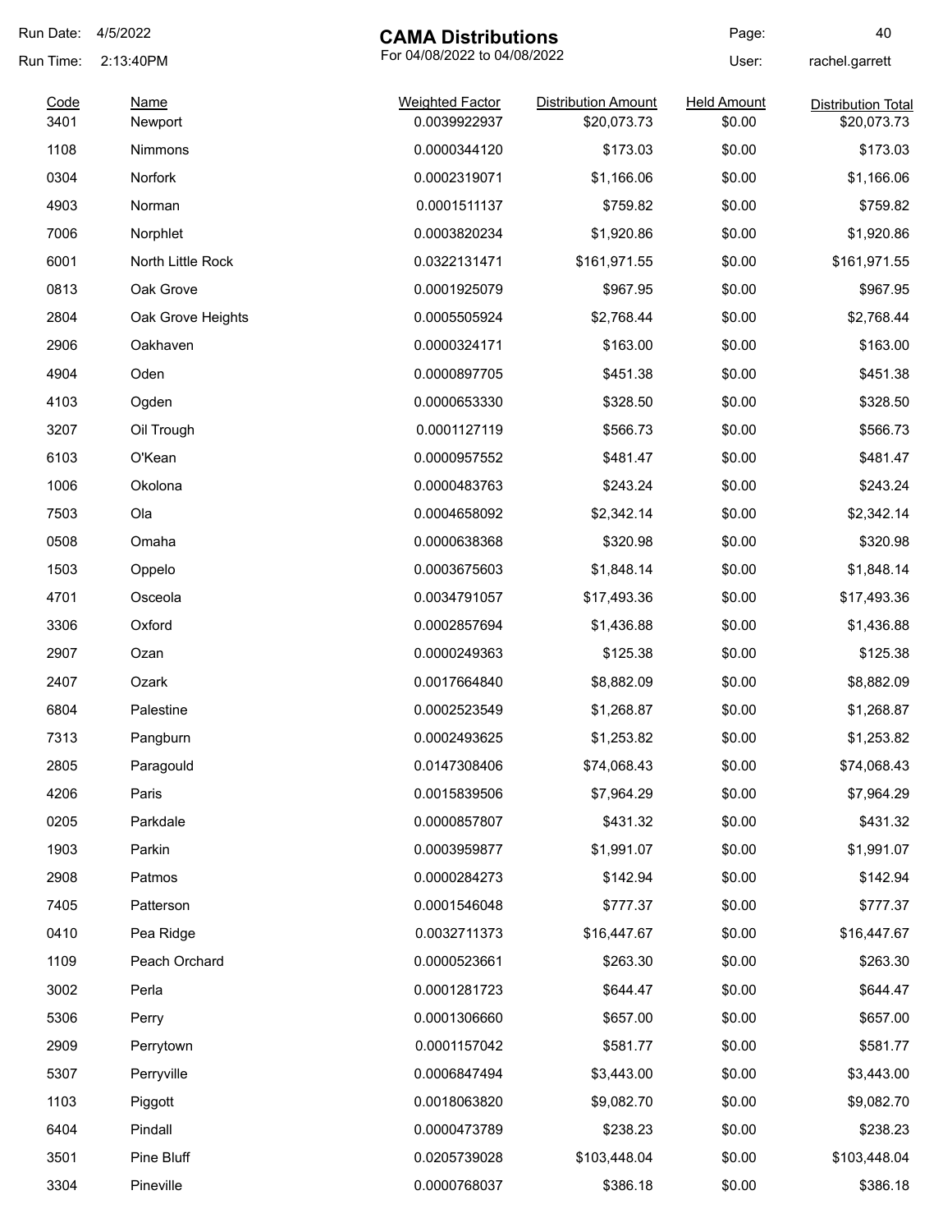# CAMA Distributions

For 04/08/2022 to 04/08/2022

Run Date: 4/5/2022
Run Time: 2:13:40PM
User: rachel.garrett

| Code | Name | Weighted Factor | Distribution Amount | Held Amount | Distribution Total |
|---|---|---|---|---|---|
| 3401 | Newport | 0.0039922937 | $20,073.73 | $0.00 | $20,073.73 |
| 1108 | Nimmons | 0.0000344120 | $173.03 | $0.00 | $173.03 |
| 0304 | Norfork | 0.0002319071 | $1,166.06 | $0.00 | $1,166.06 |
| 4903 | Norman | 0.0001511137 | $759.82 | $0.00 | $759.82 |
| 7006 | Norphlet | 0.0003820234 | $1,920.86 | $0.00 | $1,920.86 |
| 6001 | North Little Rock | 0.0322131471 | $161,971.55 | $0.00 | $161,971.55 |
| 0813 | Oak Grove | 0.0001925079 | $967.95 | $0.00 | $967.95 |
| 2804 | Oak Grove Heights | 0.0005505924 | $2,768.44 | $0.00 | $2,768.44 |
| 2906 | Oakhaven | 0.0000324171 | $163.00 | $0.00 | $163.00 |
| 4904 | Oden | 0.0000897705 | $451.38 | $0.00 | $451.38 |
| 4103 | Ogden | 0.0000653330 | $328.50 | $0.00 | $328.50 |
| 3207 | Oil Trough | 0.0001127119 | $566.73 | $0.00 | $566.73 |
| 6103 | O'Kean | 0.0000957552 | $481.47 | $0.00 | $481.47 |
| 1006 | Okolona | 0.0000483763 | $243.24 | $0.00 | $243.24 |
| 7503 | Ola | 0.0004658092 | $2,342.14 | $0.00 | $2,342.14 |
| 0508 | Omaha | 0.0000638368 | $320.98 | $0.00 | $320.98 |
| 1503 | Oppelo | 0.0003675603 | $1,848.14 | $0.00 | $1,848.14 |
| 4701 | Osceola | 0.0034791057 | $17,493.36 | $0.00 | $17,493.36 |
| 3306 | Oxford | 0.0002857694 | $1,436.88 | $0.00 | $1,436.88 |
| 2907 | Ozan | 0.0000249363 | $125.38 | $0.00 | $125.38 |
| 2407 | Ozark | 0.0017664840 | $8,882.09 | $0.00 | $8,882.09 |
| 6804 | Palestine | 0.0002523549 | $1,268.87 | $0.00 | $1,268.87 |
| 7313 | Pangburn | 0.0002493625 | $1,253.82 | $0.00 | $1,253.82 |
| 2805 | Paragould | 0.0147308406 | $74,068.43 | $0.00 | $74,068.43 |
| 4206 | Paris | 0.0015839506 | $7,964.29 | $0.00 | $7,964.29 |
| 0205 | Parkdale | 0.0000857807 | $431.32 | $0.00 | $431.32 |
| 1903 | Parkin | 0.0003959877 | $1,991.07 | $0.00 | $1,991.07 |
| 2908 | Patmos | 0.0000284273 | $142.94 | $0.00 | $142.94 |
| 7405 | Patterson | 0.0001546048 | $777.37 | $0.00 | $777.37 |
| 0410 | Pea Ridge | 0.0032711373 | $16,447.67 | $0.00 | $16,447.67 |
| 1109 | Peach Orchard | 0.0000523661 | $263.30 | $0.00 | $263.30 |
| 3002 | Perla | 0.0001281723 | $644.47 | $0.00 | $644.47 |
| 5306 | Perry | 0.0001306660 | $657.00 | $0.00 | $657.00 |
| 2909 | Perrytown | 0.0001157042 | $581.77 | $0.00 | $581.77 |
| 5307 | Perryville | 0.0006847494 | $3,443.00 | $0.00 | $3,443.00 |
| 1103 | Piggott | 0.0018063820 | $9,082.70 | $0.00 | $9,082.70 |
| 6404 | Pindall | 0.0000473789 | $238.23 | $0.00 | $238.23 |
| 3501 | Pine Bluff | 0.0205739028 | $103,448.04 | $0.00 | $103,448.04 |
| 3304 | Pineville | 0.0000768037 | $386.18 | $0.00 | $386.18 |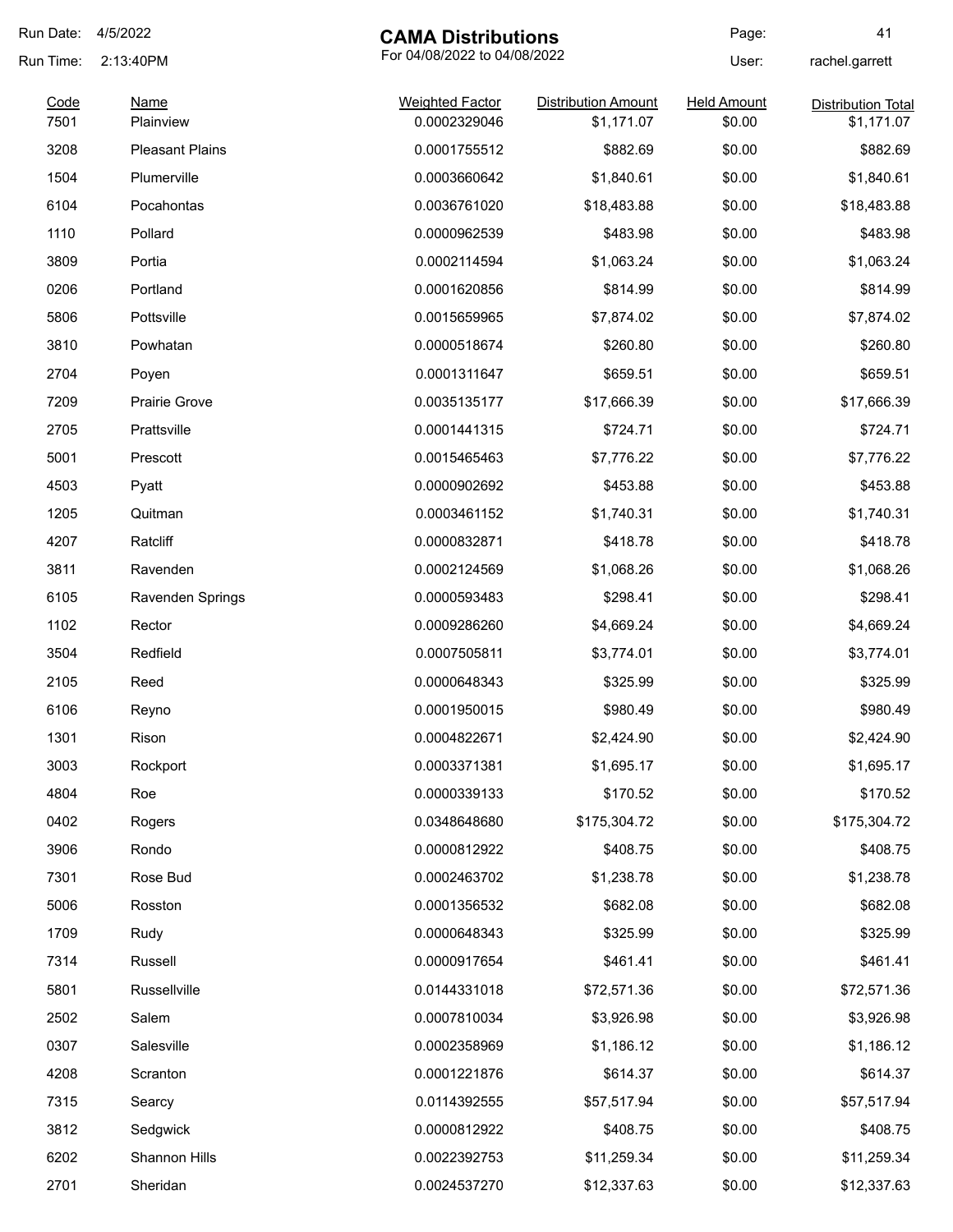Run Date: 4/5/2022
Run Time: 2:13:40PM

# CAMA Distributions

For 04/08/2022 to 04/08/2022

User: rachel.garrett

| Code | Name | Weighted Factor | Distribution Amount | Held Amount | Distribution Total |
|---|---|---|---|---|---|
| 7501 | Plainview | 0.0002329046 | $1,171.07 | $0.00 | $1,171.07 |
| 3208 | Pleasant Plains | 0.0001755512 | $882.69 | $0.00 | $882.69 |
| 1504 | Plumerville | 0.0003660642 | $1,840.61 | $0.00 | $1,840.61 |
| 6104 | Pocahontas | 0.0036761020 | $18,483.88 | $0.00 | $18,483.88 |
| 1110 | Pollard | 0.0000962539 | $483.98 | $0.00 | $483.98 |
| 3809 | Portia | 0.0002114594 | $1,063.24 | $0.00 | $1,063.24 |
| 0206 | Portland | 0.0001620856 | $814.99 | $0.00 | $814.99 |
| 5806 | Pottsville | 0.0015659965 | $7,874.02 | $0.00 | $7,874.02 |
| 3810 | Powhatan | 0.0000518674 | $260.80 | $0.00 | $260.80 |
| 2704 | Poyen | 0.0001311647 | $659.51 | $0.00 | $659.51 |
| 7209 | Prairie Grove | 0.0035135177 | $17,666.39 | $0.00 | $17,666.39 |
| 2705 | Prattsville | 0.0001441315 | $724.71 | $0.00 | $724.71 |
| 5001 | Prescott | 0.0015465463 | $7,776.22 | $0.00 | $7,776.22 |
| 4503 | Pyatt | 0.0000902692 | $453.88 | $0.00 | $453.88 |
| 1205 | Quitman | 0.0003461152 | $1,740.31 | $0.00 | $1,740.31 |
| 4207 | Ratcliff | 0.0000832871 | $418.78 | $0.00 | $418.78 |
| 3811 | Ravenden | 0.0002124569 | $1,068.26 | $0.00 | $1,068.26 |
| 6105 | Ravenden Springs | 0.0000593483 | $298.41 | $0.00 | $298.41 |
| 1102 | Rector | 0.0009286260 | $4,669.24 | $0.00 | $4,669.24 |
| 3504 | Redfield | 0.0007505811 | $3,774.01 | $0.00 | $3,774.01 |
| 2105 | Reed | 0.0000648343 | $325.99 | $0.00 | $325.99 |
| 6106 | Reyno | 0.0001950015 | $980.49 | $0.00 | $980.49 |
| 1301 | Rison | 0.0004822671 | $2,424.90 | $0.00 | $2,424.90 |
| 3003 | Rockport | 0.0003371381 | $1,695.17 | $0.00 | $1,695.17 |
| 4804 | Roe | 0.0000339133 | $170.52 | $0.00 | $170.52 |
| 0402 | Rogers | 0.0348648680 | $175,304.72 | $0.00 | $175,304.72 |
| 3906 | Rondo | 0.0000812922 | $408.75 | $0.00 | $408.75 |
| 7301 | Rose Bud | 0.0002463702 | $1,238.78 | $0.00 | $1,238.78 |
| 5006 | Rosston | 0.0001356532 | $682.08 | $0.00 | $682.08 |
| 1709 | Rudy | 0.0000648343 | $325.99 | $0.00 | $325.99 |
| 7314 | Russell | 0.0000917654 | $461.41 | $0.00 | $461.41 |
| 5801 | Russellville | 0.0144331018 | $72,571.36 | $0.00 | $72,571.36 |
| 2502 | Salem | 0.0007810034 | $3,926.98 | $0.00 | $3,926.98 |
| 0307 | Salesville | 0.0002358969 | $1,186.12 | $0.00 | $1,186.12 |
| 4208 | Scranton | 0.0001221876 | $614.37 | $0.00 | $614.37 |
| 7315 | Searcy | 0.0114392555 | $57,517.94 | $0.00 | $57,517.94 |
| 3812 | Sedgwick | 0.0000812922 | $408.75 | $0.00 | $408.75 |
| 6202 | Shannon Hills | 0.0022392753 | $11,259.34 | $0.00 | $11,259.34 |
| 2701 | Sheridan | 0.0024537270 | $12,337.63 | $0.00 | $12,337.63 |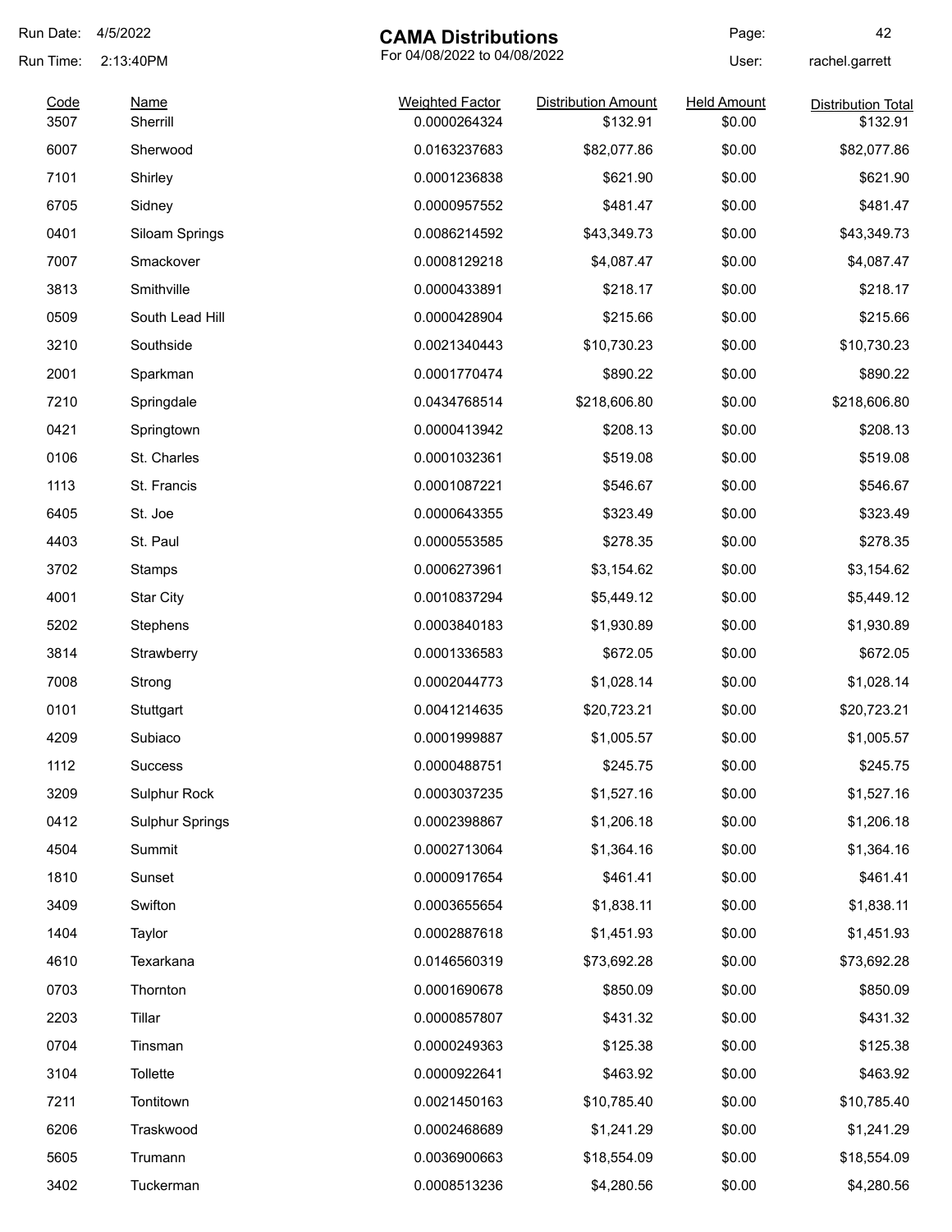# CAMA Distributions

For 04/08/2022 to 04/08/2022

Run Date: 4/5/2022
Run Time: 2:13:40PM
User: rachel.garrett

| Code | Name | Weighted Factor | Distribution Amount | Held Amount | Distribution Total |
|---|---|---|---|---|---|
| 3507 | Sherrill | 0.0000264324 | $132.91 | $0.00 | $132.91 |
| 6007 | Sherwood | 0.0163237683 | $82,077.86 | $0.00 | $82,077.86 |
| 7101 | Shirley | 0.0001236838 | $621.90 | $0.00 | $621.90 |
| 6705 | Sidney | 0.0000957552 | $481.47 | $0.00 | $481.47 |
| 0401 | Siloam Springs | 0.0086214592 | $43,349.73 | $0.00 | $43,349.73 |
| 7007 | Smackover | 0.0008129218 | $4,087.47 | $0.00 | $4,087.47 |
| 3813 | Smithville | 0.0000433891 | $218.17 | $0.00 | $218.17 |
| 0509 | South Lead Hill | 0.0000428904 | $215.66 | $0.00 | $215.66 |
| 3210 | Southside | 0.0021340443 | $10,730.23 | $0.00 | $10,730.23 |
| 2001 | Sparkman | 0.0001770474 | $890.22 | $0.00 | $890.22 |
| 7210 | Springdale | 0.0434768514 | $218,606.80 | $0.00 | $218,606.80 |
| 0421 | Springtown | 0.0000413942 | $208.13 | $0.00 | $208.13 |
| 0106 | St. Charles | 0.0001032361 | $519.08 | $0.00 | $519.08 |
| 1113 | St. Francis | 0.0001087221 | $546.67 | $0.00 | $546.67 |
| 6405 | St. Joe | 0.0000643355 | $323.49 | $0.00 | $323.49 |
| 4403 | St. Paul | 0.0000553585 | $278.35 | $0.00 | $278.35 |
| 3702 | Stamps | 0.0006273961 | $3,154.62 | $0.00 | $3,154.62 |
| 4001 | Star City | 0.0010837294 | $5,449.12 | $0.00 | $5,449.12 |
| 5202 | Stephens | 0.0003840183 | $1,930.89 | $0.00 | $1,930.89 |
| 3814 | Strawberry | 0.0001336583 | $672.05 | $0.00 | $672.05 |
| 7008 | Strong | 0.0002044773 | $1,028.14 | $0.00 | $1,028.14 |
| 0101 | Stuttgart | 0.0041214635 | $20,723.21 | $0.00 | $20,723.21 |
| 4209 | Subiaco | 0.0001999887 | $1,005.57 | $0.00 | $1,005.57 |
| 1112 | Success | 0.0000488751 | $245.75 | $0.00 | $245.75 |
| 3209 | Sulphur Rock | 0.0003037235 | $1,527.16 | $0.00 | $1,527.16 |
| 0412 | Sulphur Springs | 0.0002398867 | $1,206.18 | $0.00 | $1,206.18 |
| 4504 | Summit | 0.0002713064 | $1,364.16 | $0.00 | $1,364.16 |
| 1810 | Sunset | 0.0000917654 | $461.41 | $0.00 | $461.41 |
| 3409 | Swifton | 0.0003655654 | $1,838.11 | $0.00 | $1,838.11 |
| 1404 | Taylor | 0.0002887618 | $1,451.93 | $0.00 | $1,451.93 |
| 4610 | Texarkana | 0.0146560319 | $73,692.28 | $0.00 | $73,692.28 |
| 0703 | Thornton | 0.0001690678 | $850.09 | $0.00 | $850.09 |
| 2203 | Tillar | 0.0000857807 | $431.32 | $0.00 | $431.32 |
| 0704 | Tinsman | 0.0000249363 | $125.38 | $0.00 | $125.38 |
| 3104 | Tollette | 0.0000922641 | $463.92 | $0.00 | $463.92 |
| 7211 | Tontitown | 0.0021450163 | $10,785.40 | $0.00 | $10,785.40 |
| 6206 | Traskwood | 0.0002468689 | $1,241.29 | $0.00 | $1,241.29 |
| 5605 | Trumann | 0.0036900663 | $18,554.09 | $0.00 | $18,554.09 |
| 3402 | Tuckerman | 0.0008513236 | $4,280.56 | $0.00 | $4,280.56 |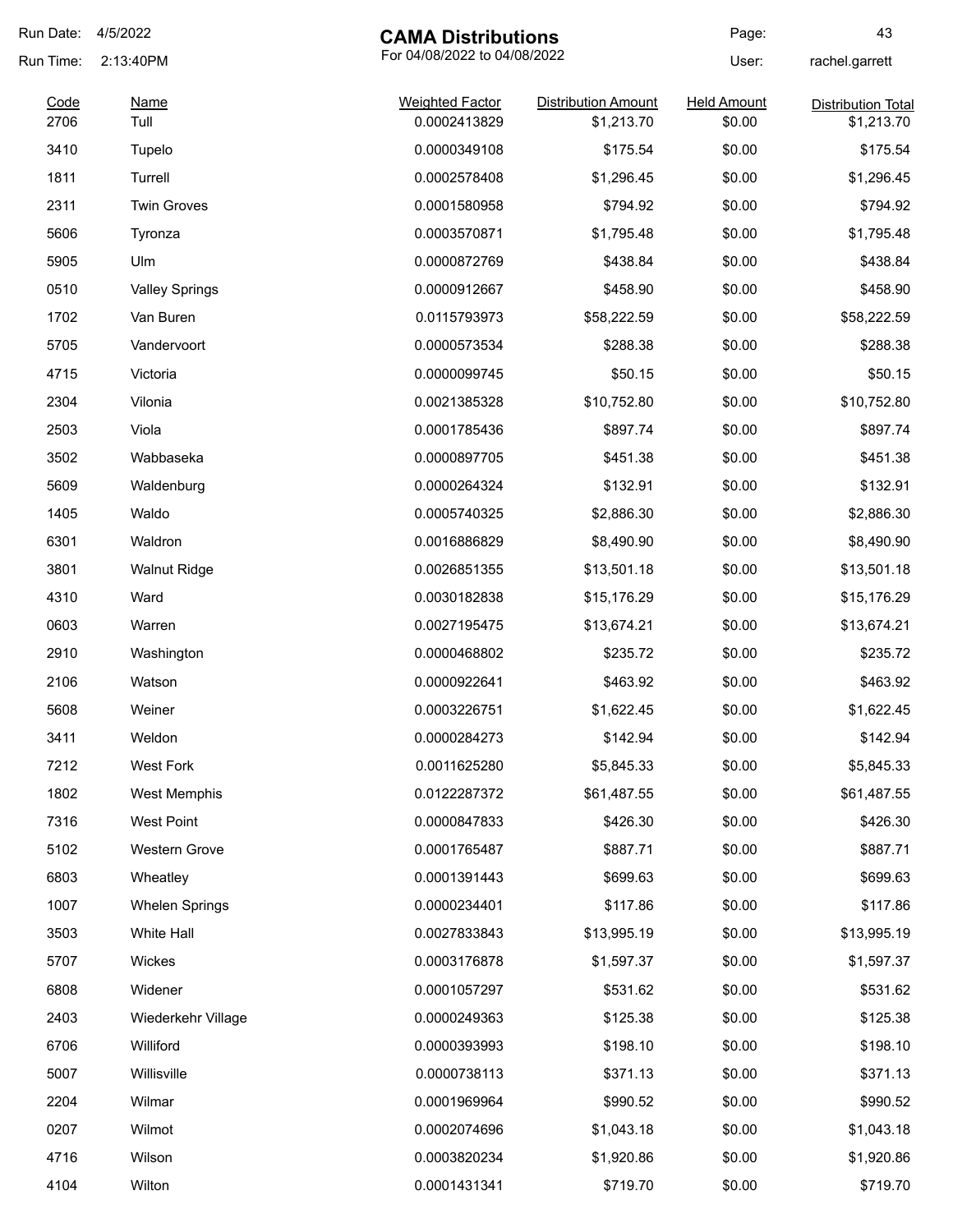Run Date: 4/5/2022

Run Time: 2:13:40PM

# CAMA Distributions

For 04/08/2022 to 04/08/2022

User: rachel.garrett

| Code | Name | Weighted Factor | Distribution Amount | Held Amount | Distribution Total |
|---|---|---|---|---|---|
| 2706 | Tull | 0.0002413829 | $1,213.70 | $0.00 | $1,213.70 |
| 3410 | Tupelo | 0.0000349108 | $175.54 | $0.00 | $175.54 |
| 1811 | Turrell | 0.0002578408 | $1,296.45 | $0.00 | $1,296.45 |
| 2311 | Twin Groves | 0.0001580958 | $794.92 | $0.00 | $794.92 |
| 5606 | Tyronza | 0.0003570871 | $1,795.48 | $0.00 | $1,795.48 |
| 5905 | Ulm | 0.0000872769 | $438.84 | $0.00 | $438.84 |
| 0510 | Valley Springs | 0.0000912667 | $458.90 | $0.00 | $458.90 |
| 1702 | Van Buren | 0.0115793973 | $58,222.59 | $0.00 | $58,222.59 |
| 5705 | Vandervoort | 0.0000573534 | $288.38 | $0.00 | $288.38 |
| 4715 | Victoria | 0.0000099745 | $50.15 | $0.00 | $50.15 |
| 2304 | Vilonia | 0.0021385328 | $10,752.80 | $0.00 | $10,752.80 |
| 2503 | Viola | 0.0001785436 | $897.74 | $0.00 | $897.74 |
| 3502 | Wabbaseka | 0.0000897705 | $451.38 | $0.00 | $451.38 |
| 5609 | Waldenburg | 0.0000264324 | $132.91 | $0.00 | $132.91 |
| 1405 | Waldo | 0.0005740325 | $2,886.30 | $0.00 | $2,886.30 |
| 6301 | Waldron | 0.0016886829 | $8,490.90 | $0.00 | $8,490.90 |
| 3801 | Walnut Ridge | 0.0026851355 | $13,501.18 | $0.00 | $13,501.18 |
| 4310 | Ward | 0.0030182838 | $15,176.29 | $0.00 | $15,176.29 |
| 0603 | Warren | 0.0027195475 | $13,674.21 | $0.00 | $13,674.21 |
| 2910 | Washington | 0.0000468802 | $235.72 | $0.00 | $235.72 |
| 2106 | Watson | 0.0000922641 | $463.92 | $0.00 | $463.92 |
| 5608 | Weiner | 0.0003226751 | $1,622.45 | $0.00 | $1,622.45 |
| 3411 | Weldon | 0.0000284273 | $142.94 | $0.00 | $142.94 |
| 7212 | West Fork | 0.0011625280 | $5,845.33 | $0.00 | $5,845.33 |
| 1802 | West Memphis | 0.0122287372 | $61,487.55 | $0.00 | $61,487.55 |
| 7316 | West Point | 0.0000847833 | $426.30 | $0.00 | $426.30 |
| 5102 | Western Grove | 0.0001765487 | $887.71 | $0.00 | $887.71 |
| 6803 | Wheatley | 0.0001391443 | $699.63 | $0.00 | $699.63 |
| 1007 | Whelen Springs | 0.0000234401 | $117.86 | $0.00 | $117.86 |
| 3503 | White Hall | 0.0027833843 | $13,995.19 | $0.00 | $13,995.19 |
| 5707 | Wickes | 0.0003176878 | $1,597.37 | $0.00 | $1,597.37 |
| 6808 | Widener | 0.0001057297 | $531.62 | $0.00 | $531.62 |
| 2403 | Wiederkehr Village | 0.0000249363 | $125.38 | $0.00 | $125.38 |
| 6706 | Williford | 0.0000393993 | $198.10 | $0.00 | $198.10 |
| 5007 | Willisville | 0.0000738113 | $371.13 | $0.00 | $371.13 |
| 2204 | Wilmar | 0.0001969964 | $990.52 | $0.00 | $990.52 |
| 0207 | Wilmot | 0.0002074696 | $1,043.18 | $0.00 | $1,043.18 |
| 4716 | Wilson | 0.0003820234 | $1,920.86 | $0.00 | $1,920.86 |
| 4104 | Wilton | 0.0001431341 | $719.70 | $0.00 | $719.70 |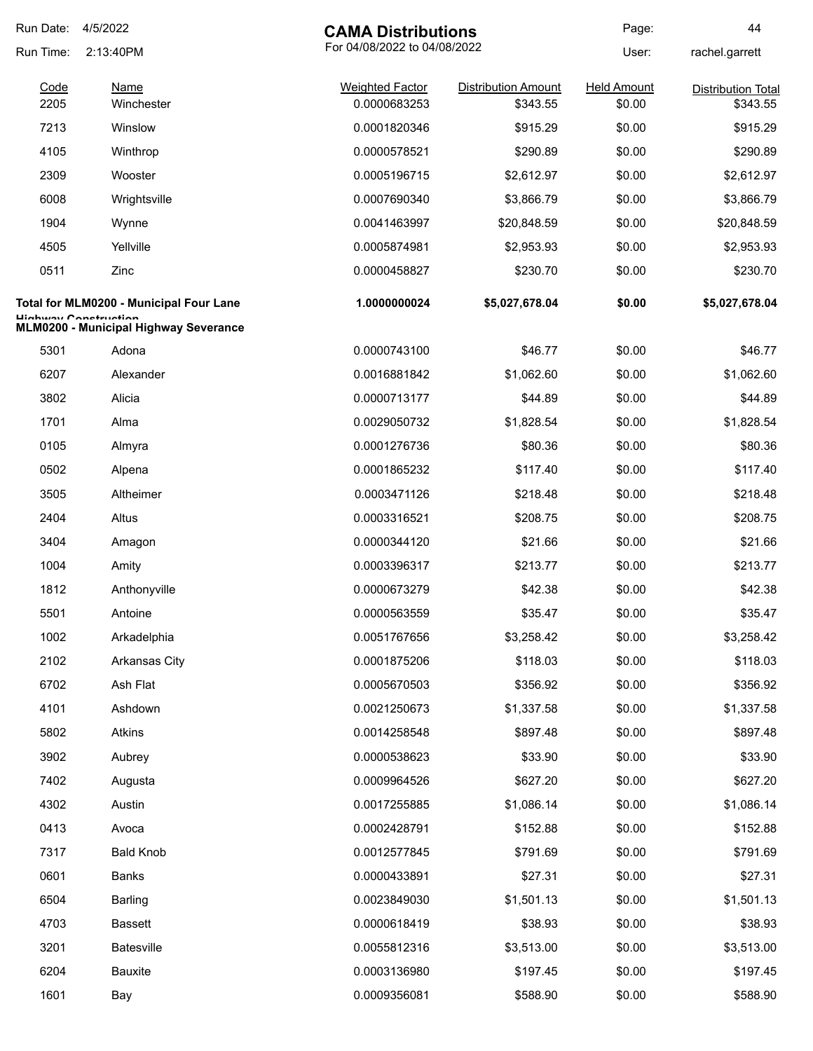# CAMA Distributions

For 04/08/2022 to 04/08/2022

Run Date: 4/5/2022
Run Time: 2:13:40PM
User: rachel.garrett

| Code | Name | Weighted Factor | Distribution Amount | Held Amount | Distribution Total |
|---|---|---|---|---|---|
| 2205 | Winchester | 0.0000683253 | $343.55 | $0.00 | $343.55 |
| 7213 | Winslow | 0.0001820346 | $915.29 | $0.00 | $915.29 |
| 4105 | Winthrop | 0.0000578521 | $290.89 | $0.00 | $290.89 |
| 2309 | Wooster | 0.0005196715 | $2,612.97 | $0.00 | $2,612.97 |
| 6008 | Wrightsville | 0.0007690340 | $3,866.79 | $0.00 | $3,866.79 |
| 1904 | Wynne | 0.0041463997 | $20,848.59 | $0.00 | $20,848.59 |
| 4505 | Yellville | 0.0005874981 | $2,953.93 | $0.00 | $2,953.93 |
| 0511 | Zinc | 0.0000458827 | $230.70 | $0.00 | $230.70 |
| **Total for MLM0200 - Municipal Four Lane Highway Construction** | | **1.0000000024** | **$5,027,678.04** | **$0.00** | **$5,027,678.04** |

**MLM0200 - Municipal Highway Severance**

| Code | Name | Weighted Factor | Distribution Amount | Held Amount | Distribution Total |
|---|---|---|---|---|---|
| 5301 | Adona | 0.0000743100 | $46.77 | $0.00 | $46.77 |
| 6207 | Alexander | 0.0016881842 | $1,062.60 | $0.00 | $1,062.60 |
| 3802 | Alicia | 0.0000713177 | $44.89 | $0.00 | $44.89 |
| 1701 | Alma | 0.0029050732 | $1,828.54 | $0.00 | $1,828.54 |
| 0105 | Almyra | 0.0001276736 | $80.36 | $0.00 | $80.36 |
| 0502 | Alpena | 0.0001865232 | $117.40 | $0.00 | $117.40 |
| 3505 | Altheimer | 0.0003471126 | $218.48 | $0.00 | $218.48 |
| 2404 | Altus | 0.0003316521 | $208.75 | $0.00 | $208.75 |
| 3404 | Amagon | 0.0000344120 | $21.66 | $0.00 | $21.66 |
| 1004 | Amity | 0.0003396317 | $213.77 | $0.00 | $213.77 |
| 1812 | Anthonyville | 0.0000673279 | $42.38 | $0.00 | $42.38 |
| 5501 | Antoine | 0.0000563559 | $35.47 | $0.00 | $35.47 |
| 1002 | Arkadelphia | 0.0051767656 | $3,258.42 | $0.00 | $3,258.42 |
| 2102 | Arkansas City | 0.0001875206 | $118.03 | $0.00 | $118.03 |
| 6702 | Ash Flat | 0.0005670503 | $356.92 | $0.00 | $356.92 |
| 4101 | Ashdown | 0.0021250673 | $1,337.58 | $0.00 | $1,337.58 |
| 5802 | Atkins | 0.0014258548 | $897.48 | $0.00 | $897.48 |
| 3902 | Aubrey | 0.0000538623 | $33.90 | $0.00 | $33.90 |
| 7402 | Augusta | 0.0009964526 | $627.20 | $0.00 | $627.20 |
| 4302 | Austin | 0.0017255885 | $1,086.14 | $0.00 | $1,086.14 |
| 0413 | Avoca | 0.0002428791 | $152.88 | $0.00 | $152.88 |
| 7317 | Bald Knob | 0.0012577845 | $791.69 | $0.00 | $791.69 |
| 0601 | Banks | 0.0000433891 | $27.31 | $0.00 | $27.31 |
| 6504 | Barling | 0.0023849030 | $1,501.13 | $0.00 | $1,501.13 |
| 4703 | Bassett | 0.0000618419 | $38.93 | $0.00 | $38.93 |
| 3201 | Batesville | 0.0055812316 | $3,513.00 | $0.00 | $3,513.00 |
| 6204 | Bauxite | 0.0003136980 | $197.45 | $0.00 | $197.45 |
| 1601 | Bay | 0.0009356081 | $588.90 | $0.00 | $588.90 |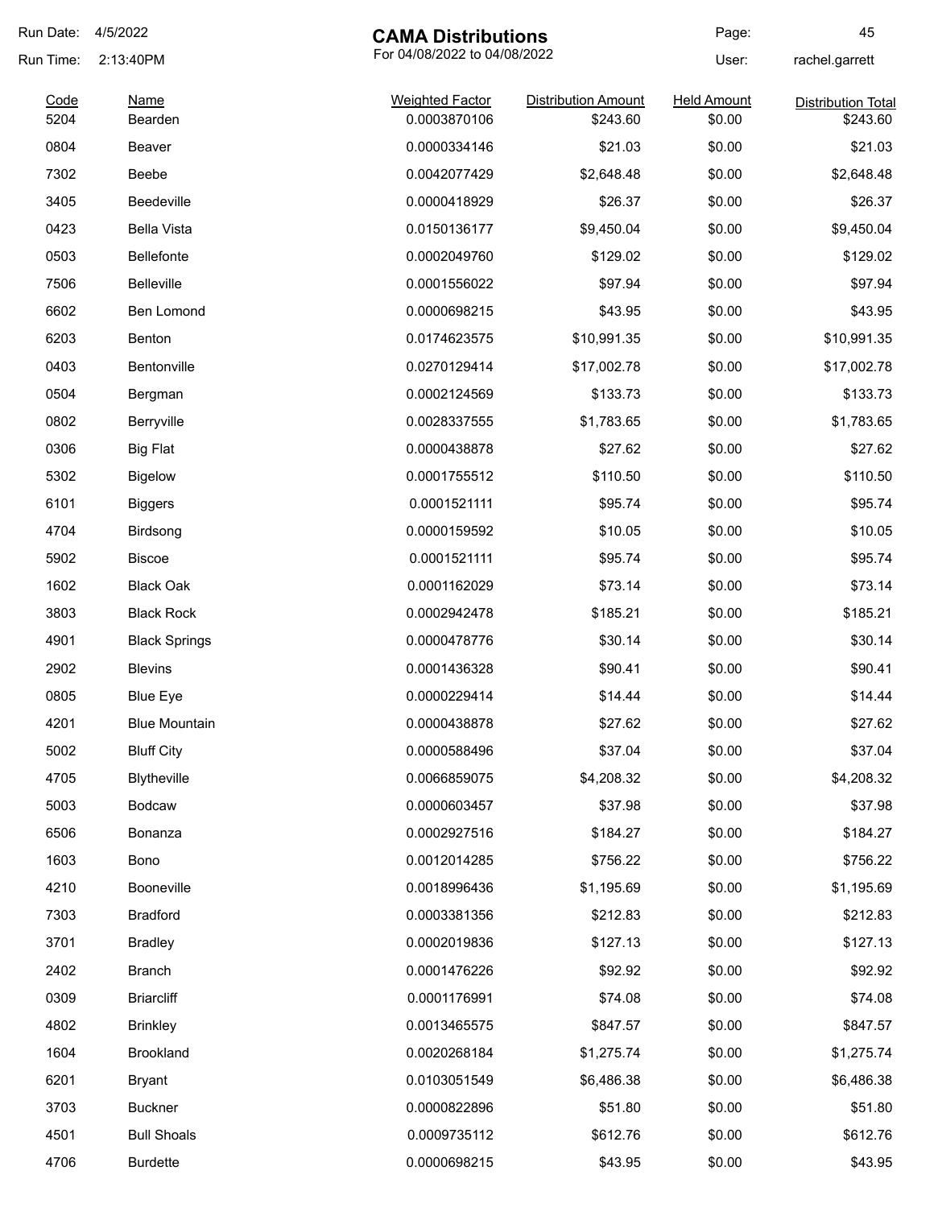Run Date: 4/5/2022
Run Time: 2:13:40PM

# CAMA Distributions

For 04/08/2022 to 04/08/2022

User: rachel.garrett

| Code | Name | Weighted Factor | Distribution Amount | Held Amount | Distribution Total |
|---|---|---|---|---|---|
| 5204 | Bearden | 0.0003870106 | $243.60 | $0.00 | $243.60 |
| 0804 | Beaver | 0.0000334146 | $21.03 | $0.00 | $21.03 |
| 7302 | Beebe | 0.0042077429 | $2,648.48 | $0.00 | $2,648.48 |
| 3405 | Beedeville | 0.0000418929 | $26.37 | $0.00 | $26.37 |
| 0423 | Bella Vista | 0.0150136177 | $9,450.04 | $0.00 | $9,450.04 |
| 0503 | Bellefonte | 0.0002049760 | $129.02 | $0.00 | $129.02 |
| 7506 | Belleville | 0.0001556022 | $97.94 | $0.00 | $97.94 |
| 6602 | Ben Lomond | 0.0000698215 | $43.95 | $0.00 | $43.95 |
| 6203 | Benton | 0.0174623575 | $10,991.35 | $0.00 | $10,991.35 |
| 0403 | Bentonville | 0.0270129414 | $17,002.78 | $0.00 | $17,002.78 |
| 0504 | Bergman | 0.0002124569 | $133.73 | $0.00 | $133.73 |
| 0802 | Berryville | 0.0028337555 | $1,783.65 | $0.00 | $1,783.65 |
| 0306 | Big Flat | 0.0000438878 | $27.62 | $0.00 | $27.62 |
| 5302 | Bigelow | 0.0001755512 | $110.50 | $0.00 | $110.50 |
| 6101 | Biggers | 0.0001521111 | $95.74 | $0.00 | $95.74 |
| 4704 | Birdsong | 0.0000159592 | $10.05 | $0.00 | $10.05 |
| 5902 | Biscoe | 0.0001521111 | $95.74 | $0.00 | $95.74 |
| 1602 | Black Oak | 0.0001162029 | $73.14 | $0.00 | $73.14 |
| 3803 | Black Rock | 0.0002942478 | $185.21 | $0.00 | $185.21 |
| 4901 | Black Springs | 0.0000478776 | $30.14 | $0.00 | $30.14 |
| 2902 | Blevins | 0.0001436328 | $90.41 | $0.00 | $90.41 |
| 0805 | Blue Eye | 0.0000229414 | $14.44 | $0.00 | $14.44 |
| 4201 | Blue Mountain | 0.0000438878 | $27.62 | $0.00 | $27.62 |
| 5002 | Bluff City | 0.0000588496 | $37.04 | $0.00 | $37.04 |
| 4705 | Blytheville | 0.0066859075 | $4,208.32 | $0.00 | $4,208.32 |
| 5003 | Bodcaw | 0.0000603457 | $37.98 | $0.00 | $37.98 |
| 6506 | Bonanza | 0.0002927516 | $184.27 | $0.00 | $184.27 |
| 1603 | Bono | 0.0012014285 | $756.22 | $0.00 | $756.22 |
| 4210 | Booneville | 0.0018996436 | $1,195.69 | $0.00 | $1,195.69 |
| 7303 | Bradford | 0.0003381356 | $212.83 | $0.00 | $212.83 |
| 3701 | Bradley | 0.0002019836 | $127.13 | $0.00 | $127.13 |
| 2402 | Branch | 0.0001476226 | $92.92 | $0.00 | $92.92 |
| 0309 | Briarcliff | 0.0001176991 | $74.08 | $0.00 | $74.08 |
| 4802 | Brinkley | 0.0013465575 | $847.57 | $0.00 | $847.57 |
| 1604 | Brookland | 0.0020268184 | $1,275.74 | $0.00 | $1,275.74 |
| 6201 | Bryant | 0.0103051549 | $6,486.38 | $0.00 | $6,486.38 |
| 3703 | Buckner | 0.0000822896 | $51.80 | $0.00 | $51.80 |
| 4501 | Bull Shoals | 0.0009735112 | $612.76 | $0.00 | $612.76 |
| 4706 | Burdette | 0.0000698215 | $43.95 | $0.00 | $43.95 |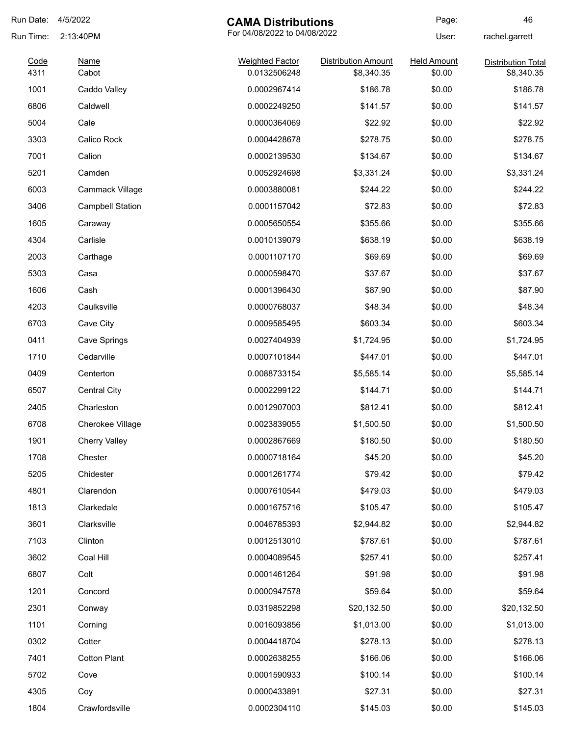Run Date: 4/5/2022

Run Time: 2:13:40PM

# CAMA Distributions

For 04/08/2022 to 04/08/2022

User: rachel.garrett

| Code | Name | Weighted Factor | Distribution Amount | Held Amount | Distribution Total |
|---|---|---|---|---|---|
| 4311 | Cabot | 0.0132506248 | $8,340.35 | $0.00 | $8,340.35 |
| 1001 | Caddo Valley | 0.0002967414 | $186.78 | $0.00 | $186.78 |
| 6806 | Caldwell | 0.0002249250 | $141.57 | $0.00 | $141.57 |
| 5004 | Cale | 0.0000364069 | $22.92 | $0.00 | $22.92 |
| 3303 | Calico Rock | 0.0004428678 | $278.75 | $0.00 | $278.75 |
| 7001 | Calion | 0.0002139530 | $134.67 | $0.00 | $134.67 |
| 5201 | Camden | 0.0052924698 | $3,331.24 | $0.00 | $3,331.24 |
| 6003 | Cammack Village | 0.0003880081 | $244.22 | $0.00 | $244.22 |
| 3406 | Campbell Station | 0.0001157042 | $72.83 | $0.00 | $72.83 |
| 1605 | Caraway | 0.0005650554 | $355.66 | $0.00 | $355.66 |
| 4304 | Carlisle | 0.0010139079 | $638.19 | $0.00 | $638.19 |
| 2003 | Carthage | 0.0001107170 | $69.69 | $0.00 | $69.69 |
| 5303 | Casa | 0.0000598470 | $37.67 | $0.00 | $37.67 |
| 1606 | Cash | 0.0001396430 | $87.90 | $0.00 | $87.90 |
| 4203 | Caulksville | 0.0000768037 | $48.34 | $0.00 | $48.34 |
| 6703 | Cave City | 0.0009585495 | $603.34 | $0.00 | $603.34 |
| 0411 | Cave Springs | 0.0027404939 | $1,724.95 | $0.00 | $1,724.95 |
| 1710 | Cedarville | 0.0007101844 | $447.01 | $0.00 | $447.01 |
| 0409 | Centerton | 0.0088733154 | $5,585.14 | $0.00 | $5,585.14 |
| 6507 | Central City | 0.0002299122 | $144.71 | $0.00 | $144.71 |
| 2405 | Charleston | 0.0012907003 | $812.41 | $0.00 | $812.41 |
| 6708 | Cherokee Village | 0.0023839055 | $1,500.50 | $0.00 | $1,500.50 |
| 1901 | Cherry Valley | 0.0002867669 | $180.50 | $0.00 | $180.50 |
| 1708 | Chester | 0.0000718164 | $45.20 | $0.00 | $45.20 |
| 5205 | Chidester | 0.0001261774 | $79.42 | $0.00 | $79.42 |
| 4801 | Clarendon | 0.0007610544 | $479.03 | $0.00 | $479.03 |
| 1813 | Clarkedale | 0.0001675716 | $105.47 | $0.00 | $105.47 |
| 3601 | Clarksville | 0.0046785393 | $2,944.82 | $0.00 | $2,944.82 |
| 7103 | Clinton | 0.0012513010 | $787.61 | $0.00 | $787.61 |
| 3602 | Coal Hill | 0.0004089545 | $257.41 | $0.00 | $257.41 |
| 6807 | Colt | 0.0001461264 | $91.98 | $0.00 | $91.98 |
| 1201 | Concord | 0.0000947578 | $59.64 | $0.00 | $59.64 |
| 2301 | Conway | 0.0319852298 | $20,132.50 | $0.00 | $20,132.50 |
| 1101 | Corning | 0.0016093856 | $1,013.00 | $0.00 | $1,013.00 |
| 0302 | Cotter | 0.0004418704 | $278.13 | $0.00 | $278.13 |
| 7401 | Cotton Plant | 0.0002638255 | $166.06 | $0.00 | $166.06 |
| 5702 | Cove | 0.0001590933 | $100.14 | $0.00 | $100.14 |
| 4305 | Coy | 0.0000433891 | $27.31 | $0.00 | $27.31 |
| 1804 | Crawfordsville | 0.0002304110 | $145.03 | $0.00 | $145.03 |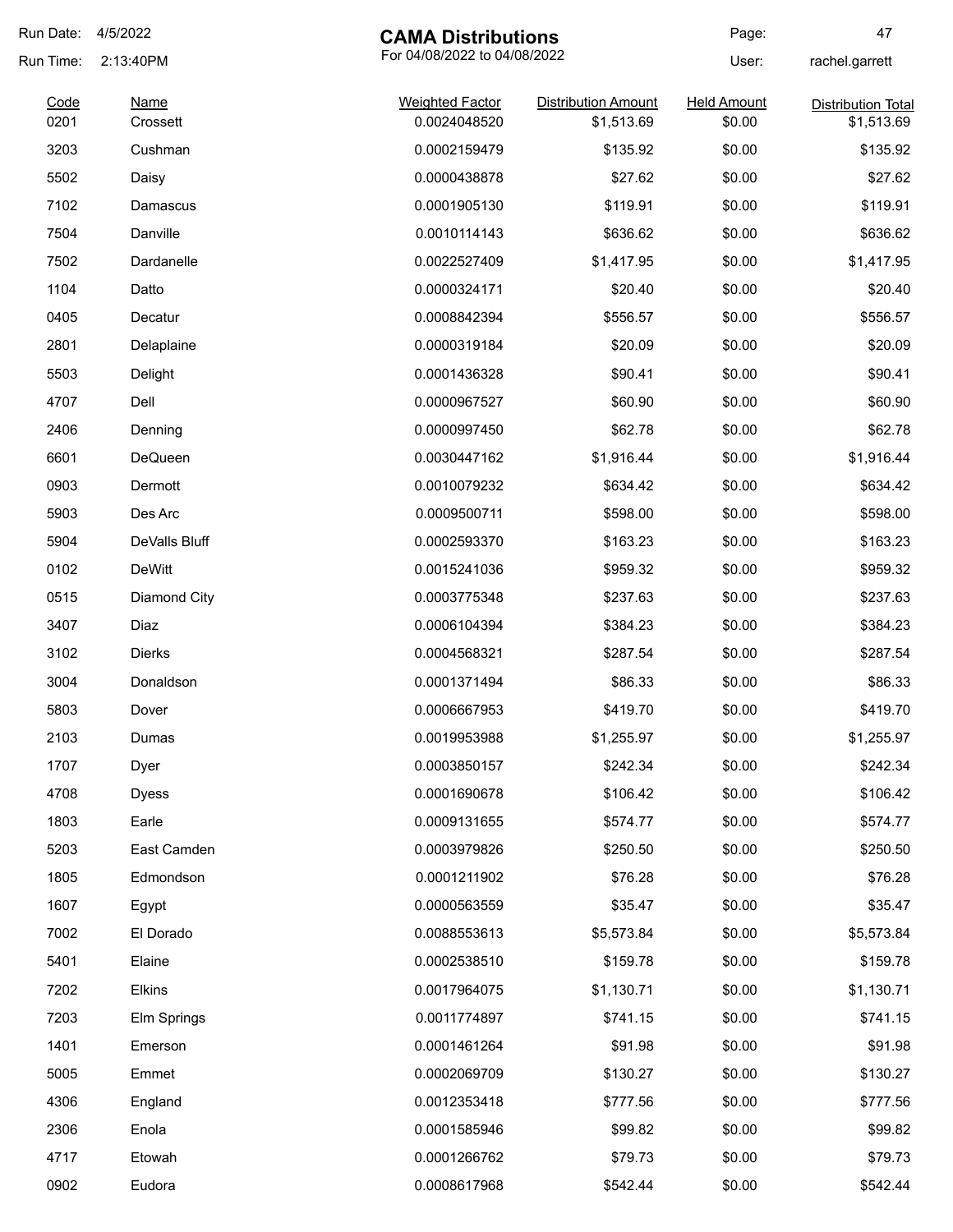# CAMA Distributions

For 04/08/2022 to 04/08/2022

Run Date: 4/5/2022
Run Time: 2:13:40PM
User: rachel.garrett

| Code | Name | Weighted Factor | Distribution Amount | Held Amount | Distribution Total |
|---|---|---|---|---|---|
| 0201 | Crossett | 0.0024048520 | $1,513.69 | $0.00 | $1,513.69 |
| 3203 | Cushman | 0.0002159479 | $135.92 | $0.00 | $135.92 |
| 5502 | Daisy | 0.0000438878 | $27.62 | $0.00 | $27.62 |
| 7102 | Damascus | 0.0001905130 | $119.91 | $0.00 | $119.91 |
| 7504 | Danville | 0.0010114143 | $636.62 | $0.00 | $636.62 |
| 7502 | Dardanelle | 0.0022527409 | $1,417.95 | $0.00 | $1,417.95 |
| 1104 | Datto | 0.0000324171 | $20.40 | $0.00 | $20.40 |
| 0405 | Decatur | 0.0008842394 | $556.57 | $0.00 | $556.57 |
| 2801 | Delaplaine | 0.0000319184 | $20.09 | $0.00 | $20.09 |
| 5503 | Delight | 0.0001436328 | $90.41 | $0.00 | $90.41 |
| 4707 | Dell | 0.0000967527 | $60.90 | $0.00 | $60.90 |
| 2406 | Denning | 0.0000997450 | $62.78 | $0.00 | $62.78 |
| 6601 | DeQueen | 0.0030447162 | $1,916.44 | $0.00 | $1,916.44 |
| 0903 | Dermott | 0.0010079232 | $634.42 | $0.00 | $634.42 |
| 5903 | Des Arc | 0.0009500711 | $598.00 | $0.00 | $598.00 |
| 5904 | DeValls Bluff | 0.0002593370 | $163.23 | $0.00 | $163.23 |
| 0102 | DeWitt | 0.0015241036 | $959.32 | $0.00 | $959.32 |
| 0515 | Diamond City | 0.0003775348 | $237.63 | $0.00 | $237.63 |
| 3407 | Diaz | 0.0006104394 | $384.23 | $0.00 | $384.23 |
| 3102 | Dierks | 0.0004568321 | $287.54 | $0.00 | $287.54 |
| 3004 | Donaldson | 0.0001371494 | $86.33 | $0.00 | $86.33 |
| 5803 | Dover | 0.0006667953 | $419.70 | $0.00 | $419.70 |
| 2103 | Dumas | 0.0019953988 | $1,255.97 | $0.00 | $1,255.97 |
| 1707 | Dyer | 0.0003850157 | $242.34 | $0.00 | $242.34 |
| 4708 | Dyess | 0.0001690678 | $106.42 | $0.00 | $106.42 |
| 1803 | Earle | 0.0009131655 | $574.77 | $0.00 | $574.77 |
| 5203 | East Camden | 0.0003979826 | $250.50 | $0.00 | $250.50 |
| 1805 | Edmondson | 0.0001211902 | $76.28 | $0.00 | $76.28 |
| 1607 | Egypt | 0.0000563559 | $35.47 | $0.00 | $35.47 |
| 7002 | El Dorado | 0.0088553613 | $5,573.84 | $0.00 | $5,573.84 |
| 5401 | Elaine | 0.0002538510 | $159.78 | $0.00 | $159.78 |
| 7202 | Elkins | 0.0017964075 | $1,130.71 | $0.00 | $1,130.71 |
| 7203 | Elm Springs | 0.0011774897 | $741.15 | $0.00 | $741.15 |
| 1401 | Emerson | 0.0001461264 | $91.98 | $0.00 | $91.98 |
| 5005 | Emmet | 0.0002069709 | $130.27 | $0.00 | $130.27 |
| 4306 | England | 0.0012353418 | $777.56 | $0.00 | $777.56 |
| 2306 | Enola | 0.0001585946 | $99.82 | $0.00 | $99.82 |
| 4717 | Etowah | 0.0001266762 | $79.73 | $0.00 | $79.73 |
| 0902 | Eudora | 0.0008617968 | $542.44 | $0.00 | $542.44 |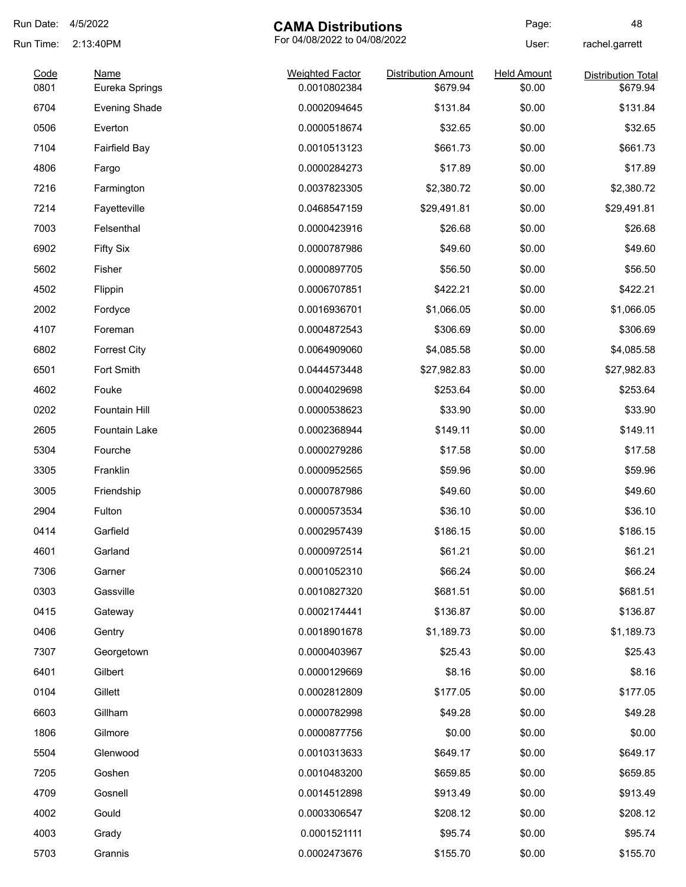Run Date: 4/5/2022

Run Time: 2:13:40PM

# CAMA Distributions

For 04/08/2022 to 04/08/2022

User: rachel.garrett

| Code | Name | Weighted Factor | Distribution Amount | Held Amount | Distribution Total |
|---|---|---|---|---|---|
| 0801 | Eureka Springs | 0.0010802384 | $679.94 | $0.00 | $679.94 |
| 6704 | Evening Shade | 0.0002094645 | $131.84 | $0.00 | $131.84 |
| 0506 | Everton | 0.0000518674 | $32.65 | $0.00 | $32.65 |
| 7104 | Fairfield Bay | 0.0010513123 | $661.73 | $0.00 | $661.73 |
| 4806 | Fargo | 0.0000284273 | $17.89 | $0.00 | $17.89 |
| 7216 | Farmington | 0.0037823305 | $2,380.72 | $0.00 | $2,380.72 |
| 7214 | Fayetteville | 0.0468547159 | $29,491.81 | $0.00 | $29,491.81 |
| 7003 | Felsenthal | 0.0000423916 | $26.68 | $0.00 | $26.68 |
| 6902 | Fifty Six | 0.0000787986 | $49.60 | $0.00 | $49.60 |
| 5602 | Fisher | 0.0000897705 | $56.50 | $0.00 | $56.50 |
| 4502 | Flippin | 0.0006707851 | $422.21 | $0.00 | $422.21 |
| 2002 | Fordyce | 0.0016936701 | $1,066.05 | $0.00 | $1,066.05 |
| 4107 | Foreman | 0.0004872543 | $306.69 | $0.00 | $306.69 |
| 6802 | Forrest City | 0.0064909060 | $4,085.58 | $0.00 | $4,085.58 |
| 6501 | Fort Smith | 0.0444573448 | $27,982.83 | $0.00 | $27,982.83 |
| 4602 | Fouke | 0.0004029698 | $253.64 | $0.00 | $253.64 |
| 0202 | Fountain Hill | 0.0000538623 | $33.90 | $0.00 | $33.90 |
| 2605 | Fountain Lake | 0.0002368944 | $149.11 | $0.00 | $149.11 |
| 5304 | Fourche | 0.0000279286 | $17.58 | $0.00 | $17.58 |
| 3305 | Franklin | 0.0000952565 | $59.96 | $0.00 | $59.96 |
| 3005 | Friendship | 0.0000787986 | $49.60 | $0.00 | $49.60 |
| 2904 | Fulton | 0.0000573534 | $36.10 | $0.00 | $36.10 |
| 0414 | Garfield | 0.0002957439 | $186.15 | $0.00 | $186.15 |
| 4601 | Garland | 0.0000972514 | $61.21 | $0.00 | $61.21 |
| 7306 | Garner | 0.0001052310 | $66.24 | $0.00 | $66.24 |
| 0303 | Gassville | 0.0010827320 | $681.51 | $0.00 | $681.51 |
| 0415 | Gateway | 0.0002174441 | $136.87 | $0.00 | $136.87 |
| 0406 | Gentry | 0.0018901678 | $1,189.73 | $0.00 | $1,189.73 |
| 7307 | Georgetown | 0.0000403967 | $25.43 | $0.00 | $25.43 |
| 6401 | Gilbert | 0.0000129669 | $8.16 | $0.00 | $8.16 |
| 0104 | Gillett | 0.0002812809 | $177.05 | $0.00 | $177.05 |
| 6603 | Gillham | 0.0000782998 | $49.28 | $0.00 | $49.28 |
| 1806 | Gilmore | 0.0000877756 | $0.00 | $0.00 | $0.00 |
| 5504 | Glenwood | 0.0010313633 | $649.17 | $0.00 | $649.17 |
| 7205 | Goshen | 0.0010483200 | $659.85 | $0.00 | $659.85 |
| 4709 | Gosnell | 0.0014512898 | $913.49 | $0.00 | $913.49 |
| 4002 | Gould | 0.0003306547 | $208.12 | $0.00 | $208.12 |
| 4003 | Grady | 0.0001521111 | $95.74 | $0.00 | $95.74 |
| 5703 | Grannis | 0.0002473676 | $155.70 | $0.00 | $155.70 |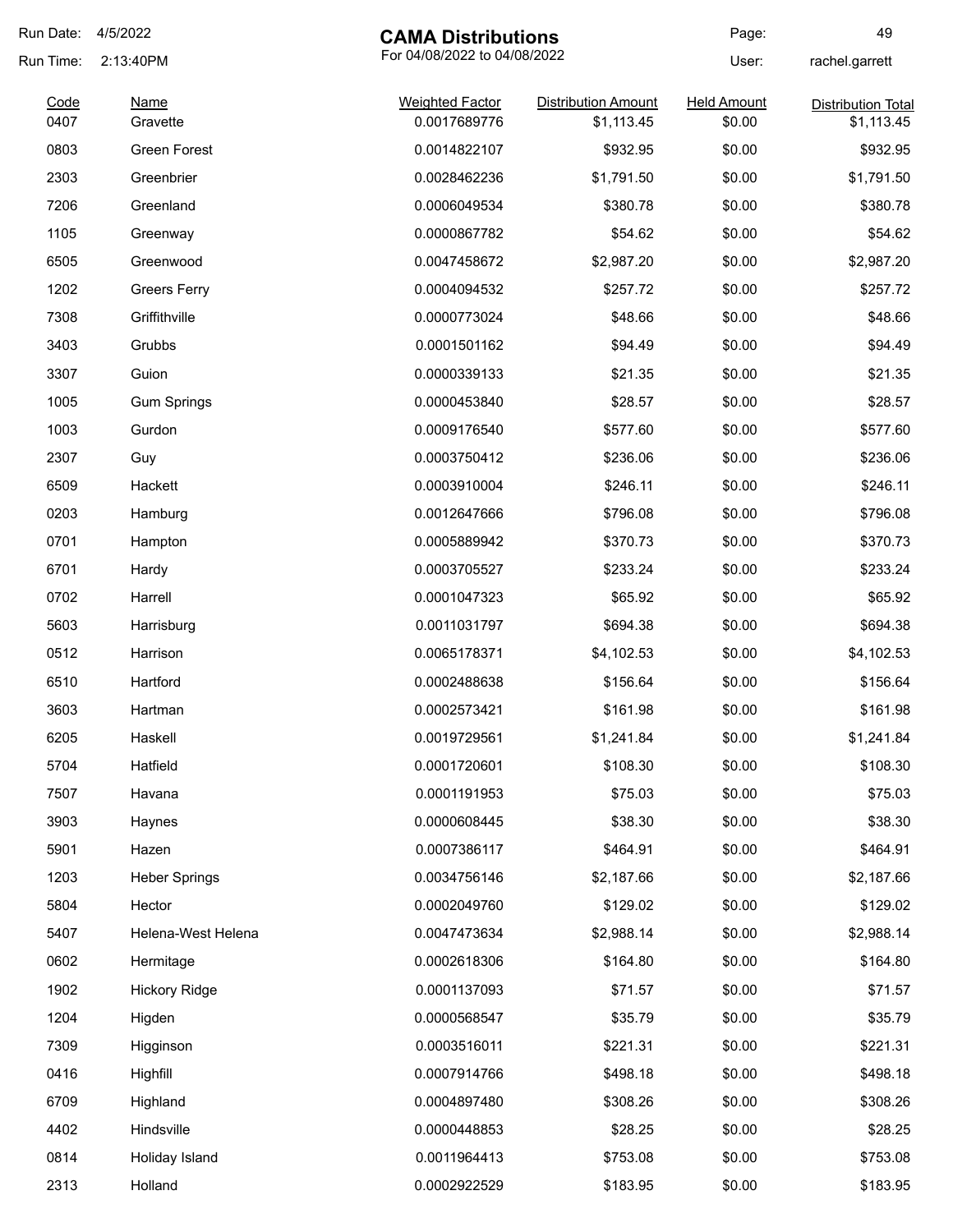# CAMA Distributions

For 04/08/2022 to 04/08/2022

Run Date: 4/5/2022
Run Time: 2:13:40PM
User: rachel.garrett

| Code | Name | Weighted Factor | Distribution Amount | Held Amount | Distribution Total |
|---|---|---|---|---|---|
| 0407 | Gravette | 0.0017689776 | $1,113.45 | $0.00 | $1,113.45 |
| 0803 | Green Forest | 0.0014822107 | $932.95 | $0.00 | $932.95 |
| 2303 | Greenbrier | 0.0028462236 | $1,791.50 | $0.00 | $1,791.50 |
| 7206 | Greenland | 0.0006049534 | $380.78 | $0.00 | $380.78 |
| 1105 | Greenway | 0.0000867782 | $54.62 | $0.00 | $54.62 |
| 6505 | Greenwood | 0.0047458672 | $2,987.20 | $0.00 | $2,987.20 |
| 1202 | Greers Ferry | 0.0004094532 | $257.72 | $0.00 | $257.72 |
| 7308 | Griffithville | 0.0000773024 | $48.66 | $0.00 | $48.66 |
| 3403 | Grubbs | 0.0001501162 | $94.49 | $0.00 | $94.49 |
| 3307 | Guion | 0.0000339133 | $21.35 | $0.00 | $21.35 |
| 1005 | Gum Springs | 0.0000453840 | $28.57 | $0.00 | $28.57 |
| 1003 | Gurdon | 0.0009176540 | $577.60 | $0.00 | $577.60 |
| 2307 | Guy | 0.0003750412 | $236.06 | $0.00 | $236.06 |
| 6509 | Hackett | 0.0003910004 | $246.11 | $0.00 | $246.11 |
| 0203 | Hamburg | 0.0012647666 | $796.08 | $0.00 | $796.08 |
| 0701 | Hampton | 0.0005889942 | $370.73 | $0.00 | $370.73 |
| 6701 | Hardy | 0.0003705527 | $233.24 | $0.00 | $233.24 |
| 0702 | Harrell | 0.0001047323 | $65.92 | $0.00 | $65.92 |
| 5603 | Harrisburg | 0.0011031797 | $694.38 | $0.00 | $694.38 |
| 0512 | Harrison | 0.0065178371 | $4,102.53 | $0.00 | $4,102.53 |
| 6510 | Hartford | 0.0002488638 | $156.64 | $0.00 | $156.64 |
| 3603 | Hartman | 0.0002573421 | $161.98 | $0.00 | $161.98 |
| 6205 | Haskell | 0.0019729561 | $1,241.84 | $0.00 | $1,241.84 |
| 5704 | Hatfield | 0.0001720601 | $108.30 | $0.00 | $108.30 |
| 7507 | Havana | 0.0001191953 | $75.03 | $0.00 | $75.03 |
| 3903 | Haynes | 0.0000608445 | $38.30 | $0.00 | $38.30 |
| 5901 | Hazen | 0.0007386117 | $464.91 | $0.00 | $464.91 |
| 1203 | Heber Springs | 0.0034756146 | $2,187.66 | $0.00 | $2,187.66 |
| 5804 | Hector | 0.0002049760 | $129.02 | $0.00 | $129.02 |
| 5407 | Helena-West Helena | 0.0047473634 | $2,988.14 | $0.00 | $2,988.14 |
| 0602 | Hermitage | 0.0002618306 | $164.80 | $0.00 | $164.80 |
| 1902 | Hickory Ridge | 0.0001137093 | $71.57 | $0.00 | $71.57 |
| 1204 | Higden | 0.0000568547 | $35.79 | $0.00 | $35.79 |
| 7309 | Higginson | 0.0003516011 | $221.31 | $0.00 | $221.31 |
| 0416 | Highfill | 0.0007914766 | $498.18 | $0.00 | $498.18 |
| 6709 | Highland | 0.0004897480 | $308.26 | $0.00 | $308.26 |
| 4402 | Hindsville | 0.0000448853 | $28.25 | $0.00 | $28.25 |
| 0814 | Holiday Island | 0.0011964413 | $753.08 | $0.00 | $753.08 |
| 2313 | Holland | 0.0002922529 | $183.95 | $0.00 | $183.95 |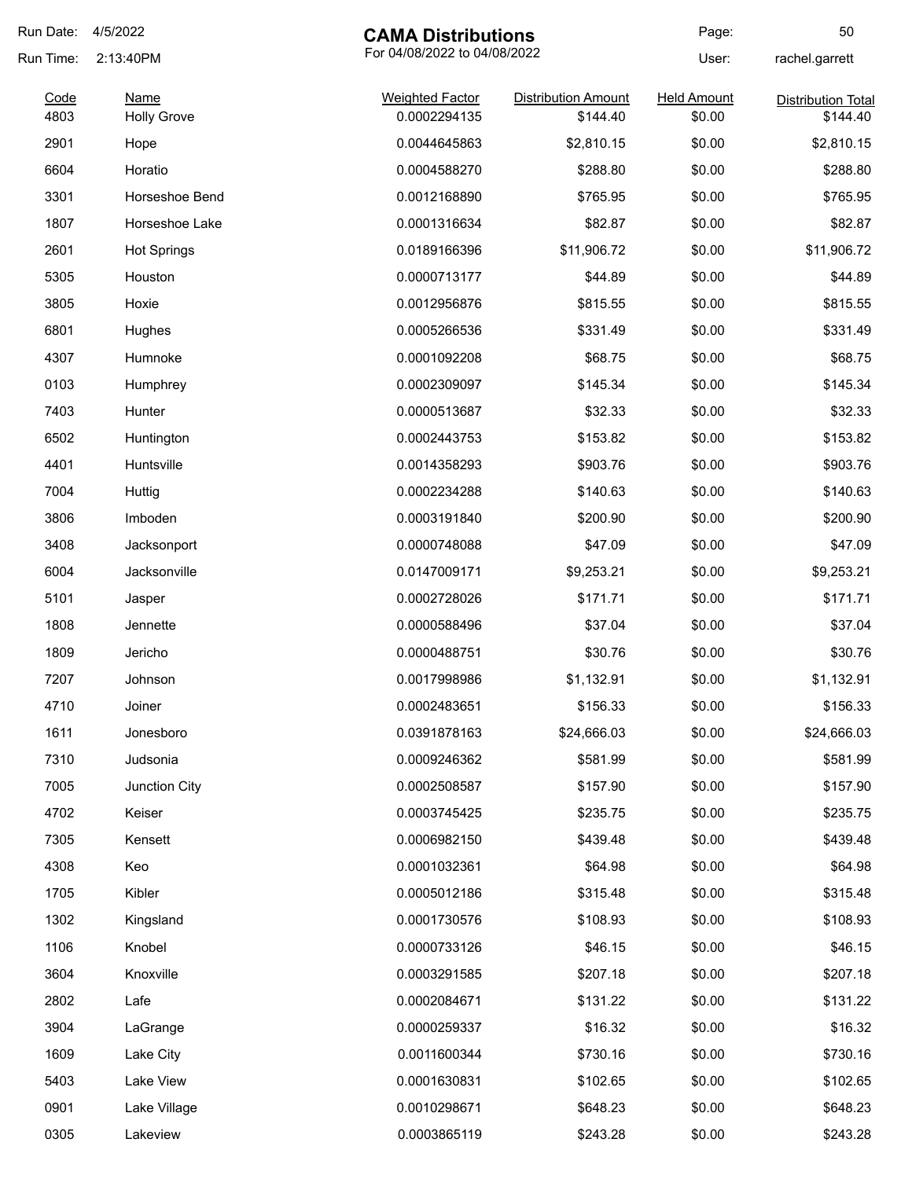Run Date: 4/5/2022
Run Time: 2:13:40PM

# CAMA Distributions

For 04/08/2022 to 04/08/2022

User: rachel.garrett

| Code | Name | Weighted Factor | Distribution Amount | Held Amount | Distribution Total |
|---|---|---|---|---|---|
| 4803 | Holly Grove | 0.0002294135 | $144.40 | $0.00 | $144.40 |
| 2901 | Hope | 0.0044645863 | $2,810.15 | $0.00 | $2,810.15 |
| 6604 | Horatio | 0.0004588270 | $288.80 | $0.00 | $288.80 |
| 3301 | Horseshoe Bend | 0.0012168890 | $765.95 | $0.00 | $765.95 |
| 1807 | Horseshoe Lake | 0.0001316634 | $82.87 | $0.00 | $82.87 |
| 2601 | Hot Springs | 0.0189166396 | $11,906.72 | $0.00 | $11,906.72 |
| 5305 | Houston | 0.0000713177 | $44.89 | $0.00 | $44.89 |
| 3805 | Hoxie | 0.0012956876 | $815.55 | $0.00 | $815.55 |
| 6801 | Hughes | 0.0005266536 | $331.49 | $0.00 | $331.49 |
| 4307 | Humnoke | 0.0001092208 | $68.75 | $0.00 | $68.75 |
| 0103 | Humphrey | 0.0002309097 | $145.34 | $0.00 | $145.34 |
| 7403 | Hunter | 0.0000513687 | $32.33 | $0.00 | $32.33 |
| 6502 | Huntington | 0.0002443753 | $153.82 | $0.00 | $153.82 |
| 4401 | Huntsville | 0.0014358293 | $903.76 | $0.00 | $903.76 |
| 7004 | Huttig | 0.0002234288 | $140.63 | $0.00 | $140.63 |
| 3806 | Imboden | 0.0003191840 | $200.90 | $0.00 | $200.90 |
| 3408 | Jacksonport | 0.0000748088 | $47.09 | $0.00 | $47.09 |
| 6004 | Jacksonville | 0.0147009171 | $9,253.21 | $0.00 | $9,253.21 |
| 5101 | Jasper | 0.0002728026 | $171.71 | $0.00 | $171.71 |
| 1808 | Jennette | 0.0000588496 | $37.04 | $0.00 | $37.04 |
| 1809 | Jericho | 0.0000488751 | $30.76 | $0.00 | $30.76 |
| 7207 | Johnson | 0.0017998986 | $1,132.91 | $0.00 | $1,132.91 |
| 4710 | Joiner | 0.0002483651 | $156.33 | $0.00 | $156.33 |
| 1611 | Jonesboro | 0.0391878163 | $24,666.03 | $0.00 | $24,666.03 |
| 7310 | Judsonia | 0.0009246362 | $581.99 | $0.00 | $581.99 |
| 7005 | Junction City | 0.0002508587 | $157.90 | $0.00 | $157.90 |
| 4702 | Keiser | 0.0003745425 | $235.75 | $0.00 | $235.75 |
| 7305 | Kensett | 0.0006982150 | $439.48 | $0.00 | $439.48 |
| 4308 | Keo | 0.0001032361 | $64.98 | $0.00 | $64.98 |
| 1705 | Kibler | 0.0005012186 | $315.48 | $0.00 | $315.48 |
| 1302 | Kingsland | 0.0001730576 | $108.93 | $0.00 | $108.93 |
| 1106 | Knobel | 0.0000733126 | $46.15 | $0.00 | $46.15 |
| 3604 | Knoxville | 0.0003291585 | $207.18 | $0.00 | $207.18 |
| 2802 | Lafe | 0.0002084671 | $131.22 | $0.00 | $131.22 |
| 3904 | LaGrange | 0.0000259337 | $16.32 | $0.00 | $16.32 |
| 1609 | Lake City | 0.0011600344 | $730.16 | $0.00 | $730.16 |
| 5403 | Lake View | 0.0001630831 | $102.65 | $0.00 | $102.65 |
| 0901 | Lake Village | 0.0010298671 | $648.23 | $0.00 | $648.23 |
| 0305 | Lakeview | 0.0003865119 | $243.28 | $0.00 | $243.28 |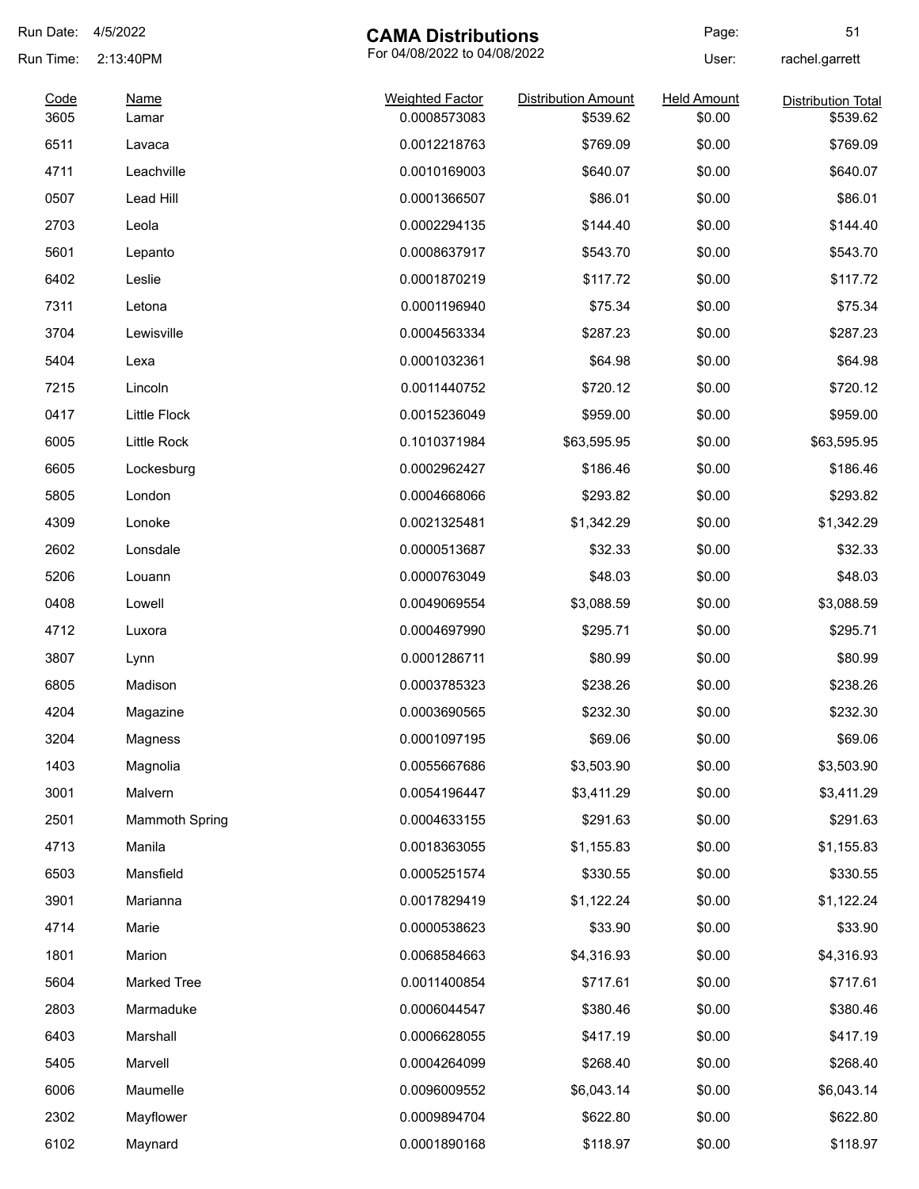# CAMA Distributions

For 04/08/2022 to 04/08/2022

Run Date: 4/5/2022
Run Time: 2:13:40PM
User: rachel.garrett

| Code | Name | Weighted Factor | Distribution Amount | Held Amount | Distribution Total |
|---|---|---|---|---|---|
| 3605 | Lamar | 0.0008573083 | $539.62 | $0.00 | $539.62 |
| 6511 | Lavaca | 0.0012218763 | $769.09 | $0.00 | $769.09 |
| 4711 | Leachville | 0.0010169003 | $640.07 | $0.00 | $640.07 |
| 0507 | Lead Hill | 0.0001366507 | $86.01 | $0.00 | $86.01 |
| 2703 | Leola | 0.0002294135 | $144.40 | $0.00 | $144.40 |
| 5601 | Lepanto | 0.0008637917 | $543.70 | $0.00 | $543.70 |
| 6402 | Leslie | 0.0001870219 | $117.72 | $0.00 | $117.72 |
| 7311 | Letona | 0.0001196940 | $75.34 | $0.00 | $75.34 |
| 3704 | Lewisville | 0.0004563334 | $287.23 | $0.00 | $287.23 |
| 5404 | Lexa | 0.0001032361 | $64.98 | $0.00 | $64.98 |
| 7215 | Lincoln | 0.0011440752 | $720.12 | $0.00 | $720.12 |
| 0417 | Little Flock | 0.0015236049 | $959.00 | $0.00 | $959.00 |
| 6005 | Little Rock | 0.1010371984 | $63,595.95 | $0.00 | $63,595.95 |
| 6605 | Lockesburg | 0.0002962427 | $186.46 | $0.00 | $186.46 |
| 5805 | London | 0.0004668066 | $293.82 | $0.00 | $293.82 |
| 4309 | Lonoke | 0.0021325481 | $1,342.29 | $0.00 | $1,342.29 |
| 2602 | Lonsdale | 0.0000513687 | $32.33 | $0.00 | $32.33 |
| 5206 | Louann | 0.0000763049 | $48.03 | $0.00 | $48.03 |
| 0408 | Lowell | 0.0049069554 | $3,088.59 | $0.00 | $3,088.59 |
| 4712 | Luxora | 0.0004697990 | $295.71 | $0.00 | $295.71 |
| 3807 | Lynn | 0.0001286711 | $80.99 | $0.00 | $80.99 |
| 6805 | Madison | 0.0003785323 | $238.26 | $0.00 | $238.26 |
| 4204 | Magazine | 0.0003690565 | $232.30 | $0.00 | $232.30 |
| 3204 | Magness | 0.0001097195 | $69.06 | $0.00 | $69.06 |
| 1403 | Magnolia | 0.0055667686 | $3,503.90 | $0.00 | $3,503.90 |
| 3001 | Malvern | 0.0054196447 | $3,411.29 | $0.00 | $3,411.29 |
| 2501 | Mammoth Spring | 0.0004633155 | $291.63 | $0.00 | $291.63 |
| 4713 | Manila | 0.0018363055 | $1,155.83 | $0.00 | $1,155.83 |
| 6503 | Mansfield | 0.0005251574 | $330.55 | $0.00 | $330.55 |
| 3901 | Marianna | 0.0017829419 | $1,122.24 | $0.00 | $1,122.24 |
| 4714 | Marie | 0.0000538623 | $33.90 | $0.00 | $33.90 |
| 1801 | Marion | 0.0068584663 | $4,316.93 | $0.00 | $4,316.93 |
| 5604 | Marked Tree | 0.0011400854 | $717.61 | $0.00 | $717.61 |
| 2803 | Marmaduke | 0.0006044547 | $380.46 | $0.00 | $380.46 |
| 6403 | Marshall | 0.0006628055 | $417.19 | $0.00 | $417.19 |
| 5405 | Marvell | 0.0004264099 | $268.40 | $0.00 | $268.40 |
| 6006 | Maumelle | 0.0096009552 | $6,043.14 | $0.00 | $6,043.14 |
| 2302 | Mayflower | 0.0009894704 | $622.80 | $0.00 | $622.80 |
| 6102 | Maynard | 0.0001890168 | $118.97 | $0.00 | $118.97 |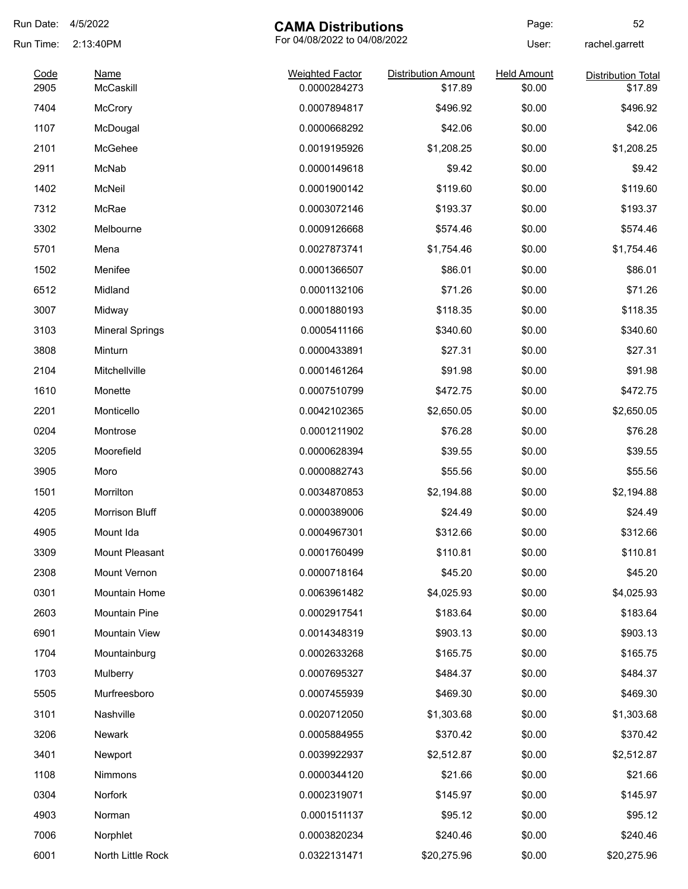Run Date: 4/5/2022
Run Time: 2:13:40PM

# CAMA Distributions

For 04/08/2022 to 04/08/2022

User: rachel.garrett

| Code | Name | Weighted Factor | Distribution Amount | Held Amount | Distribution Total |
|---|---|---|---|---|---|
| 2905 | McCaskill | 0.0000284273 | $17.89 | $0.00 | $17.89 |
| 7404 | McCrory | 0.0007894817 | $496.92 | $0.00 | $496.92 |
| 1107 | McDougal | 0.0000668292 | $42.06 | $0.00 | $42.06 |
| 2101 | McGehee | 0.0019195926 | $1,208.25 | $0.00 | $1,208.25 |
| 2911 | McNab | 0.0000149618 | $9.42 | $0.00 | $9.42 |
| 1402 | McNeil | 0.0001900142 | $119.60 | $0.00 | $119.60 |
| 7312 | McRae | 0.0003072146 | $193.37 | $0.00 | $193.37 |
| 3302 | Melbourne | 0.0009126668 | $574.46 | $0.00 | $574.46 |
| 5701 | Mena | 0.0027873741 | $1,754.46 | $0.00 | $1,754.46 |
| 1502 | Menifee | 0.0001366507 | $86.01 | $0.00 | $86.01 |
| 6512 | Midland | 0.0001132106 | $71.26 | $0.00 | $71.26 |
| 3007 | Midway | 0.0001880193 | $118.35 | $0.00 | $118.35 |
| 3103 | Mineral Springs | 0.0005411166 | $340.60 | $0.00 | $340.60 |
| 3808 | Minturn | 0.0000433891 | $27.31 | $0.00 | $27.31 |
| 2104 | Mitchellville | 0.0001461264 | $91.98 | $0.00 | $91.98 |
| 1610 | Monette | 0.0007510799 | $472.75 | $0.00 | $472.75 |
| 2201 | Monticello | 0.0042102365 | $2,650.05 | $0.00 | $2,650.05 |
| 0204 | Montrose | 0.0001211902 | $76.28 | $0.00 | $76.28 |
| 3205 | Moorefield | 0.0000628394 | $39.55 | $0.00 | $39.55 |
| 3905 | Moro | 0.0000882743 | $55.56 | $0.00 | $55.56 |
| 1501 | Morrilton | 0.0034870853 | $2,194.88 | $0.00 | $2,194.88 |
| 4205 | Morrison Bluff | 0.0000389006 | $24.49 | $0.00 | $24.49 |
| 4905 | Mount Ida | 0.0004967301 | $312.66 | $0.00 | $312.66 |
| 3309 | Mount Pleasant | 0.0001760499 | $110.81 | $0.00 | $110.81 |
| 2308 | Mount Vernon | 0.0000718164 | $45.20 | $0.00 | $45.20 |
| 0301 | Mountain Home | 0.0063961482 | $4,025.93 | $0.00 | $4,025.93 |
| 2603 | Mountain Pine | 0.0002917541 | $183.64 | $0.00 | $183.64 |
| 6901 | Mountain View | 0.0014348319 | $903.13 | $0.00 | $903.13 |
| 1704 | Mountainburg | 0.0002633268 | $165.75 | $0.00 | $165.75 |
| 1703 | Mulberry | 0.0007695327 | $484.37 | $0.00 | $484.37 |
| 5505 | Murfreesboro | 0.0007455939 | $469.30 | $0.00 | $469.30 |
| 3101 | Nashville | 0.0020712050 | $1,303.68 | $0.00 | $1,303.68 |
| 3206 | Newark | 0.0005884955 | $370.42 | $0.00 | $370.42 |
| 3401 | Newport | 0.0039922937 | $2,512.87 | $0.00 | $2,512.87 |
| 1108 | Nimmons | 0.0000344120 | $21.66 | $0.00 | $21.66 |
| 0304 | Norfork | 0.0002319071 | $145.97 | $0.00 | $145.97 |
| 4903 | Norman | 0.0001511137 | $95.12 | $0.00 | $95.12 |
| 7006 | Norphlet | 0.0003820234 | $240.46 | $0.00 | $240.46 |
| 6001 | North Little Rock | 0.0322131471 | $20,275.96 | $0.00 | $20,275.96 |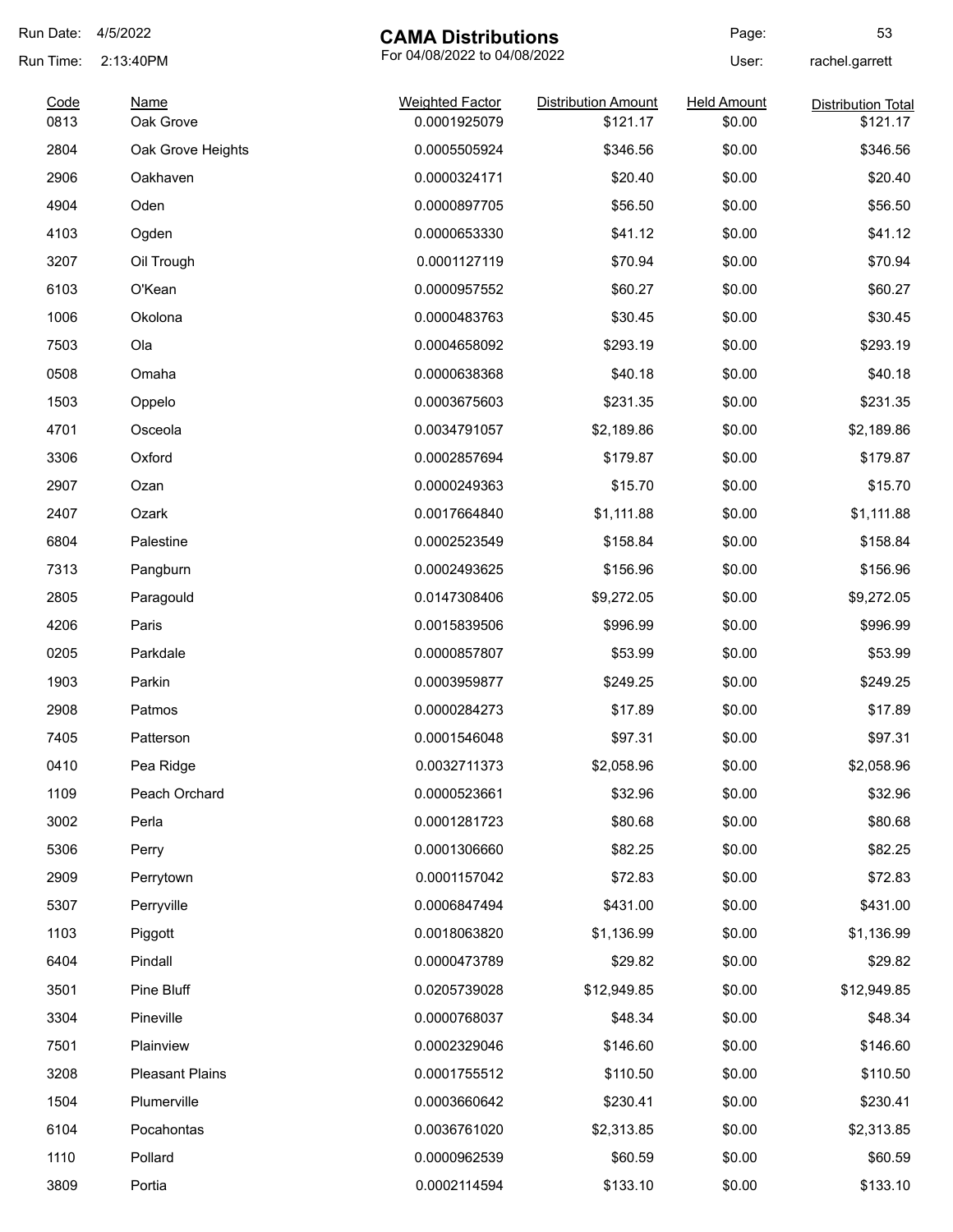Run Date: 4/5/2022
Run Time: 2:13:40PM

# CAMA Distributions

For 04/08/2022 to 04/08/2022

User: rachel.garrett

| Code | Name | Weighted Factor | Distribution Amount | Held Amount | Distribution Total |
|---|---|---|---|---|---|
| 0813 | Oak Grove | 0.0001925079 | $121.17 | $0.00 | $121.17 |
| 2804 | Oak Grove Heights | 0.0005505924 | $346.56 | $0.00 | $346.56 |
| 2906 | Oakhaven | 0.0000324171 | $20.40 | $0.00 | $20.40 |
| 4904 | Oden | 0.0000897705 | $56.50 | $0.00 | $56.50 |
| 4103 | Ogden | 0.0000653330 | $41.12 | $0.00 | $41.12 |
| 3207 | Oil Trough | 0.0001127119 | $70.94 | $0.00 | $70.94 |
| 6103 | O'Kean | 0.0000957552 | $60.27 | $0.00 | $60.27 |
| 1006 | Okolona | 0.0000483763 | $30.45 | $0.00 | $30.45 |
| 7503 | Ola | 0.0004658092 | $293.19 | $0.00 | $293.19 |
| 0508 | Omaha | 0.0000638368 | $40.18 | $0.00 | $40.18 |
| 1503 | Oppelo | 0.0003675603 | $231.35 | $0.00 | $231.35 |
| 4701 | Osceola | 0.0034791057 | $2,189.86 | $0.00 | $2,189.86 |
| 3306 | Oxford | 0.0002857694 | $179.87 | $0.00 | $179.87 |
| 2907 | Ozan | 0.0000249363 | $15.70 | $0.00 | $15.70 |
| 2407 | Ozark | 0.0017664840 | $1,111.88 | $0.00 | $1,111.88 |
| 6804 | Palestine | 0.0002523549 | $158.84 | $0.00 | $158.84 |
| 7313 | Pangburn | 0.0002493625 | $156.96 | $0.00 | $156.96 |
| 2805 | Paragould | 0.0147308406 | $9,272.05 | $0.00 | $9,272.05 |
| 4206 | Paris | 0.0015839506 | $996.99 | $0.00 | $996.99 |
| 0205 | Parkdale | 0.0000857807 | $53.99 | $0.00 | $53.99 |
| 1903 | Parkin | 0.0003959877 | $249.25 | $0.00 | $249.25 |
| 2908 | Patmos | 0.0000284273 | $17.89 | $0.00 | $17.89 |
| 7405 | Patterson | 0.0001546048 | $97.31 | $0.00 | $97.31 |
| 0410 | Pea Ridge | 0.0032711373 | $2,058.96 | $0.00 | $2,058.96 |
| 1109 | Peach Orchard | 0.0000523661 | $32.96 | $0.00 | $32.96 |
| 3002 | Perla | 0.0001281723 | $80.68 | $0.00 | $80.68 |
| 5306 | Perry | 0.0001306660 | $82.25 | $0.00 | $82.25 |
| 2909 | Perrytown | 0.0001157042 | $72.83 | $0.00 | $72.83 |
| 5307 | Perryville | 0.0006847494 | $431.00 | $0.00 | $431.00 |
| 1103 | Piggott | 0.0018063820 | $1,136.99 | $0.00 | $1,136.99 |
| 6404 | Pindall | 0.0000473789 | $29.82 | $0.00 | $29.82 |
| 3501 | Pine Bluff | 0.0205739028 | $12,949.85 | $0.00 | $12,949.85 |
| 3304 | Pineville | 0.0000768037 | $48.34 | $0.00 | $48.34 |
| 7501 | Plainview | 0.0002329046 | $146.60 | $0.00 | $146.60 |
| 3208 | Pleasant Plains | 0.0001755512 | $110.50 | $0.00 | $110.50 |
| 1504 | Plumerville | 0.0003660642 | $230.41 | $0.00 | $230.41 |
| 6104 | Pocahontas | 0.0036761020 | $2,313.85 | $0.00 | $2,313.85 |
| 1110 | Pollard | 0.0000962539 | $60.59 | $0.00 | $60.59 |
| 3809 | Portia | 0.0002114594 | $133.10 | $0.00 | $133.10 |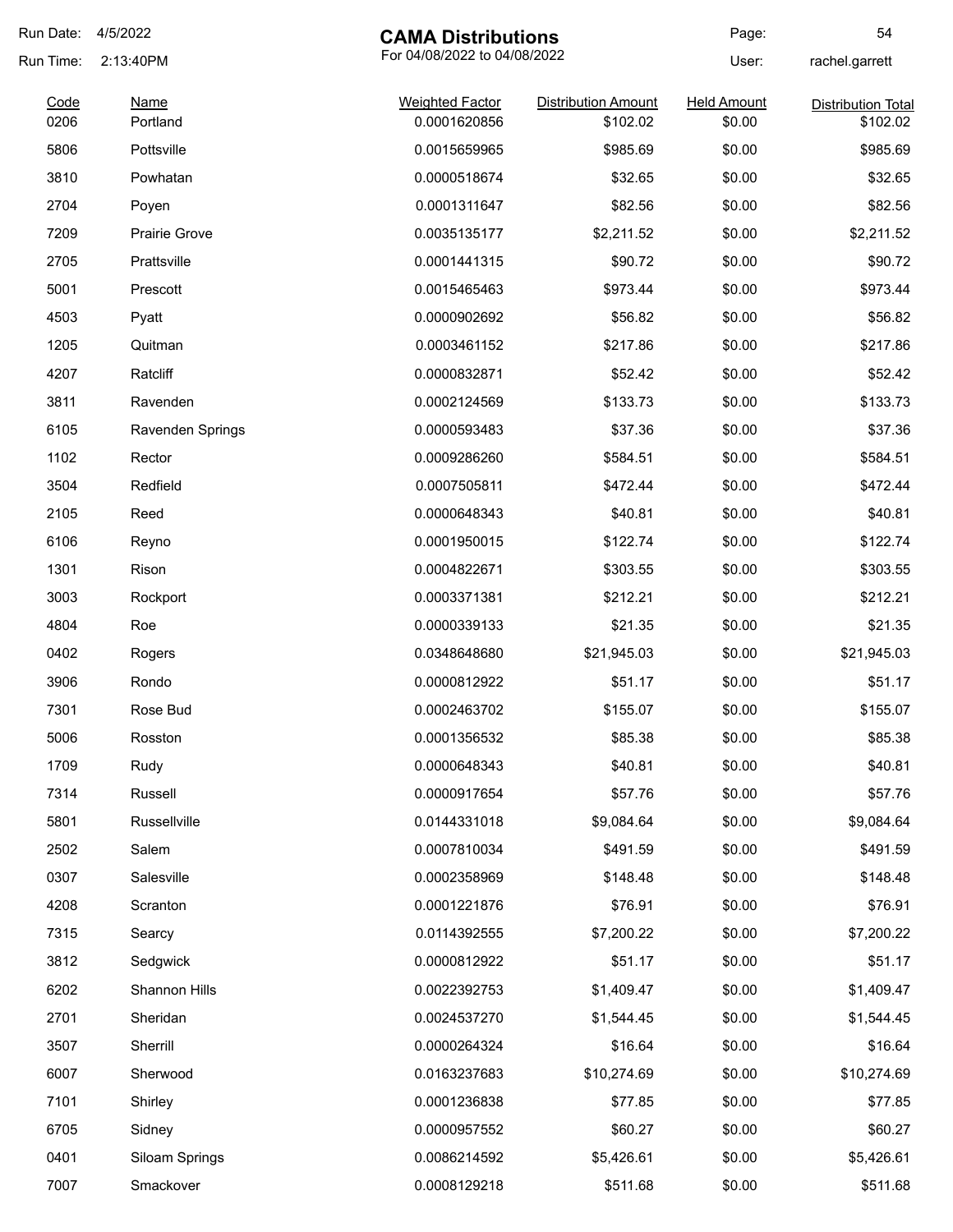# CAMA Distributions

For 04/08/2022 to 04/08/2022

Run Date: 4/5/2022
Run Time: 2:13:40PM
User: rachel.garrett

| Code | Name | Weighted Factor | Distribution Amount | Held Amount | Distribution Total |
|---|---|---|---|---|---|
| 0206 | Portland | 0.0001620856 | $102.02 | $0.00 | $102.02 |
| 5806 | Pottsville | 0.0015659965 | $985.69 | $0.00 | $985.69 |
| 3810 | Powhatan | 0.0000518674 | $32.65 | $0.00 | $32.65 |
| 2704 | Poyen | 0.0001311647 | $82.56 | $0.00 | $82.56 |
| 7209 | Prairie Grove | 0.0035135177 | $2,211.52 | $0.00 | $2,211.52 |
| 2705 | Prattsville | 0.0001441315 | $90.72 | $0.00 | $90.72 |
| 5001 | Prescott | 0.0015465463 | $973.44 | $0.00 | $973.44 |
| 4503 | Pyatt | 0.0000902692 | $56.82 | $0.00 | $56.82 |
| 1205 | Quitman | 0.0003461152 | $217.86 | $0.00 | $217.86 |
| 4207 | Ratcliff | 0.0000832871 | $52.42 | $0.00 | $52.42 |
| 3811 | Ravenden | 0.0002124569 | $133.73 | $0.00 | $133.73 |
| 6105 | Ravenden Springs | 0.0000593483 | $37.36 | $0.00 | $37.36 |
| 1102 | Rector | 0.0009286260 | $584.51 | $0.00 | $584.51 |
| 3504 | Redfield | 0.0007505811 | $472.44 | $0.00 | $472.44 |
| 2105 | Reed | 0.0000648343 | $40.81 | $0.00 | $40.81 |
| 6106 | Reyno | 0.0001950015 | $122.74 | $0.00 | $122.74 |
| 1301 | Rison | 0.0004822671 | $303.55 | $0.00 | $303.55 |
| 3003 | Rockport | 0.0003371381 | $212.21 | $0.00 | $212.21 |
| 4804 | Roe | 0.0000339133 | $21.35 | $0.00 | $21.35 |
| 0402 | Rogers | 0.0348648680 | $21,945.03 | $0.00 | $21,945.03 |
| 3906 | Rondo | 0.0000812922 | $51.17 | $0.00 | $51.17 |
| 7301 | Rose Bud | 0.0002463702 | $155.07 | $0.00 | $155.07 |
| 5006 | Rosston | 0.0001356532 | $85.38 | $0.00 | $85.38 |
| 1709 | Rudy | 0.0000648343 | $40.81 | $0.00 | $40.81 |
| 7314 | Russell | 0.0000917654 | $57.76 | $0.00 | $57.76 |
| 5801 | Russellville | 0.0144331018 | $9,084.64 | $0.00 | $9,084.64 |
| 2502 | Salem | 0.0007810034 | $491.59 | $0.00 | $491.59 |
| 0307 | Salesville | 0.0002358969 | $148.48 | $0.00 | $148.48 |
| 4208 | Scranton | 0.0001221876 | $76.91 | $0.00 | $76.91 |
| 7315 | Searcy | 0.0114392555 | $7,200.22 | $0.00 | $7,200.22 |
| 3812 | Sedgwick | 0.0000812922 | $51.17 | $0.00 | $51.17 |
| 6202 | Shannon Hills | 0.0022392753 | $1,409.47 | $0.00 | $1,409.47 |
| 2701 | Sheridan | 0.0024537270 | $1,544.45 | $0.00 | $1,544.45 |
| 3507 | Sherrill | 0.0000264324 | $16.64 | $0.00 | $16.64 |
| 6007 | Sherwood | 0.0163237683 | $10,274.69 | $0.00 | $10,274.69 |
| 7101 | Shirley | 0.0001236838 | $77.85 | $0.00 | $77.85 |
| 6705 | Sidney | 0.0000957552 | $60.27 | $0.00 | $60.27 |
| 0401 | Siloam Springs | 0.0086214592 | $5,426.61 | $0.00 | $5,426.61 |
| 7007 | Smackover | 0.0008129218 | $511.68 | $0.00 | $511.68 |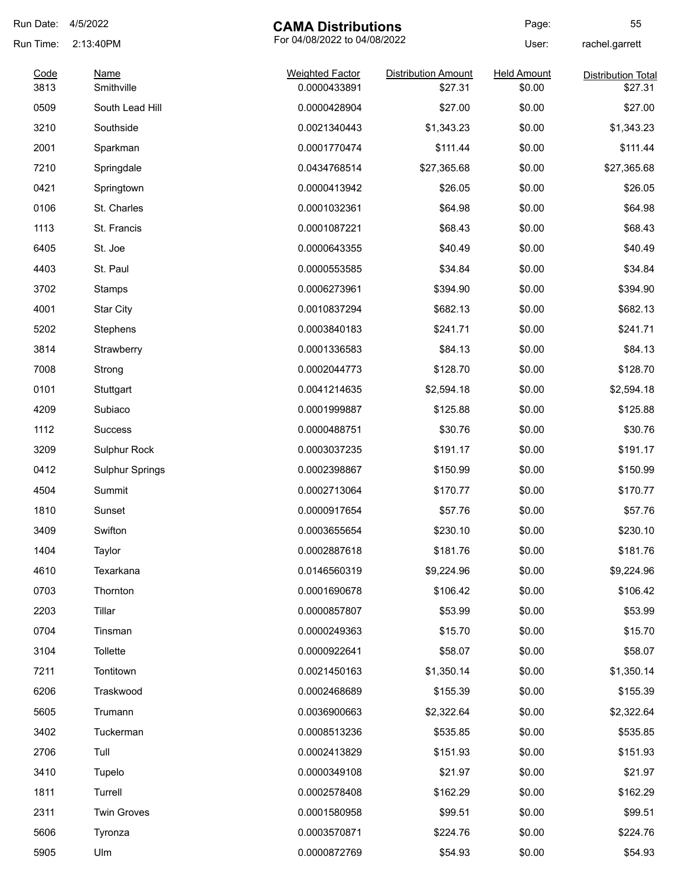# CAMA Distributions

For 04/08/2022 to 04/08/2022

Run Date: 4/5/2022
Run Time: 2:13:40PM
User: rachel.garrett

| Code | Name | Weighted Factor | Distribution Amount | Held Amount | Distribution Total |
|---|---|---|---|---|---|
| 3813 | Smithville | 0.0000433891 | $27.31 | $0.00 | $27.31 |
| 0509 | South Lead Hill | 0.0000428904 | $27.00 | $0.00 | $27.00 |
| 3210 | Southside | 0.0021340443 | $1,343.23 | $0.00 | $1,343.23 |
| 2001 | Sparkman | 0.0001770474 | $111.44 | $0.00 | $111.44 |
| 7210 | Springdale | 0.0434768514 | $27,365.68 | $0.00 | $27,365.68 |
| 0421 | Springtown | 0.0000413942 | $26.05 | $0.00 | $26.05 |
| 0106 | St. Charles | 0.0001032361 | $64.98 | $0.00 | $64.98 |
| 1113 | St. Francis | 0.0001087221 | $68.43 | $0.00 | $68.43 |
| 6405 | St. Joe | 0.0000643355 | $40.49 | $0.00 | $40.49 |
| 4403 | St. Paul | 0.0000553585 | $34.84 | $0.00 | $34.84 |
| 3702 | Stamps | 0.0006273961 | $394.90 | $0.00 | $394.90 |
| 4001 | Star City | 0.0010837294 | $682.13 | $0.00 | $682.13 |
| 5202 | Stephens | 0.0003840183 | $241.71 | $0.00 | $241.71 |
| 3814 | Strawberry | 0.0001336583 | $84.13 | $0.00 | $84.13 |
| 7008 | Strong | 0.0002044773 | $128.70 | $0.00 | $128.70 |
| 0101 | Stuttgart | 0.0041214635 | $2,594.18 | $0.00 | $2,594.18 |
| 4209 | Subiaco | 0.0001999887 | $125.88 | $0.00 | $125.88 |
| 1112 | Success | 0.0000488751 | $30.76 | $0.00 | $30.76 |
| 3209 | Sulphur Rock | 0.0003037235 | $191.17 | $0.00 | $191.17 |
| 0412 | Sulphur Springs | 0.0002398867 | $150.99 | $0.00 | $150.99 |
| 4504 | Summit | 0.0002713064 | $170.77 | $0.00 | $170.77 |
| 1810 | Sunset | 0.0000917654 | $57.76 | $0.00 | $57.76 |
| 3409 | Swifton | 0.0003655654 | $230.10 | $0.00 | $230.10 |
| 1404 | Taylor | 0.0002887618 | $181.76 | $0.00 | $181.76 |
| 4610 | Texarkana | 0.0146560319 | $9,224.96 | $0.00 | $9,224.96 |
| 0703 | Thornton | 0.0001690678 | $106.42 | $0.00 | $106.42 |
| 2203 | Tillar | 0.0000857807 | $53.99 | $0.00 | $53.99 |
| 0704 | Tinsman | 0.0000249363 | $15.70 | $0.00 | $15.70 |
| 3104 | Tollette | 0.0000922641 | $58.07 | $0.00 | $58.07 |
| 7211 | Tontitown | 0.0021450163 | $1,350.14 | $0.00 | $1,350.14 |
| 6206 | Traskwood | 0.0002468689 | $155.39 | $0.00 | $155.39 |
| 5605 | Trumann | 0.0036900663 | $2,322.64 | $0.00 | $2,322.64 |
| 3402 | Tuckerman | 0.0008513236 | $535.85 | $0.00 | $535.85 |
| 2706 | Tull | 0.0002413829 | $151.93 | $0.00 | $151.93 |
| 3410 | Tupelo | 0.0000349108 | $21.97 | $0.00 | $21.97 |
| 1811 | Turrell | 0.0002578408 | $162.29 | $0.00 | $162.29 |
| 2311 | Twin Groves | 0.0001580958 | $99.51 | $0.00 | $99.51 |
| 5606 | Tyronza | 0.0003570871 | $224.76 | $0.00 | $224.76 |
| 5905 | Ulm | 0.0000872769 | $54.93 | $0.00 | $54.93 |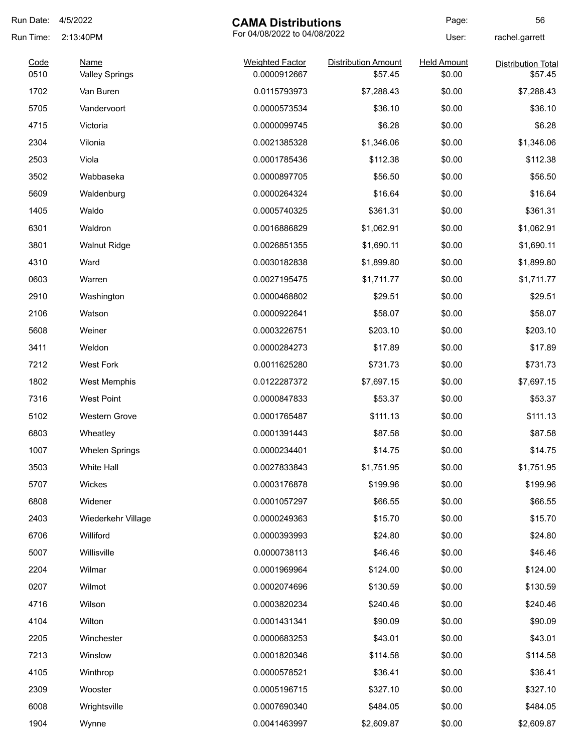# CAMA Distributions

For 04/08/2022 to 04/08/2022

Run Date: 4/5/2022
Run Time: 2:13:40PM
User: rachel.garrett

| Code | Name | Weighted Factor | Distribution Amount | Held Amount | Distribution Total |
|---|---|---|---|---|---|
| 0510 | Valley Springs | 0.0000912667 | $57.45 | $0.00 | $57.45 |
| 1702 | Van Buren | 0.0115793973 | $7,288.43 | $0.00 | $7,288.43 |
| 5705 | Vandervoort | 0.0000573534 | $36.10 | $0.00 | $36.10 |
| 4715 | Victoria | 0.0000099745 | $6.28 | $0.00 | $6.28 |
| 2304 | Vilonia | 0.0021385328 | $1,346.06 | $0.00 | $1,346.06 |
| 2503 | Viola | 0.0001785436 | $112.38 | $0.00 | $112.38 |
| 3502 | Wabbaseka | 0.0000897705 | $56.50 | $0.00 | $56.50 |
| 5609 | Waldenburg | 0.0000264324 | $16.64 | $0.00 | $16.64 |
| 1405 | Waldo | 0.0005740325 | $361.31 | $0.00 | $361.31 |
| 6301 | Waldron | 0.0016886829 | $1,062.91 | $0.00 | $1,062.91 |
| 3801 | Walnut Ridge | 0.0026851355 | $1,690.11 | $0.00 | $1,690.11 |
| 4310 | Ward | 0.0030182838 | $1,899.80 | $0.00 | $1,899.80 |
| 0603 | Warren | 0.0027195475 | $1,711.77 | $0.00 | $1,711.77 |
| 2910 | Washington | 0.0000468802 | $29.51 | $0.00 | $29.51 |
| 2106 | Watson | 0.0000922641 | $58.07 | $0.00 | $58.07 |
| 5608 | Weiner | 0.0003226751 | $203.10 | $0.00 | $203.10 |
| 3411 | Weldon | 0.0000284273 | $17.89 | $0.00 | $17.89 |
| 7212 | West Fork | 0.0011625280 | $731.73 | $0.00 | $731.73 |
| 1802 | West Memphis | 0.0122287372 | $7,697.15 | $0.00 | $7,697.15 |
| 7316 | West Point | 0.0000847833 | $53.37 | $0.00 | $53.37 |
| 5102 | Western Grove | 0.0001765487 | $111.13 | $0.00 | $111.13 |
| 6803 | Wheatley | 0.0001391443 | $87.58 | $0.00 | $87.58 |
| 1007 | Whelen Springs | 0.0000234401 | $14.75 | $0.00 | $14.75 |
| 3503 | White Hall | 0.0027833843 | $1,751.95 | $0.00 | $1,751.95 |
| 5707 | Wickes | 0.0003176878 | $199.96 | $0.00 | $199.96 |
| 6808 | Widener | 0.0001057297 | $66.55 | $0.00 | $66.55 |
| 2403 | Wiederkehr Village | 0.0000249363 | $15.70 | $0.00 | $15.70 |
| 6706 | Williford | 0.0000393993 | $24.80 | $0.00 | $24.80 |
| 5007 | Willisville | 0.0000738113 | $46.46 | $0.00 | $46.46 |
| 2204 | Wilmar | 0.0001969964 | $124.00 | $0.00 | $124.00 |
| 0207 | Wilmot | 0.0002074696 | $130.59 | $0.00 | $130.59 |
| 4716 | Wilson | 0.0003820234 | $240.46 | $0.00 | $240.46 |
| 4104 | Wilton | 0.0001431341 | $90.09 | $0.00 | $90.09 |
| 2205 | Winchester | 0.0000683253 | $43.01 | $0.00 | $43.01 |
| 7213 | Winslow | 0.0001820346 | $114.58 | $0.00 | $114.58 |
| 4105 | Winthrop | 0.0000578521 | $36.41 | $0.00 | $36.41 |
| 2309 | Wooster | 0.0005196715 | $327.10 | $0.00 | $327.10 |
| 6008 | Wrightsville | 0.0007690340 | $484.05 | $0.00 | $484.05 |
| 1904 | Wynne | 0.0041463997 | $2,609.87 | $0.00 | $2,609.87 |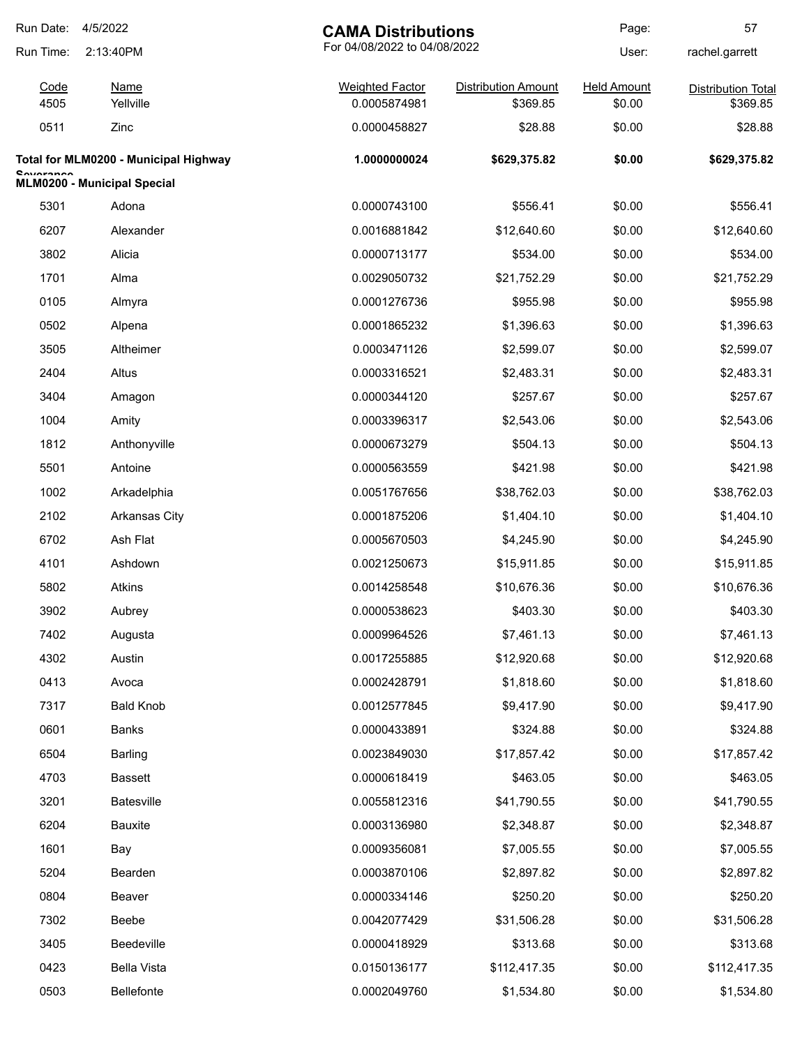# CAMA Distributions

For 04/08/2022 to 04/08/2022

Run Date: 4/5/2022
Run Time: 2:13:40PM
User: rachel.garrett

| Code | Name | Weighted Factor | Distribution Amount | Held Amount | Distribution Total |
|---|---|---|---|---|---|
| 4505 | Yellville | 0.0005874981 | $369.85 | $0.00 | $369.85 |
| 0511 | Zinc | 0.0000458827 | $28.88 | $0.00 | $28.88 |
| **Total for MLM0200 - Municipal Highway Severance** | | **1.0000000024** | **$629,375.82** | **$0.00** | **$629,375.82** |

**MLM0200 - Municipal Special**

| Code | Name | Weighted Factor | Distribution Amount | Held Amount | Distribution Total |
|---|---|---|---|---|---|
| 5301 | Adona | 0.0000743100 | $556.41 | $0.00 | $556.41 |
| 6207 | Alexander | 0.0016881842 | $12,640.60 | $0.00 | $12,640.60 |
| 3802 | Alicia | 0.0000713177 | $534.00 | $0.00 | $534.00 |
| 1701 | Alma | 0.0029050732 | $21,752.29 | $0.00 | $21,752.29 |
| 0105 | Almyra | 0.0001276736 | $955.98 | $0.00 | $955.98 |
| 0502 | Alpena | 0.0001865232 | $1,396.63 | $0.00 | $1,396.63 |
| 3505 | Altheimer | 0.0003471126 | $2,599.07 | $0.00 | $2,599.07 |
| 2404 | Altus | 0.0003316521 | $2,483.31 | $0.00 | $2,483.31 |
| 3404 | Amagon | 0.0000344120 | $257.67 | $0.00 | $257.67 |
| 1004 | Amity | 0.0003396317 | $2,543.06 | $0.00 | $2,543.06 |
| 1812 | Anthonyville | 0.0000673279 | $504.13 | $0.00 | $504.13 |
| 5501 | Antoine | 0.0000563559 | $421.98 | $0.00 | $421.98 |
| 1002 | Arkadelphia | 0.0051767656 | $38,762.03 | $0.00 | $38,762.03 |
| 2102 | Arkansas City | 0.0001875206 | $1,404.10 | $0.00 | $1,404.10 |
| 6702 | Ash Flat | 0.0005670503 | $4,245.90 | $0.00 | $4,245.90 |
| 4101 | Ashdown | 0.0021250673 | $15,911.85 | $0.00 | $15,911.85 |
| 5802 | Atkins | 0.0014258548 | $10,676.36 | $0.00 | $10,676.36 |
| 3902 | Aubrey | 0.0000538623 | $403.30 | $0.00 | $403.30 |
| 7402 | Augusta | 0.0009964526 | $7,461.13 | $0.00 | $7,461.13 |
| 4302 | Austin | 0.0017255885 | $12,920.68 | $0.00 | $12,920.68 |
| 0413 | Avoca | 0.0002428791 | $1,818.60 | $0.00 | $1,818.60 |
| 7317 | Bald Knob | 0.0012577845 | $9,417.90 | $0.00 | $9,417.90 |
| 0601 | Banks | 0.0000433891 | $324.88 | $0.00 | $324.88 |
| 6504 | Barling | 0.0023849030 | $17,857.42 | $0.00 | $17,857.42 |
| 4703 | Bassett | 0.0000618419 | $463.05 | $0.00 | $463.05 |
| 3201 | Batesville | 0.0055812316 | $41,790.55 | $0.00 | $41,790.55 |
| 6204 | Bauxite | 0.0003136980 | $2,348.87 | $0.00 | $2,348.87 |
| 1601 | Bay | 0.0009356081 | $7,005.55 | $0.00 | $7,005.55 |
| 5204 | Bearden | 0.0003870106 | $2,897.82 | $0.00 | $2,897.82 |
| 0804 | Beaver | 0.0000334146 | $250.20 | $0.00 | $250.20 |
| 7302 | Beebe | 0.0042077429 | $31,506.28 | $0.00 | $31,506.28 |
| 3405 | Beedeville | 0.0000418929 | $313.68 | $0.00 | $313.68 |
| 0423 | Bella Vista | 0.0150136177 | $112,417.35 | $0.00 | $112,417.35 |
| 0503 | Bellefonte | 0.0002049760 | $1,534.80 | $0.00 | $1,534.80 |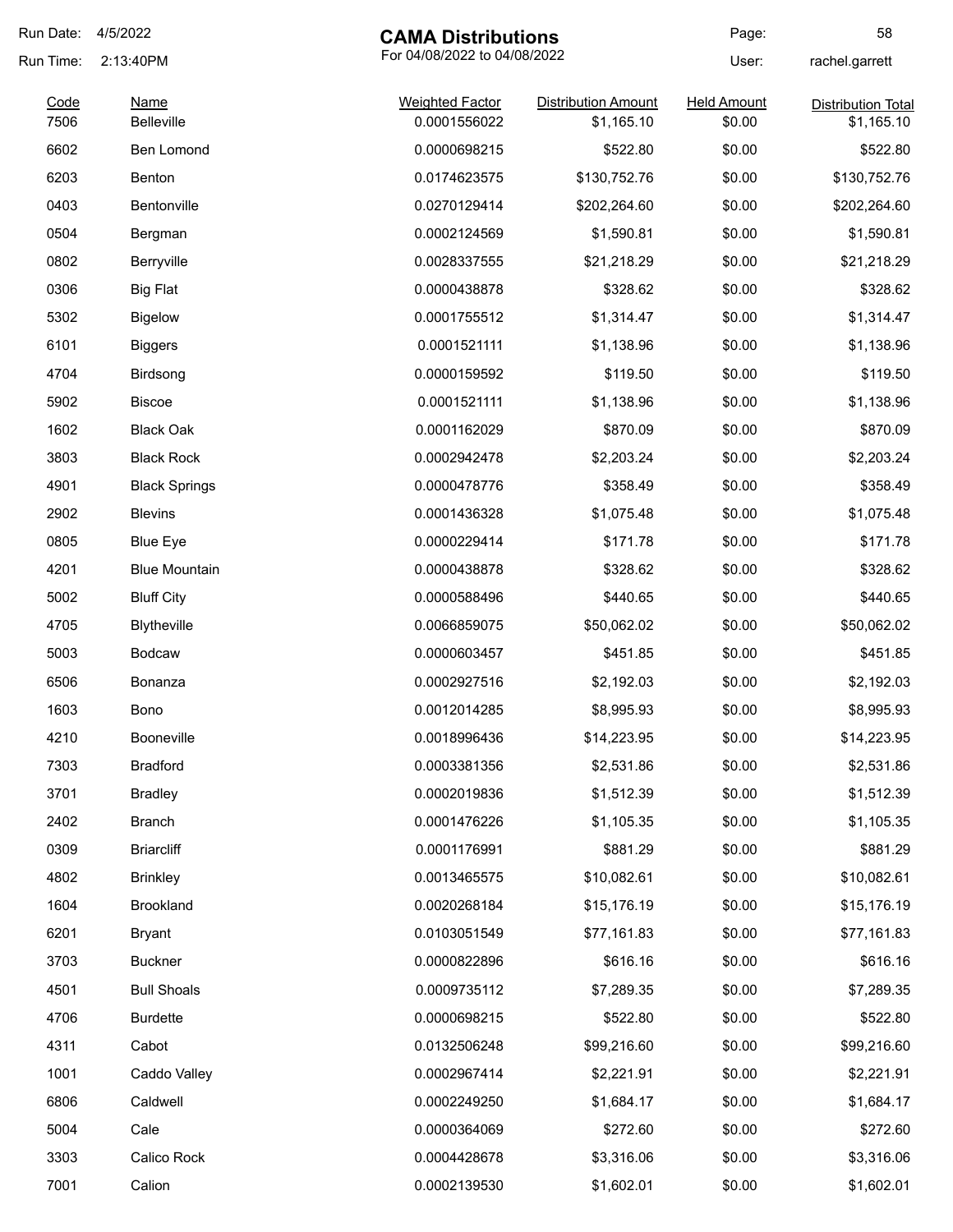Run Date: 4/5/2022

Run Time: 2:13:40PM

# CAMA Distributions

For 04/08/2022 to 04/08/2022

User: rachel.garrett

| Code | Name | Weighted Factor | Distribution Amount | Held Amount | Distribution Total |
|---|---|---|---|---|---|
| 7506 | Belleville | 0.0001556022 | $1,165.10 | $0.00 | $1,165.10 |
| 6602 | Ben Lomond | 0.0000698215 | $522.80 | $0.00 | $522.80 |
| 6203 | Benton | 0.0174623575 | $130,752.76 | $0.00 | $130,752.76 |
| 0403 | Bentonville | 0.0270129414 | $202,264.60 | $0.00 | $202,264.60 |
| 0504 | Bergman | 0.0002124569 | $1,590.81 | $0.00 | $1,590.81 |
| 0802 | Berryville | 0.0028337555 | $21,218.29 | $0.00 | $21,218.29 |
| 0306 | Big Flat | 0.0000438878 | $328.62 | $0.00 | $328.62 |
| 5302 | Bigelow | 0.0001755512 | $1,314.47 | $0.00 | $1,314.47 |
| 6101 | Biggers | 0.0001521111 | $1,138.96 | $0.00 | $1,138.96 |
| 4704 | Birdsong | 0.0000159592 | $119.50 | $0.00 | $119.50 |
| 5902 | Biscoe | 0.0001521111 | $1,138.96 | $0.00 | $1,138.96 |
| 1602 | Black Oak | 0.0001162029 | $870.09 | $0.00 | $870.09 |
| 3803 | Black Rock | 0.0002942478 | $2,203.24 | $0.00 | $2,203.24 |
| 4901 | Black Springs | 0.0000478776 | $358.49 | $0.00 | $358.49 |
| 2902 | Blevins | 0.0001436328 | $1,075.48 | $0.00 | $1,075.48 |
| 0805 | Blue Eye | 0.0000229414 | $171.78 | $0.00 | $171.78 |
| 4201 | Blue Mountain | 0.0000438878 | $328.62 | $0.00 | $328.62 |
| 5002 | Bluff City | 0.0000588496 | $440.65 | $0.00 | $440.65 |
| 4705 | Blytheville | 0.0066859075 | $50,062.02 | $0.00 | $50,062.02 |
| 5003 | Bodcaw | 0.0000603457 | $451.85 | $0.00 | $451.85 |
| 6506 | Bonanza | 0.0002927516 | $2,192.03 | $0.00 | $2,192.03 |
| 1603 | Bono | 0.0012014285 | $8,995.93 | $0.00 | $8,995.93 |
| 4210 | Booneville | 0.0018996436 | $14,223.95 | $0.00 | $14,223.95 |
| 7303 | Bradford | 0.0003381356 | $2,531.86 | $0.00 | $2,531.86 |
| 3701 | Bradley | 0.0002019836 | $1,512.39 | $0.00 | $1,512.39 |
| 2402 | Branch | 0.0001476226 | $1,105.35 | $0.00 | $1,105.35 |
| 0309 | Briarcliff | 0.0001176991 | $881.29 | $0.00 | $881.29 |
| 4802 | Brinkley | 0.0013465575 | $10,082.61 | $0.00 | $10,082.61 |
| 1604 | Brookland | 0.0020268184 | $15,176.19 | $0.00 | $15,176.19 |
| 6201 | Bryant | 0.0103051549 | $77,161.83 | $0.00 | $77,161.83 |
| 3703 | Buckner | 0.0000822896 | $616.16 | $0.00 | $616.16 |
| 4501 | Bull Shoals | 0.0009735112 | $7,289.35 | $0.00 | $7,289.35 |
| 4706 | Burdette | 0.0000698215 | $522.80 | $0.00 | $522.80 |
| 4311 | Cabot | 0.0132506248 | $99,216.60 | $0.00 | $99,216.60 |
| 1001 | Caddo Valley | 0.0002967414 | $2,221.91 | $0.00 | $2,221.91 |
| 6806 | Caldwell | 0.0002249250 | $1,684.17 | $0.00 | $1,684.17 |
| 5004 | Cale | 0.0000364069 | $272.60 | $0.00 | $272.60 |
| 3303 | Calico Rock | 0.0004428678 | $3,316.06 | $0.00 | $3,316.06 |
| 7001 | Calion | 0.0002139530 | $1,602.01 | $0.00 | $1,602.01 |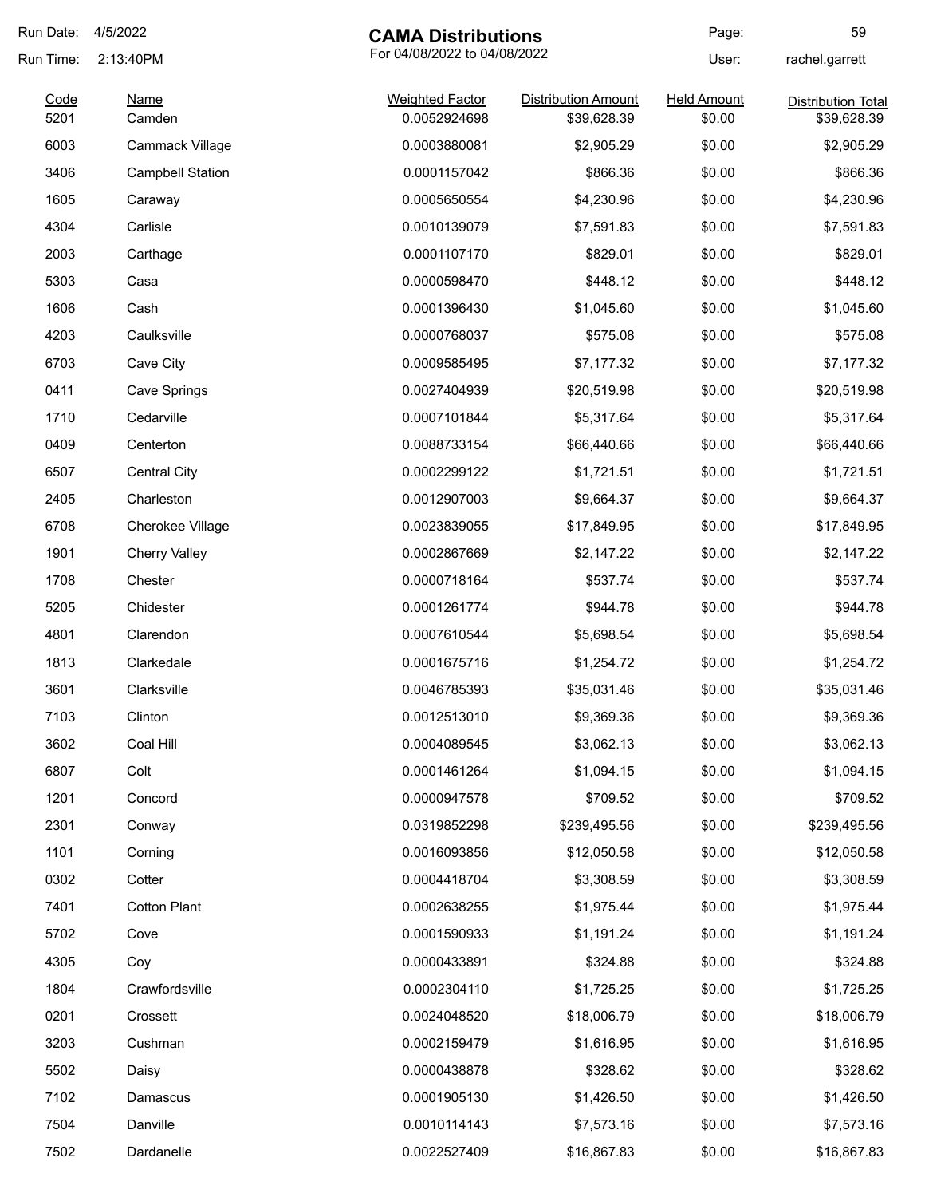Run Date: 4/5/2022
Run Time: 2:13:40PM

# CAMA Distributions

For 04/08/2022 to 04/08/2022

User: rachel.garrett

| Code | Name | Weighted Factor | Distribution Amount | Held Amount | Distribution Total |
|---|---|---|---|---|---|
| 5201 | Camden | 0.0052924698 | $39,628.39 | $0.00 | $39,628.39 |
| 6003 | Cammack Village | 0.0003880081 | $2,905.29 | $0.00 | $2,905.29 |
| 3406 | Campbell Station | 0.0001157042 | $866.36 | $0.00 | $866.36 |
| 1605 | Caraway | 0.0005650554 | $4,230.96 | $0.00 | $4,230.96 |
| 4304 | Carlisle | 0.0010139079 | $7,591.83 | $0.00 | $7,591.83 |
| 2003 | Carthage | 0.0001107170 | $829.01 | $0.00 | $829.01 |
| 5303 | Casa | 0.0000598470 | $448.12 | $0.00 | $448.12 |
| 1606 | Cash | 0.0001396430 | $1,045.60 | $0.00 | $1,045.60 |
| 4203 | Caulksville | 0.0000768037 | $575.08 | $0.00 | $575.08 |
| 6703 | Cave City | 0.0009585495 | $7,177.32 | $0.00 | $7,177.32 |
| 0411 | Cave Springs | 0.0027404939 | $20,519.98 | $0.00 | $20,519.98 |
| 1710 | Cedarville | 0.0007101844 | $5,317.64 | $0.00 | $5,317.64 |
| 0409 | Centerton | 0.0088733154 | $66,440.66 | $0.00 | $66,440.66 |
| 6507 | Central City | 0.0002299122 | $1,721.51 | $0.00 | $1,721.51 |
| 2405 | Charleston | 0.0012907003 | $9,664.37 | $0.00 | $9,664.37 |
| 6708 | Cherokee Village | 0.0023839055 | $17,849.95 | $0.00 | $17,849.95 |
| 1901 | Cherry Valley | 0.0002867669 | $2,147.22 | $0.00 | $2,147.22 |
| 1708 | Chester | 0.0000718164 | $537.74 | $0.00 | $537.74 |
| 5205 | Chidester | 0.0001261774 | $944.78 | $0.00 | $944.78 |
| 4801 | Clarendon | 0.0007610544 | $5,698.54 | $0.00 | $5,698.54 |
| 1813 | Clarkedale | 0.0001675716 | $1,254.72 | $0.00 | $1,254.72 |
| 3601 | Clarksville | 0.0046785393 | $35,031.46 | $0.00 | $35,031.46 |
| 7103 | Clinton | 0.0012513010 | $9,369.36 | $0.00 | $9,369.36 |
| 3602 | Coal Hill | 0.0004089545 | $3,062.13 | $0.00 | $3,062.13 |
| 6807 | Colt | 0.0001461264 | $1,094.15 | $0.00 | $1,094.15 |
| 1201 | Concord | 0.0000947578 | $709.52 | $0.00 | $709.52 |
| 2301 | Conway | 0.0319852298 | $239,495.56 | $0.00 | $239,495.56 |
| 1101 | Corning | 0.0016093856 | $12,050.58 | $0.00 | $12,050.58 |
| 0302 | Cotter | 0.0004418704 | $3,308.59 | $0.00 | $3,308.59 |
| 7401 | Cotton Plant | 0.0002638255 | $1,975.44 | $0.00 | $1,975.44 |
| 5702 | Cove | 0.0001590933 | $1,191.24 | $0.00 | $1,191.24 |
| 4305 | Coy | 0.0000433891 | $324.88 | $0.00 | $324.88 |
| 1804 | Crawfordsville | 0.0002304110 | $1,725.25 | $0.00 | $1,725.25 |
| 0201 | Crossett | 0.0024048520 | $18,006.79 | $0.00 | $18,006.79 |
| 3203 | Cushman | 0.0002159479 | $1,616.95 | $0.00 | $1,616.95 |
| 5502 | Daisy | 0.0000438878 | $328.62 | $0.00 | $328.62 |
| 7102 | Damascus | 0.0001905130 | $1,426.50 | $0.00 | $1,426.50 |
| 7504 | Danville | 0.0010114143 | $7,573.16 | $0.00 | $7,573.16 |
| 7502 | Dardanelle | 0.0022527409 | $16,867.83 | $0.00 | $16,867.83 |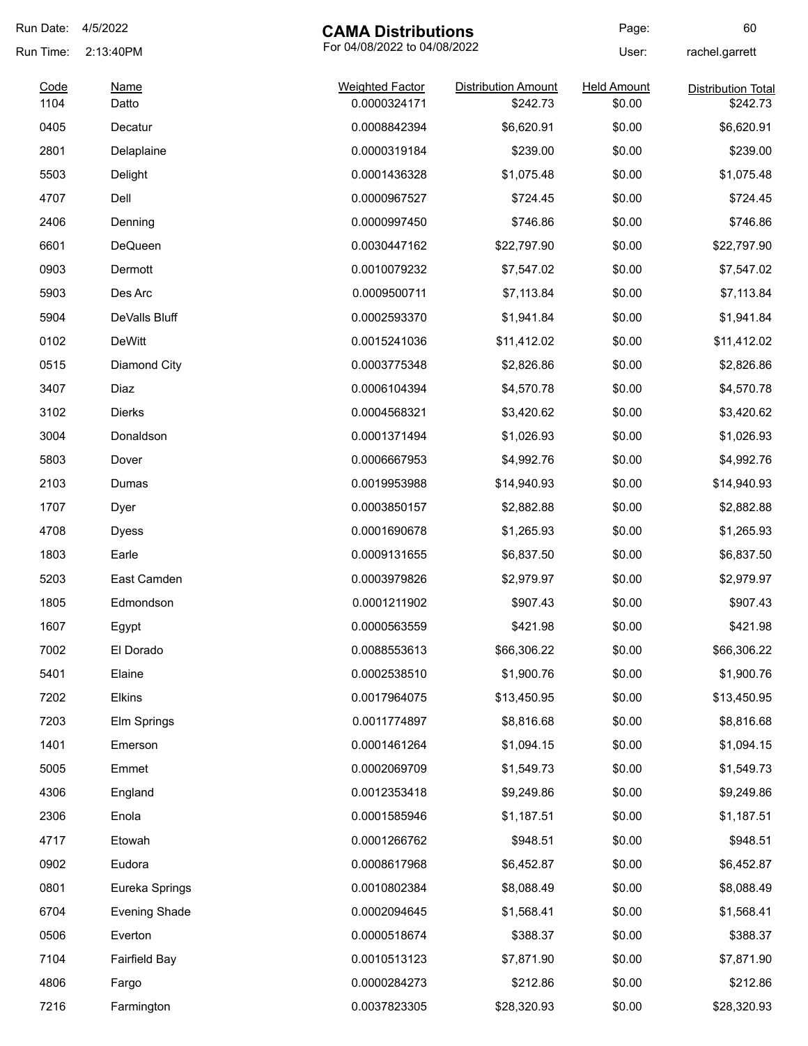Run Date: 4/5/2022

Run Time: 2:13:40PM

# CAMA Distributions

For 04/08/2022 to 04/08/2022

User: rachel.garrett

| Code | Name | Weighted Factor | Distribution Amount | Held Amount | Distribution Total |
|---|---|---|---|---|---|
| 1104 | Datto | 0.0000324171 | $242.73 | $0.00 | $242.73 |
| 0405 | Decatur | 0.0008842394 | $6,620.91 | $0.00 | $6,620.91 |
| 2801 | Delaplaine | 0.0000319184 | $239.00 | $0.00 | $239.00 |
| 5503 | Delight | 0.0001436328 | $1,075.48 | $0.00 | $1,075.48 |
| 4707 | Dell | 0.0000967527 | $724.45 | $0.00 | $724.45 |
| 2406 | Denning | 0.0000997450 | $746.86 | $0.00 | $746.86 |
| 6601 | DeQueen | 0.0030447162 | $22,797.90 | $0.00 | $22,797.90 |
| 0903 | Dermott | 0.0010079232 | $7,547.02 | $0.00 | $7,547.02 |
| 5903 | Des Arc | 0.0009500711 | $7,113.84 | $0.00 | $7,113.84 |
| 5904 | DeValls Bluff | 0.0002593370 | $1,941.84 | $0.00 | $1,941.84 |
| 0102 | DeWitt | 0.0015241036 | $11,412.02 | $0.00 | $11,412.02 |
| 0515 | Diamond City | 0.0003775348 | $2,826.86 | $0.00 | $2,826.86 |
| 3407 | Diaz | 0.0006104394 | $4,570.78 | $0.00 | $4,570.78 |
| 3102 | Dierks | 0.0004568321 | $3,420.62 | $0.00 | $3,420.62 |
| 3004 | Donaldson | 0.0001371494 | $1,026.93 | $0.00 | $1,026.93 |
| 5803 | Dover | 0.0006667953 | $4,992.76 | $0.00 | $4,992.76 |
| 2103 | Dumas | 0.0019953988 | $14,940.93 | $0.00 | $14,940.93 |
| 1707 | Dyer | 0.0003850157 | $2,882.88 | $0.00 | $2,882.88 |
| 4708 | Dyess | 0.0001690678 | $1,265.93 | $0.00 | $1,265.93 |
| 1803 | Earle | 0.0009131655 | $6,837.50 | $0.00 | $6,837.50 |
| 5203 | East Camden | 0.0003979826 | $2,979.97 | $0.00 | $2,979.97 |
| 1805 | Edmondson | 0.0001211902 | $907.43 | $0.00 | $907.43 |
| 1607 | Egypt | 0.0000563559 | $421.98 | $0.00 | $421.98 |
| 7002 | El Dorado | 0.0088553613 | $66,306.22 | $0.00 | $66,306.22 |
| 5401 | Elaine | 0.0002538510 | $1,900.76 | $0.00 | $1,900.76 |
| 7202 | Elkins | 0.0017964075 | $13,450.95 | $0.00 | $13,450.95 |
| 7203 | Elm Springs | 0.0011774897 | $8,816.68 | $0.00 | $8,816.68 |
| 1401 | Emerson | 0.0001461264 | $1,094.15 | $0.00 | $1,094.15 |
| 5005 | Emmet | 0.0002069709 | $1,549.73 | $0.00 | $1,549.73 |
| 4306 | England | 0.0012353418 | $9,249.86 | $0.00 | $9,249.86 |
| 2306 | Enola | 0.0001585946 | $1,187.51 | $0.00 | $1,187.51 |
| 4717 | Etowah | 0.0001266762 | $948.51 | $0.00 | $948.51 |
| 0902 | Eudora | 0.0008617968 | $6,452.87 | $0.00 | $6,452.87 |
| 0801 | Eureka Springs | 0.0010802384 | $8,088.49 | $0.00 | $8,088.49 |
| 6704 | Evening Shade | 0.0002094645 | $1,568.41 | $0.00 | $1,568.41 |
| 0506 | Everton | 0.0000518674 | $388.37 | $0.00 | $388.37 |
| 7104 | Fairfield Bay | 0.0010513123 | $7,871.90 | $0.00 | $7,871.90 |
| 4806 | Fargo | 0.0000284273 | $212.86 | $0.00 | $212.86 |
| 7216 | Farmington | 0.0037823305 | $28,320.93 | $0.00 | $28,320.93 |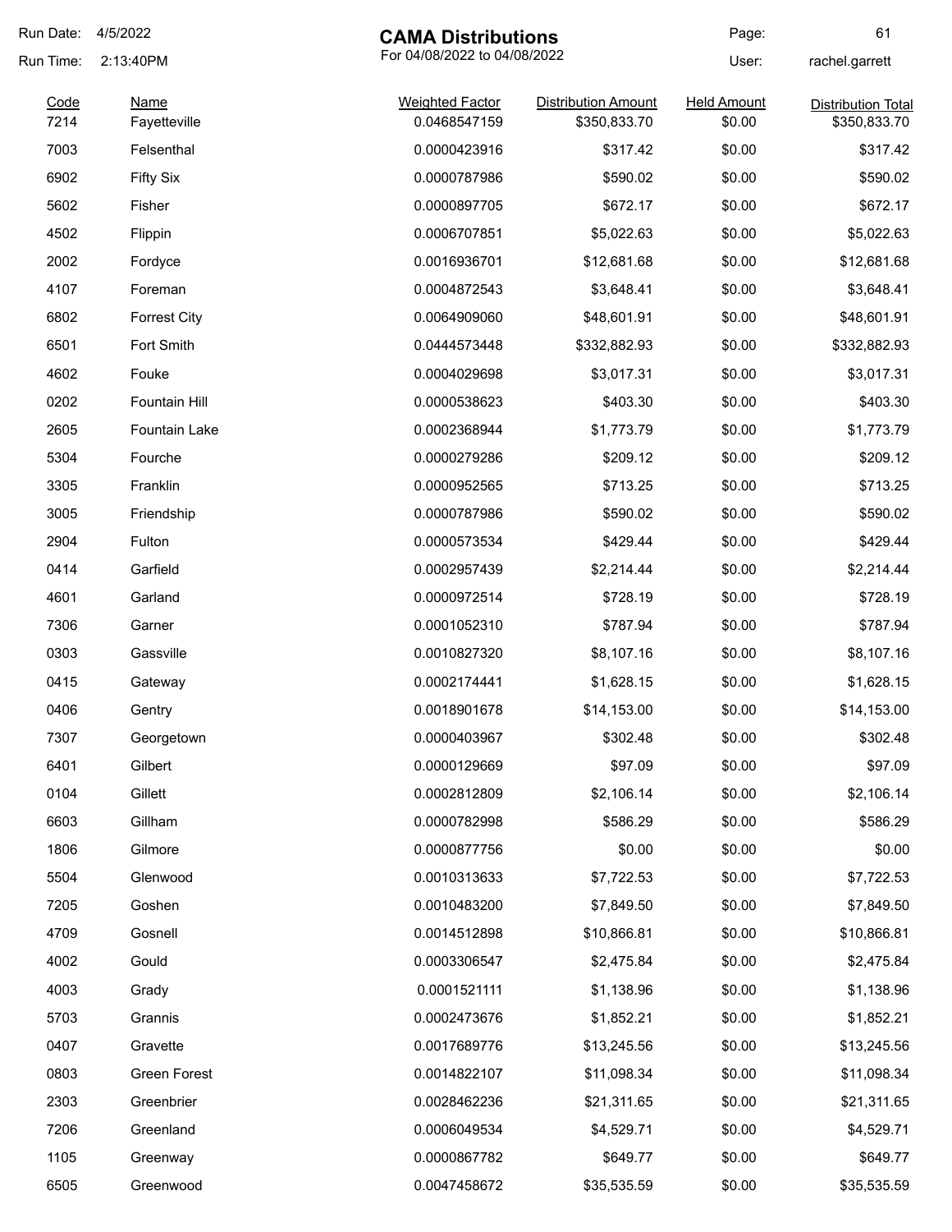# CAMA Distributions

For 04/08/2022 to 04/08/2022

Run Date: 4/5/2022
Run Time: 2:13:40PM
User: rachel.garrett

| Code | Name | Weighted Factor | Distribution Amount | Held Amount | Distribution Total |
|---|---|---|---|---|---|
| 7214 | Fayetteville | 0.0468547159 | $350,833.70 | $0.00 | $350,833.70 |
| 7003 | Felsenthal | 0.0000423916 | $317.42 | $0.00 | $317.42 |
| 6902 | Fifty Six | 0.0000787986 | $590.02 | $0.00 | $590.02 |
| 5602 | Fisher | 0.0000897705 | $672.17 | $0.00 | $672.17 |
| 4502 | Flippin | 0.0006707851 | $5,022.63 | $0.00 | $5,022.63 |
| 2002 | Fordyce | 0.0016936701 | $12,681.68 | $0.00 | $12,681.68 |
| 4107 | Foreman | 0.0004872543 | $3,648.41 | $0.00 | $3,648.41 |
| 6802 | Forrest City | 0.0064909060 | $48,601.91 | $0.00 | $48,601.91 |
| 6501 | Fort Smith | 0.0444573448 | $332,882.93 | $0.00 | $332,882.93 |
| 4602 | Fouke | 0.0004029698 | $3,017.31 | $0.00 | $3,017.31 |
| 0202 | Fountain Hill | 0.0000538623 | $403.30 | $0.00 | $403.30 |
| 2605 | Fountain Lake | 0.0002368944 | $1,773.79 | $0.00 | $1,773.79 |
| 5304 | Fourche | 0.0000279286 | $209.12 | $0.00 | $209.12 |
| 3305 | Franklin | 0.0000952565 | $713.25 | $0.00 | $713.25 |
| 3005 | Friendship | 0.0000787986 | $590.02 | $0.00 | $590.02 |
| 2904 | Fulton | 0.0000573534 | $429.44 | $0.00 | $429.44 |
| 0414 | Garfield | 0.0002957439 | $2,214.44 | $0.00 | $2,214.44 |
| 4601 | Garland | 0.0000972514 | $728.19 | $0.00 | $728.19 |
| 7306 | Garner | 0.0001052310 | $787.94 | $0.00 | $787.94 |
| 0303 | Gassville | 0.0010827320 | $8,107.16 | $0.00 | $8,107.16 |
| 0415 | Gateway | 0.0002174441 | $1,628.15 | $0.00 | $1,628.15 |
| 0406 | Gentry | 0.0018901678 | $14,153.00 | $0.00 | $14,153.00 |
| 7307 | Georgetown | 0.0000403967 | $302.48 | $0.00 | $302.48 |
| 6401 | Gilbert | 0.0000129669 | $97.09 | $0.00 | $97.09 |
| 0104 | Gillett | 0.0002812809 | $2,106.14 | $0.00 | $2,106.14 |
| 6603 | Gillham | 0.0000782998 | $586.29 | $0.00 | $586.29 |
| 1806 | Gilmore | 0.0000877756 | $0.00 | $0.00 | $0.00 |
| 5504 | Glenwood | 0.0010313633 | $7,722.53 | $0.00 | $7,722.53 |
| 7205 | Goshen | 0.0010483200 | $7,849.50 | $0.00 | $7,849.50 |
| 4709 | Gosnell | 0.0014512898 | $10,866.81 | $0.00 | $10,866.81 |
| 4002 | Gould | 0.0003306547 | $2,475.84 | $0.00 | $2,475.84 |
| 4003 | Grady | 0.0001521111 | $1,138.96 | $0.00 | $1,138.96 |
| 5703 | Grannis | 0.0002473676 | $1,852.21 | $0.00 | $1,852.21 |
| 0407 | Gravette | 0.0017689776 | $13,245.56 | $0.00 | $13,245.56 |
| 0803 | Green Forest | 0.0014822107 | $11,098.34 | $0.00 | $11,098.34 |
| 2303 | Greenbrier | 0.0028462236 | $21,311.65 | $0.00 | $21,311.65 |
| 7206 | Greenland | 0.0006049534 | $4,529.71 | $0.00 | $4,529.71 |
| 1105 | Greenway | 0.0000867782 | $649.77 | $0.00 | $649.77 |
| 6505 | Greenwood | 0.0047458672 | $35,535.59 | $0.00 | $35,535.59 |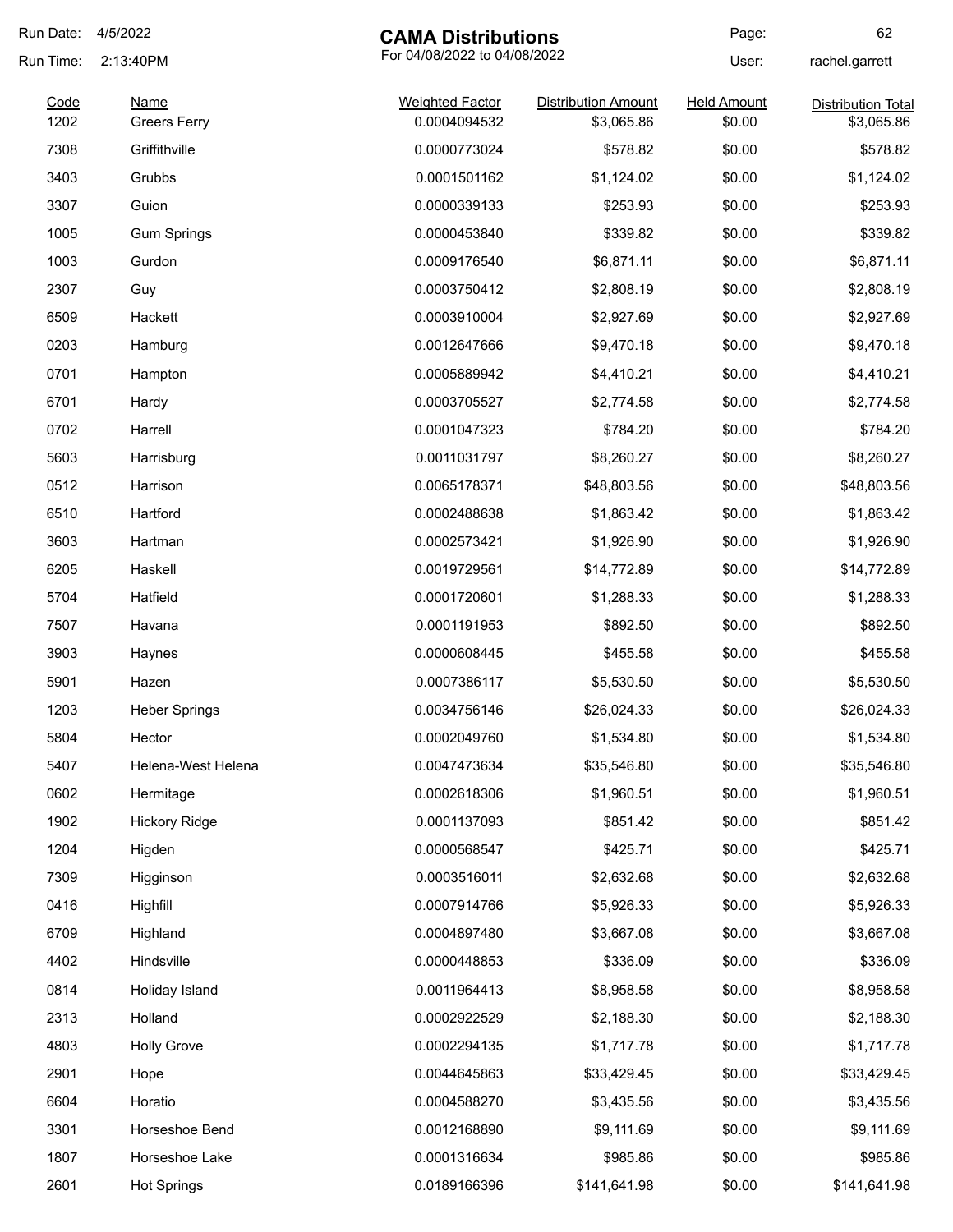# CAMA Distributions

For 04/08/2022 to 04/08/2022

Run Date: 4/5/2022
Run Time: 2:13:40PM
User: rachel.garrett

| Code | Name | Weighted Factor | Distribution Amount | Held Amount | Distribution Total |
|---|---|---|---|---|---|
| 1202 | Greers Ferry | 0.0004094532 | $3,065.86 | $0.00 | $3,065.86 |
| 7308 | Griffithville | 0.0000773024 | $578.82 | $0.00 | $578.82 |
| 3403 | Grubbs | 0.0001501162 | $1,124.02 | $0.00 | $1,124.02 |
| 3307 | Guion | 0.0000339133 | $253.93 | $0.00 | $253.93 |
| 1005 | Gum Springs | 0.0000453840 | $339.82 | $0.00 | $339.82 |
| 1003 | Gurdon | 0.0009176540 | $6,871.11 | $0.00 | $6,871.11 |
| 2307 | Guy | 0.0003750412 | $2,808.19 | $0.00 | $2,808.19 |
| 6509 | Hackett | 0.0003910004 | $2,927.69 | $0.00 | $2,927.69 |
| 0203 | Hamburg | 0.0012647666 | $9,470.18 | $0.00 | $9,470.18 |
| 0701 | Hampton | 0.0005889942 | $4,410.21 | $0.00 | $4,410.21 |
| 6701 | Hardy | 0.0003705527 | $2,774.58 | $0.00 | $2,774.58 |
| 0702 | Harrell | 0.0001047323 | $784.20 | $0.00 | $784.20 |
| 5603 | Harrisburg | 0.0011031797 | $8,260.27 | $0.00 | $8,260.27 |
| 0512 | Harrison | 0.0065178371 | $48,803.56 | $0.00 | $48,803.56 |
| 6510 | Hartford | 0.0002488638 | $1,863.42 | $0.00 | $1,863.42 |
| 3603 | Hartman | 0.0002573421 | $1,926.90 | $0.00 | $1,926.90 |
| 6205 | Haskell | 0.0019729561 | $14,772.89 | $0.00 | $14,772.89 |
| 5704 | Hatfield | 0.0001720601 | $1,288.33 | $0.00 | $1,288.33 |
| 7507 | Havana | 0.0001191953 | $892.50 | $0.00 | $892.50 |
| 3903 | Haynes | 0.0000608445 | $455.58 | $0.00 | $455.58 |
| 5901 | Hazen | 0.0007386117 | $5,530.50 | $0.00 | $5,530.50 |
| 1203 | Heber Springs | 0.0034756146 | $26,024.33 | $0.00 | $26,024.33 |
| 5804 | Hector | 0.0002049760 | $1,534.80 | $0.00 | $1,534.80 |
| 5407 | Helena-West Helena | 0.0047473634 | $35,546.80 | $0.00 | $35,546.80 |
| 0602 | Hermitage | 0.0002618306 | $1,960.51 | $0.00 | $1,960.51 |
| 1902 | Hickory Ridge | 0.0001137093 | $851.42 | $0.00 | $851.42 |
| 1204 | Higden | 0.0000568547 | $425.71 | $0.00 | $425.71 |
| 7309 | Higginson | 0.0003516011 | $2,632.68 | $0.00 | $2,632.68 |
| 0416 | Highfill | 0.0007914766 | $5,926.33 | $0.00 | $5,926.33 |
| 6709 | Highland | 0.0004897480 | $3,667.08 | $0.00 | $3,667.08 |
| 4402 | Hindsville | 0.0000448853 | $336.09 | $0.00 | $336.09 |
| 0814 | Holiday Island | 0.0011964413 | $8,958.58 | $0.00 | $8,958.58 |
| 2313 | Holland | 0.0002922529 | $2,188.30 | $0.00 | $2,188.30 |
| 4803 | Holly Grove | 0.0002294135 | $1,717.78 | $0.00 | $1,717.78 |
| 2901 | Hope | 0.0044645863 | $33,429.45 | $0.00 | $33,429.45 |
| 6604 | Horatio | 0.0004588270 | $3,435.56 | $0.00 | $3,435.56 |
| 3301 | Horseshoe Bend | 0.0012168890 | $9,111.69 | $0.00 | $9,111.69 |
| 1807 | Horseshoe Lake | 0.0001316634 | $985.86 | $0.00 | $985.86 |
| 2601 | Hot Springs | 0.0189166396 | $141,641.98 | $0.00 | $141,641.98 |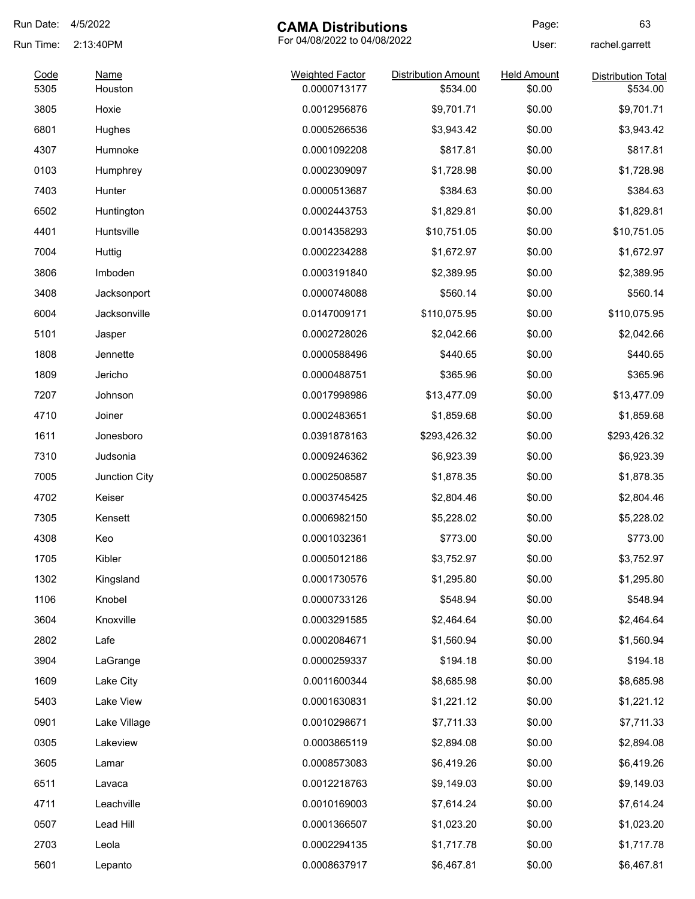# CAMA Distributions

For 04/08/2022 to 04/08/2022

Run Date: 4/5/2022
Run Time: 2:13:40PM
User: rachel.garrett

| Code | Name | Weighted Factor | Distribution Amount | Held Amount | Distribution Total |
|---|---|---|---|---|---|
| 5305 | Houston | 0.0000713177 | $534.00 | $0.00 | $534.00 |
| 3805 | Hoxie | 0.0012956876 | $9,701.71 | $0.00 | $9,701.71 |
| 6801 | Hughes | 0.0005266536 | $3,943.42 | $0.00 | $3,943.42 |
| 4307 | Humnoke | 0.0001092208 | $817.81 | $0.00 | $817.81 |
| 0103 | Humphrey | 0.0002309097 | $1,728.98 | $0.00 | $1,728.98 |
| 7403 | Hunter | 0.0000513687 | $384.63 | $0.00 | $384.63 |
| 6502 | Huntington | 0.0002443753 | $1,829.81 | $0.00 | $1,829.81 |
| 4401 | Huntsville | 0.0014358293 | $10,751.05 | $0.00 | $10,751.05 |
| 7004 | Huttig | 0.0002234288 | $1,672.97 | $0.00 | $1,672.97 |
| 3806 | Imboden | 0.0003191840 | $2,389.95 | $0.00 | $2,389.95 |
| 3408 | Jacksonport | 0.0000748088 | $560.14 | $0.00 | $560.14 |
| 6004 | Jacksonville | 0.0147009171 | $110,075.95 | $0.00 | $110,075.95 |
| 5101 | Jasper | 0.0002728026 | $2,042.66 | $0.00 | $2,042.66 |
| 1808 | Jennette | 0.0000588496 | $440.65 | $0.00 | $440.65 |
| 1809 | Jericho | 0.0000488751 | $365.96 | $0.00 | $365.96 |
| 7207 | Johnson | 0.0017998986 | $13,477.09 | $0.00 | $13,477.09 |
| 4710 | Joiner | 0.0002483651 | $1,859.68 | $0.00 | $1,859.68 |
| 1611 | Jonesboro | 0.0391878163 | $293,426.32 | $0.00 | $293,426.32 |
| 7310 | Judsonia | 0.0009246362 | $6,923.39 | $0.00 | $6,923.39 |
| 7005 | Junction City | 0.0002508587 | $1,878.35 | $0.00 | $1,878.35 |
| 4702 | Keiser | 0.0003745425 | $2,804.46 | $0.00 | $2,804.46 |
| 7305 | Kensett | 0.0006982150 | $5,228.02 | $0.00 | $5,228.02 |
| 4308 | Keo | 0.0001032361 | $773.00 | $0.00 | $773.00 |
| 1705 | Kibler | 0.0005012186 | $3,752.97 | $0.00 | $3,752.97 |
| 1302 | Kingsland | 0.0001730576 | $1,295.80 | $0.00 | $1,295.80 |
| 1106 | Knobel | 0.0000733126 | $548.94 | $0.00 | $548.94 |
| 3604 | Knoxville | 0.0003291585 | $2,464.64 | $0.00 | $2,464.64 |
| 2802 | Lafe | 0.0002084671 | $1,560.94 | $0.00 | $1,560.94 |
| 3904 | LaGrange | 0.0000259337 | $194.18 | $0.00 | $194.18 |
| 1609 | Lake City | 0.0011600344 | $8,685.98 | $0.00 | $8,685.98 |
| 5403 | Lake View | 0.0001630831 | $1,221.12 | $0.00 | $1,221.12 |
| 0901 | Lake Village | 0.0010298671 | $7,711.33 | $0.00 | $7,711.33 |
| 0305 | Lakeview | 0.0003865119 | $2,894.08 | $0.00 | $2,894.08 |
| 3605 | Lamar | 0.0008573083 | $6,419.26 | $0.00 | $6,419.26 |
| 6511 | Lavaca | 0.0012218763 | $9,149.03 | $0.00 | $9,149.03 |
| 4711 | Leachville | 0.0010169003 | $7,614.24 | $0.00 | $7,614.24 |
| 0507 | Lead Hill | 0.0001366507 | $1,023.20 | $0.00 | $1,023.20 |
| 2703 | Leola | 0.0002294135 | $1,717.78 | $0.00 | $1,717.78 |
| 5601 | Lepanto | 0.0008637917 | $6,467.81 | $0.00 | $6,467.81 |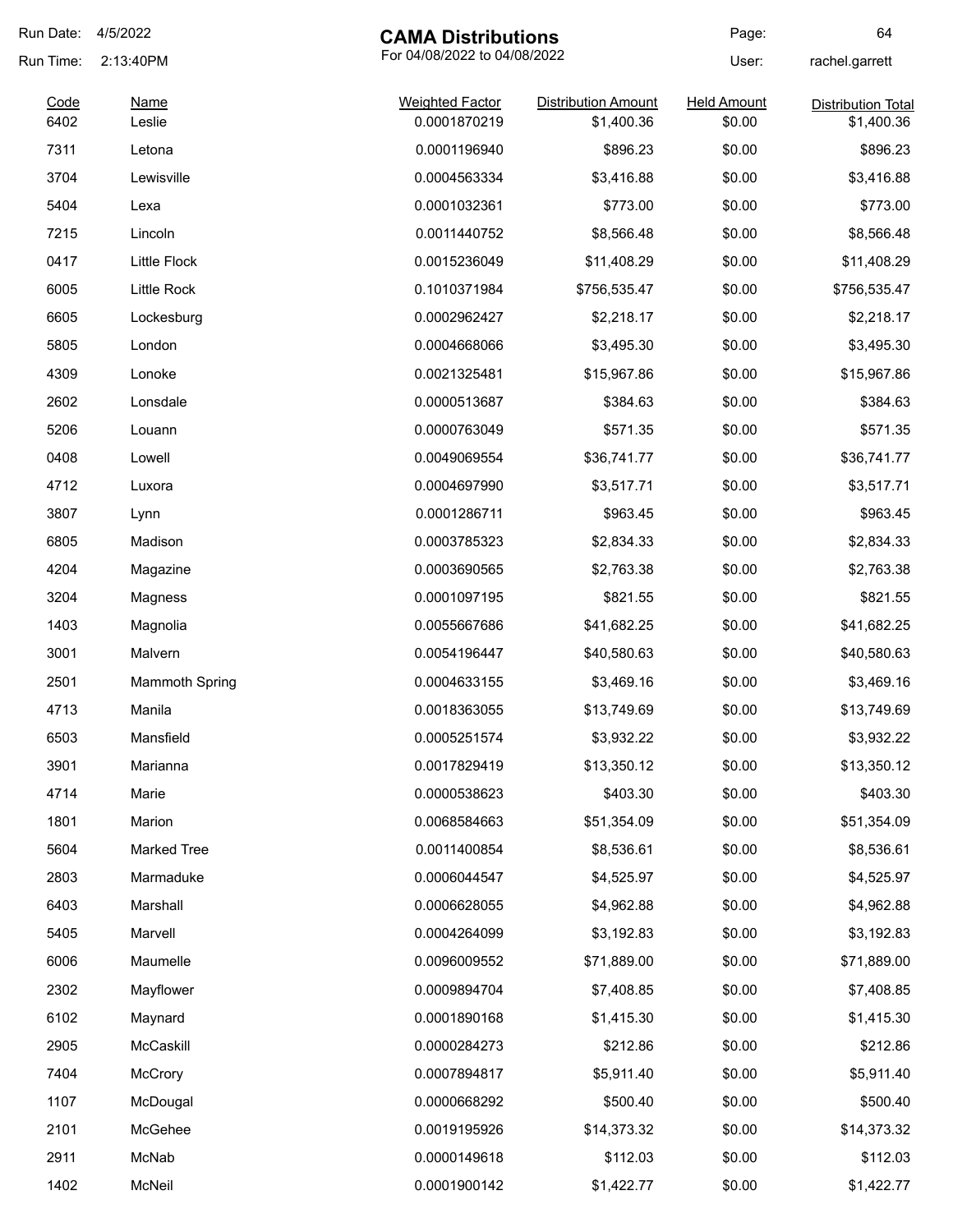Run Date: 4/5/2022
Run Time: 2:13:40PM

# CAMA Distributions

For 04/08/2022 to 04/08/2022

User: rachel.garrett

| Code | Name | Weighted Factor | Distribution Amount | Held Amount | Distribution Total |
|---|---|---|---|---|---|
| 6402 | Leslie | 0.0001870219 | $1,400.36 | $0.00 | $1,400.36 |
| 7311 | Letona | 0.0001196940 | $896.23 | $0.00 | $896.23 |
| 3704 | Lewisville | 0.0004563334 | $3,416.88 | $0.00 | $3,416.88 |
| 5404 | Lexa | 0.0001032361 | $773.00 | $0.00 | $773.00 |
| 7215 | Lincoln | 0.0011440752 | $8,566.48 | $0.00 | $8,566.48 |
| 0417 | Little Flock | 0.0015236049 | $11,408.29 | $0.00 | $11,408.29 |
| 6005 | Little Rock | 0.1010371984 | $756,535.47 | $0.00 | $756,535.47 |
| 6605 | Lockesburg | 0.0002962427 | $2,218.17 | $0.00 | $2,218.17 |
| 5805 | London | 0.0004668066 | $3,495.30 | $0.00 | $3,495.30 |
| 4309 | Lonoke | 0.0021325481 | $15,967.86 | $0.00 | $15,967.86 |
| 2602 | Lonsdale | 0.0000513687 | $384.63 | $0.00 | $384.63 |
| 5206 | Louann | 0.0000763049 | $571.35 | $0.00 | $571.35 |
| 0408 | Lowell | 0.0049069554 | $36,741.77 | $0.00 | $36,741.77 |
| 4712 | Luxora | 0.0004697990 | $3,517.71 | $0.00 | $3,517.71 |
| 3807 | Lynn | 0.0001286711 | $963.45 | $0.00 | $963.45 |
| 6805 | Madison | 0.0003785323 | $2,834.33 | $0.00 | $2,834.33 |
| 4204 | Magazine | 0.0003690565 | $2,763.38 | $0.00 | $2,763.38 |
| 3204 | Magness | 0.0001097195 | $821.55 | $0.00 | $821.55 |
| 1403 | Magnolia | 0.0055667686 | $41,682.25 | $0.00 | $41,682.25 |
| 3001 | Malvern | 0.0054196447 | $40,580.63 | $0.00 | $40,580.63 |
| 2501 | Mammoth Spring | 0.0004633155 | $3,469.16 | $0.00 | $3,469.16 |
| 4713 | Manila | 0.0018363055 | $13,749.69 | $0.00 | $13,749.69 |
| 6503 | Mansfield | 0.0005251574 | $3,932.22 | $0.00 | $3,932.22 |
| 3901 | Marianna | 0.0017829419 | $13,350.12 | $0.00 | $13,350.12 |
| 4714 | Marie | 0.0000538623 | $403.30 | $0.00 | $403.30 |
| 1801 | Marion | 0.0068584663 | $51,354.09 | $0.00 | $51,354.09 |
| 5604 | Marked Tree | 0.0011400854 | $8,536.61 | $0.00 | $8,536.61 |
| 2803 | Marmaduke | 0.0006044547 | $4,525.97 | $0.00 | $4,525.97 |
| 6403 | Marshall | 0.0006628055 | $4,962.88 | $0.00 | $4,962.88 |
| 5405 | Marvell | 0.0004264099 | $3,192.83 | $0.00 | $3,192.83 |
| 6006 | Maumelle | 0.0096009552 | $71,889.00 | $0.00 | $71,889.00 |
| 2302 | Mayflower | 0.0009894704 | $7,408.85 | $0.00 | $7,408.85 |
| 6102 | Maynard | 0.0001890168 | $1,415.30 | $0.00 | $1,415.30 |
| 2905 | McCaskill | 0.0000284273 | $212.86 | $0.00 | $212.86 |
| 7404 | McCrory | 0.0007894817 | $5,911.40 | $0.00 | $5,911.40 |
| 1107 | McDougal | 0.0000668292 | $500.40 | $0.00 | $500.40 |
| 2101 | McGehee | 0.0019195926 | $14,373.32 | $0.00 | $14,373.32 |
| 2911 | McNab | 0.0000149618 | $112.03 | $0.00 | $112.03 |
| 1402 | McNeil | 0.0001900142 | $1,422.77 | $0.00 | $1,422.77 |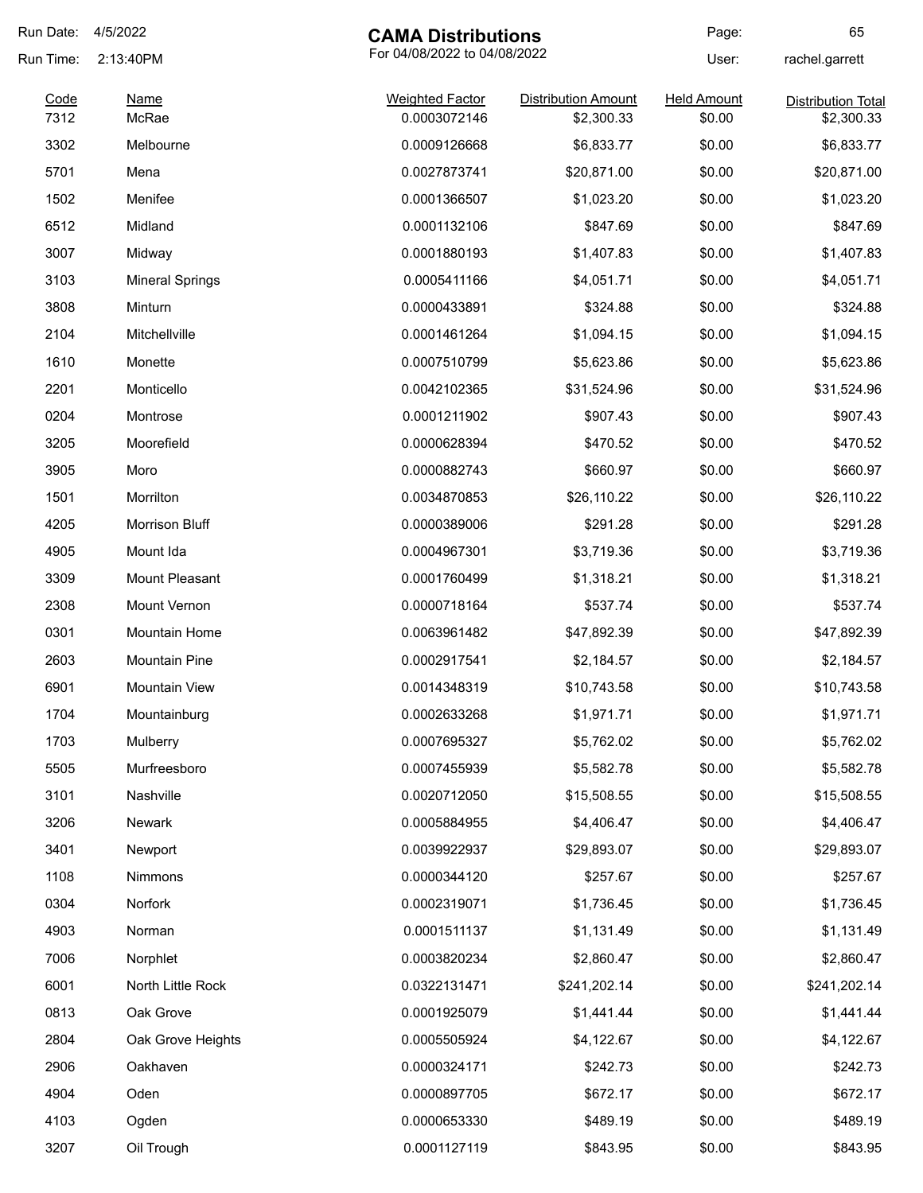Run Date: 4/5/2022

Run Time: 2:13:40PM

# CAMA Distributions

For 04/08/2022 to 04/08/2022

Page: 65

User: rachel.garrett

| Code | Name | Weighted Factor | Distribution Amount | Held Amount | Distribution Total |
|---|---|---|---|---|---|
| 7312 | McRae | 0.0003072146 | $2,300.33 | $0.00 | $2,300.33 |
| 3302 | Melbourne | 0.0009126668 | $6,833.77 | $0.00 | $6,833.77 |
| 5701 | Mena | 0.0027873741 | $20,871.00 | $0.00 | $20,871.00 |
| 1502 | Menifee | 0.0001366507 | $1,023.20 | $0.00 | $1,023.20 |
| 6512 | Midland | 0.0001132106 | $847.69 | $0.00 | $847.69 |
| 3007 | Midway | 0.0001880193 | $1,407.83 | $0.00 | $1,407.83 |
| 3103 | Mineral Springs | 0.0005411166 | $4,051.71 | $0.00 | $4,051.71 |
| 3808 | Minturn | 0.0000433891 | $324.88 | $0.00 | $324.88 |
| 2104 | Mitchellville | 0.0001461264 | $1,094.15 | $0.00 | $1,094.15 |
| 1610 | Monette | 0.0007510799 | $5,623.86 | $0.00 | $5,623.86 |
| 2201 | Monticello | 0.0042102365 | $31,524.96 | $0.00 | $31,524.96 |
| 0204 | Montrose | 0.0001211902 | $907.43 | $0.00 | $907.43 |
| 3205 | Moorefield | 0.0000628394 | $470.52 | $0.00 | $470.52 |
| 3905 | Moro | 0.0000882743 | $660.97 | $0.00 | $660.97 |
| 1501 | Morrilton | 0.0034870853 | $26,110.22 | $0.00 | $26,110.22 |
| 4205 | Morrison Bluff | 0.0000389006 | $291.28 | $0.00 | $291.28 |
| 4905 | Mount Ida | 0.0004967301 | $3,719.36 | $0.00 | $3,719.36 |
| 3309 | Mount Pleasant | 0.0001760499 | $1,318.21 | $0.00 | $1,318.21 |
| 2308 | Mount Vernon | 0.0000718164 | $537.74 | $0.00 | $537.74 |
| 0301 | Mountain Home | 0.0063961482 | $47,892.39 | $0.00 | $47,892.39 |
| 2603 | Mountain Pine | 0.0002917541 | $2,184.57 | $0.00 | $2,184.57 |
| 6901 | Mountain View | 0.0014348319 | $10,743.58 | $0.00 | $10,743.58 |
| 1704 | Mountainburg | 0.0002633268 | $1,971.71 | $0.00 | $1,971.71 |
| 1703 | Mulberry | 0.0007695327 | $5,762.02 | $0.00 | $5,762.02 |
| 5505 | Murfreesboro | 0.0007455939 | $5,582.78 | $0.00 | $5,582.78 |
| 3101 | Nashville | 0.0020712050 | $15,508.55 | $0.00 | $15,508.55 |
| 3206 | Newark | 0.0005884955 | $4,406.47 | $0.00 | $4,406.47 |
| 3401 | Newport | 0.0039922937 | $29,893.07 | $0.00 | $29,893.07 |
| 1108 | Nimmons | 0.0000344120 | $257.67 | $0.00 | $257.67 |
| 0304 | Norfork | 0.0002319071 | $1,736.45 | $0.00 | $1,736.45 |
| 4903 | Norman | 0.0001511137 | $1,131.49 | $0.00 | $1,131.49 |
| 7006 | Norphlet | 0.0003820234 | $2,860.47 | $0.00 | $2,860.47 |
| 6001 | North Little Rock | 0.0322131471 | $241,202.14 | $0.00 | $241,202.14 |
| 0813 | Oak Grove | 0.0001925079 | $1,441.44 | $0.00 | $1,441.44 |
| 2804 | Oak Grove Heights | 0.0005505924 | $4,122.67 | $0.00 | $4,122.67 |
| 2906 | Oakhaven | 0.0000324171 | $242.73 | $0.00 | $242.73 |
| 4904 | Oden | 0.0000897705 | $672.17 | $0.00 | $672.17 |
| 4103 | Ogden | 0.0000653330 | $489.19 | $0.00 | $489.19 |
| 3207 | Oil Trough | 0.0001127119 | $843.95 | $0.00 | $843.95 |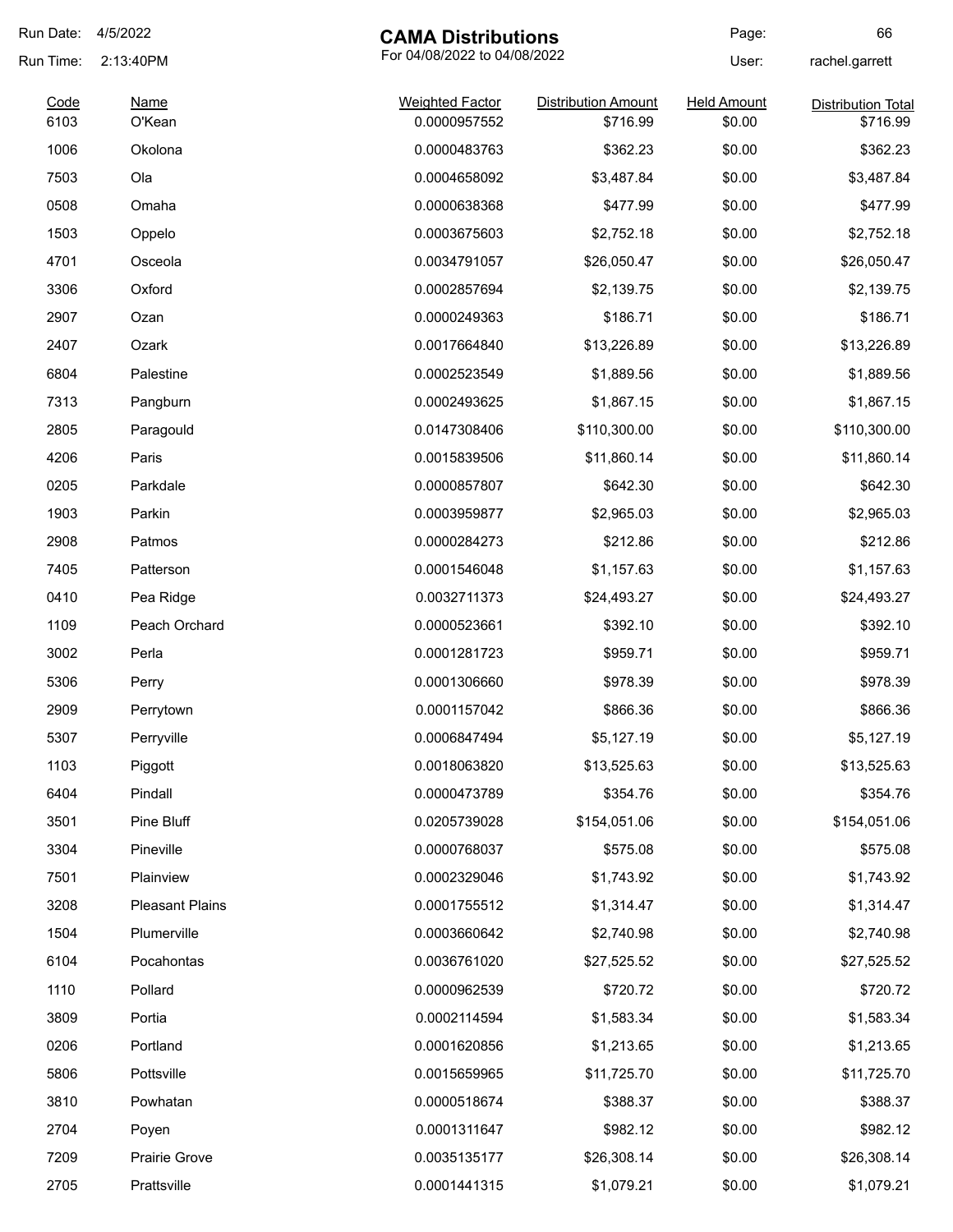# CAMA Distributions

For 04/08/2022 to 04/08/2022

Run Date: 4/5/2022
Run Time: 2:13:40PM
User: rachel.garrett

| Code | Name | Weighted Factor | Distribution Amount | Held Amount | Distribution Total |
|---|---|---|---|---|---|
| 6103 | O'Kean | 0.0000957552 | $716.99 | $0.00 | $716.99 |
| 1006 | Okolona | 0.0000483763 | $362.23 | $0.00 | $362.23 |
| 7503 | Ola | 0.0004658092 | $3,487.84 | $0.00 | $3,487.84 |
| 0508 | Omaha | 0.0000638368 | $477.99 | $0.00 | $477.99 |
| 1503 | Oppelo | 0.0003675603 | $2,752.18 | $0.00 | $2,752.18 |
| 4701 | Osceola | 0.0034791057 | $26,050.47 | $0.00 | $26,050.47 |
| 3306 | Oxford | 0.0002857694 | $2,139.75 | $0.00 | $2,139.75 |
| 2907 | Ozan | 0.0000249363 | $186.71 | $0.00 | $186.71 |
| 2407 | Ozark | 0.0017664840 | $13,226.89 | $0.00 | $13,226.89 |
| 6804 | Palestine | 0.0002523549 | $1,889.56 | $0.00 | $1,889.56 |
| 7313 | Pangburn | 0.0002493625 | $1,867.15 | $0.00 | $1,867.15 |
| 2805 | Paragould | 0.0147308406 | $110,300.00 | $0.00 | $110,300.00 |
| 4206 | Paris | 0.0015839506 | $11,860.14 | $0.00 | $11,860.14 |
| 0205 | Parkdale | 0.0000857807 | $642.30 | $0.00 | $642.30 |
| 1903 | Parkin | 0.0003959877 | $2,965.03 | $0.00 | $2,965.03 |
| 2908 | Patmos | 0.0000284273 | $212.86 | $0.00 | $212.86 |
| 7405 | Patterson | 0.0001546048 | $1,157.63 | $0.00 | $1,157.63 |
| 0410 | Pea Ridge | 0.0032711373 | $24,493.27 | $0.00 | $24,493.27 |
| 1109 | Peach Orchard | 0.0000523661 | $392.10 | $0.00 | $392.10 |
| 3002 | Perla | 0.0001281723 | $959.71 | $0.00 | $959.71 |
| 5306 | Perry | 0.0001306660 | $978.39 | $0.00 | $978.39 |
| 2909 | Perrytown | 0.0001157042 | $866.36 | $0.00 | $866.36 |
| 5307 | Perryville | 0.0006847494 | $5,127.19 | $0.00 | $5,127.19 |
| 1103 | Piggott | 0.0018063820 | $13,525.63 | $0.00 | $13,525.63 |
| 6404 | Pindall | 0.0000473789 | $354.76 | $0.00 | $354.76 |
| 3501 | Pine Bluff | 0.0205739028 | $154,051.06 | $0.00 | $154,051.06 |
| 3304 | Pineville | 0.0000768037 | $575.08 | $0.00 | $575.08 |
| 7501 | Plainview | 0.0002329046 | $1,743.92 | $0.00 | $1,743.92 |
| 3208 | Pleasant Plains | 0.0001755512 | $1,314.47 | $0.00 | $1,314.47 |
| 1504 | Plumerville | 0.0003660642 | $2,740.98 | $0.00 | $2,740.98 |
| 6104 | Pocahontas | 0.0036761020 | $27,525.52 | $0.00 | $27,525.52 |
| 1110 | Pollard | 0.0000962539 | $720.72 | $0.00 | $720.72 |
| 3809 | Portia | 0.0002114594 | $1,583.34 | $0.00 | $1,583.34 |
| 0206 | Portland | 0.0001620856 | $1,213.65 | $0.00 | $1,213.65 |
| 5806 | Pottsville | 0.0015659965 | $11,725.70 | $0.00 | $11,725.70 |
| 3810 | Powhatan | 0.0000518674 | $388.37 | $0.00 | $388.37 |
| 2704 | Poyen | 0.0001311647 | $982.12 | $0.00 | $982.12 |
| 7209 | Prairie Grove | 0.0035135177 | $26,308.14 | $0.00 | $26,308.14 |
| 2705 | Prattsville | 0.0001441315 | $1,079.21 | $0.00 | $1,079.21 |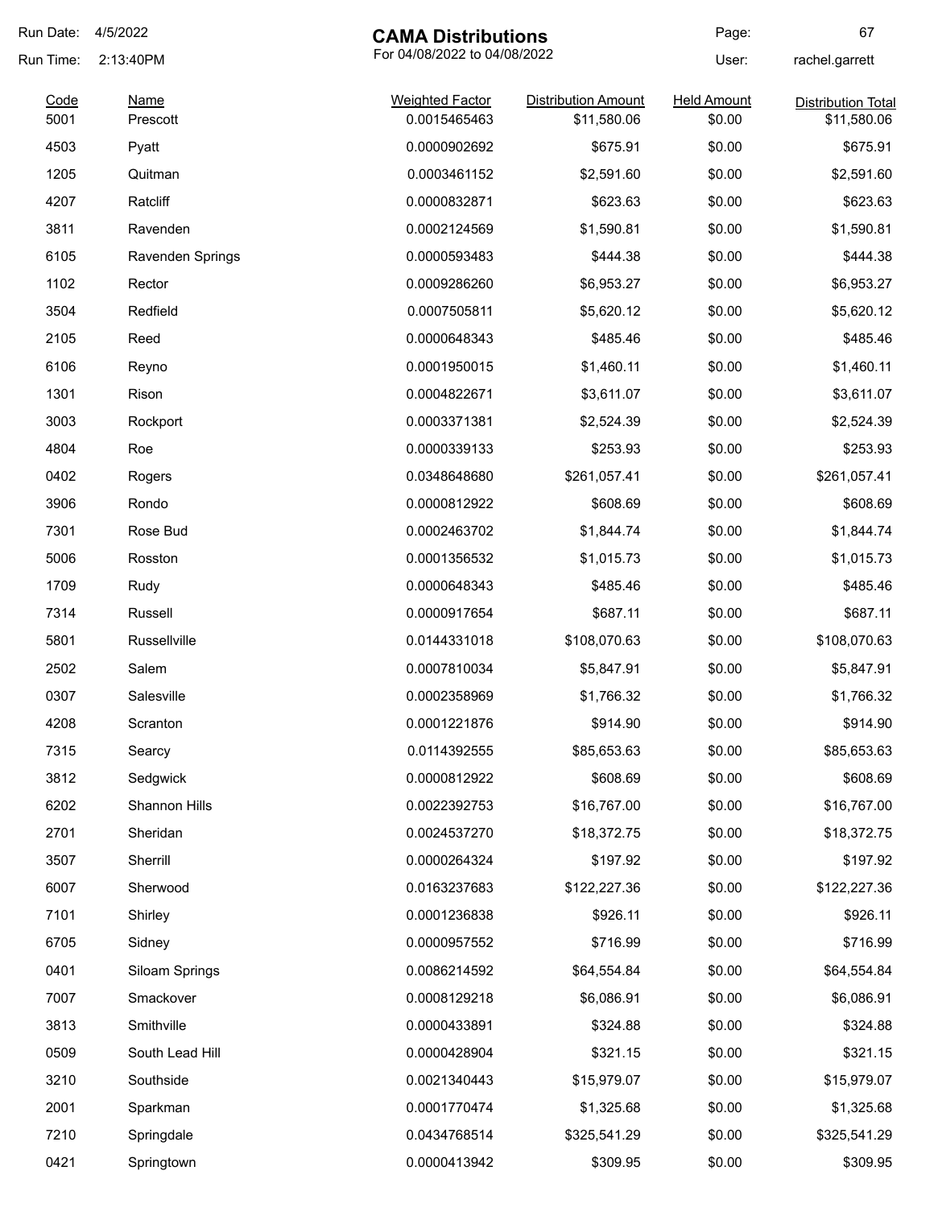Run Date: 4/5/2022
Run Time: 2:13:40PM

# CAMA Distributions

For 04/08/2022 to 04/08/2022

Page: 67
User: rachel.garrett

| Code | Name | Weighted Factor | Distribution Amount | Held Amount | Distribution Total |
|---|---|---|---|---|---|
| 5001 | Prescott | 0.0015465463 | $11,580.06 | $0.00 | $11,580.06 |
| 4503 | Pyatt | 0.0000902692 | $675.91 | $0.00 | $675.91 |
| 1205 | Quitman | 0.0003461152 | $2,591.60 | $0.00 | $2,591.60 |
| 4207 | Ratcliff | 0.0000832871 | $623.63 | $0.00 | $623.63 |
| 3811 | Ravenden | 0.0002124569 | $1,590.81 | $0.00 | $1,590.81 |
| 6105 | Ravenden Springs | 0.0000593483 | $444.38 | $0.00 | $444.38 |
| 1102 | Rector | 0.0009286260 | $6,953.27 | $0.00 | $6,953.27 |
| 3504 | Redfield | 0.0007505811 | $5,620.12 | $0.00 | $5,620.12 |
| 2105 | Reed | 0.0000648343 | $485.46 | $0.00 | $485.46 |
| 6106 | Reyno | 0.0001950015 | $1,460.11 | $0.00 | $1,460.11 |
| 1301 | Rison | 0.0004822671 | $3,611.07 | $0.00 | $3,611.07 |
| 3003 | Rockport | 0.0003371381 | $2,524.39 | $0.00 | $2,524.39 |
| 4804 | Roe | 0.0000339133 | $253.93 | $0.00 | $253.93 |
| 0402 | Rogers | 0.0348648680 | $261,057.41 | $0.00 | $261,057.41 |
| 3906 | Rondo | 0.0000812922 | $608.69 | $0.00 | $608.69 |
| 7301 | Rose Bud | 0.0002463702 | $1,844.74 | $0.00 | $1,844.74 |
| 5006 | Rosston | 0.0001356532 | $1,015.73 | $0.00 | $1,015.73 |
| 1709 | Rudy | 0.0000648343 | $485.46 | $0.00 | $485.46 |
| 7314 | Russell | 0.0000917654 | $687.11 | $0.00 | $687.11 |
| 5801 | Russellville | 0.0144331018 | $108,070.63 | $0.00 | $108,070.63 |
| 2502 | Salem | 0.0007810034 | $5,847.91 | $0.00 | $5,847.91 |
| 0307 | Salesville | 0.0002358969 | $1,766.32 | $0.00 | $1,766.32 |
| 4208 | Scranton | 0.0001221876 | $914.90 | $0.00 | $914.90 |
| 7315 | Searcy | 0.0114392555 | $85,653.63 | $0.00 | $85,653.63 |
| 3812 | Sedgwick | 0.0000812922 | $608.69 | $0.00 | $608.69 |
| 6202 | Shannon Hills | 0.0022392753 | $16,767.00 | $0.00 | $16,767.00 |
| 2701 | Sheridan | 0.0024537270 | $18,372.75 | $0.00 | $18,372.75 |
| 3507 | Sherrill | 0.0000264324 | $197.92 | $0.00 | $197.92 |
| 6007 | Sherwood | 0.0163237683 | $122,227.36 | $0.00 | $122,227.36 |
| 7101 | Shirley | 0.0001236838 | $926.11 | $0.00 | $926.11 |
| 6705 | Sidney | 0.0000957552 | $716.99 | $0.00 | $716.99 |
| 0401 | Siloam Springs | 0.0086214592 | $64,554.84 | $0.00 | $64,554.84 |
| 7007 | Smackover | 0.0008129218 | $6,086.91 | $0.00 | $6,086.91 |
| 3813 | Smithville | 0.0000433891 | $324.88 | $0.00 | $324.88 |
| 0509 | South Lead Hill | 0.0000428904 | $321.15 | $0.00 | $321.15 |
| 3210 | Southside | 0.0021340443 | $15,979.07 | $0.00 | $15,979.07 |
| 2001 | Sparkman | 0.0001770474 | $1,325.68 | $0.00 | $1,325.68 |
| 7210 | Springdale | 0.0434768514 | $325,541.29 | $0.00 | $325,541.29 |
| 0421 | Springtown | 0.0000413942 | $309.95 | $0.00 | $309.95 |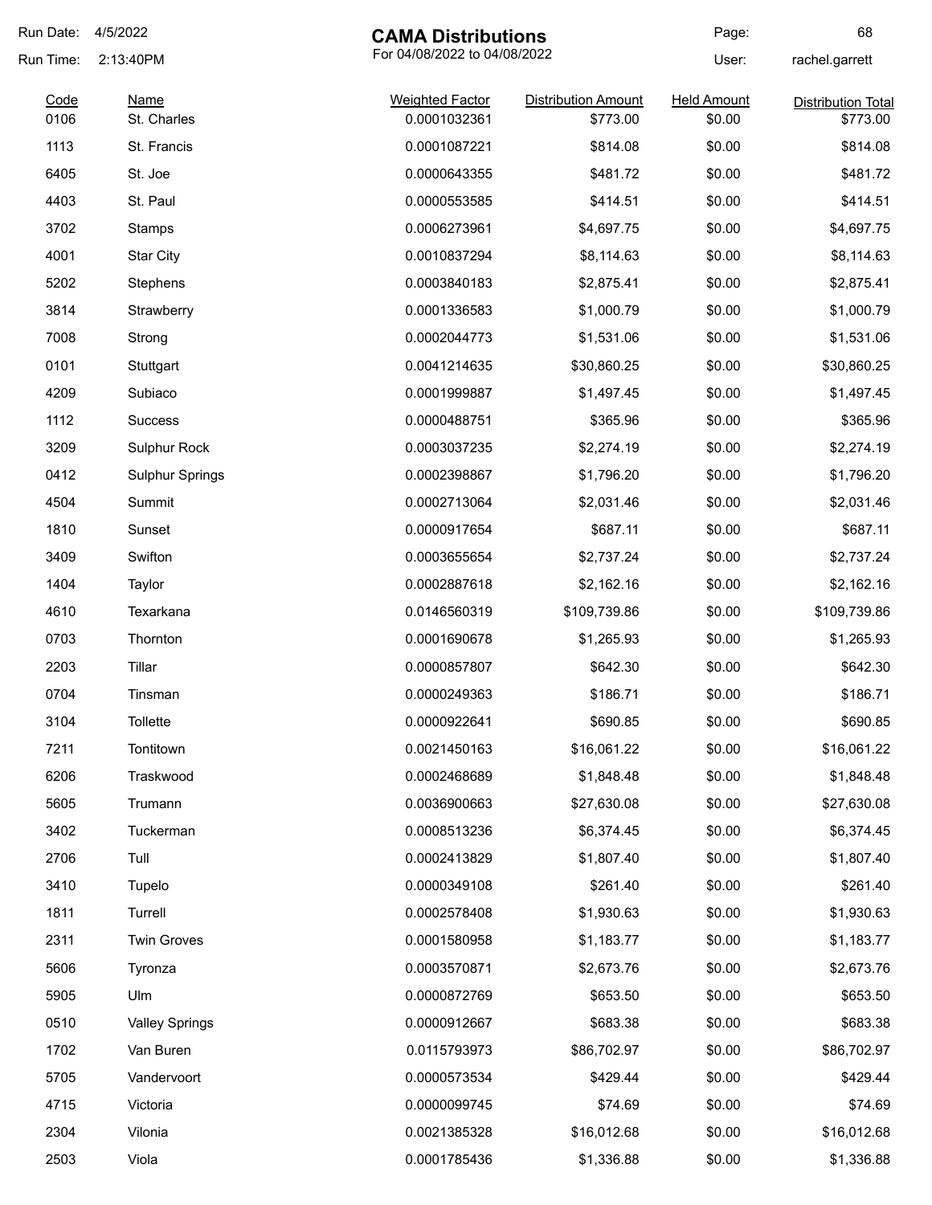# CAMA Distributions

For 04/08/2022 to 04/08/2022

Run Date: 4/5/2022
Run Time: 2:13:40PM
User: rachel.garrett

| Code | Name | Weighted Factor | Distribution Amount | Held Amount | Distribution Total |
|---|---|---|---|---|---|
| 0106 | St. Charles | 0.0001032361 | $773.00 | $0.00 | $773.00 |
| 1113 | St. Francis | 0.0001087221 | $814.08 | $0.00 | $814.08 |
| 6405 | St. Joe | 0.0000643355 | $481.72 | $0.00 | $481.72 |
| 4403 | St. Paul | 0.0000553585 | $414.51 | $0.00 | $414.51 |
| 3702 | Stamps | 0.0006273961 | $4,697.75 | $0.00 | $4,697.75 |
| 4001 | Star City | 0.0010837294 | $8,114.63 | $0.00 | $8,114.63 |
| 5202 | Stephens | 0.0003840183 | $2,875.41 | $0.00 | $2,875.41 |
| 3814 | Strawberry | 0.0001336583 | $1,000.79 | $0.00 | $1,000.79 |
| 7008 | Strong | 0.0002044773 | $1,531.06 | $0.00 | $1,531.06 |
| 0101 | Stuttgart | 0.0041214635 | $30,860.25 | $0.00 | $30,860.25 |
| 4209 | Subiaco | 0.0001999887 | $1,497.45 | $0.00 | $1,497.45 |
| 1112 | Success | 0.0000488751 | $365.96 | $0.00 | $365.96 |
| 3209 | Sulphur Rock | 0.0003037235 | $2,274.19 | $0.00 | $2,274.19 |
| 0412 | Sulphur Springs | 0.0002398867 | $1,796.20 | $0.00 | $1,796.20 |
| 4504 | Summit | 0.0002713064 | $2,031.46 | $0.00 | $2,031.46 |
| 1810 | Sunset | 0.0000917654 | $687.11 | $0.00 | $687.11 |
| 3409 | Swifton | 0.0003655654 | $2,737.24 | $0.00 | $2,737.24 |
| 1404 | Taylor | 0.0002887618 | $2,162.16 | $0.00 | $2,162.16 |
| 4610 | Texarkana | 0.0146560319 | $109,739.86 | $0.00 | $109,739.86 |
| 0703 | Thornton | 0.0001690678 | $1,265.93 | $0.00 | $1,265.93 |
| 2203 | Tillar | 0.0000857807 | $642.30 | $0.00 | $642.30 |
| 0704 | Tinsman | 0.0000249363 | $186.71 | $0.00 | $186.71 |
| 3104 | Tollette | 0.0000922641 | $690.85 | $0.00 | $690.85 |
| 7211 | Tontitown | 0.0021450163 | $16,061.22 | $0.00 | $16,061.22 |
| 6206 | Traskwood | 0.0002468689 | $1,848.48 | $0.00 | $1,848.48 |
| 5605 | Trumann | 0.0036900663 | $27,630.08 | $0.00 | $27,630.08 |
| 3402 | Tuckerman | 0.0008513236 | $6,374.45 | $0.00 | $6,374.45 |
| 2706 | Tull | 0.0002413829 | $1,807.40 | $0.00 | $1,807.40 |
| 3410 | Tupelo | 0.0000349108 | $261.40 | $0.00 | $261.40 |
| 1811 | Turrell | 0.0002578408 | $1,930.63 | $0.00 | $1,930.63 |
| 2311 | Twin Groves | 0.0001580958 | $1,183.77 | $0.00 | $1,183.77 |
| 5606 | Tyronza | 0.0003570871 | $2,673.76 | $0.00 | $2,673.76 |
| 5905 | Ulm | 0.0000872769 | $653.50 | $0.00 | $653.50 |
| 0510 | Valley Springs | 0.0000912667 | $683.38 | $0.00 | $683.38 |
| 1702 | Van Buren | 0.0115793973 | $86,702.97 | $0.00 | $86,702.97 |
| 5705 | Vandervoort | 0.0000573534 | $429.44 | $0.00 | $429.44 |
| 4715 | Victoria | 0.0000099745 | $74.69 | $0.00 | $74.69 |
| 2304 | Vilonia | 0.0021385328 | $16,012.68 | $0.00 | $16,012.68 |
| 2503 | Viola | 0.0001785436 | $1,336.88 | $0.00 | $1,336.88 |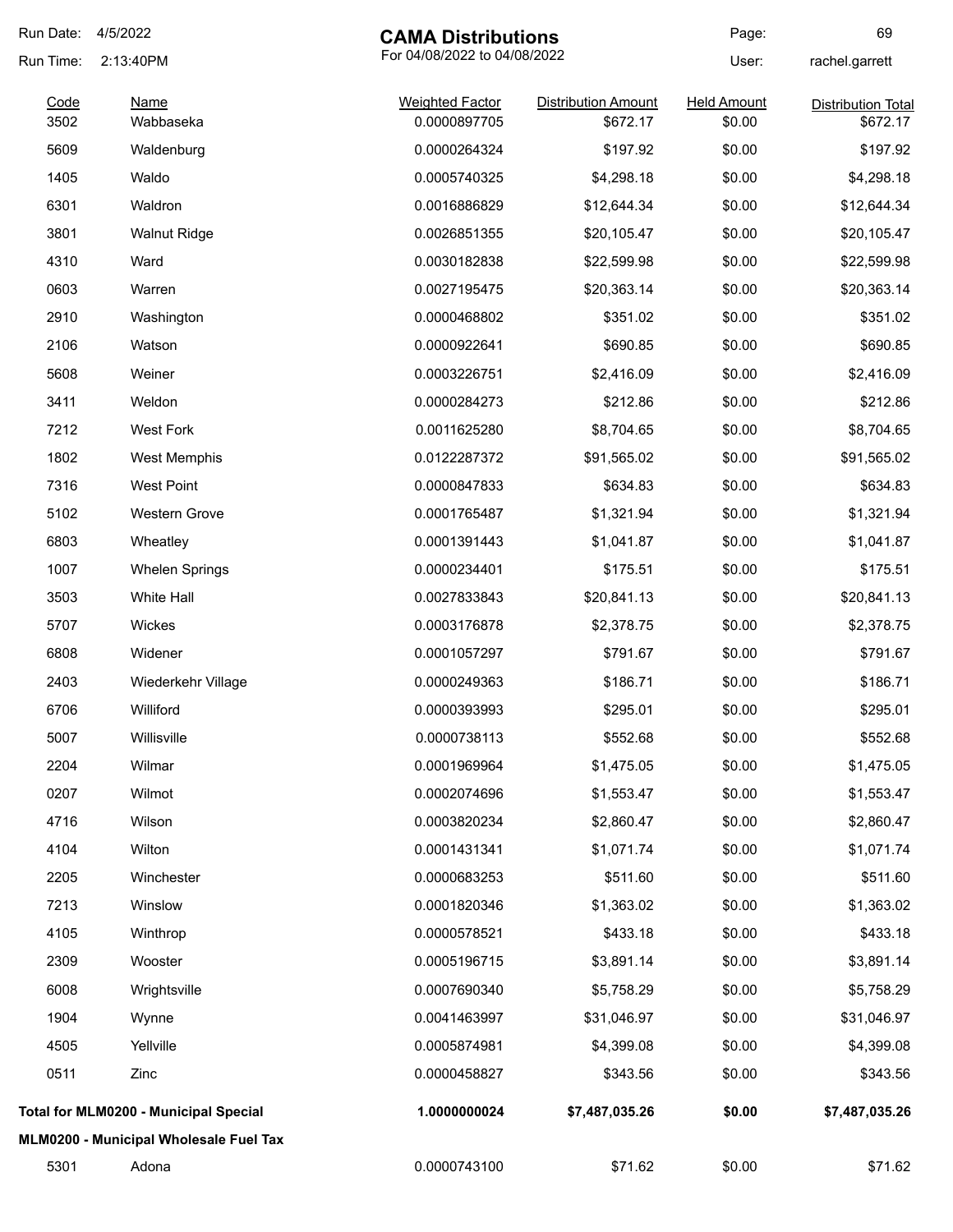# CAMA Distributions

For 04/08/2022 to 04/08/2022

Run Date: 4/5/2022
Run Time: 2:13:40PM
User: rachel.garrett

| Code | Name | Weighted Factor | Distribution Amount | Held Amount | Distribution Total |
|---|---|---|---|---|---|
| 3502 | Wabbaseka | 0.0000897705 | $672.17 | $0.00 | $672.17 |
| 5609 | Waldenburg | 0.0000264324 | $197.92 | $0.00 | $197.92 |
| 1405 | Waldo | 0.0005740325 | $4,298.18 | $0.00 | $4,298.18 |
| 6301 | Waldron | 0.0016886829 | $12,644.34 | $0.00 | $12,644.34 |
| 3801 | Walnut Ridge | 0.0026851355 | $20,105.47 | $0.00 | $20,105.47 |
| 4310 | Ward | 0.0030182838 | $22,599.98 | $0.00 | $22,599.98 |
| 0603 | Warren | 0.0027195475 | $20,363.14 | $0.00 | $20,363.14 |
| 2910 | Washington | 0.0000468802 | $351.02 | $0.00 | $351.02 |
| 2106 | Watson | 0.0000922641 | $690.85 | $0.00 | $690.85 |
| 5608 | Weiner | 0.0003226751 | $2,416.09 | $0.00 | $2,416.09 |
| 3411 | Weldon | 0.0000284273 | $212.86 | $0.00 | $212.86 |
| 7212 | West Fork | 0.0011625280 | $8,704.65 | $0.00 | $8,704.65 |
| 1802 | West Memphis | 0.0122287372 | $91,565.02 | $0.00 | $91,565.02 |
| 7316 | West Point | 0.0000847833 | $634.83 | $0.00 | $634.83 |
| 5102 | Western Grove | 0.0001765487 | $1,321.94 | $0.00 | $1,321.94 |
| 6803 | Wheatley | 0.0001391443 | $1,041.87 | $0.00 | $1,041.87 |
| 1007 | Whelen Springs | 0.0000234401 | $175.51 | $0.00 | $175.51 |
| 3503 | White Hall | 0.0027833843 | $20,841.13 | $0.00 | $20,841.13 |
| 5707 | Wickes | 0.0003176878 | $2,378.75 | $0.00 | $2,378.75 |
| 6808 | Widener | 0.0001057297 | $791.67 | $0.00 | $791.67 |
| 2403 | Wiederkehr Village | 0.0000249363 | $186.71 | $0.00 | $186.71 |
| 6706 | Williford | 0.0000393993 | $295.01 | $0.00 | $295.01 |
| 5007 | Willisville | 0.0000738113 | $552.68 | $0.00 | $552.68 |
| 2204 | Wilmar | 0.0001969964 | $1,475.05 | $0.00 | $1,475.05 |
| 0207 | Wilmot | 0.0002074696 | $1,553.47 | $0.00 | $1,553.47 |
| 4716 | Wilson | 0.0003820234 | $2,860.47 | $0.00 | $2,860.47 |
| 4104 | Wilton | 0.0001431341 | $1,071.74 | $0.00 | $1,071.74 |
| 2205 | Winchester | 0.0000683253 | $511.60 | $0.00 | $511.60 |
| 7213 | Winslow | 0.0001820346 | $1,363.02 | $0.00 | $1,363.02 |
| 4105 | Winthrop | 0.0000578521 | $433.18 | $0.00 | $433.18 |
| 2309 | Wooster | 0.0005196715 | $3,891.14 | $0.00 | $3,891.14 |
| 6008 | Wrightsville | 0.0007690340 | $5,758.29 | $0.00 | $5,758.29 |
| 1904 | Wynne | 0.0041463997 | $31,046.97 | $0.00 | $31,046.97 |
| 4505 | Yellville | 0.0005874981 | $4,399.08 | $0.00 | $4,399.08 |
| 0511 | Zinc | 0.0000458827 | $343.56 | $0.00 | $343.56 |
| **Total for MLM0200 - Municipal Special** | | **1.0000000024** | **$7,487,035.26** | **$0.00** | **$7,487,035.26** |

**MLM0200 - Municipal Wholesale Fuel Tax**

| Code | Name | Weighted Factor | Distribution Amount | Held Amount | Distribution Total |
|---|---|---|---|---|---|
| 5301 | Adona | 0.0000743100 | $71.62 | $0.00 | $71.62 |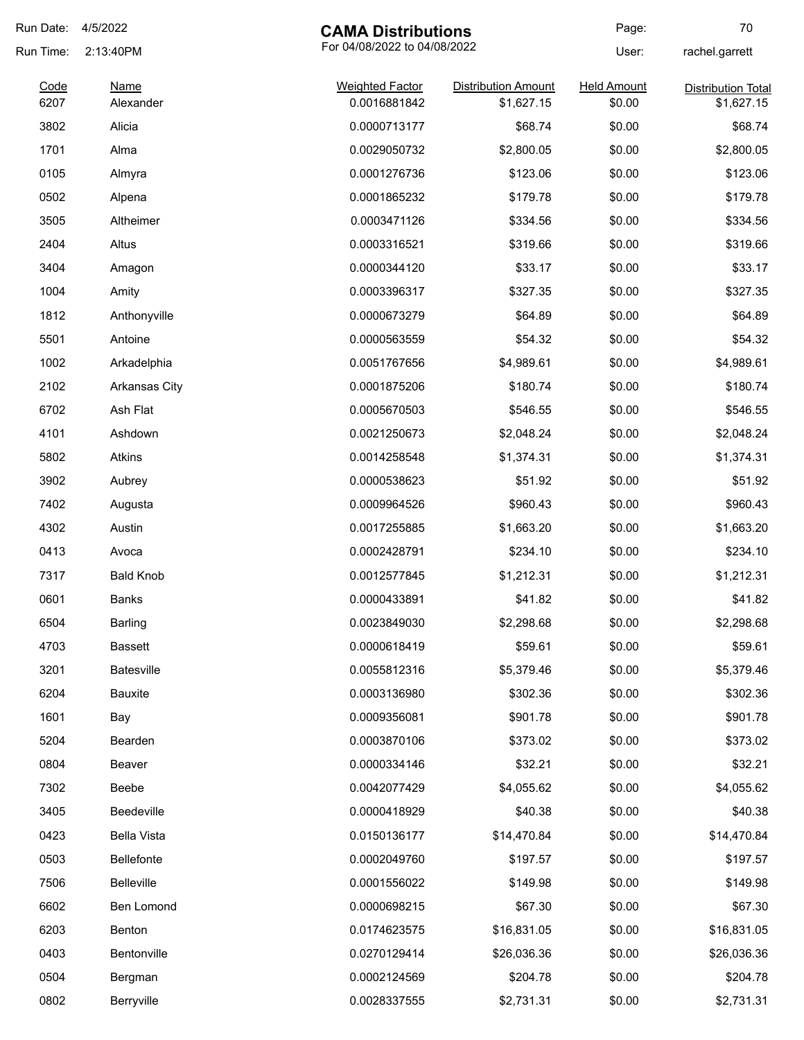Run Date: 4/5/2022

Run Time: 2:13:40PM

# CAMA Distributions

For 04/08/2022 to 04/08/2022

User: rachel.garrett

| Code | Name | Weighted Factor | Distribution Amount | Held Amount | Distribution Total |
|---|---|---|---|---|---|
| 6207 | Alexander | 0.0016881842 | $1,627.15 | $0.00 | $1,627.15 |
| 3802 | Alicia | 0.0000713177 | $68.74 | $0.00 | $68.74 |
| 1701 | Alma | 0.0029050732 | $2,800.05 | $0.00 | $2,800.05 |
| 0105 | Almyra | 0.0001276736 | $123.06 | $0.00 | $123.06 |
| 0502 | Alpena | 0.0001865232 | $179.78 | $0.00 | $179.78 |
| 3505 | Altheimer | 0.0003471126 | $334.56 | $0.00 | $334.56 |
| 2404 | Altus | 0.0003316521 | $319.66 | $0.00 | $319.66 |
| 3404 | Amagon | 0.0000344120 | $33.17 | $0.00 | $33.17 |
| 1004 | Amity | 0.0003396317 | $327.35 | $0.00 | $327.35 |
| 1812 | Anthonyville | 0.0000673279 | $64.89 | $0.00 | $64.89 |
| 5501 | Antoine | 0.0000563559 | $54.32 | $0.00 | $54.32 |
| 1002 | Arkadelphia | 0.0051767656 | $4,989.61 | $0.00 | $4,989.61 |
| 2102 | Arkansas City | 0.0001875206 | $180.74 | $0.00 | $180.74 |
| 6702 | Ash Flat | 0.0005670503 | $546.55 | $0.00 | $546.55 |
| 4101 | Ashdown | 0.0021250673 | $2,048.24 | $0.00 | $2,048.24 |
| 5802 | Atkins | 0.0014258548 | $1,374.31 | $0.00 | $1,374.31 |
| 3902 | Aubrey | 0.0000538623 | $51.92 | $0.00 | $51.92 |
| 7402 | Augusta | 0.0009964526 | $960.43 | $0.00 | $960.43 |
| 4302 | Austin | 0.0017255885 | $1,663.20 | $0.00 | $1,663.20 |
| 0413 | Avoca | 0.0002428791 | $234.10 | $0.00 | $234.10 |
| 7317 | Bald Knob | 0.0012577845 | $1,212.31 | $0.00 | $1,212.31 |
| 0601 | Banks | 0.0000433891 | $41.82 | $0.00 | $41.82 |
| 6504 | Barling | 0.0023849030 | $2,298.68 | $0.00 | $2,298.68 |
| 4703 | Bassett | 0.0000618419 | $59.61 | $0.00 | $59.61 |
| 3201 | Batesville | 0.0055812316 | $5,379.46 | $0.00 | $5,379.46 |
| 6204 | Bauxite | 0.0003136980 | $302.36 | $0.00 | $302.36 |
| 1601 | Bay | 0.0009356081 | $901.78 | $0.00 | $901.78 |
| 5204 | Bearden | 0.0003870106 | $373.02 | $0.00 | $373.02 |
| 0804 | Beaver | 0.0000334146 | $32.21 | $0.00 | $32.21 |
| 7302 | Beebe | 0.0042077429 | $4,055.62 | $0.00 | $4,055.62 |
| 3405 | Beedeville | 0.0000418929 | $40.38 | $0.00 | $40.38 |
| 0423 | Bella Vista | 0.0150136177 | $14,470.84 | $0.00 | $14,470.84 |
| 0503 | Bellefonte | 0.0002049760 | $197.57 | $0.00 | $197.57 |
| 7506 | Belleville | 0.0001556022 | $149.98 | $0.00 | $149.98 |
| 6602 | Ben Lomond | 0.0000698215 | $67.30 | $0.00 | $67.30 |
| 6203 | Benton | 0.0174623575 | $16,831.05 | $0.00 | $16,831.05 |
| 0403 | Bentonville | 0.0270129414 | $26,036.36 | $0.00 | $26,036.36 |
| 0504 | Bergman | 0.0002124569 | $204.78 | $0.00 | $204.78 |
| 0802 | Berryville | 0.0028337555 | $2,731.31 | $0.00 | $2,731.31 |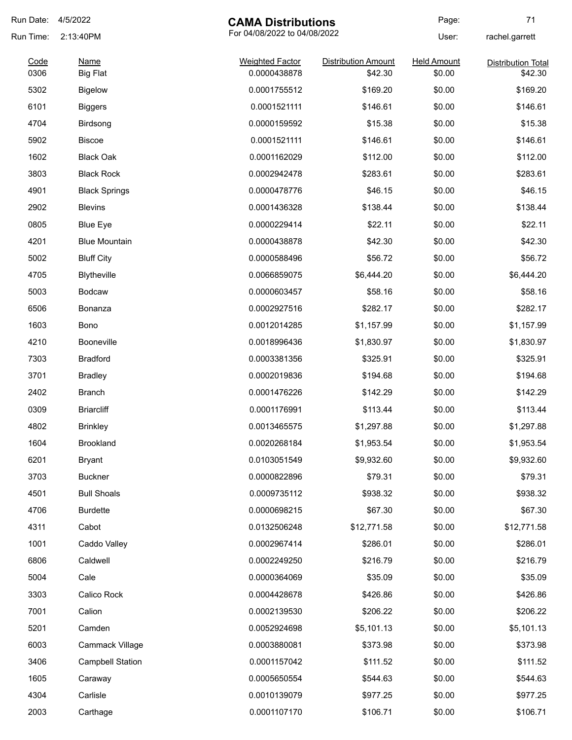# CAMA Distributions

For 04/08/2022 to 04/08/2022

Run Date: 4/5/2022
Run Time: 2:13:40PM
User: rachel.garrett

| Code | Name | Weighted Factor | Distribution Amount | Held Amount | Distribution Total |
|---|---|---|---|---|---|
| 0306 | Big Flat | 0.0000438878 | $42.30 | $0.00 | $42.30 |
| 5302 | Bigelow | 0.0001755512 | $169.20 | $0.00 | $169.20 |
| 6101 | Biggers | 0.0001521111 | $146.61 | $0.00 | $146.61 |
| 4704 | Birdsong | 0.0000159592 | $15.38 | $0.00 | $15.38 |
| 5902 | Biscoe | 0.0001521111 | $146.61 | $0.00 | $146.61 |
| 1602 | Black Oak | 0.0001162029 | $112.00 | $0.00 | $112.00 |
| 3803 | Black Rock | 0.0002942478 | $283.61 | $0.00 | $283.61 |
| 4901 | Black Springs | 0.0000478776 | $46.15 | $0.00 | $46.15 |
| 2902 | Blevins | 0.0001436328 | $138.44 | $0.00 | $138.44 |
| 0805 | Blue Eye | 0.0000229414 | $22.11 | $0.00 | $22.11 |
| 4201 | Blue Mountain | 0.0000438878 | $42.30 | $0.00 | $42.30 |
| 5002 | Bluff City | 0.0000588496 | $56.72 | $0.00 | $56.72 |
| 4705 | Blytheville | 0.0066859075 | $6,444.20 | $0.00 | $6,444.20 |
| 5003 | Bodcaw | 0.0000603457 | $58.16 | $0.00 | $58.16 |
| 6506 | Bonanza | 0.0002927516 | $282.17 | $0.00 | $282.17 |
| 1603 | Bono | 0.0012014285 | $1,157.99 | $0.00 | $1,157.99 |
| 4210 | Booneville | 0.0018996436 | $1,830.97 | $0.00 | $1,830.97 |
| 7303 | Bradford | 0.0003381356 | $325.91 | $0.00 | $325.91 |
| 3701 | Bradley | 0.0002019836 | $194.68 | $0.00 | $194.68 |
| 2402 | Branch | 0.0001476226 | $142.29 | $0.00 | $142.29 |
| 0309 | Briarcliff | 0.0001176991 | $113.44 | $0.00 | $113.44 |
| 4802 | Brinkley | 0.0013465575 | $1,297.88 | $0.00 | $1,297.88 |
| 1604 | Brookland | 0.0020268184 | $1,953.54 | $0.00 | $1,953.54 |
| 6201 | Bryant | 0.0103051549 | $9,932.60 | $0.00 | $9,932.60 |
| 3703 | Buckner | 0.0000822896 | $79.31 | $0.00 | $79.31 |
| 4501 | Bull Shoals | 0.0009735112 | $938.32 | $0.00 | $938.32 |
| 4706 | Burdette | 0.0000698215 | $67.30 | $0.00 | $67.30 |
| 4311 | Cabot | 0.0132506248 | $12,771.58 | $0.00 | $12,771.58 |
| 1001 | Caddo Valley | 0.0002967414 | $286.01 | $0.00 | $286.01 |
| 6806 | Caldwell | 0.0002249250 | $216.79 | $0.00 | $216.79 |
| 5004 | Cale | 0.0000364069 | $35.09 | $0.00 | $35.09 |
| 3303 | Calico Rock | 0.0004428678 | $426.86 | $0.00 | $426.86 |
| 7001 | Calion | 0.0002139530 | $206.22 | $0.00 | $206.22 |
| 5201 | Camden | 0.0052924698 | $5,101.13 | $0.00 | $5,101.13 |
| 6003 | Cammack Village | 0.0003880081 | $373.98 | $0.00 | $373.98 |
| 3406 | Campbell Station | 0.0001157042 | $111.52 | $0.00 | $111.52 |
| 1605 | Caraway | 0.0005650554 | $544.63 | $0.00 | $544.63 |
| 4304 | Carlisle | 0.0010139079 | $977.25 | $0.00 | $977.25 |
| 2003 | Carthage | 0.0001107170 | $106.71 | $0.00 | $106.71 |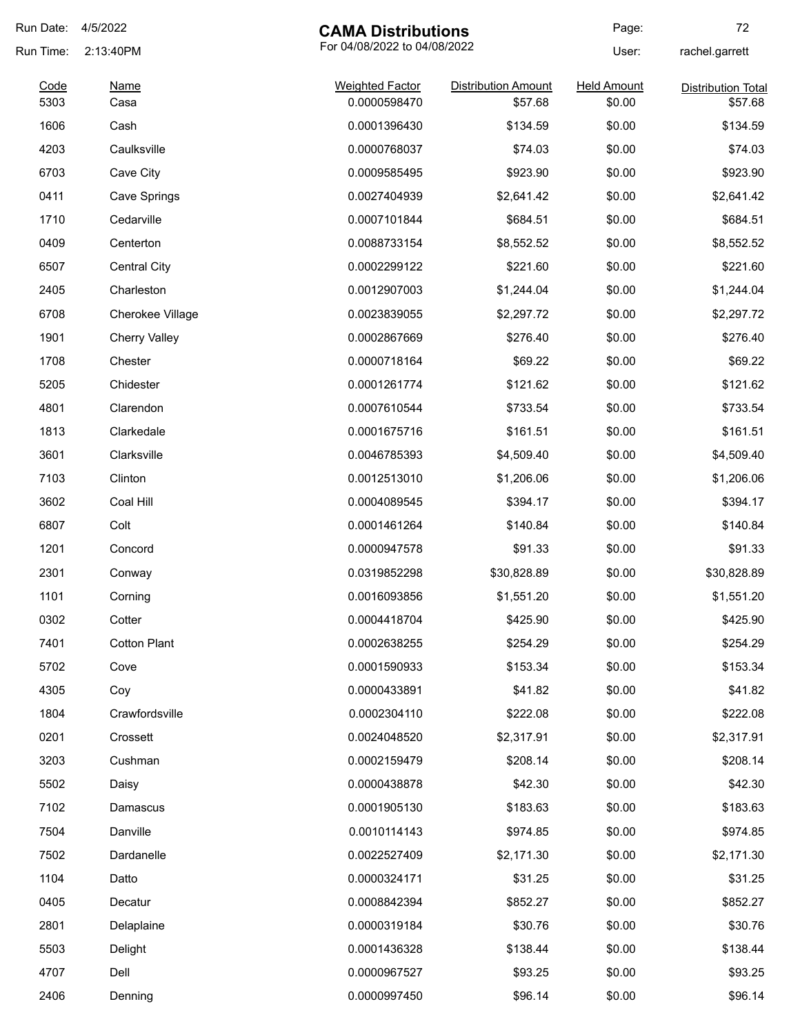# CAMA Distributions

For 04/08/2022 to 04/08/2022

Run Date: 4/5/2022
Run Time: 2:13:40PM
User: rachel.garrett

| Code | Name | Weighted Factor | Distribution Amount | Held Amount | Distribution Total |
|---|---|---|---|---|---|
| 5303 | Casa | 0.0000598470 | $57.68 | $0.00 | $57.68 |
| 1606 | Cash | 0.0001396430 | $134.59 | $0.00 | $134.59 |
| 4203 | Caulksville | 0.0000768037 | $74.03 | $0.00 | $74.03 |
| 6703 | Cave City | 0.0009585495 | $923.90 | $0.00 | $923.90 |
| 0411 | Cave Springs | 0.0027404939 | $2,641.42 | $0.00 | $2,641.42 |
| 1710 | Cedarville | 0.0007101844 | $684.51 | $0.00 | $684.51 |
| 0409 | Centerton | 0.0088733154 | $8,552.52 | $0.00 | $8,552.52 |
| 6507 | Central City | 0.0002299122 | $221.60 | $0.00 | $221.60 |
| 2405 | Charleston | 0.0012907003 | $1,244.04 | $0.00 | $1,244.04 |
| 6708 | Cherokee Village | 0.0023839055 | $2,297.72 | $0.00 | $2,297.72 |
| 1901 | Cherry Valley | 0.0002867669 | $276.40 | $0.00 | $276.40 |
| 1708 | Chester | 0.0000718164 | $69.22 | $0.00 | $69.22 |
| 5205 | Chidester | 0.0001261774 | $121.62 | $0.00 | $121.62 |
| 4801 | Clarendon | 0.0007610544 | $733.54 | $0.00 | $733.54 |
| 1813 | Clarkedale | 0.0001675716 | $161.51 | $0.00 | $161.51 |
| 3601 | Clarksville | 0.0046785393 | $4,509.40 | $0.00 | $4,509.40 |
| 7103 | Clinton | 0.0012513010 | $1,206.06 | $0.00 | $1,206.06 |
| 3602 | Coal Hill | 0.0004089545 | $394.17 | $0.00 | $394.17 |
| 6807 | Colt | 0.0001461264 | $140.84 | $0.00 | $140.84 |
| 1201 | Concord | 0.0000947578 | $91.33 | $0.00 | $91.33 |
| 2301 | Conway | 0.0319852298 | $30,828.89 | $0.00 | $30,828.89 |
| 1101 | Corning | 0.0016093856 | $1,551.20 | $0.00 | $1,551.20 |
| 0302 | Cotter | 0.0004418704 | $425.90 | $0.00 | $425.90 |
| 7401 | Cotton Plant | 0.0002638255 | $254.29 | $0.00 | $254.29 |
| 5702 | Cove | 0.0001590933 | $153.34 | $0.00 | $153.34 |
| 4305 | Coy | 0.0000433891 | $41.82 | $0.00 | $41.82 |
| 1804 | Crawfordsville | 0.0002304110 | $222.08 | $0.00 | $222.08 |
| 0201 | Crossett | 0.0024048520 | $2,317.91 | $0.00 | $2,317.91 |
| 3203 | Cushman | 0.0002159479 | $208.14 | $0.00 | $208.14 |
| 5502 | Daisy | 0.0000438878 | $42.30 | $0.00 | $42.30 |
| 7102 | Damascus | 0.0001905130 | $183.63 | $0.00 | $183.63 |
| 7504 | Danville | 0.0010114143 | $974.85 | $0.00 | $974.85 |
| 7502 | Dardanelle | 0.0022527409 | $2,171.30 | $0.00 | $2,171.30 |
| 1104 | Datto | 0.0000324171 | $31.25 | $0.00 | $31.25 |
| 0405 | Decatur | 0.0008842394 | $852.27 | $0.00 | $852.27 |
| 2801 | Delaplaine | 0.0000319184 | $30.76 | $0.00 | $30.76 |
| 5503 | Delight | 0.0001436328 | $138.44 | $0.00 | $138.44 |
| 4707 | Dell | 0.0000967527 | $93.25 | $0.00 | $93.25 |
| 2406 | Denning | 0.0000997450 | $96.14 | $0.00 | $96.14 |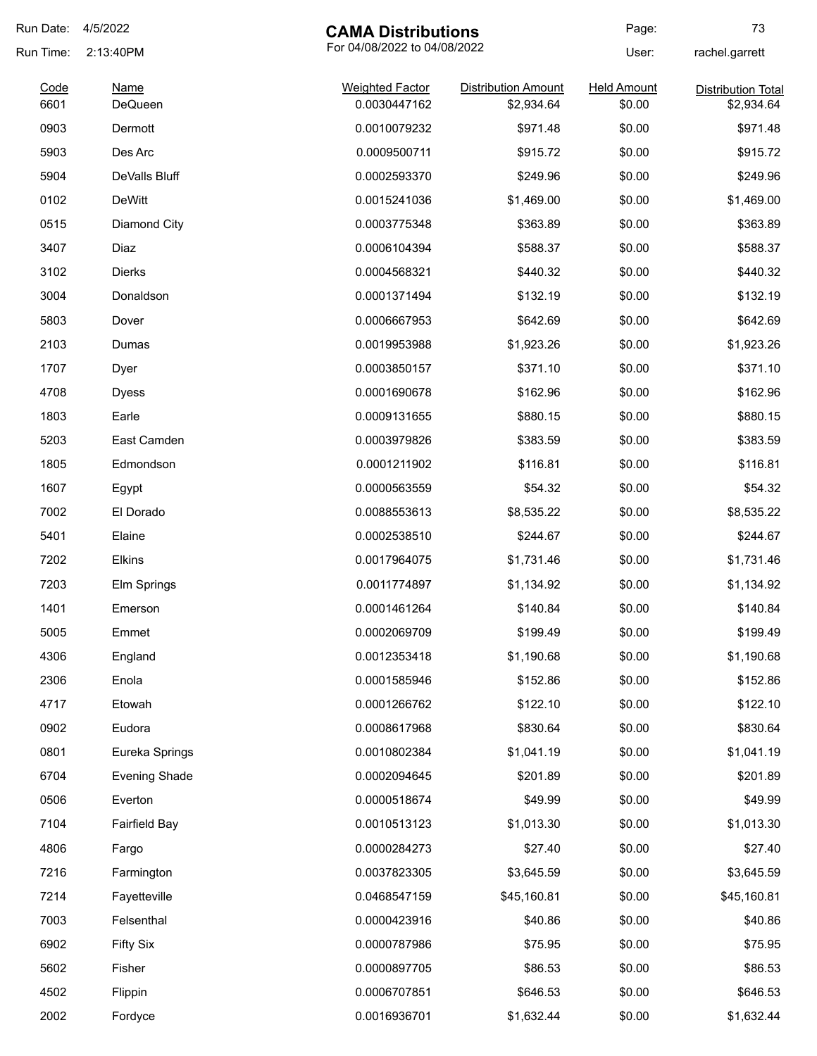# CAMA Distributions

For 04/08/2022 to 04/08/2022

Run Date: 4/5/2022
Run Time: 2:13:40PM
User: rachel.garrett

| Code | Name | Weighted Factor | Distribution Amount | Held Amount | Distribution Total |
|---|---|---|---|---|---|
| 6601 | DeQueen | 0.0030447162 | $2,934.64 | $0.00 | $2,934.64 |
| 0903 | Dermott | 0.0010079232 | $971.48 | $0.00 | $971.48 |
| 5903 | Des Arc | 0.0009500711 | $915.72 | $0.00 | $915.72 |
| 5904 | DeValls Bluff | 0.0002593370 | $249.96 | $0.00 | $249.96 |
| 0102 | DeWitt | 0.0015241036 | $1,469.00 | $0.00 | $1,469.00 |
| 0515 | Diamond City | 0.0003775348 | $363.89 | $0.00 | $363.89 |
| 3407 | Diaz | 0.0006104394 | $588.37 | $0.00 | $588.37 |
| 3102 | Dierks | 0.0004568321 | $440.32 | $0.00 | $440.32 |
| 3004 | Donaldson | 0.0001371494 | $132.19 | $0.00 | $132.19 |
| 5803 | Dover | 0.0006667953 | $642.69 | $0.00 | $642.69 |
| 2103 | Dumas | 0.0019953988 | $1,923.26 | $0.00 | $1,923.26 |
| 1707 | Dyer | 0.0003850157 | $371.10 | $0.00 | $371.10 |
| 4708 | Dyess | 0.0001690678 | $162.96 | $0.00 | $162.96 |
| 1803 | Earle | 0.0009131655 | $880.15 | $0.00 | $880.15 |
| 5203 | East Camden | 0.0003979826 | $383.59 | $0.00 | $383.59 |
| 1805 | Edmondson | 0.0001211902 | $116.81 | $0.00 | $116.81 |
| 1607 | Egypt | 0.0000563559 | $54.32 | $0.00 | $54.32 |
| 7002 | El Dorado | 0.0088553613 | $8,535.22 | $0.00 | $8,535.22 |
| 5401 | Elaine | 0.0002538510 | $244.67 | $0.00 | $244.67 |
| 7202 | Elkins | 0.0017964075 | $1,731.46 | $0.00 | $1,731.46 |
| 7203 | Elm Springs | 0.0011774897 | $1,134.92 | $0.00 | $1,134.92 |
| 1401 | Emerson | 0.0001461264 | $140.84 | $0.00 | $140.84 |
| 5005 | Emmet | 0.0002069709 | $199.49 | $0.00 | $199.49 |
| 4306 | England | 0.0012353418 | $1,190.68 | $0.00 | $1,190.68 |
| 2306 | Enola | 0.0001585946 | $152.86 | $0.00 | $152.86 |
| 4717 | Etowah | 0.0001266762 | $122.10 | $0.00 | $122.10 |
| 0902 | Eudora | 0.0008617968 | $830.64 | $0.00 | $830.64 |
| 0801 | Eureka Springs | 0.0010802384 | $1,041.19 | $0.00 | $1,041.19 |
| 6704 | Evening Shade | 0.0002094645 | $201.89 | $0.00 | $201.89 |
| 0506 | Everton | 0.0000518674 | $49.99 | $0.00 | $49.99 |
| 7104 | Fairfield Bay | 0.0010513123 | $1,013.30 | $0.00 | $1,013.30 |
| 4806 | Fargo | 0.0000284273 | $27.40 | $0.00 | $27.40 |
| 7216 | Farmington | 0.0037823305 | $3,645.59 | $0.00 | $3,645.59 |
| 7214 | Fayetteville | 0.0468547159 | $45,160.81 | $0.00 | $45,160.81 |
| 7003 | Felsenthal | 0.0000423916 | $40.86 | $0.00 | $40.86 |
| 6902 | Fifty Six | 0.0000787986 | $75.95 | $0.00 | $75.95 |
| 5602 | Fisher | 0.0000897705 | $86.53 | $0.00 | $86.53 |
| 4502 | Flippin | 0.0006707851 | $646.53 | $0.00 | $646.53 |
| 2002 | Fordyce | 0.0016936701 | $1,632.44 | $0.00 | $1,632.44 |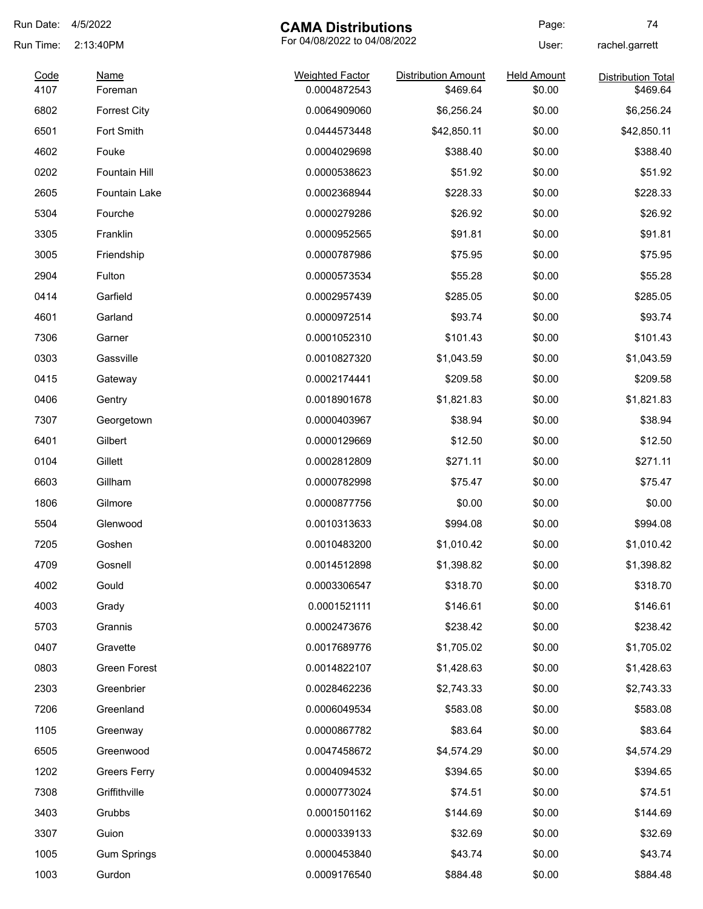Run Date: 4/5/2022

Run Time: 2:13:40PM

# CAMA Distributions

For 04/08/2022 to 04/08/2022

User: rachel.garrett

| Code | Name | Weighted Factor | Distribution Amount | Held Amount | Distribution Total |
|---|---|---|---|---|---|
| 4107 | Foreman | 0.0004872543 | $469.64 | $0.00 | $469.64 |
| 6802 | Forrest City | 0.0064909060 | $6,256.24 | $0.00 | $6,256.24 |
| 6501 | Fort Smith | 0.0444573448 | $42,850.11 | $0.00 | $42,850.11 |
| 4602 | Fouke | 0.0004029698 | $388.40 | $0.00 | $388.40 |
| 0202 | Fountain Hill | 0.0000538623 | $51.92 | $0.00 | $51.92 |
| 2605 | Fountain Lake | 0.0002368944 | $228.33 | $0.00 | $228.33 |
| 5304 | Fourche | 0.0000279286 | $26.92 | $0.00 | $26.92 |
| 3305 | Franklin | 0.0000952565 | $91.81 | $0.00 | $91.81 |
| 3005 | Friendship | 0.0000787986 | $75.95 | $0.00 | $75.95 |
| 2904 | Fulton | 0.0000573534 | $55.28 | $0.00 | $55.28 |
| 0414 | Garfield | 0.0002957439 | $285.05 | $0.00 | $285.05 |
| 4601 | Garland | 0.0000972514 | $93.74 | $0.00 | $93.74 |
| 7306 | Garner | 0.0001052310 | $101.43 | $0.00 | $101.43 |
| 0303 | Gassville | 0.0010827320 | $1,043.59 | $0.00 | $1,043.59 |
| 0415 | Gateway | 0.0002174441 | $209.58 | $0.00 | $209.58 |
| 0406 | Gentry | 0.0018901678 | $1,821.83 | $0.00 | $1,821.83 |
| 7307 | Georgetown | 0.0000403967 | $38.94 | $0.00 | $38.94 |
| 6401 | Gilbert | 0.0000129669 | $12.50 | $0.00 | $12.50 |
| 0104 | Gillett | 0.0002812809 | $271.11 | $0.00 | $271.11 |
| 6603 | Gillham | 0.0000782998 | $75.47 | $0.00 | $75.47 |
| 1806 | Gilmore | 0.0000877756 | $0.00 | $0.00 | $0.00 |
| 5504 | Glenwood | 0.0010313633 | $994.08 | $0.00 | $994.08 |
| 7205 | Goshen | 0.0010483200 | $1,010.42 | $0.00 | $1,010.42 |
| 4709 | Gosnell | 0.0014512898 | $1,398.82 | $0.00 | $1,398.82 |
| 4002 | Gould | 0.0003306547 | $318.70 | $0.00 | $318.70 |
| 4003 | Grady | 0.0001521111 | $146.61 | $0.00 | $146.61 |
| 5703 | Grannis | 0.0002473676 | $238.42 | $0.00 | $238.42 |
| 0407 | Gravette | 0.0017689776 | $1,705.02 | $0.00 | $1,705.02 |
| 0803 | Green Forest | 0.0014822107 | $1,428.63 | $0.00 | $1,428.63 |
| 2303 | Greenbrier | 0.0028462236 | $2,743.33 | $0.00 | $2,743.33 |
| 7206 | Greenland | 0.0006049534 | $583.08 | $0.00 | $583.08 |
| 1105 | Greenway | 0.0000867782 | $83.64 | $0.00 | $83.64 |
| 6505 | Greenwood | 0.0047458672 | $4,574.29 | $0.00 | $4,574.29 |
| 1202 | Greers Ferry | 0.0004094532 | $394.65 | $0.00 | $394.65 |
| 7308 | Griffithville | 0.0000773024 | $74.51 | $0.00 | $74.51 |
| 3403 | Grubbs | 0.0001501162 | $144.69 | $0.00 | $144.69 |
| 3307 | Guion | 0.0000339133 | $32.69 | $0.00 | $32.69 |
| 1005 | Gum Springs | 0.0000453840 | $43.74 | $0.00 | $43.74 |
| 1003 | Gurdon | 0.0009176540 | $884.48 | $0.00 | $884.48 |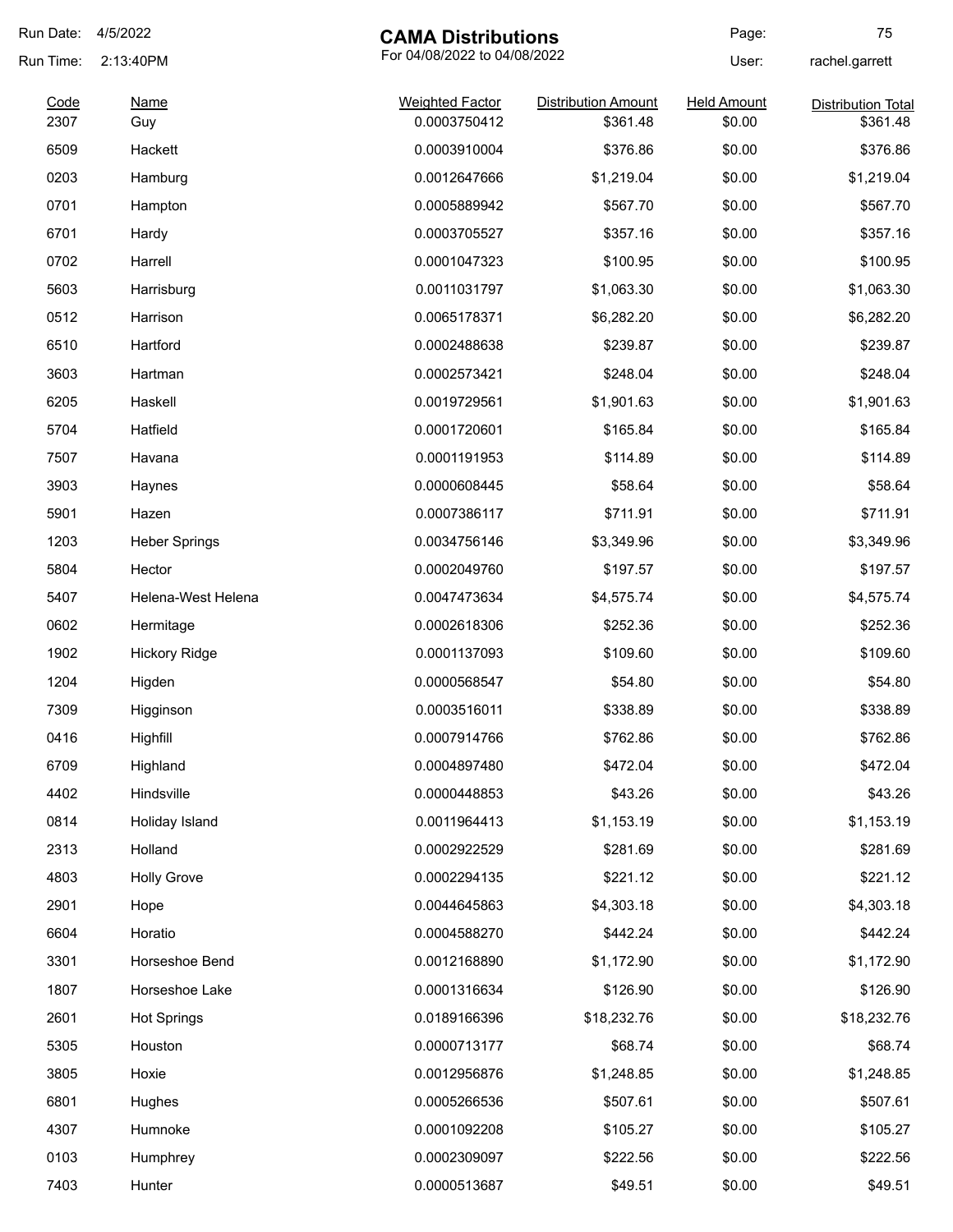# CAMA Distributions

For 04/08/2022 to 04/08/2022

Run Date: 4/5/2022
Run Time: 2:13:40PM
User: rachel.garrett

| Code | Name | Weighted Factor | Distribution Amount | Held Amount | Distribution Total |
|---|---|---|---|---|---|
| 2307 | Guy | 0.0003750412 | $361.48 | $0.00 | $361.48 |
| 6509 | Hackett | 0.0003910004 | $376.86 | $0.00 | $376.86 |
| 0203 | Hamburg | 0.0012647666 | $1,219.04 | $0.00 | $1,219.04 |
| 0701 | Hampton | 0.0005889942 | $567.70 | $0.00 | $567.70 |
| 6701 | Hardy | 0.0003705527 | $357.16 | $0.00 | $357.16 |
| 0702 | Harrell | 0.0001047323 | $100.95 | $0.00 | $100.95 |
| 5603 | Harrisburg | 0.0011031797 | $1,063.30 | $0.00 | $1,063.30 |
| 0512 | Harrison | 0.0065178371 | $6,282.20 | $0.00 | $6,282.20 |
| 6510 | Hartford | 0.0002488638 | $239.87 | $0.00 | $239.87 |
| 3603 | Hartman | 0.0002573421 | $248.04 | $0.00 | $248.04 |
| 6205 | Haskell | 0.0019729561 | $1,901.63 | $0.00 | $1,901.63 |
| 5704 | Hatfield | 0.0001720601 | $165.84 | $0.00 | $165.84 |
| 7507 | Havana | 0.0001191953 | $114.89 | $0.00 | $114.89 |
| 3903 | Haynes | 0.0000608445 | $58.64 | $0.00 | $58.64 |
| 5901 | Hazen | 0.0007386117 | $711.91 | $0.00 | $711.91 |
| 1203 | Heber Springs | 0.0034756146 | $3,349.96 | $0.00 | $3,349.96 |
| 5804 | Hector | 0.0002049760 | $197.57 | $0.00 | $197.57 |
| 5407 | Helena-West Helena | 0.0047473634 | $4,575.74 | $0.00 | $4,575.74 |
| 0602 | Hermitage | 0.0002618306 | $252.36 | $0.00 | $252.36 |
| 1902 | Hickory Ridge | 0.0001137093 | $109.60 | $0.00 | $109.60 |
| 1204 | Higden | 0.0000568547 | $54.80 | $0.00 | $54.80 |
| 7309 | Higginson | 0.0003516011 | $338.89 | $0.00 | $338.89 |
| 0416 | Highfill | 0.0007914766 | $762.86 | $0.00 | $762.86 |
| 6709 | Highland | 0.0004897480 | $472.04 | $0.00 | $472.04 |
| 4402 | Hindsville | 0.0000448853 | $43.26 | $0.00 | $43.26 |
| 0814 | Holiday Island | 0.0011964413 | $1,153.19 | $0.00 | $1,153.19 |
| 2313 | Holland | 0.0002922529 | $281.69 | $0.00 | $281.69 |
| 4803 | Holly Grove | 0.0002294135 | $221.12 | $0.00 | $221.12 |
| 2901 | Hope | 0.0044645863 | $4,303.18 | $0.00 | $4,303.18 |
| 6604 | Horatio | 0.0004588270 | $442.24 | $0.00 | $442.24 |
| 3301 | Horseshoe Bend | 0.0012168890 | $1,172.90 | $0.00 | $1,172.90 |
| 1807 | Horseshoe Lake | 0.0001316634 | $126.90 | $0.00 | $126.90 |
| 2601 | Hot Springs | 0.0189166396 | $18,232.76 | $0.00 | $18,232.76 |
| 5305 | Houston | 0.0000713177 | $68.74 | $0.00 | $68.74 |
| 3805 | Hoxie | 0.0012956876 | $1,248.85 | $0.00 | $1,248.85 |
| 6801 | Hughes | 0.0005266536 | $507.61 | $0.00 | $507.61 |
| 4307 | Humnoke | 0.0001092208 | $105.27 | $0.00 | $105.27 |
| 0103 | Humphrey | 0.0002309097 | $222.56 | $0.00 | $222.56 |
| 7403 | Hunter | 0.0000513687 | $49.51 | $0.00 | $49.51 |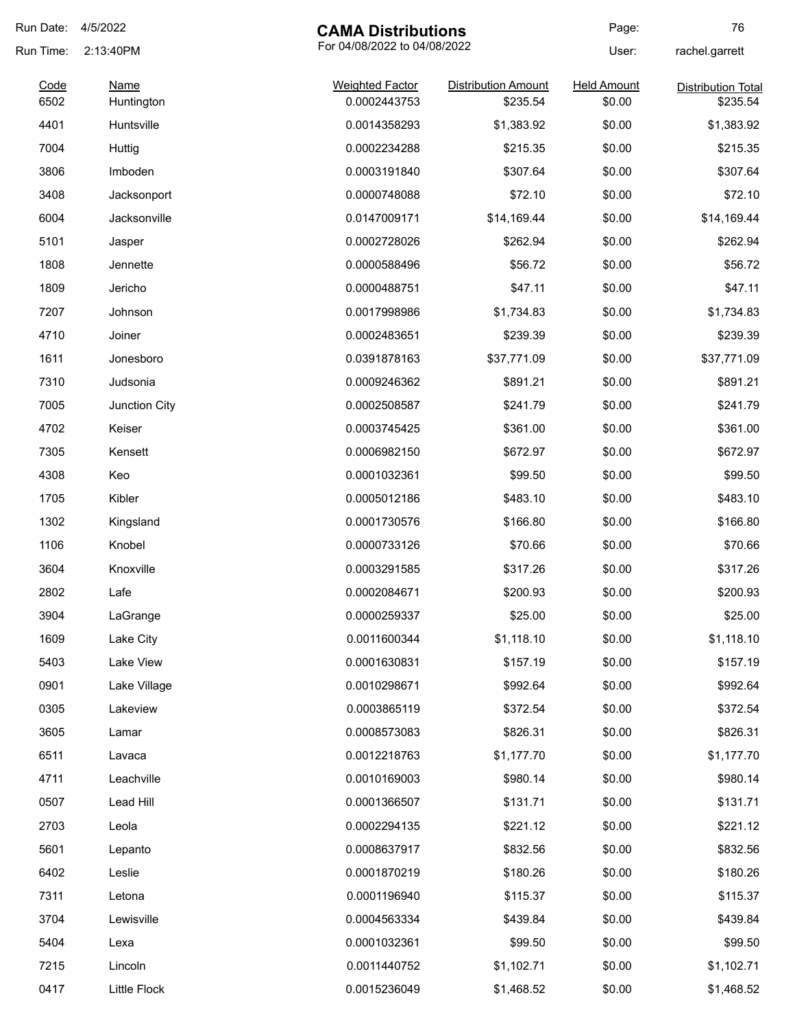# CAMA Distributions

For 04/08/2022 to 04/08/2022

Run Date: 4/5/2022
Run Time: 2:13:40PM
User: rachel.garrett

| Code | Name | Weighted Factor | Distribution Amount | Held Amount | Distribution Total |
|---|---|---|---|---|---|
| 6502 | Huntington | 0.0002443753 | $235.54 | $0.00 | $235.54 |
| 4401 | Huntsville | 0.0014358293 | $1,383.92 | $0.00 | $1,383.92 |
| 7004 | Huttig | 0.0002234288 | $215.35 | $0.00 | $215.35 |
| 3806 | Imboden | 0.0003191840 | $307.64 | $0.00 | $307.64 |
| 3408 | Jacksonport | 0.0000748088 | $72.10 | $0.00 | $72.10 |
| 6004 | Jacksonville | 0.0147009171 | $14,169.44 | $0.00 | $14,169.44 |
| 5101 | Jasper | 0.0002728026 | $262.94 | $0.00 | $262.94 |
| 1808 | Jennette | 0.0000588496 | $56.72 | $0.00 | $56.72 |
| 1809 | Jericho | 0.0000488751 | $47.11 | $0.00 | $47.11 |
| 7207 | Johnson | 0.0017998986 | $1,734.83 | $0.00 | $1,734.83 |
| 4710 | Joiner | 0.0002483651 | $239.39 | $0.00 | $239.39 |
| 1611 | Jonesboro | 0.0391878163 | $37,771.09 | $0.00 | $37,771.09 |
| 7310 | Judsonia | 0.0009246362 | $891.21 | $0.00 | $891.21 |
| 7005 | Junction City | 0.0002508587 | $241.79 | $0.00 | $241.79 |
| 4702 | Keiser | 0.0003745425 | $361.00 | $0.00 | $361.00 |
| 7305 | Kensett | 0.0006982150 | $672.97 | $0.00 | $672.97 |
| 4308 | Keo | 0.0001032361 | $99.50 | $0.00 | $99.50 |
| 1705 | Kibler | 0.0005012186 | $483.10 | $0.00 | $483.10 |
| 1302 | Kingsland | 0.0001730576 | $166.80 | $0.00 | $166.80 |
| 1106 | Knobel | 0.0000733126 | $70.66 | $0.00 | $70.66 |
| 3604 | Knoxville | 0.0003291585 | $317.26 | $0.00 | $317.26 |
| 2802 | Lafe | 0.0002084671 | $200.93 | $0.00 | $200.93 |
| 3904 | LaGrange | 0.0000259337 | $25.00 | $0.00 | $25.00 |
| 1609 | Lake City | 0.0011600344 | $1,118.10 | $0.00 | $1,118.10 |
| 5403 | Lake View | 0.0001630831 | $157.19 | $0.00 | $157.19 |
| 0901 | Lake Village | 0.0010298671 | $992.64 | $0.00 | $992.64 |
| 0305 | Lakeview | 0.0003865119 | $372.54 | $0.00 | $372.54 |
| 3605 | Lamar | 0.0008573083 | $826.31 | $0.00 | $826.31 |
| 6511 | Lavaca | 0.0012218763 | $1,177.70 | $0.00 | $1,177.70 |
| 4711 | Leachville | 0.0010169003 | $980.14 | $0.00 | $980.14 |
| 0507 | Lead Hill | 0.0001366507 | $131.71 | $0.00 | $131.71 |
| 2703 | Leola | 0.0002294135 | $221.12 | $0.00 | $221.12 |
| 5601 | Lepanto | 0.0008637917 | $832.56 | $0.00 | $832.56 |
| 6402 | Leslie | 0.0001870219 | $180.26 | $0.00 | $180.26 |
| 7311 | Letona | 0.0001196940 | $115.37 | $0.00 | $115.37 |
| 3704 | Lewisville | 0.0004563334 | $439.84 | $0.00 | $439.84 |
| 5404 | Lexa | 0.0001032361 | $99.50 | $0.00 | $99.50 |
| 7215 | Lincoln | 0.0011440752 | $1,102.71 | $0.00 | $1,102.71 |
| 0417 | Little Flock | 0.0015236049 | $1,468.52 | $0.00 | $1,468.52 |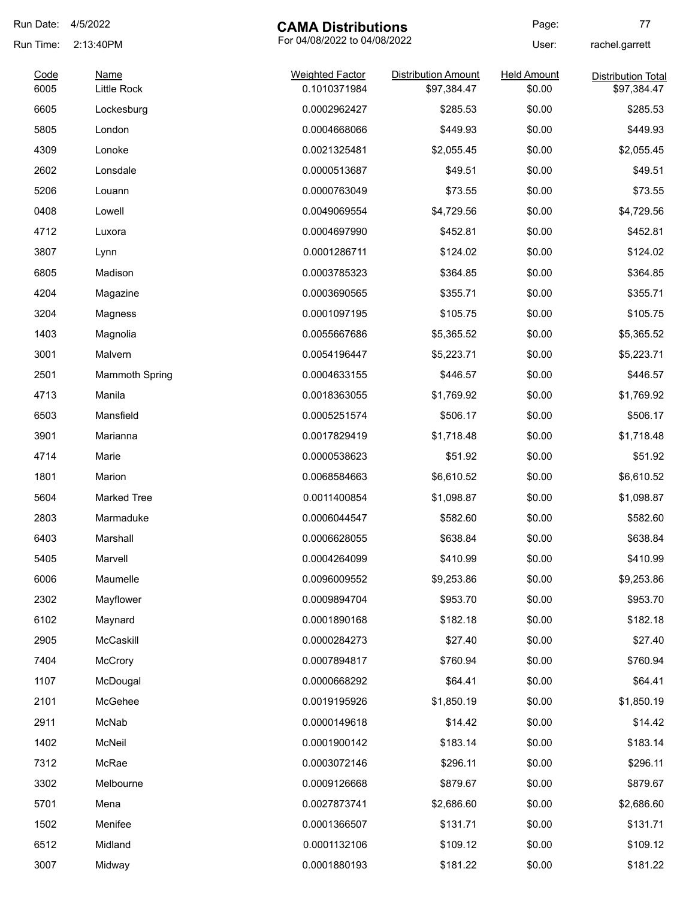# CAMA Distributions

For 04/08/2022 to 04/08/2022

Run Date: 4/5/2022
Run Time: 2:13:40PM
User: rachel.garrett

| Code | Name | Weighted Factor | Distribution Amount | Held Amount | Distribution Total |
|---|---|---|---|---|---|
| 6005 | Little Rock | 0.1010371984 | $97,384.47 | $0.00 | $97,384.47 |
| 6605 | Lockesburg | 0.0002962427 | $285.53 | $0.00 | $285.53 |
| 5805 | London | 0.0004668066 | $449.93 | $0.00 | $449.93 |
| 4309 | Lonoke | 0.0021325481 | $2,055.45 | $0.00 | $2,055.45 |
| 2602 | Lonsdale | 0.0000513687 | $49.51 | $0.00 | $49.51 |
| 5206 | Louann | 0.0000763049 | $73.55 | $0.00 | $73.55 |
| 0408 | Lowell | 0.0049069554 | $4,729.56 | $0.00 | $4,729.56 |
| 4712 | Luxora | 0.0004697990 | $452.81 | $0.00 | $452.81 |
| 3807 | Lynn | 0.0001286711 | $124.02 | $0.00 | $124.02 |
| 6805 | Madison | 0.0003785323 | $364.85 | $0.00 | $364.85 |
| 4204 | Magazine | 0.0003690565 | $355.71 | $0.00 | $355.71 |
| 3204 | Magness | 0.0001097195 | $105.75 | $0.00 | $105.75 |
| 1403 | Magnolia | 0.0055667686 | $5,365.52 | $0.00 | $5,365.52 |
| 3001 | Malvern | 0.0054196447 | $5,223.71 | $0.00 | $5,223.71 |
| 2501 | Mammoth Spring | 0.0004633155 | $446.57 | $0.00 | $446.57 |
| 4713 | Manila | 0.0018363055 | $1,769.92 | $0.00 | $1,769.92 |
| 6503 | Mansfield | 0.0005251574 | $506.17 | $0.00 | $506.17 |
| 3901 | Marianna | 0.0017829419 | $1,718.48 | $0.00 | $1,718.48 |
| 4714 | Marie | 0.0000538623 | $51.92 | $0.00 | $51.92 |
| 1801 | Marion | 0.0068584663 | $6,610.52 | $0.00 | $6,610.52 |
| 5604 | Marked Tree | 0.0011400854 | $1,098.87 | $0.00 | $1,098.87 |
| 2803 | Marmaduke | 0.0006044547 | $582.60 | $0.00 | $582.60 |
| 6403 | Marshall | 0.0006628055 | $638.84 | $0.00 | $638.84 |
| 5405 | Marvell | 0.0004264099 | $410.99 | $0.00 | $410.99 |
| 6006 | Maumelle | 0.0096009552 | $9,253.86 | $0.00 | $9,253.86 |
| 2302 | Mayflower | 0.0009894704 | $953.70 | $0.00 | $953.70 |
| 6102 | Maynard | 0.0001890168 | $182.18 | $0.00 | $182.18 |
| 2905 | McCaskill | 0.0000284273 | $27.40 | $0.00 | $27.40 |
| 7404 | McCrory | 0.0007894817 | $760.94 | $0.00 | $760.94 |
| 1107 | McDougal | 0.0000668292 | $64.41 | $0.00 | $64.41 |
| 2101 | McGehee | 0.0019195926 | $1,850.19 | $0.00 | $1,850.19 |
| 2911 | McNab | 0.0000149618 | $14.42 | $0.00 | $14.42 |
| 1402 | McNeil | 0.0001900142 | $183.14 | $0.00 | $183.14 |
| 7312 | McRae | 0.0003072146 | $296.11 | $0.00 | $296.11 |
| 3302 | Melbourne | 0.0009126668 | $879.67 | $0.00 | $879.67 |
| 5701 | Mena | 0.0027873741 | $2,686.60 | $0.00 | $2,686.60 |
| 1502 | Menifee | 0.0001366507 | $131.71 | $0.00 | $131.71 |
| 6512 | Midland | 0.0001132106 | $109.12 | $0.00 | $109.12 |
| 3007 | Midway | 0.0001880193 | $181.22 | $0.00 | $181.22 |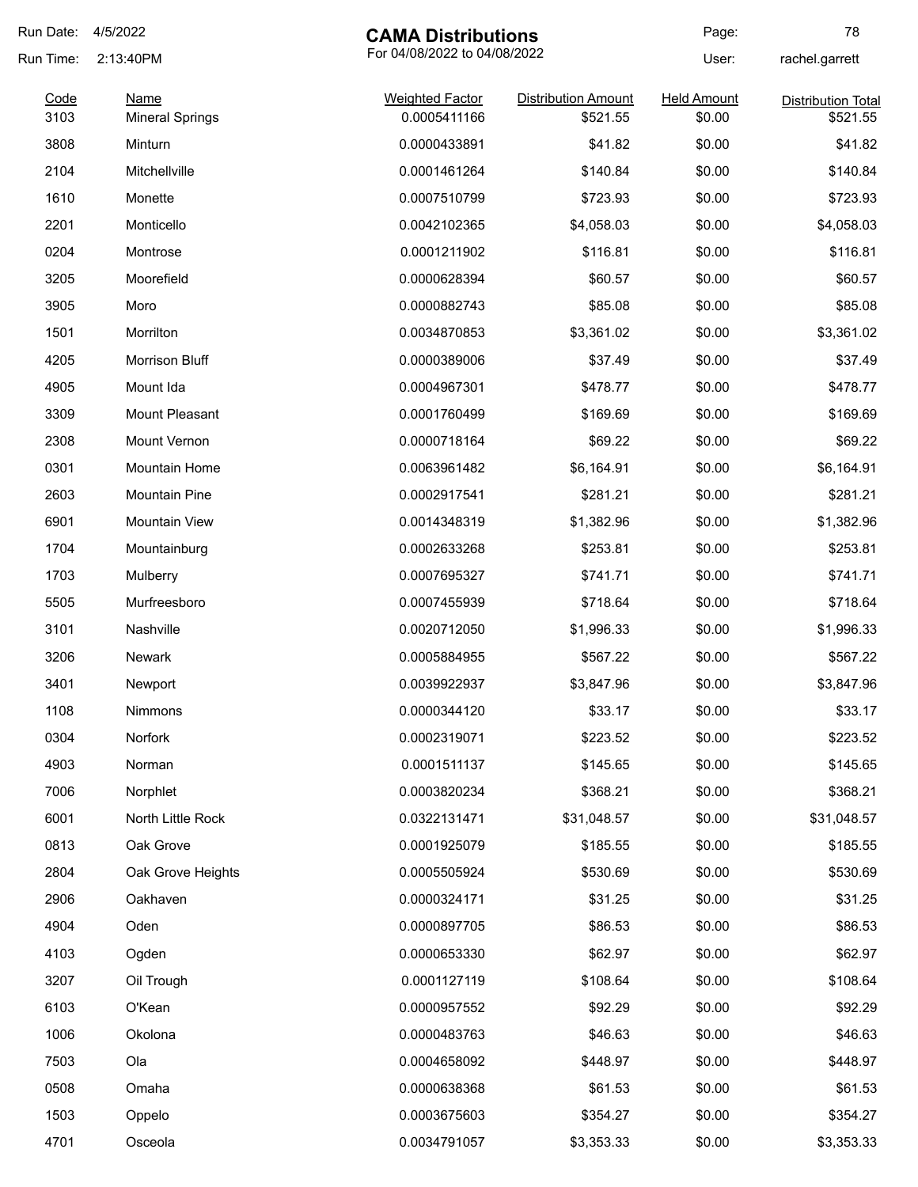# CAMA Distributions

For 04/08/2022 to 04/08/2022

Run Date: 4/5/2022
Run Time: 2:13:40PM
User: rachel.garrett

| Code | Name | Weighted Factor | Distribution Amount | Held Amount | Distribution Total |
|---|---|---|---|---|---|
| 3103 | Mineral Springs | 0.0005411166 | $521.55 | $0.00 | $521.55 |
| 3808 | Minturn | 0.0000433891 | $41.82 | $0.00 | $41.82 |
| 2104 | Mitchellville | 0.0001461264 | $140.84 | $0.00 | $140.84 |
| 1610 | Monette | 0.0007510799 | $723.93 | $0.00 | $723.93 |
| 2201 | Monticello | 0.0042102365 | $4,058.03 | $0.00 | $4,058.03 |
| 0204 | Montrose | 0.0001211902 | $116.81 | $0.00 | $116.81 |
| 3205 | Moorefield | 0.0000628394 | $60.57 | $0.00 | $60.57 |
| 3905 | Moro | 0.0000882743 | $85.08 | $0.00 | $85.08 |
| 1501 | Morrilton | 0.0034870853 | $3,361.02 | $0.00 | $3,361.02 |
| 4205 | Morrison Bluff | 0.0000389006 | $37.49 | $0.00 | $37.49 |
| 4905 | Mount Ida | 0.0004967301 | $478.77 | $0.00 | $478.77 |
| 3309 | Mount Pleasant | 0.0001760499 | $169.69 | $0.00 | $169.69 |
| 2308 | Mount Vernon | 0.0000718164 | $69.22 | $0.00 | $69.22 |
| 0301 | Mountain Home | 0.0063961482 | $6,164.91 | $0.00 | $6,164.91 |
| 2603 | Mountain Pine | 0.0002917541 | $281.21 | $0.00 | $281.21 |
| 6901 | Mountain View | 0.0014348319 | $1,382.96 | $0.00 | $1,382.96 |
| 1704 | Mountainburg | 0.0002633268 | $253.81 | $0.00 | $253.81 |
| 1703 | Mulberry | 0.0007695327 | $741.71 | $0.00 | $741.71 |
| 5505 | Murfreesboro | 0.0007455939 | $718.64 | $0.00 | $718.64 |
| 3101 | Nashville | 0.0020712050 | $1,996.33 | $0.00 | $1,996.33 |
| 3206 | Newark | 0.0005884955 | $567.22 | $0.00 | $567.22 |
| 3401 | Newport | 0.0039922937 | $3,847.96 | $0.00 | $3,847.96 |
| 1108 | Nimmons | 0.0000344120 | $33.17 | $0.00 | $33.17 |
| 0304 | Norfork | 0.0002319071 | $223.52 | $0.00 | $223.52 |
| 4903 | Norman | 0.0001511137 | $145.65 | $0.00 | $145.65 |
| 7006 | Norphlet | 0.0003820234 | $368.21 | $0.00 | $368.21 |
| 6001 | North Little Rock | 0.0322131471 | $31,048.57 | $0.00 | $31,048.57 |
| 0813 | Oak Grove | 0.0001925079 | $185.55 | $0.00 | $185.55 |
| 2804 | Oak Grove Heights | 0.0005505924 | $530.69 | $0.00 | $530.69 |
| 2906 | Oakhaven | 0.0000324171 | $31.25 | $0.00 | $31.25 |
| 4904 | Oden | 0.0000897705 | $86.53 | $0.00 | $86.53 |
| 4103 | Ogden | 0.0000653330 | $62.97 | $0.00 | $62.97 |
| 3207 | Oil Trough | 0.0001127119 | $108.64 | $0.00 | $108.64 |
| 6103 | O'Kean | 0.0000957552 | $92.29 | $0.00 | $92.29 |
| 1006 | Okolona | 0.0000483763 | $46.63 | $0.00 | $46.63 |
| 7503 | Ola | 0.0004658092 | $448.97 | $0.00 | $448.97 |
| 0508 | Omaha | 0.0000638368 | $61.53 | $0.00 | $61.53 |
| 1503 | Oppelo | 0.0003675603 | $354.27 | $0.00 | $354.27 |
| 4701 | Osceola | 0.0034791057 | $3,353.33 | $0.00 | $3,353.33 |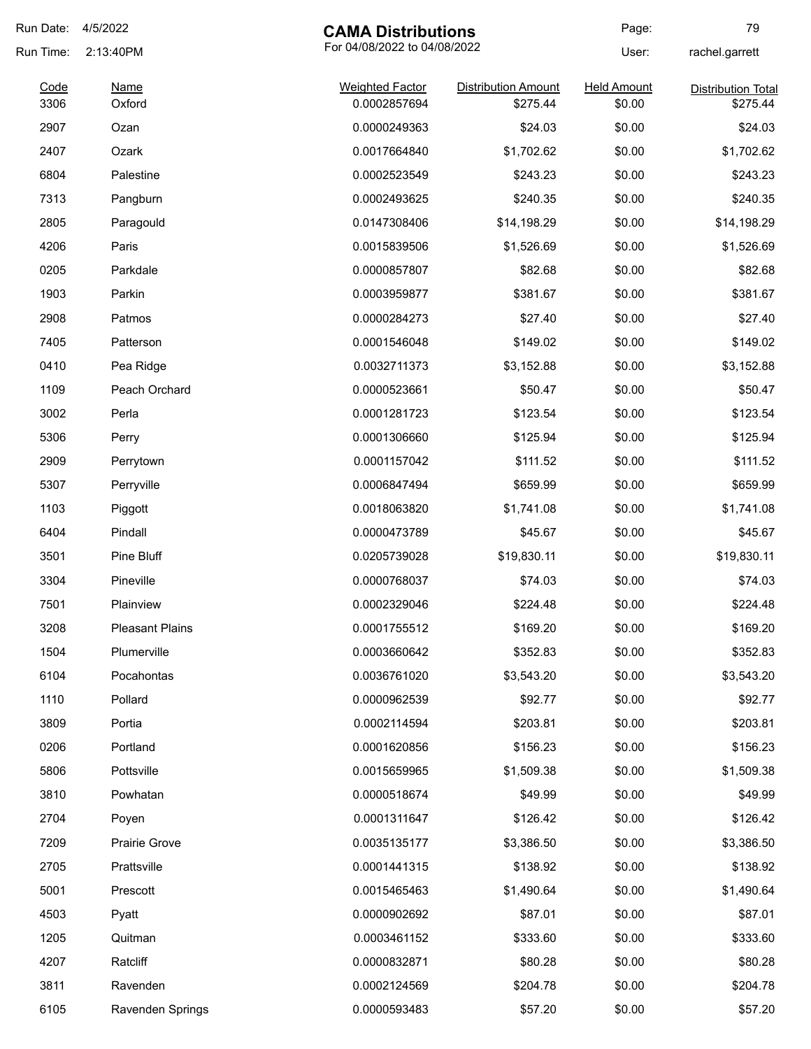| Code | Name | Weighted Factor | Distribution Amount | Held Amount | Distribution Total |
|---|---|---|---|---|---|
| 3306 | Oxford | 0.0002857694 | $275.44 | $0.00 | $275.44 |
| 2907 | Ozan | 0.0000249363 | $24.03 | $0.00 | $24.03 |
| 2407 | Ozark | 0.0017664840 | $1,702.62 | $0.00 | $1,702.62 |
| 6804 | Palestine | 0.0002523549 | $243.23 | $0.00 | $243.23 |
| 7313 | Pangburn | 0.0002493625 | $240.35 | $0.00 | $240.35 |
| 2805 | Paragould | 0.0147308406 | $14,198.29 | $0.00 | $14,198.29 |
| 4206 | Paris | 0.0015839506 | $1,526.69 | $0.00 | $1,526.69 |
| 0205 | Parkdale | 0.0000857807 | $82.68 | $0.00 | $82.68 |
| 1903 | Parkin | 0.0003959877 | $381.67 | $0.00 | $381.67 |
| 2908 | Patmos | 0.0000284273 | $27.40 | $0.00 | $27.40 |
| 7405 | Patterson | 0.0001546048 | $149.02 | $0.00 | $149.02 |
| 0410 | Pea Ridge | 0.0032711373 | $3,152.88 | $0.00 | $3,152.88 |
| 1109 | Peach Orchard | 0.0000523661 | $50.47 | $0.00 | $50.47 |
| 3002 | Perla | 0.0001281723 | $123.54 | $0.00 | $123.54 |
| 5306 | Perry | 0.0001306660 | $125.94 | $0.00 | $125.94 |
| 2909 | Perrytown | 0.0001157042 | $111.52 | $0.00 | $111.52 |
| 5307 | Perryville | 0.0006847494 | $659.99 | $0.00 | $659.99 |
| 1103 | Piggott | 0.0018063820 | $1,741.08 | $0.00 | $1,741.08 |
| 6404 | Pindall | 0.0000473789 | $45.67 | $0.00 | $45.67 |
| 3501 | Pine Bluff | 0.0205739028 | $19,830.11 | $0.00 | $19,830.11 |
| 3304 | Pineville | 0.0000768037 | $74.03 | $0.00 | $74.03 |
| 7501 | Plainview | 0.0002329046 | $224.48 | $0.00 | $224.48 |
| 3208 | Pleasant Plains | 0.0001755512 | $169.20 | $0.00 | $169.20 |
| 1504 | Plumerville | 0.0003660642 | $352.83 | $0.00 | $352.83 |
| 6104 | Pocahontas | 0.0036761020 | $3,543.20 | $0.00 | $3,543.20 |
| 1110 | Pollard | 0.0000962539 | $92.77 | $0.00 | $92.77 |
| 3809 | Portia | 0.0002114594 | $203.81 | $0.00 | $203.81 |
| 0206 | Portland | 0.0001620856 | $156.23 | $0.00 | $156.23 |
| 5806 | Pottsville | 0.0015659965 | $1,509.38 | $0.00 | $1,509.38 |
| 3810 | Powhatan | 0.0000518674 | $49.99 | $0.00 | $49.99 |
| 2704 | Poyen | 0.0001311647 | $126.42 | $0.00 | $126.42 |
| 7209 | Prairie Grove | 0.0035135177 | $3,386.50 | $0.00 | $3,386.50 |
| 2705 | Prattsville | 0.0001441315 | $138.92 | $0.00 | $138.92 |
| 5001 | Prescott | 0.0015465463 | $1,490.64 | $0.00 | $1,490.64 |
| 4503 | Pyatt | 0.0000902692 | $87.01 | $0.00 | $87.01 |
| 1205 | Quitman | 0.0003461152 | $333.60 | $0.00 | $333.60 |
| 4207 | Ratcliff | 0.0000832871 | $80.28 | $0.00 | $80.28 |
| 3811 | Ravenden | 0.0002124569 | $204.78 | $0.00 | $204.78 |
| 6105 | Ravenden Springs | 0.0000593483 | $57.20 | $0.00 | $57.20 |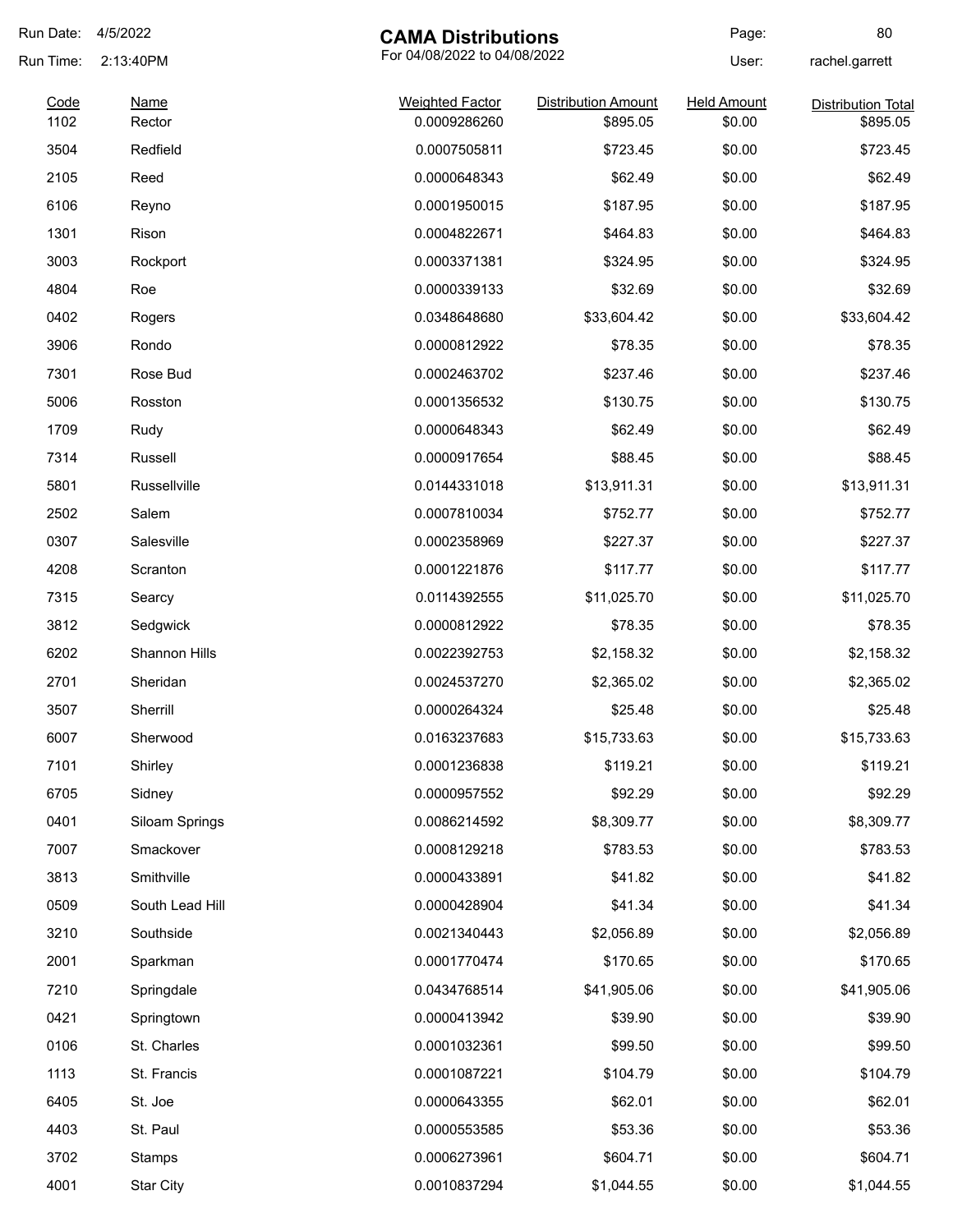Run Date: 4/5/2022

Run Time: 2:13:40PM

# CAMA Distributions

For 04/08/2022 to 04/08/2022

User: rachel.garrett

| Code | Name | Weighted Factor | Distribution Amount | Held Amount | Distribution Total |
|---|---|---|---|---|---|
| 1102 | Rector | 0.0009286260 | $895.05 | $0.00 | $895.05 |
| 3504 | Redfield | 0.0007505811 | $723.45 | $0.00 | $723.45 |
| 2105 | Reed | 0.0000648343 | $62.49 | $0.00 | $62.49 |
| 6106 | Reyno | 0.0001950015 | $187.95 | $0.00 | $187.95 |
| 1301 | Rison | 0.0004822671 | $464.83 | $0.00 | $464.83 |
| 3003 | Rockport | 0.0003371381 | $324.95 | $0.00 | $324.95 |
| 4804 | Roe | 0.0000339133 | $32.69 | $0.00 | $32.69 |
| 0402 | Rogers | 0.0348648680 | $33,604.42 | $0.00 | $33,604.42 |
| 3906 | Rondo | 0.0000812922 | $78.35 | $0.00 | $78.35 |
| 7301 | Rose Bud | 0.0002463702 | $237.46 | $0.00 | $237.46 |
| 5006 | Rosston | 0.0001356532 | $130.75 | $0.00 | $130.75 |
| 1709 | Rudy | 0.0000648343 | $62.49 | $0.00 | $62.49 |
| 7314 | Russell | 0.0000917654 | $88.45 | $0.00 | $88.45 |
| 5801 | Russellville | 0.0144331018 | $13,911.31 | $0.00 | $13,911.31 |
| 2502 | Salem | 0.0007810034 | $752.77 | $0.00 | $752.77 |
| 0307 | Salesville | 0.0002358969 | $227.37 | $0.00 | $227.37 |
| 4208 | Scranton | 0.0001221876 | $117.77 | $0.00 | $117.77 |
| 7315 | Searcy | 0.0114392555 | $11,025.70 | $0.00 | $11,025.70 |
| 3812 | Sedgwick | 0.0000812922 | $78.35 | $0.00 | $78.35 |
| 6202 | Shannon Hills | 0.0022392753 | $2,158.32 | $0.00 | $2,158.32 |
| 2701 | Sheridan | 0.0024537270 | $2,365.02 | $0.00 | $2,365.02 |
| 3507 | Sherrill | 0.0000264324 | $25.48 | $0.00 | $25.48 |
| 6007 | Sherwood | 0.0163237683 | $15,733.63 | $0.00 | $15,733.63 |
| 7101 | Shirley | 0.0001236838 | $119.21 | $0.00 | $119.21 |
| 6705 | Sidney | 0.0000957552 | $92.29 | $0.00 | $92.29 |
| 0401 | Siloam Springs | 0.0086214592 | $8,309.77 | $0.00 | $8,309.77 |
| 7007 | Smackover | 0.0008129218 | $783.53 | $0.00 | $783.53 |
| 3813 | Smithville | 0.0000433891 | $41.82 | $0.00 | $41.82 |
| 0509 | South Lead Hill | 0.0000428904 | $41.34 | $0.00 | $41.34 |
| 3210 | Southside | 0.0021340443 | $2,056.89 | $0.00 | $2,056.89 |
| 2001 | Sparkman | 0.0001770474 | $170.65 | $0.00 | $170.65 |
| 7210 | Springdale | 0.0434768514 | $41,905.06 | $0.00 | $41,905.06 |
| 0421 | Springtown | 0.0000413942 | $39.90 | $0.00 | $39.90 |
| 0106 | St. Charles | 0.0001032361 | $99.50 | $0.00 | $99.50 |
| 1113 | St. Francis | 0.0001087221 | $104.79 | $0.00 | $104.79 |
| 6405 | St. Joe | 0.0000643355 | $62.01 | $0.00 | $62.01 |
| 4403 | St. Paul | 0.0000553585 | $53.36 | $0.00 | $53.36 |
| 3702 | Stamps | 0.0006273961 | $604.71 | $0.00 | $604.71 |
| 4001 | Star City | 0.0010837294 | $1,044.55 | $0.00 | $1,044.55 |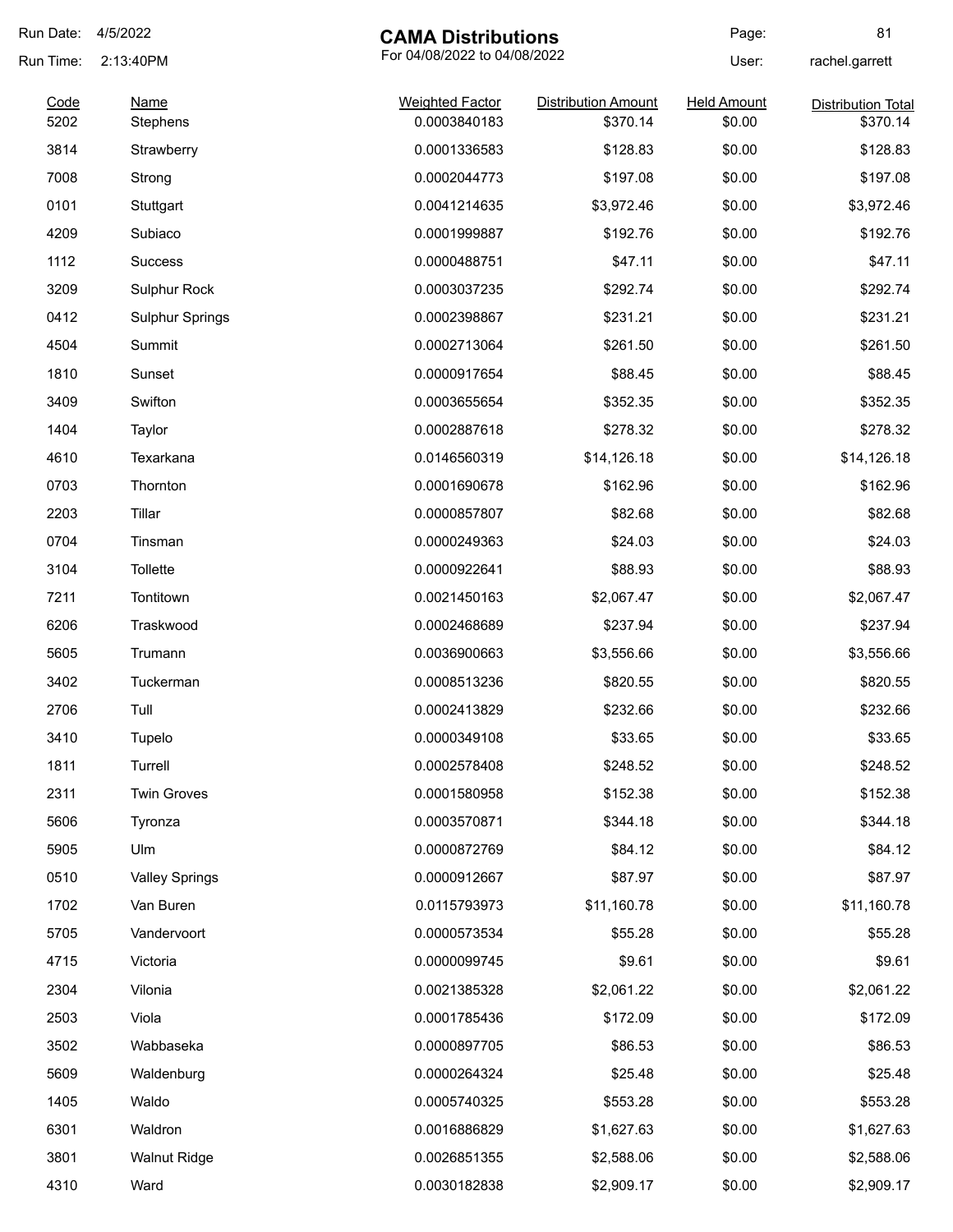Run Date: 4/5/2022

Run Time: 2:13:40PM

# CAMA Distributions

For 04/08/2022 to 04/08/2022

User: rachel.garrett

| Code | Name | Weighted Factor | Distribution Amount | Held Amount | Distribution Total |
|---|---|---|---|---|---|
| 5202 | Stephens | 0.0003840183 | $370.14 | $0.00 | $370.14 |
| 3814 | Strawberry | 0.0001336583 | $128.83 | $0.00 | $128.83 |
| 7008 | Strong | 0.0002044773 | $197.08 | $0.00 | $197.08 |
| 0101 | Stuttgart | 0.0041214635 | $3,972.46 | $0.00 | $3,972.46 |
| 4209 | Subiaco | 0.0001999887 | $192.76 | $0.00 | $192.76 |
| 1112 | Success | 0.0000488751 | $47.11 | $0.00 | $47.11 |
| 3209 | Sulphur Rock | 0.0003037235 | $292.74 | $0.00 | $292.74 |
| 0412 | Sulphur Springs | 0.0002398867 | $231.21 | $0.00 | $231.21 |
| 4504 | Summit | 0.0002713064 | $261.50 | $0.00 | $261.50 |
| 1810 | Sunset | 0.0000917654 | $88.45 | $0.00 | $88.45 |
| 3409 | Swifton | 0.0003655654 | $352.35 | $0.00 | $352.35 |
| 1404 | Taylor | 0.0002887618 | $278.32 | $0.00 | $278.32 |
| 4610 | Texarkana | 0.0146560319 | $14,126.18 | $0.00 | $14,126.18 |
| 0703 | Thornton | 0.0001690678 | $162.96 | $0.00 | $162.96 |
| 2203 | Tillar | 0.0000857807 | $82.68 | $0.00 | $82.68 |
| 0704 | Tinsman | 0.0000249363 | $24.03 | $0.00 | $24.03 |
| 3104 | Tollette | 0.0000922641 | $88.93 | $0.00 | $88.93 |
| 7211 | Tontitown | 0.0021450163 | $2,067.47 | $0.00 | $2,067.47 |
| 6206 | Traskwood | 0.0002468689 | $237.94 | $0.00 | $237.94 |
| 5605 | Trumann | 0.0036900663 | $3,556.66 | $0.00 | $3,556.66 |
| 3402 | Tuckerman | 0.0008513236 | $820.55 | $0.00 | $820.55 |
| 2706 | Tull | 0.0002413829 | $232.66 | $0.00 | $232.66 |
| 3410 | Tupelo | 0.0000349108 | $33.65 | $0.00 | $33.65 |
| 1811 | Turrell | 0.0002578408 | $248.52 | $0.00 | $248.52 |
| 2311 | Twin Groves | 0.0001580958 | $152.38 | $0.00 | $152.38 |
| 5606 | Tyronza | 0.0003570871 | $344.18 | $0.00 | $344.18 |
| 5905 | Ulm | 0.0000872769 | $84.12 | $0.00 | $84.12 |
| 0510 | Valley Springs | 0.0000912667 | $87.97 | $0.00 | $87.97 |
| 1702 | Van Buren | 0.0115793973 | $11,160.78 | $0.00 | $11,160.78 |
| 5705 | Vandervoort | 0.0000573534 | $55.28 | $0.00 | $55.28 |
| 4715 | Victoria | 0.0000099745 | $9.61 | $0.00 | $9.61 |
| 2304 | Vilonia | 0.0021385328 | $2,061.22 | $0.00 | $2,061.22 |
| 2503 | Viola | 0.0001785436 | $172.09 | $0.00 | $172.09 |
| 3502 | Wabbaseka | 0.0000897705 | $86.53 | $0.00 | $86.53 |
| 5609 | Waldenburg | 0.0000264324 | $25.48 | $0.00 | $25.48 |
| 1405 | Waldo | 0.0005740325 | $553.28 | $0.00 | $553.28 |
| 6301 | Waldron | 0.0016886829 | $1,627.63 | $0.00 | $1,627.63 |
| 3801 | Walnut Ridge | 0.0026851355 | $2,588.06 | $0.00 | $2,588.06 |
| 4310 | Ward | 0.0030182838 | $2,909.17 | $0.00 | $2,909.17 |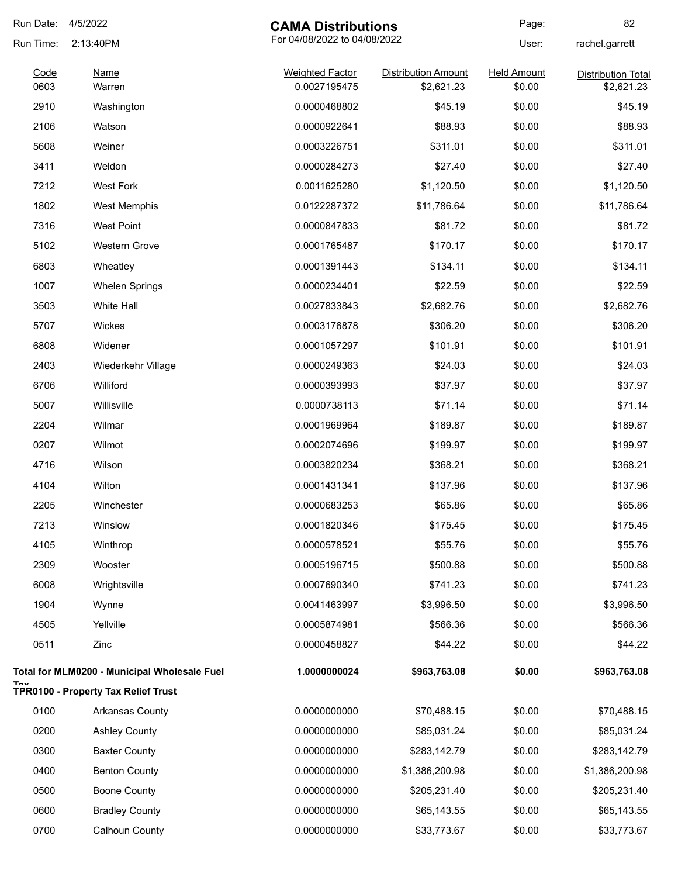# CAMA Distributions

For 04/08/2022 to 04/08/2022

Run Date: 4/5/2022
Run Time: 2:13:40PM
User: rachel.garrett

| Code | Name | Weighted Factor | Distribution Amount | Held Amount | Distribution Total |
|---|---|---|---|---|---|
| 0603 | Warren | 0.0027195475 | $2,621.23 | $0.00 | $2,621.23 |
| 2910 | Washington | 0.0000468802 | $45.19 | $0.00 | $45.19 |
| 2106 | Watson | 0.0000922641 | $88.93 | $0.00 | $88.93 |
| 5608 | Weiner | 0.0003226751 | $311.01 | $0.00 | $311.01 |
| 3411 | Weldon | 0.0000284273 | $27.40 | $0.00 | $27.40 |
| 7212 | West Fork | 0.0011625280 | $1,120.50 | $0.00 | $1,120.50 |
| 1802 | West Memphis | 0.0122287372 | $11,786.64 | $0.00 | $11,786.64 |
| 7316 | West Point | 0.0000847833 | $81.72 | $0.00 | $81.72 |
| 5102 | Western Grove | 0.0001765487 | $170.17 | $0.00 | $170.17 |
| 6803 | Wheatley | 0.0001391443 | $134.11 | $0.00 | $134.11 |
| 1007 | Whelen Springs | 0.0000234401 | $22.59 | $0.00 | $22.59 |
| 3503 | White Hall | 0.0027833843 | $2,682.76 | $0.00 | $2,682.76 |
| 5707 | Wickes | 0.0003176878 | $306.20 | $0.00 | $306.20 |
| 6808 | Widener | 0.0001057297 | $101.91 | $0.00 | $101.91 |
| 2403 | Wiederkehr Village | 0.0000249363 | $24.03 | $0.00 | $24.03 |
| 6706 | Williford | 0.0000393993 | $37.97 | $0.00 | $37.97 |
| 5007 | Willisville | 0.0000738113 | $71.14 | $0.00 | $71.14 |
| 2204 | Wilmar | 0.0001969964 | $189.87 | $0.00 | $189.87 |
| 0207 | Wilmot | 0.0002074696 | $199.97 | $0.00 | $199.97 |
| 4716 | Wilson | 0.0003820234 | $368.21 | $0.00 | $368.21 |
| 4104 | Wilton | 0.0001431341 | $137.96 | $0.00 | $137.96 |
| 2205 | Winchester | 0.0000683253 | $65.86 | $0.00 | $65.86 |
| 7213 | Winslow | 0.0001820346 | $175.45 | $0.00 | $175.45 |
| 4105 | Winthrop | 0.0000578521 | $55.76 | $0.00 | $55.76 |
| 2309 | Wooster | 0.0005196715 | $500.88 | $0.00 | $500.88 |
| 6008 | Wrightsville | 0.0007690340 | $741.23 | $0.00 | $741.23 |
| 1904 | Wynne | 0.0041463997 | $3,996.50 | $0.00 | $3,996.50 |
| 4505 | Yellville | 0.0005874981 | $566.36 | $0.00 | $566.36 |
| 0511 | Zinc | 0.0000458827 | $44.22 | $0.00 | $44.22 |
| **Total for MLM0200 - Municipal Wholesale Fuel Tax** | | **1.0000000024** | **$963,763.08** | **$0.00** | **$963,763.08** |
| **TPR0100 - Property Tax Relief Trust** | | | | | |
| 0100 | Arkansas County | 0.0000000000 | $70,488.15 | $0.00 | $70,488.15 |
| 0200 | Ashley County | 0.0000000000 | $85,031.24 | $0.00 | $85,031.24 |
| 0300 | Baxter County | 0.0000000000 | $283,142.79 | $0.00 | $283,142.79 |
| 0400 | Benton County | 0.0000000000 | $1,386,200.98 | $0.00 | $1,386,200.98 |
| 0500 | Boone County | 0.0000000000 | $205,231.40 | $0.00 | $205,231.40 |
| 0600 | Bradley County | 0.0000000000 | $65,143.55 | $0.00 | $65,143.55 |
| 0700 | Calhoun County | 0.0000000000 | $33,773.67 | $0.00 | $33,773.67 |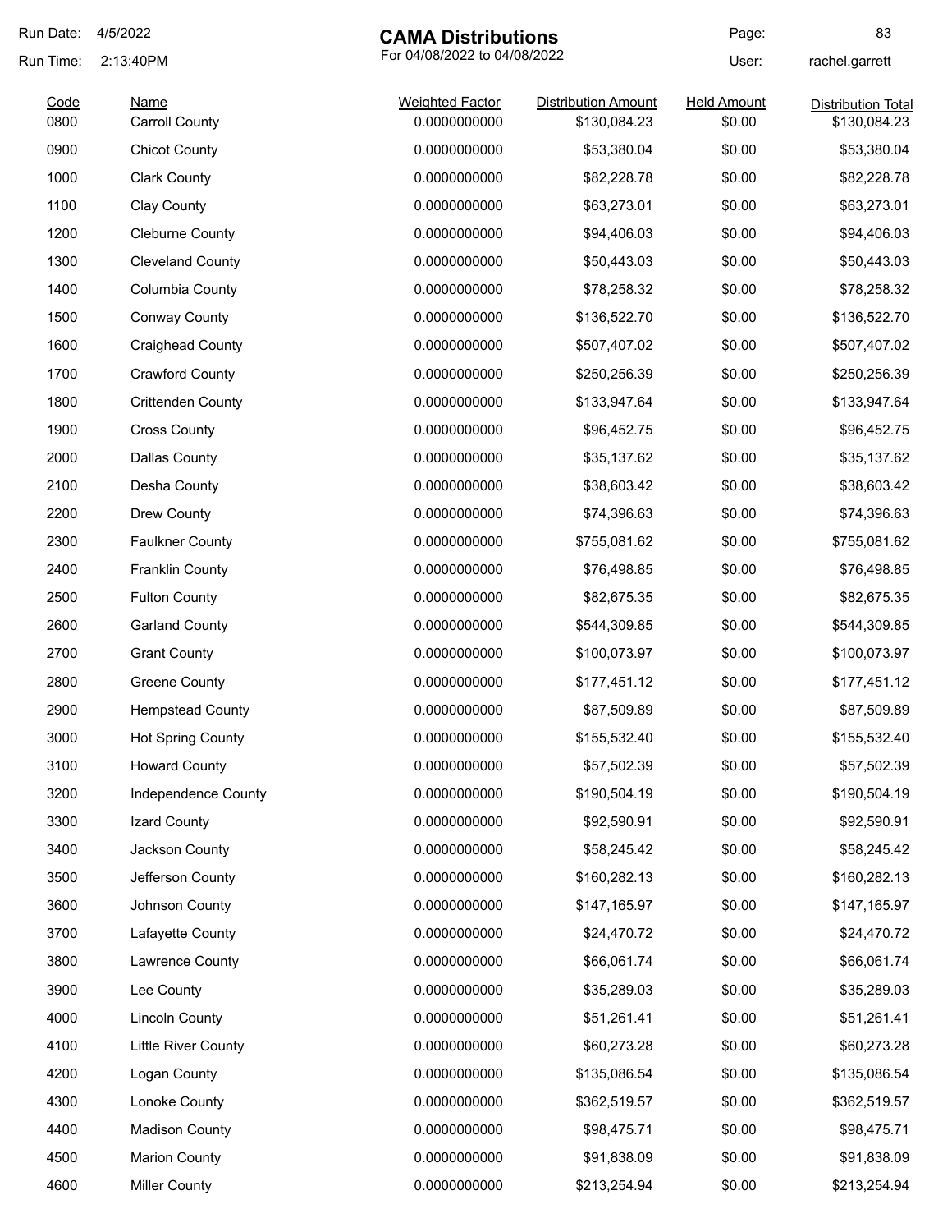# CAMA Distributions

For 04/08/2022 to 04/08/2022

Run Date: 4/5/2022
Run Time: 2:13:40PM
User: rachel.garrett

| Code | Name | Weighted Factor | Distribution Amount | Held Amount | Distribution Total |
|---|---|---|---|---|---|
| 0800 | Carroll County | 0.0000000000 | $130,084.23 | $0.00 | $130,084.23 |
| 0900 | Chicot County | 0.0000000000 | $53,380.04 | $0.00 | $53,380.04 |
| 1000 | Clark County | 0.0000000000 | $82,228.78 | $0.00 | $82,228.78 |
| 1100 | Clay County | 0.0000000000 | $63,273.01 | $0.00 | $63,273.01 |
| 1200 | Cleburne County | 0.0000000000 | $94,406.03 | $0.00 | $94,406.03 |
| 1300 | Cleveland County | 0.0000000000 | $50,443.03 | $0.00 | $50,443.03 |
| 1400 | Columbia County | 0.0000000000 | $78,258.32 | $0.00 | $78,258.32 |
| 1500 | Conway County | 0.0000000000 | $136,522.70 | $0.00 | $136,522.70 |
| 1600 | Craighead County | 0.0000000000 | $507,407.02 | $0.00 | $507,407.02 |
| 1700 | Crawford County | 0.0000000000 | $250,256.39 | $0.00 | $250,256.39 |
| 1800 | Crittenden County | 0.0000000000 | $133,947.64 | $0.00 | $133,947.64 |
| 1900 | Cross County | 0.0000000000 | $96,452.75 | $0.00 | $96,452.75 |
| 2000 | Dallas County | 0.0000000000 | $35,137.62 | $0.00 | $35,137.62 |
| 2100 | Desha County | 0.0000000000 | $38,603.42 | $0.00 | $38,603.42 |
| 2200 | Drew County | 0.0000000000 | $74,396.63 | $0.00 | $74,396.63 |
| 2300 | Faulkner County | 0.0000000000 | $755,081.62 | $0.00 | $755,081.62 |
| 2400 | Franklin County | 0.0000000000 | $76,498.85 | $0.00 | $76,498.85 |
| 2500 | Fulton County | 0.0000000000 | $82,675.35 | $0.00 | $82,675.35 |
| 2600 | Garland County | 0.0000000000 | $544,309.85 | $0.00 | $544,309.85 |
| 2700 | Grant County | 0.0000000000 | $100,073.97 | $0.00 | $100,073.97 |
| 2800 | Greene County | 0.0000000000 | $177,451.12 | $0.00 | $177,451.12 |
| 2900 | Hempstead County | 0.0000000000 | $87,509.89 | $0.00 | $87,509.89 |
| 3000 | Hot Spring County | 0.0000000000 | $155,532.40 | $0.00 | $155,532.40 |
| 3100 | Howard County | 0.0000000000 | $57,502.39 | $0.00 | $57,502.39 |
| 3200 | Independence County | 0.0000000000 | $190,504.19 | $0.00 | $190,504.19 |
| 3300 | Izard County | 0.0000000000 | $92,590.91 | $0.00 | $92,590.91 |
| 3400 | Jackson County | 0.0000000000 | $58,245.42 | $0.00 | $58,245.42 |
| 3500 | Jefferson County | 0.0000000000 | $160,282.13 | $0.00 | $160,282.13 |
| 3600 | Johnson County | 0.0000000000 | $147,165.97 | $0.00 | $147,165.97 |
| 3700 | Lafayette County | 0.0000000000 | $24,470.72 | $0.00 | $24,470.72 |
| 3800 | Lawrence County | 0.0000000000 | $66,061.74 | $0.00 | $66,061.74 |
| 3900 | Lee County | 0.0000000000 | $35,289.03 | $0.00 | $35,289.03 |
| 4000 | Lincoln County | 0.0000000000 | $51,261.41 | $0.00 | $51,261.41 |
| 4100 | Little River County | 0.0000000000 | $60,273.28 | $0.00 | $60,273.28 |
| 4200 | Logan County | 0.0000000000 | $135,086.54 | $0.00 | $135,086.54 |
| 4300 | Lonoke County | 0.0000000000 | $362,519.57 | $0.00 | $362,519.57 |
| 4400 | Madison County | 0.0000000000 | $98,475.71 | $0.00 | $98,475.71 |
| 4500 | Marion County | 0.0000000000 | $91,838.09 | $0.00 | $91,838.09 |
| 4600 | Miller County | 0.0000000000 | $213,254.94 | $0.00 | $213,254.94 |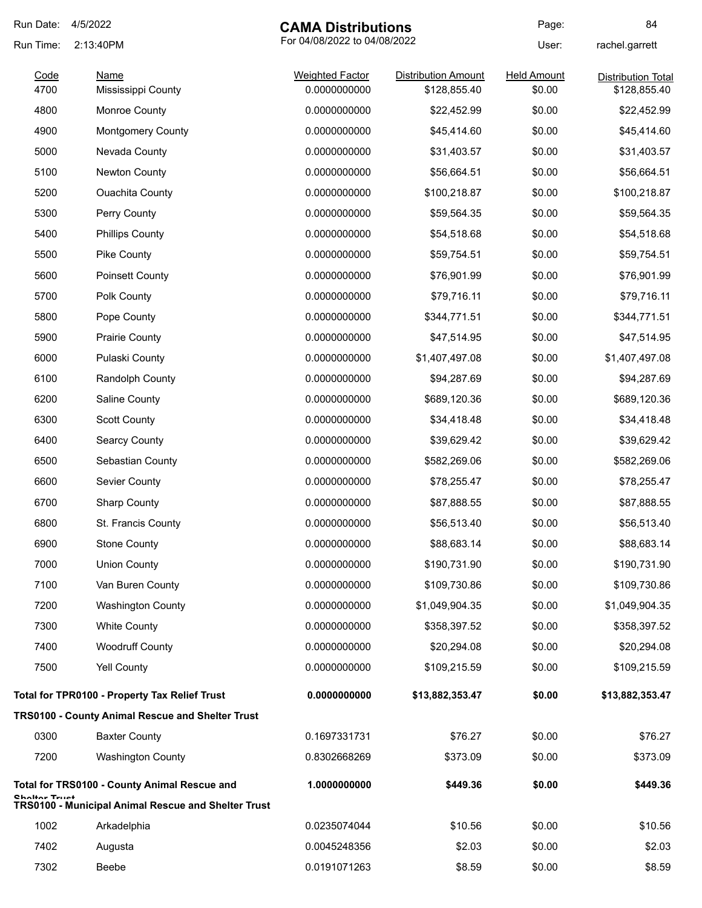| Code | Name | Weighted Factor | Distribution Amount | Held Amount | Distribution Total |
|---|---|---|---|---|---|
| 4700 | Mississippi County | 0.0000000000 | $128,855.40 | $0.00 | $128,855.40 |
| 4800 | Monroe County | 0.0000000000 | $22,452.99 | $0.00 | $22,452.99 |
| 4900 | Montgomery County | 0.0000000000 | $45,414.60 | $0.00 | $45,414.60 |
| 5000 | Nevada County | 0.0000000000 | $31,403.57 | $0.00 | $31,403.57 |
| 5100 | Newton County | 0.0000000000 | $56,664.51 | $0.00 | $56,664.51 |
| 5200 | Ouachita County | 0.0000000000 | $100,218.87 | $0.00 | $100,218.87 |
| 5300 | Perry County | 0.0000000000 | $59,564.35 | $0.00 | $59,564.35 |
| 5400 | Phillips County | 0.0000000000 | $54,518.68 | $0.00 | $54,518.68 |
| 5500 | Pike County | 0.0000000000 | $59,754.51 | $0.00 | $59,754.51 |
| 5600 | Poinsett County | 0.0000000000 | $76,901.99 | $0.00 | $76,901.99 |
| 5700 | Polk County | 0.0000000000 | $79,716.11 | $0.00 | $79,716.11 |
| 5800 | Pope County | 0.0000000000 | $344,771.51 | $0.00 | $344,771.51 |
| 5900 | Prairie County | 0.0000000000 | $47,514.95 | $0.00 | $47,514.95 |
| 6000 | Pulaski County | 0.0000000000 | $1,407,497.08 | $0.00 | $1,407,497.08 |
| 6100 | Randolph County | 0.0000000000 | $94,287.69 | $0.00 | $94,287.69 |
| 6200 | Saline County | 0.0000000000 | $689,120.36 | $0.00 | $689,120.36 |
| 6300 | Scott County | 0.0000000000 | $34,418.48 | $0.00 | $34,418.48 |
| 6400 | Searcy County | 0.0000000000 | $39,629.42 | $0.00 | $39,629.42 |
| 6500 | Sebastian County | 0.0000000000 | $582,269.06 | $0.00 | $582,269.06 |
| 6600 | Sevier County | 0.0000000000 | $78,255.47 | $0.00 | $78,255.47 |
| 6700 | Sharp County | 0.0000000000 | $87,888.55 | $0.00 | $87,888.55 |
| 6800 | St. Francis County | 0.0000000000 | $56,513.40 | $0.00 | $56,513.40 |
| 6900 | Stone County | 0.0000000000 | $88,683.14 | $0.00 | $88,683.14 |
| 7000 | Union County | 0.0000000000 | $190,731.90 | $0.00 | $190,731.90 |
| 7100 | Van Buren County | 0.0000000000 | $109,730.86 | $0.00 | $109,730.86 |
| 7200 | Washington County | 0.0000000000 | $1,049,904.35 | $0.00 | $1,049,904.35 |
| 7300 | White County | 0.0000000000 | $358,397.52 | $0.00 | $358,397.52 |
| 7400 | Woodruff County | 0.0000000000 | $20,294.08 | $0.00 | $20,294.08 |
| 7500 | Yell County | 0.0000000000 | $109,215.59 | $0.00 | $109,215.59 |
| **Total for TPR0100 - Property Tax Relief Trust** | | **0.0000000000** | **$13,882,353.47** | **$0.00** | **$13,882,353.47** |
| **TRS0100 - County Animal Rescue and Shelter Trust** | | | | | |
| 0300 | Baxter County | 0.1697331731 | $76.27 | $0.00 | $76.27 |
| 7200 | Washington County | 0.8302668269 | $373.09 | $0.00 | $373.09 |
| **Total for TRS0100 - County Animal Rescue and Shelter Trust** | | **1.0000000000** | **$449.36** | **$0.00** | **$449.36** |
| **TRS0100 - Municipal Animal Rescue and Shelter Trust** | | | | | |
| 1002 | Arkadelphia | 0.0235074044 | $10.56 | $0.00 | $10.56 |
| 7402 | Augusta | 0.0045248356 | $2.03 | $0.00 | $2.03 |
| 7302 | Beebe | 0.0191071263 | $8.59 | $0.00 | $8.59 |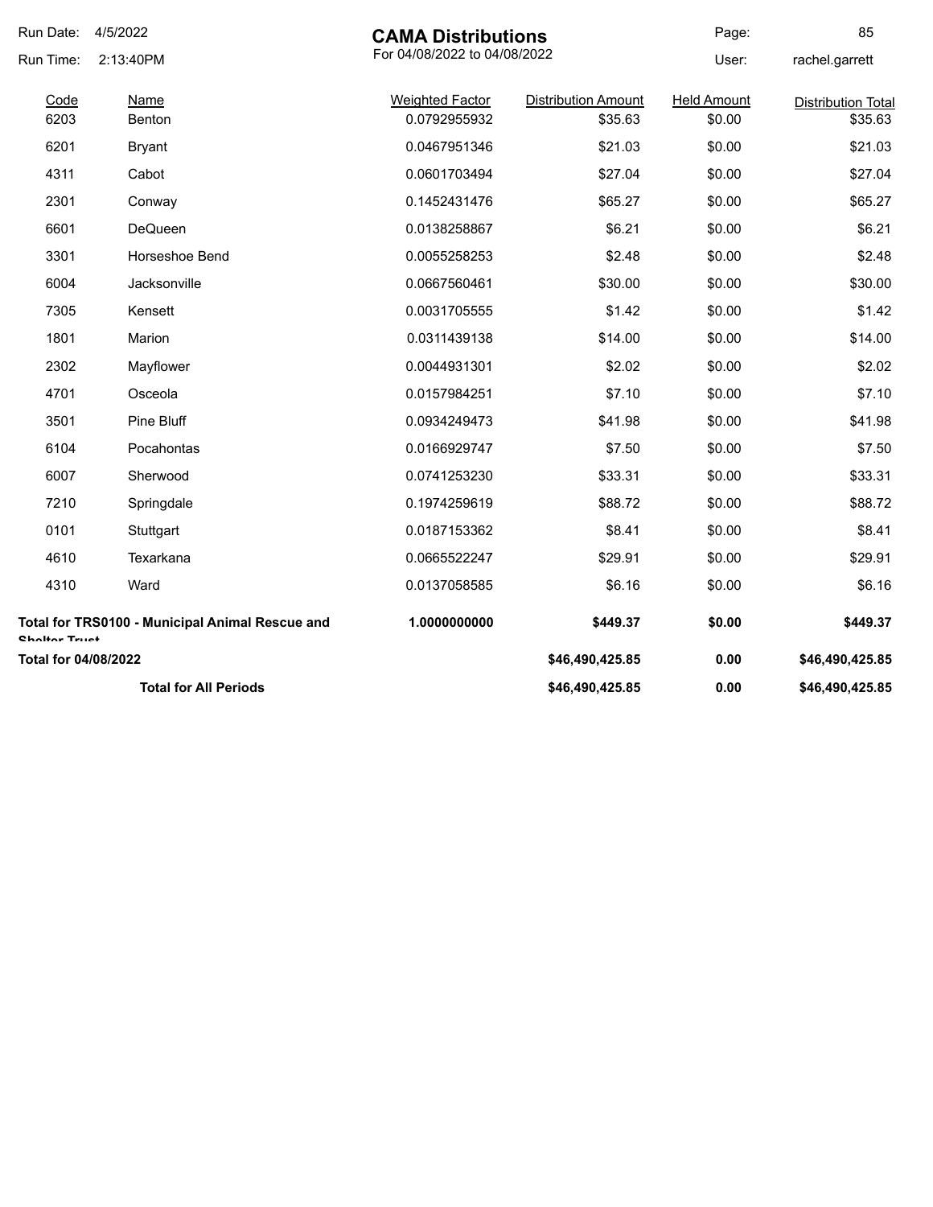# CAMA Distributions

For 04/08/2022 to 04/08/2022

Run Date: 4/5/2022
Run Time: 2:13:40PM
User: rachel.garrett

| Code | Name | Weighted Factor | Distribution Amount | Held Amount | Distribution Total |
|---|---|---|---|---|---|
| 6203 | Benton | 0.0792955932 | $35.63 | $0.00 | $35.63 |
| 6201 | Bryant | 0.0467951346 | $21.03 | $0.00 | $21.03 |
| 4311 | Cabot | 0.0601703494 | $27.04 | $0.00 | $27.04 |
| 2301 | Conway | 0.1452431476 | $65.27 | $0.00 | $65.27 |
| 6601 | DeQueen | 0.0138258867 | $6.21 | $0.00 | $6.21 |
| 3301 | Horseshoe Bend | 0.0055258253 | $2.48 | $0.00 | $2.48 |
| 6004 | Jacksonville | 0.0667560461 | $30.00 | $0.00 | $30.00 |
| 7305 | Kensett | 0.0031705555 | $1.42 | $0.00 | $1.42 |
| 1801 | Marion | 0.0311439138 | $14.00 | $0.00 | $14.00 |
| 2302 | Mayflower | 0.0044931301 | $2.02 | $0.00 | $2.02 |
| 4701 | Osceola | 0.0157984251 | $7.10 | $0.00 | $7.10 |
| 3501 | Pine Bluff | 0.0934249473 | $41.98 | $0.00 | $41.98 |
| 6104 | Pocahontas | 0.0166929747 | $7.50 | $0.00 | $7.50 |
| 6007 | Sherwood | 0.0741253230 | $33.31 | $0.00 | $33.31 |
| 7210 | Springdale | 0.1974259619 | $88.72 | $0.00 | $88.72 |
| 0101 | Stuttgart | 0.0187153362 | $8.41 | $0.00 | $8.41 |
| 4610 | Texarkana | 0.0665522247 | $29.91 | $0.00 | $29.91 |
| 4310 | Ward | 0.0137058585 | $6.16 | $0.00 | $6.16 |
| **Total for TRS0100 - Municipal Animal Rescue and Shelter Trust** | | **1.0000000000** | **$449.37** | **$0.00** | **$449.37** |
| **Total for 04/08/2022** | | | **$46,490,425.85** | **0.00** | **$46,490,425.85** |
| **Total for All Periods** | | | **$46,490,425.85** | **0.00** | **$46,490,425.85** |